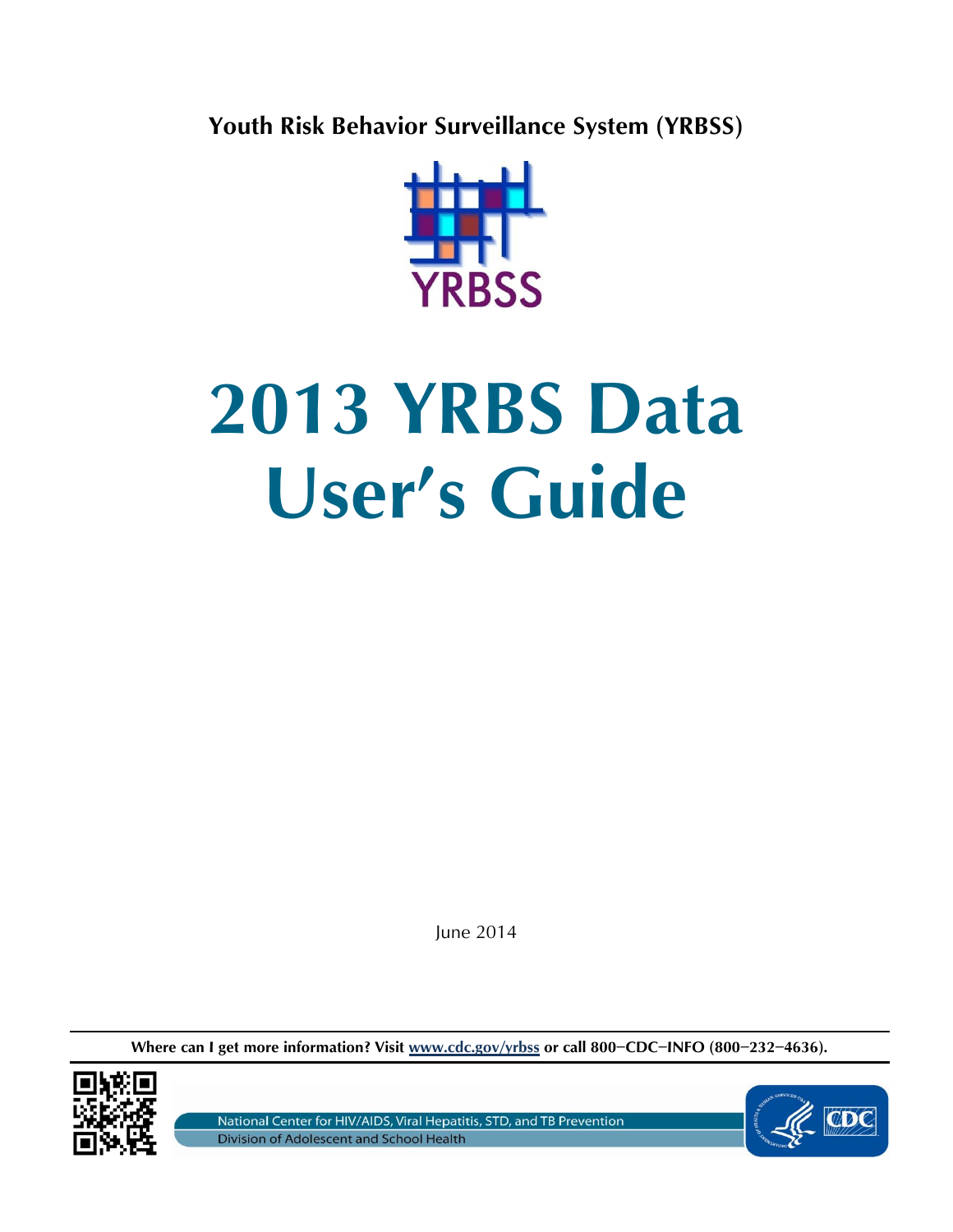**Youth Risk Behavior Surveillance System (YRBSS)**

YRBSS

# 2013 YRBS Data User's Guide

June 2014

**Where can I get more information? Visit www.cdc.gov/yrbss or call 800−CDC−INFO (800−232−4636).**

National Center for HIV/AIDS, Viral Hepatitis, STD, and TB Prevention

Division of Adolescent and School Health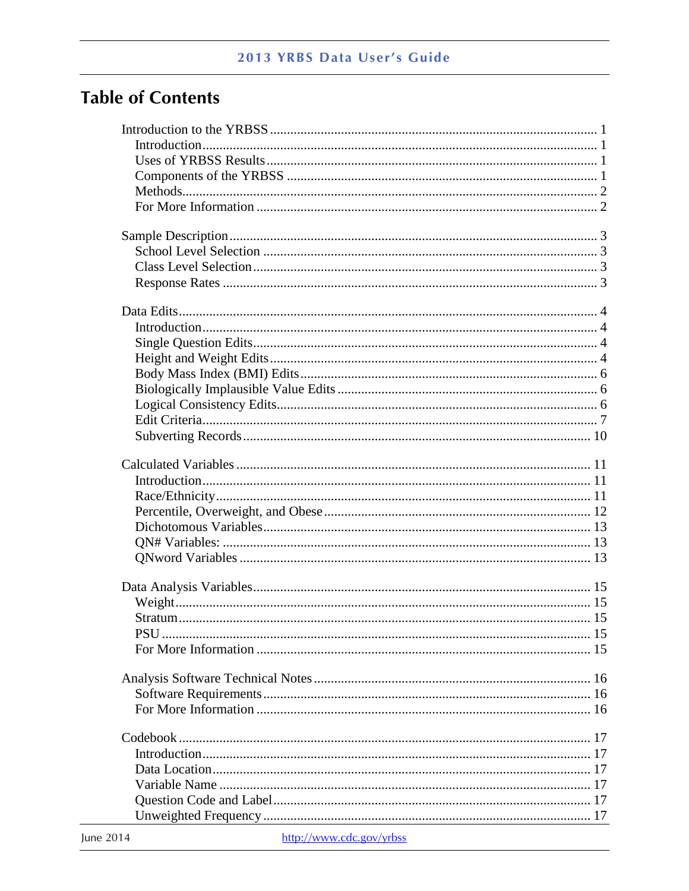# Table of Contents

Introduction to the YRBSS ........................................ 1
- Introduction ........................................ 1
- Uses of YRBSS Results ........................................ 1
- Components of the YRBSS ........................................ 1
- Methods ........................................ 2
- For More Information ........................................ 2

Sample Description ........................................ 3
- School Level Selection ........................................ 3
- Class Level Selection ........................................ 3
- Response Rates ........................................ 3

Data Edits ........................................ 4
- Introduction ........................................ 4
- Single Question Edits ........................................ 4
- Height and Weight Edits ........................................ 4
- Body Mass Index (BMI) Edits ........................................ 6
- Biologically Implausible Value Edits ........................................ 6
- Logical Consistency Edits ........................................ 6
- Edit Criteria ........................................ 7
- Subverting Records ........................................ 10

Calculated Variables ........................................ 11
- Introduction ........................................ 11
- Race/Ethnicity ........................................ 11
- Percentile, Overweight, and Obese ........................................ 12
- Dichotomous Variables ........................................ 13
- QN# Variables: ........................................ 13
- QNword Variables ........................................ 13

Data Analysis Variables ........................................ 15
- Weight ........................................ 15
- Stratum ........................................ 15
- PSU ........................................ 15
- For More Information ........................................ 15

Analysis Software Technical Notes ........................................ 16
- Software Requirements ........................................ 16
- For More Information ........................................ 16

Codebook ........................................ 17
- Introduction ........................................ 17
- Data Location ........................................ 17
- Variable Name ........................................ 17
- Question Code and Label ........................................ 17
- Unweighted Frequency ........................................ 17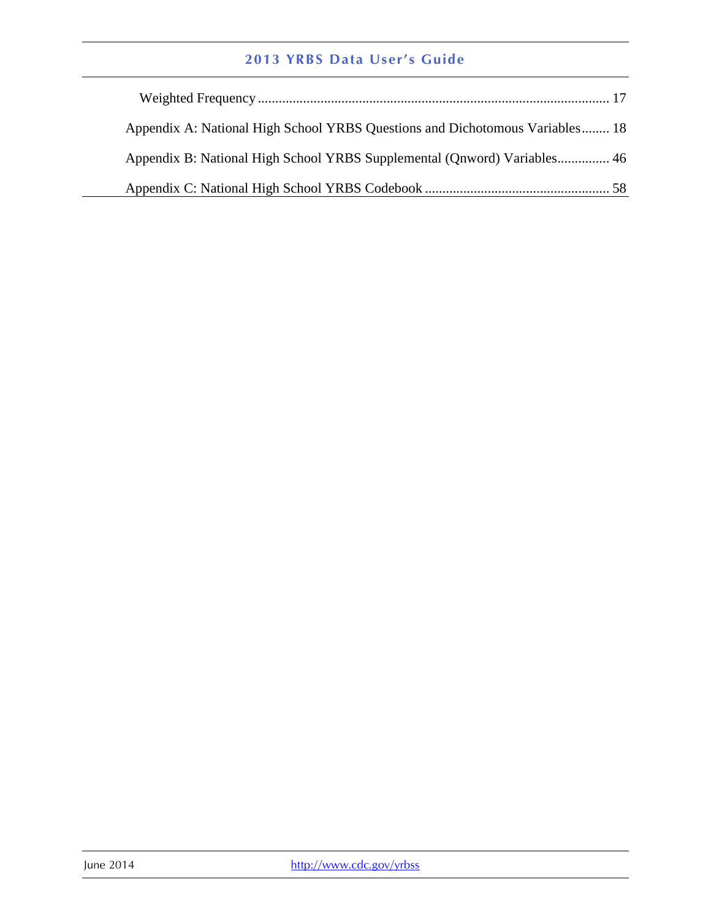Weighted Frequency ........................................................................................................ 17

Appendix A: National High School YRBS Questions and Dichotomous Variables........ 18

Appendix B: National High School YRBS Supplemental (Qnword) Variables............... 46

Appendix C: National High School YRBS Codebook ..................................................... 58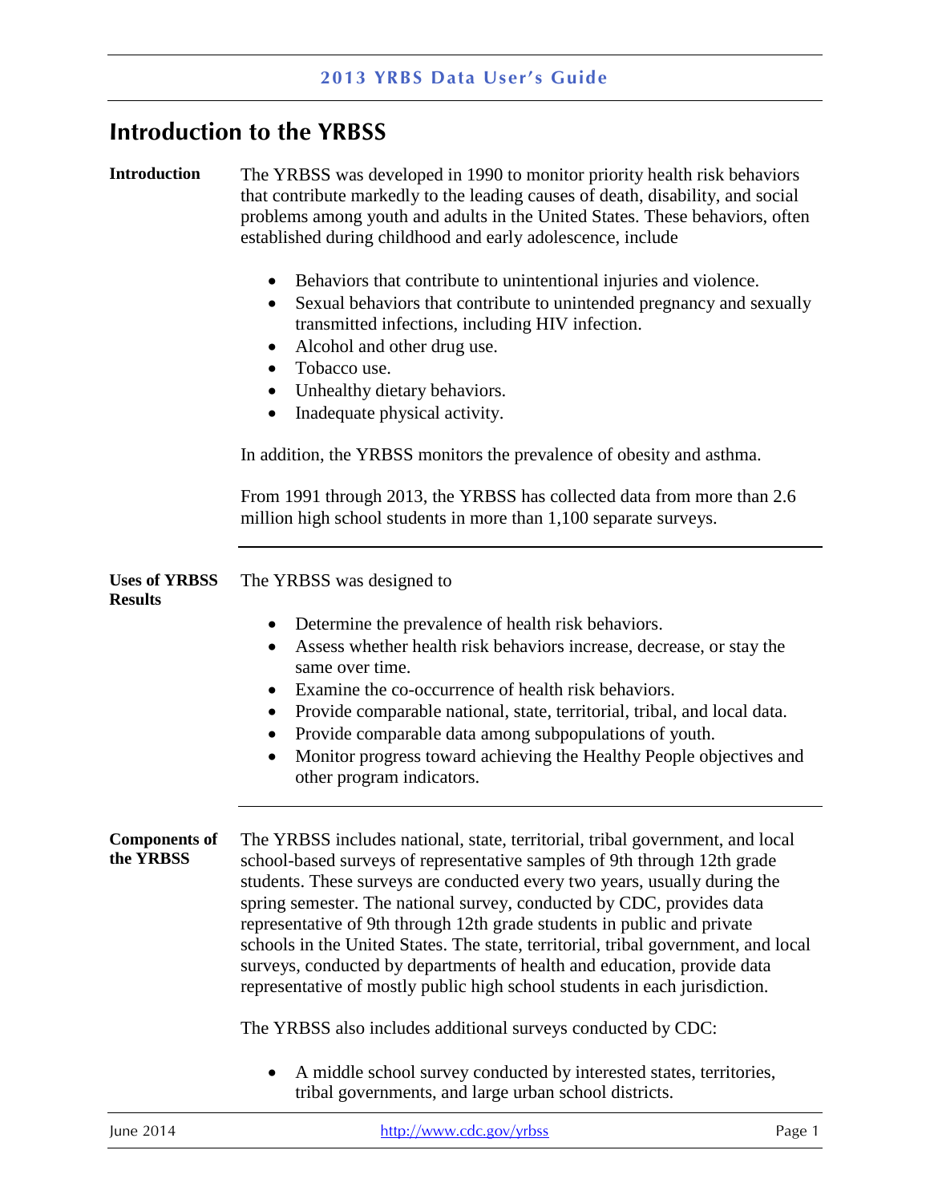# Introduction to the YRBSS

**Introduction**

The YRBSS was developed in 1990 to monitor priority health risk behaviors that contribute markedly to the leading causes of death, disability, and social problems among youth and adults in the United States. These behaviors, often established during childhood and early adolescence, include

- Behaviors that contribute to unintentional injuries and violence.
- Sexual behaviors that contribute to unintended pregnancy and sexually transmitted infections, including HIV infection.
- Alcohol and other drug use.
- Tobacco use.
- Unhealthy dietary behaviors.
- Inadequate physical activity.

In addition, the YRBSS monitors the prevalence of obesity and asthma.

From 1991 through 2013, the YRBSS has collected data from more than 2.6 million high school students in more than 1,100 separate surveys.

**Uses of YRBSS Results**

The YRBSS was designed to

- Determine the prevalence of health risk behaviors.
- Assess whether health risk behaviors increase, decrease, or stay the same over time.
- Examine the co-occurrence of health risk behaviors.
- Provide comparable national, state, territorial, tribal, and local data.
- Provide comparable data among subpopulations of youth.
- Monitor progress toward achieving the Healthy People objectives and other program indicators.

**Components of the YRBSS**

The YRBSS includes national, state, territorial, tribal government, and local school-based surveys of representative samples of 9th through 12th grade students. These surveys are conducted every two years, usually during the spring semester. The national survey, conducted by CDC, provides data representative of 9th through 12th grade students in public and private schools in the United States. The state, territorial, tribal government, and local surveys, conducted by departments of health and education, provide data representative of mostly public high school students in each jurisdiction.

The YRBSS also includes additional surveys conducted by CDC:

- A middle school survey conducted by interested states, territories, tribal governments, and large urban school districts.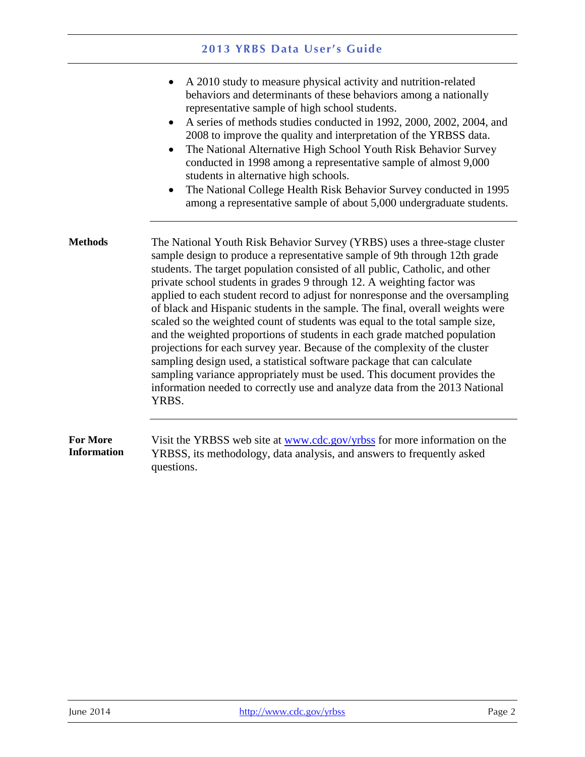- A 2010 study to measure physical activity and nutrition-related behaviors and determinants of these behaviors among a nationally representative sample of high school students.
- A series of methods studies conducted in 1992, 2000, 2002, 2004, and 2008 to improve the quality and interpretation of the YRBSS data.
- The National Alternative High School Youth Risk Behavior Survey conducted in 1998 among a representative sample of almost 9,000 students in alternative high schools.
- The National College Health Risk Behavior Survey conducted in 1995 among a representative sample of about 5,000 undergraduate students.

**Methods**

The National Youth Risk Behavior Survey (YRBS) uses a three-stage cluster sample design to produce a representative sample of 9th through 12th grade students. The target population consisted of all public, Catholic, and other private school students in grades 9 through 12. A weighting factor was applied to each student record to adjust for nonresponse and the oversampling of black and Hispanic students in the sample. The final, overall weights were scaled so the weighted count of students was equal to the total sample size, and the weighted proportions of students in each grade matched population projections for each survey year. Because of the complexity of the cluster sampling design used, a statistical software package that can calculate sampling variance appropriately must be used. This document provides the information needed to correctly use and analyze data from the 2013 National YRBS.

**For More Information**

Visit the YRBSS web site at [www.cdc.gov/yrbss](http://www.cdc.gov/yrbss) for more information on the YRBSS, its methodology, data analysis, and answers to frequently asked questions.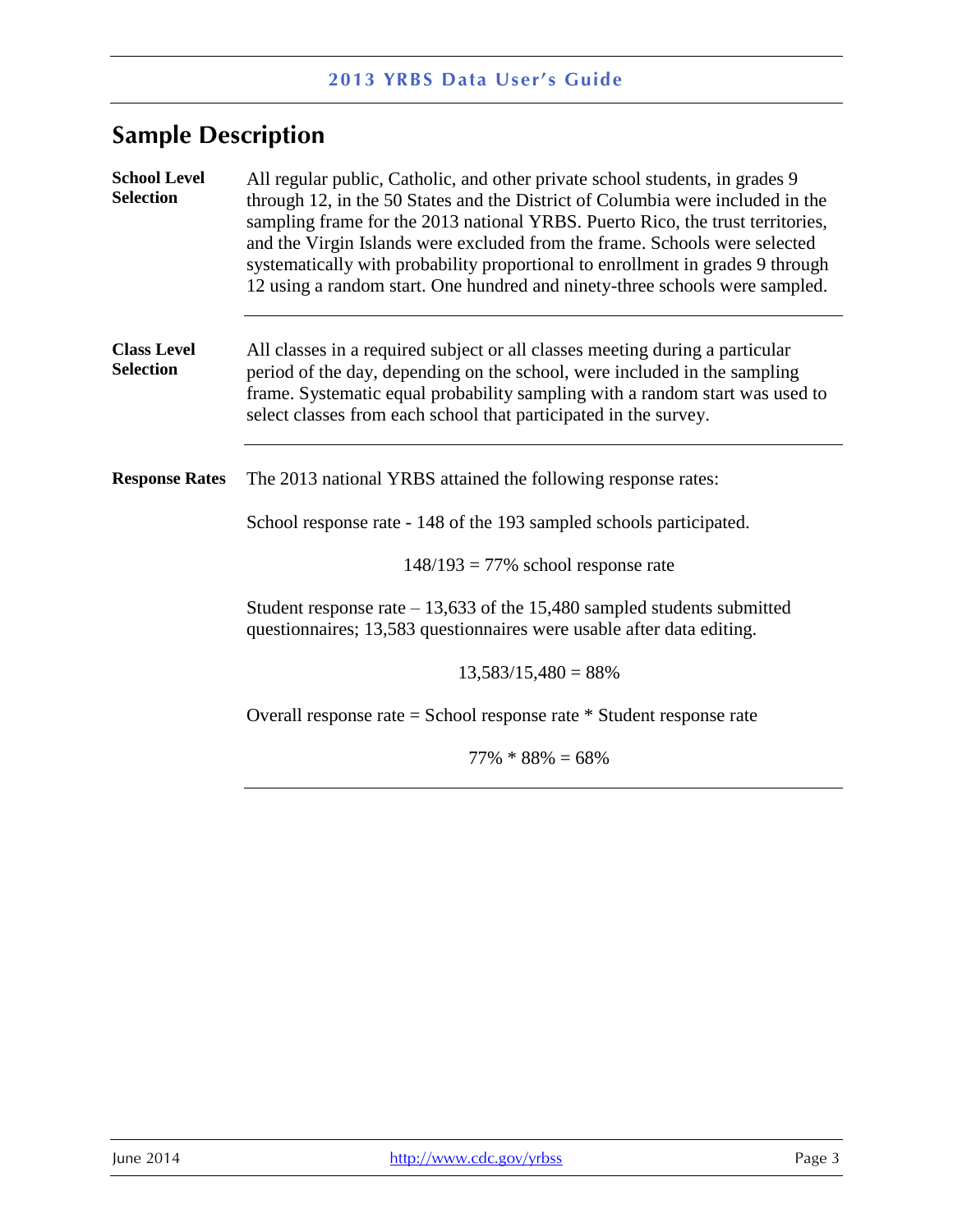## Sample Description

**School Level Selection**

All regular public, Catholic, and other private school students, in grades 9 through 12, in the 50 States and the District of Columbia were included in the sampling frame for the 2013 national YRBS. Puerto Rico, the trust territories, and the Virgin Islands were excluded from the frame. Schools were selected systematically with probability proportional to enrollment in grades 9 through 12 using a random start. One hundred and ninety-three schools were sampled.

---

**Class Level Selection**

All classes in a required subject or all classes meeting during a particular period of the day, depending on the school, were included in the sampling frame. Systematic equal probability sampling with a random start was used to select classes from each school that participated in the survey.

---

**Response Rates**

The 2013 national YRBS attained the following response rates:

School response rate - 148 of the 193 sampled schools participated.

148/193 = 77% school response rate

Student response rate – 13,633 of the 15,480 sampled students submitted questionnaires; 13,583 questionnaires were usable after data editing.

13,583/15,480 = 88%

Overall response rate = School response rate * Student response rate

77% * 88% = 68%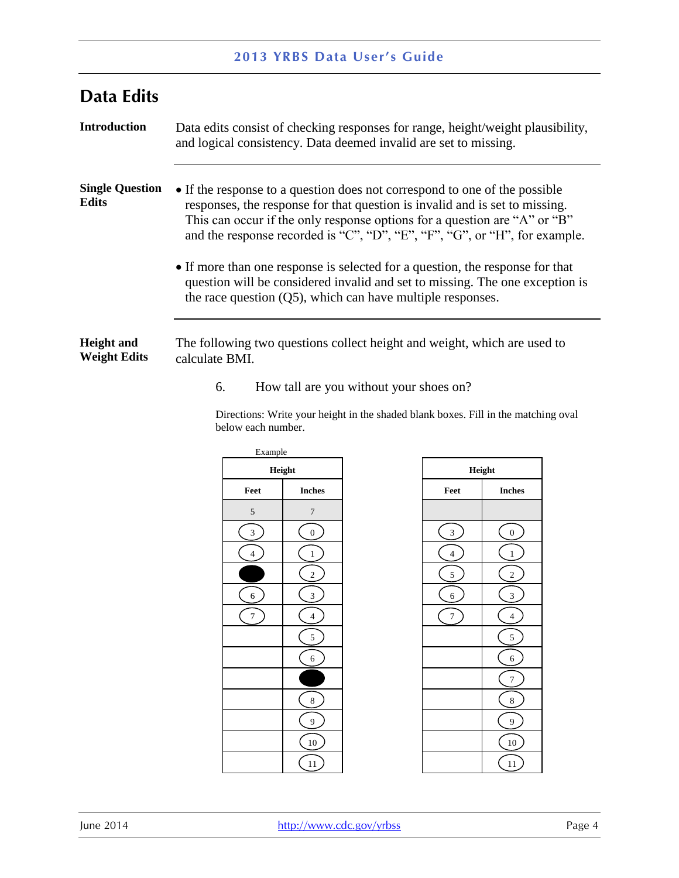## Data Edits

**Introduction**

Data edits consist of checking responses for range, height/weight plausibility, and logical consistency. Data deemed invalid are set to missing.

**Single Question Edits**

- If the response to a question does not correspond to one of the possible responses, the response for that question is invalid and is set to missing. This can occur if the only response options for a question are "A" or "B" and the response recorded is "C", "D", "E", "F", "G", or "H", for example.
- If more than one response is selected for a question, the response for that question will be considered invalid and set to missing. The one exception is the race question (Q5), which can have multiple responses.

**Height and Weight Edits**

The following two questions collect height and weight, which are used to calculate BMI.

6. How tall are you without your shoes on?

Directions: Write your height in the shaded blank boxes. Fill in the matching oval below each number.

Example

| Height | |
|---|---|
| Feet | Inches |
| 5 | 7 |
| 3 | 0 |
| 4 | 1 |
| ● (5) | 2 |
| 6 | 3 |
| 7 | 4 |
| | 5 |
| | 6 |
| | ● (7) |
| | 8 |
| | 9 |
| | 10 |
| | 11 |

| Height | |
|---|---|
| Feet | Inches |
| | |
| 3 | 0 |
| 4 | 1 |
| 5 | 2 |
| 6 | 3 |
| 7 | 4 |
| | 5 |
| | 6 |
| | 7 |
| | 8 |
| | 9 |
| | 10 |
| | 11 |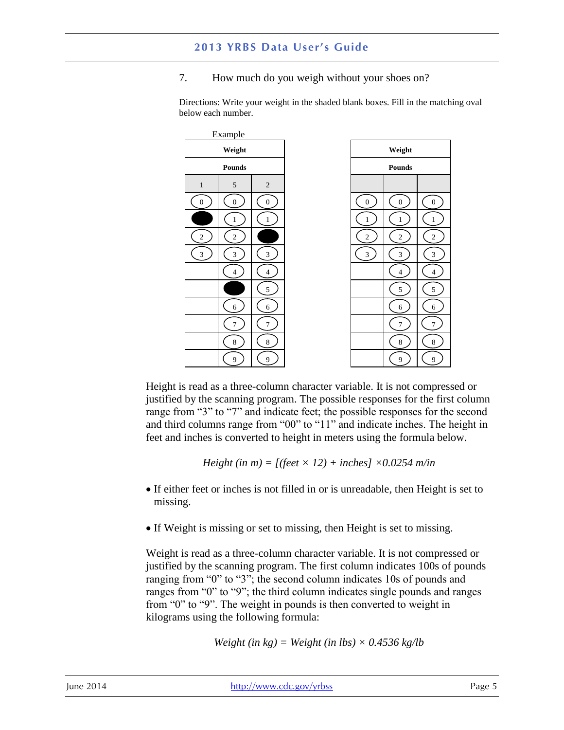7. How much do you weigh without your shoes on?

Directions: Write your weight in the shaded blank boxes. Fill in the matching oval below each number.

Example

| Weight | | |
|---|---|---|
| **Pounds** | | |
| 1 | 5 | 2 |
| 0 | 0 | 0 |
| ● | 1 | 1 |
| 2 | 2 | ● |
| 3 | 3 | 3 |
| | 4 | 4 |
| | ● | 5 |
| | 6 | 6 |
| | 7 | 7 |
| | 8 | 8 |
| | 9 | 9 |

| Weight | | |
|---|---|---|
| **Pounds** | | |
| | | |
| 0 | 0 | 0 |
| 1 | 1 | 1 |
| 2 | 2 | 2 |
| 3 | 3 | 3 |
| | 4 | 4 |
| | 5 | 5 |
| | 6 | 6 |
| | 7 | 7 |
| | 8 | 8 |
| | 9 | 9 |

Height is read as a three-column character variable. It is not compressed or justified by the scanning program. The possible responses for the first column range from "3" to "7" and indicate feet; the possible responses for the second and third columns range from "00" to "11" and indicate inches. The height in feet and inches is converted to height in meters using the formula below.

$$Height\ (in\ m) = [(feet \times 12) + inches] \times 0.0254\ m/in$$

- If either feet or inches is not filled in or is unreadable, then Height is set to missing.
- If Weight is missing or set to missing, then Height is set to missing.

Weight is read as a three-column character variable. It is not compressed or justified by the scanning program. The first column indicates 100s of pounds ranging from "0" to "3"; the second column indicates 10s of pounds and ranges from "0" to "9"; the third column indicates single pounds and ranges from "0" to "9". The weight in pounds is then converted to weight in kilograms using the following formula:

$$Weight\ (in\ kg) = Weight\ (in\ lbs) \times 0.4536\ kg/lb$$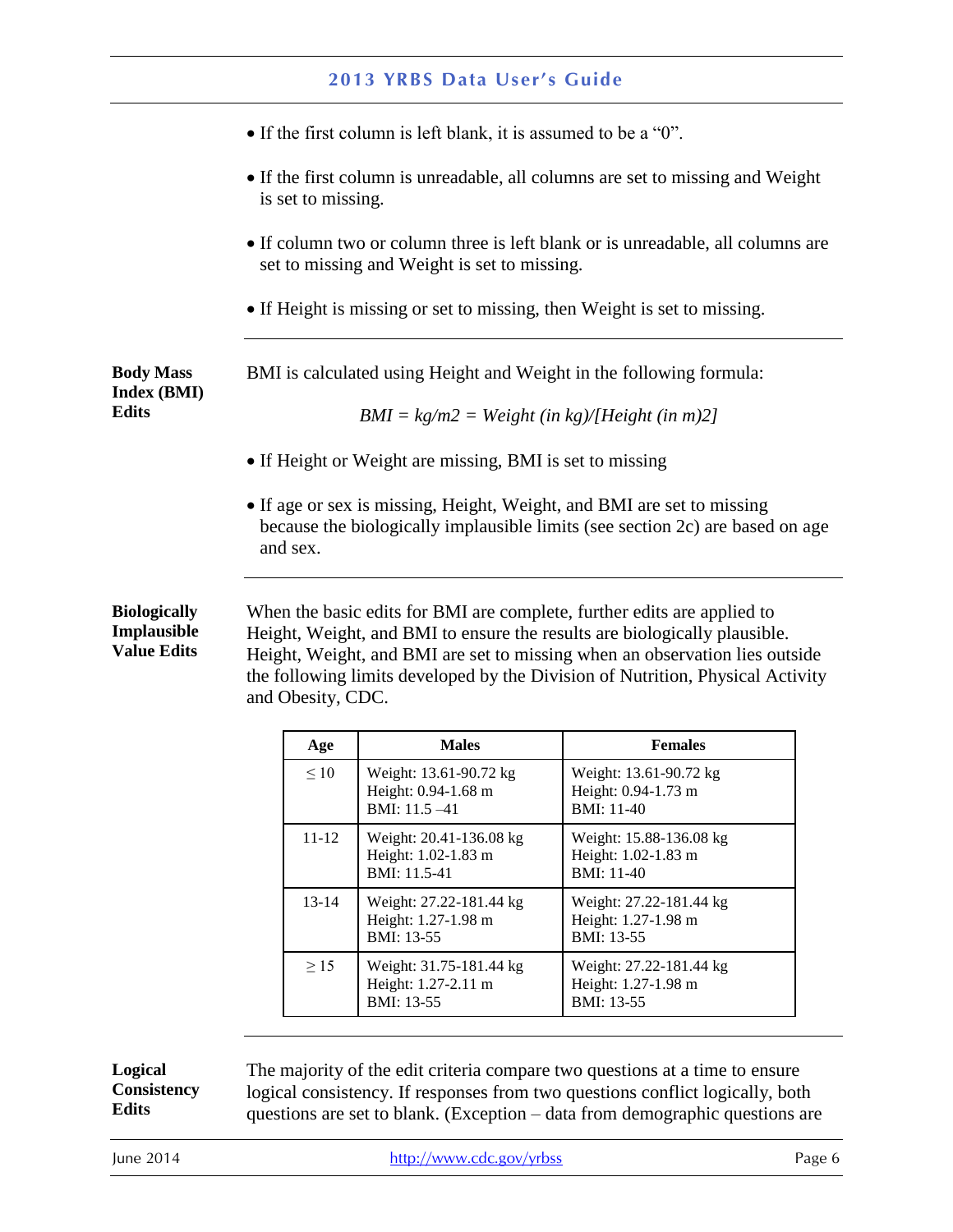- If the first column is left blank, it is assumed to be a "0".
- If the first column is unreadable, all columns are set to missing and Weight is set to missing.
- If column two or column three is left blank or is unreadable, all columns are set to missing and Weight is set to missing.
- If Height is missing or set to missing, then Weight is set to missing.

**Body Mass Index (BMI) Edits**

BMI is calculated using Height and Weight in the following formula:

*BMI = kg/m2 = Weight (in kg)/[Height (in m)2]*

- If Height or Weight are missing, BMI is set to missing
- If age or sex is missing, Height, Weight, and BMI are set to missing because the biologically implausible limits (see section 2c) are based on age and sex.

**Biologically Implausible Value Edits**

When the basic edits for BMI are complete, further edits are applied to Height, Weight, and BMI to ensure the results are biologically plausible. Height, Weight, and BMI are set to missing when an observation lies outside the following limits developed by the Division of Nutrition, Physical Activity and Obesity, CDC.

| Age | Males | Females |
|---|---|---|
| ≤ 10 | Weight: 13.61-90.72 kg<br>Height: 0.94-1.68 m<br>BMI: 11.5 –41 | Weight: 13.61-90.72 kg<br>Height: 0.94-1.73 m<br>BMI: 11-40 |
| 11-12 | Weight: 20.41-136.08 kg<br>Height: 1.02-1.83 m<br>BMI: 11.5-41 | Weight: 15.88-136.08 kg<br>Height: 1.02-1.83 m<br>BMI: 11-40 |
| 13-14 | Weight: 27.22-181.44 kg<br>Height: 1.27-1.98 m<br>BMI: 13-55 | Weight: 27.22-181.44 kg<br>Height: 1.27-1.98 m<br>BMI: 13-55 |
| ≥ 15 | Weight: 31.75-181.44 kg<br>Height: 1.27-2.11 m<br>BMI: 13-55 | Weight: 27.22-181.44 kg<br>Height: 1.27-1.98 m<br>BMI: 13-55 |

**Logical Consistency Edits**

The majority of the edit criteria compare two questions at a time to ensure logical consistency. If responses from two questions conflict logically, both questions are set to blank. (Exception – data from demographic questions are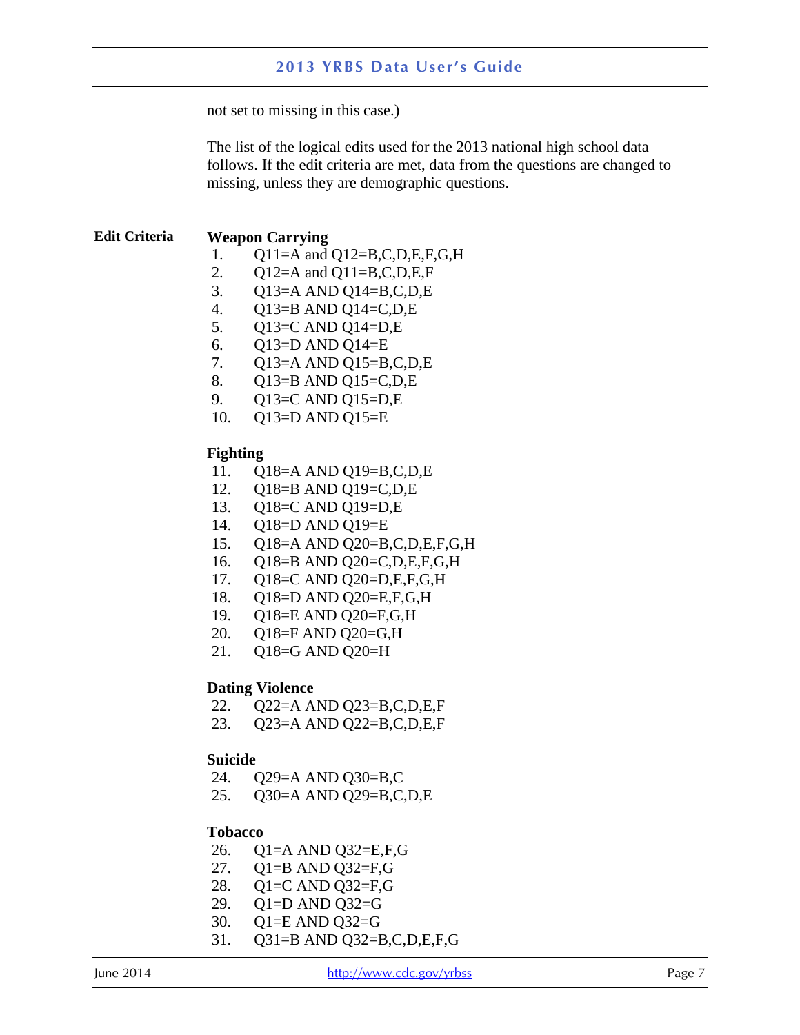not set to missing in this case.)

The list of the logical edits used for the 2013 national high school data follows. If the edit criteria are met, data from the questions are changed to missing, unless they are demographic questions.

**Edit Criteria**

**Weapon Carrying**

1. Q11=A and Q12=B,C,D,E,F,G,H
2. Q12=A and Q11=B,C,D,E,F
3. Q13=A AND Q14=B,C,D,E
4. Q13=B AND Q14=C,D,E
5. Q13=C AND Q14=D,E
6. Q13=D AND Q14=E
7. Q13=A AND Q15=B,C,D,E
8. Q13=B AND Q15=C,D,E
9. Q13=C AND Q15=D,E
10. Q13=D AND Q15=E

**Fighting**

11. Q18=A AND Q19=B,C,D,E
12. Q18=B AND Q19=C,D,E
13. Q18=C AND Q19=D,E
14. Q18=D AND Q19=E
15. Q18=A AND Q20=B,C,D,E,F,G,H
16. Q18=B AND Q20=C,D,E,F,G,H
17. Q18=C AND Q20=D,E,F,G,H
18. Q18=D AND Q20=E,F,G,H
19. Q18=E AND Q20=F,G,H
20. Q18=F AND Q20=G,H
21. Q18=G AND Q20=H

**Dating Violence**

22. Q22=A AND Q23=B,C,D,E,F
23. Q23=A AND Q22=B,C,D,E,F

**Suicide**

24. Q29=A AND Q30=B,C
25. Q30=A AND Q29=B,C,D,E

**Tobacco**

26. Q1=A AND Q32=E,F,G
27. Q1=B AND Q32=F,G
28. Q1=C AND Q32=F,G
29. Q1=D AND Q32=G
30. Q1=E AND Q32=G
31. Q31=B AND Q32=B,C,D,E,F,G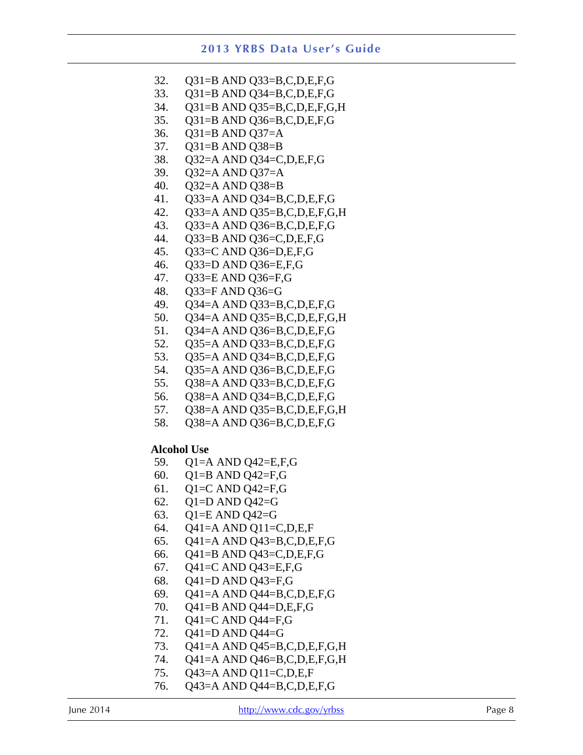32. Q31=B AND Q33=B,C,D,E,F,G
33. Q31=B AND Q34=B,C,D,E,F,G
34. Q31=B AND Q35=B,C,D,E,F,G,H
35. Q31=B AND Q36=B,C,D,E,F,G
36. Q31=B AND Q37=A
37. Q31=B AND Q38=B
38. Q32=A AND Q34=C,D,E,F,G
39. Q32=A AND Q37=A
40. Q32=A AND Q38=B
41. Q33=A AND Q34=B,C,D,E,F,G
42. Q33=A AND Q35=B,C,D,E,F,G,H
43. Q33=A AND Q36=B,C,D,E,F,G
44. Q33=B AND Q36=C,D,E,F,G
45. Q33=C AND Q36=D,E,F,G
46. Q33=D AND Q36=E,F,G
47. Q33=E AND Q36=F,G
48. Q33=F AND Q36=G
49. Q34=A AND Q33=B,C,D,E,F,G
50. Q34=A AND Q35=B,C,D,E,F,G,H
51. Q34=A AND Q36=B,C,D,E,F,G
52. Q35=A AND Q33=B,C,D,E,F,G
53. Q35=A AND Q34=B,C,D,E,F,G
54. Q35=A AND Q36=B,C,D,E,F,G
55. Q38=A AND Q33=B,C,D,E,F,G
56. Q38=A AND Q34=B,C,D,E,F,G
57. Q38=A AND Q35=B,C,D,E,F,G,H
58. Q38=A AND Q36=B,C,D,E,F,G

**Alcohol Use**

59. Q1=A AND Q42=E,F,G
60. Q1=B AND Q42=F,G
61. Q1=C AND Q42=F,G
62. Q1=D AND Q42=G
63. Q1=E AND Q42=G
64. Q41=A AND Q11=C,D,E,F
65. Q41=A AND Q43=B,C,D,E,F,G
66. Q41=B AND Q43=C,D,E,F,G
67. Q41=C AND Q43=E,F,G
68. Q41=D AND Q43=F,G
69. Q41=A AND Q44=B,C,D,E,F,G
70. Q41=B AND Q44=D,E,F,G
71. Q41=C AND Q44=F,G
72. Q41=D AND Q44=G
73. Q41=A AND Q45=B,C,D,E,F,G,H
74. Q41=A AND Q46=B,C,D,E,F,G,H
75. Q43=A AND Q11=C,D,E,F
76. Q43=A AND Q44=B,C,D,E,F,G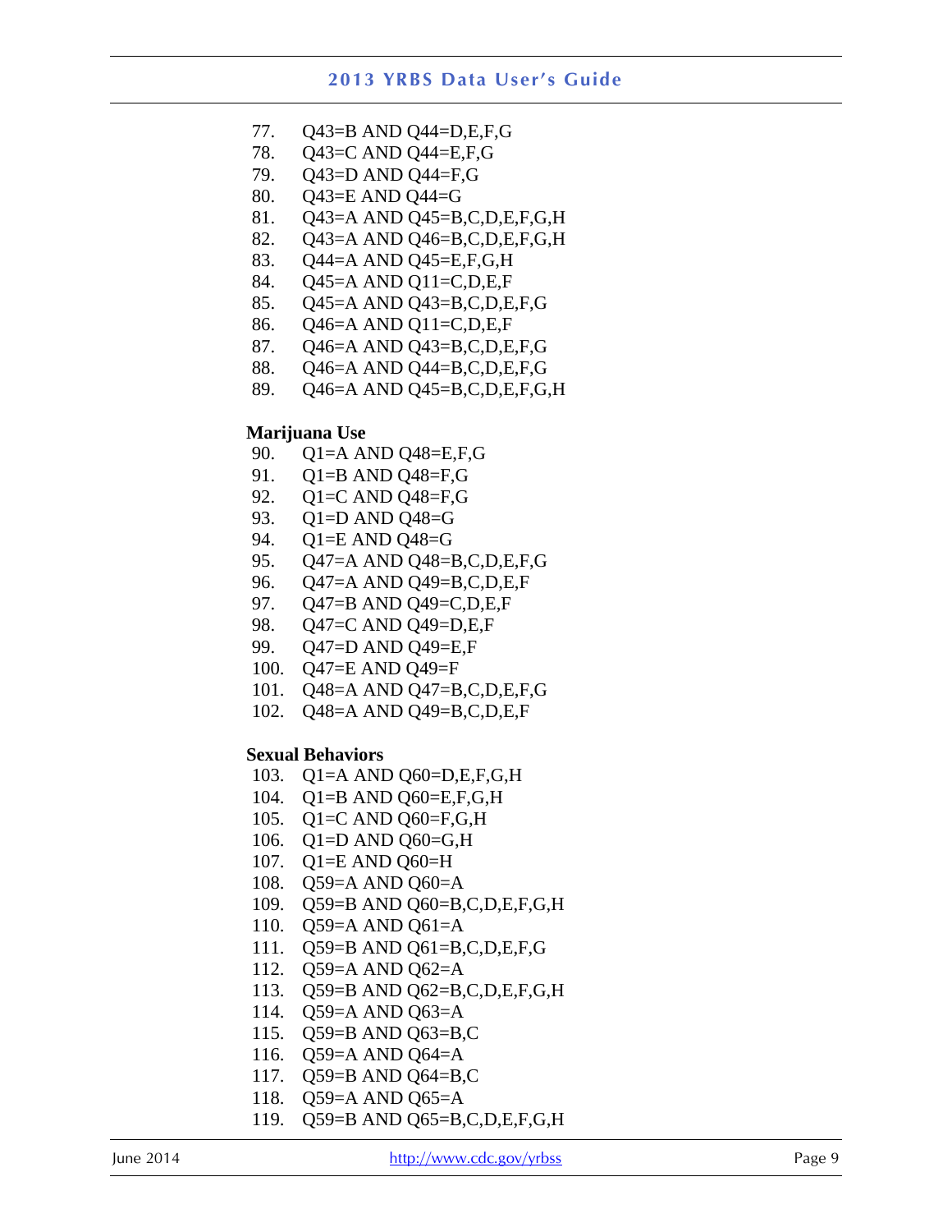77. Q43=B AND Q44=D,E,F,G
78. Q43=C AND Q44=E,F,G
79. Q43=D AND Q44=F,G
80. Q43=E AND Q44=G
81. Q43=A AND Q45=B,C,D,E,F,G,H
82. Q43=A AND Q46=B,C,D,E,F,G,H
83. Q44=A AND Q45=E,F,G,H
84. Q45=A AND Q11=C,D,E,F
85. Q45=A AND Q43=B,C,D,E,F,G
86. Q46=A AND Q11=C,D,E,F
87. Q46=A AND Q43=B,C,D,E,F,G
88. Q46=A AND Q44=B,C,D,E,F,G
89. Q46=A AND Q45=B,C,D,E,F,G,H

**Marijuana Use**

90. Q1=A AND Q48=E,F,G
91. Q1=B AND Q48=F,G
92. Q1=C AND Q48=F,G
93. Q1=D AND Q48=G
94. Q1=E AND Q48=G
95. Q47=A AND Q48=B,C,D,E,F,G
96. Q47=A AND Q49=B,C,D,E,F
97. Q47=B AND Q49=C,D,E,F
98. Q47=C AND Q49=D,E,F
99. Q47=D AND Q49=E,F
100. Q47=E AND Q49=F
101. Q48=A AND Q47=B,C,D,E,F,G
102. Q48=A AND Q49=B,C,D,E,F

**Sexual Behaviors**

103. Q1=A AND Q60=D,E,F,G,H
104. Q1=B AND Q60=E,F,G,H
105. Q1=C AND Q60=F,G,H
106. Q1=D AND Q60=G,H
107. Q1=E AND Q60=H
108. Q59=A AND Q60=A
109. Q59=B AND Q60=B,C,D,E,F,G,H
110. Q59=A AND Q61=A
111. Q59=B AND Q61=B,C,D,E,F,G
112. Q59=A AND Q62=A
113. Q59=B AND Q62=B,C,D,E,F,G,H
114. Q59=A AND Q63=A
115. Q59=B AND Q63=B,C
116. Q59=A AND Q64=A
117. Q59=B AND Q64=B,C
118. Q59=A AND Q65=A
119. Q59=B AND Q65=B,C,D,E,F,G,H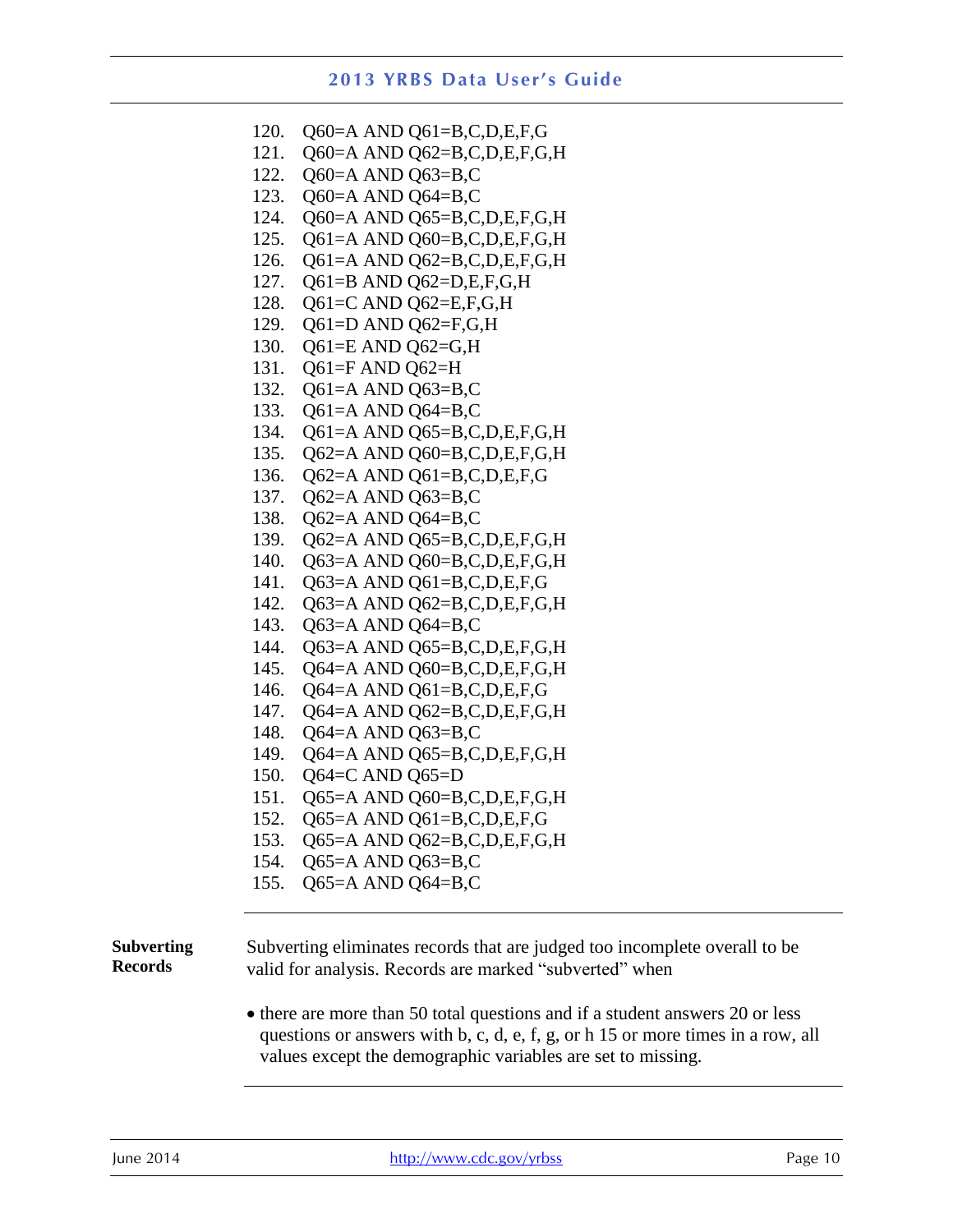120. Q60=A AND Q61=B,C,D,E,F,G
121. Q60=A AND Q62=B,C,D,E,F,G,H
122. Q60=A AND Q63=B,C
123. Q60=A AND Q64=B,C
124. Q60=A AND Q65=B,C,D,E,F,G,H
125. Q61=A AND Q60=B,C,D,E,F,G,H
126. Q61=A AND Q62=B,C,D,E,F,G,H
127. Q61=B AND Q62=D,E,F,G,H
128. Q61=C AND Q62=E,F,G,H
129. Q61=D AND Q62=F,G,H
130. Q61=E AND Q62=G,H
131. Q61=F AND Q62=H
132. Q61=A AND Q63=B,C
133. Q61=A AND Q64=B,C
134. Q61=A AND Q65=B,C,D,E,F,G,H
135. Q62=A AND Q60=B,C,D,E,F,G,H
136. Q62=A AND Q61=B,C,D,E,F,G
137. Q62=A AND Q63=B,C
138. Q62=A AND Q64=B,C
139. Q62=A AND Q65=B,C,D,E,F,G,H
140. Q63=A AND Q60=B,C,D,E,F,G,H
141. Q63=A AND Q61=B,C,D,E,F,G
142. Q63=A AND Q62=B,C,D,E,F,G,H
143. Q63=A AND Q64=B,C
144. Q63=A AND Q65=B,C,D,E,F,G,H
145. Q64=A AND Q60=B,C,D,E,F,G,H
146. Q64=A AND Q61=B,C,D,E,F,G
147. Q64=A AND Q62=B,C,D,E,F,G,H
148. Q64=A AND Q63=B,C
149. Q64=A AND Q65=B,C,D,E,F,G,H
150. Q64=C AND Q65=D
151. Q65=A AND Q60=B,C,D,E,F,G,H
152. Q65=A AND Q61=B,C,D,E,F,G
153. Q65=A AND Q62=B,C,D,E,F,G,H
154. Q65=A AND Q63=B,C
155. Q65=A AND Q64=B,C

---

**Subverting Records**

Subverting eliminates records that are judged too incomplete overall to be valid for analysis. Records are marked "subverted" when

- there are more than 50 total questions and if a student answers 20 or less questions or answers with b, c, d, e, f, g, or h 15 or more times in a row, all values except the demographic variables are set to missing.

---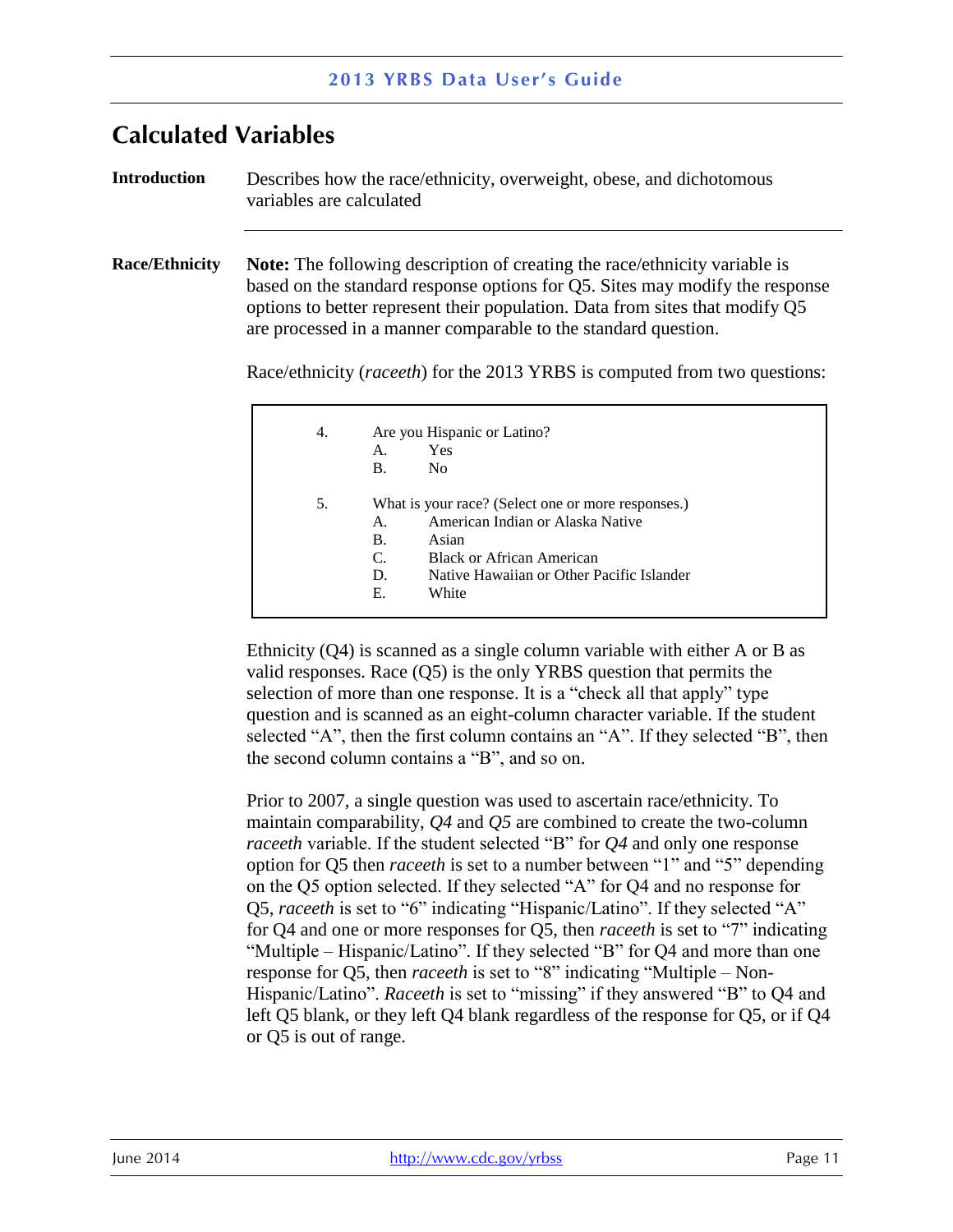## Calculated Variables

**Introduction**

Describes how the race/ethnicity, overweight, obese, and dichotomous variables are calculated

**Race/Ethnicity**

**Note:** The following description of creating the race/ethnicity variable is based on the standard response options for Q5. Sites may modify the response options to better represent their population. Data from sites that modify Q5 are processed in a manner comparable to the standard question.

Race/ethnicity (*raceeth*) for the 2013 YRBS is computed from two questions:

> 4. Are you Hispanic or Latino?
>    A. Yes
>    B. No
>
> 5. What is your race? (Select one or more responses.)
>    A. American Indian or Alaska Native
>    B. Asian
>    C. Black or African American
>    D. Native Hawaiian or Other Pacific Islander
>    E. White

Ethnicity (Q4) is scanned as a single column variable with either A or B as valid responses. Race (Q5) is the only YRBS question that permits the selection of more than one response. It is a "check all that apply" type question and is scanned as an eight-column character variable. If the student selected "A", then the first column contains an "A". If they selected "B", then the second column contains a "B", and so on.

Prior to 2007, a single question was used to ascertain race/ethnicity. To maintain comparability, *Q4* and *Q5* are combined to create the two-column *raceeth* variable. If the student selected "B" for *Q4* and only one response option for Q5 then *raceeth* is set to a number between "1" and "5" depending on the Q5 option selected. If they selected "A" for Q4 and no response for Q5, *raceeth* is set to "6" indicating "Hispanic/Latino". If they selected "A" for Q4 and one or more responses for Q5, then *raceeth* is set to "7" indicating "Multiple – Hispanic/Latino". If they selected "B" for Q4 and more than one response for Q5, then *raceeth* is set to "8" indicating "Multiple – Non-Hispanic/Latino". *Raceeth* is set to "missing" if they answered "B" to Q4 and left Q5 blank, or they left Q4 blank regardless of the response for Q5, or if Q4 or Q5 is out of range.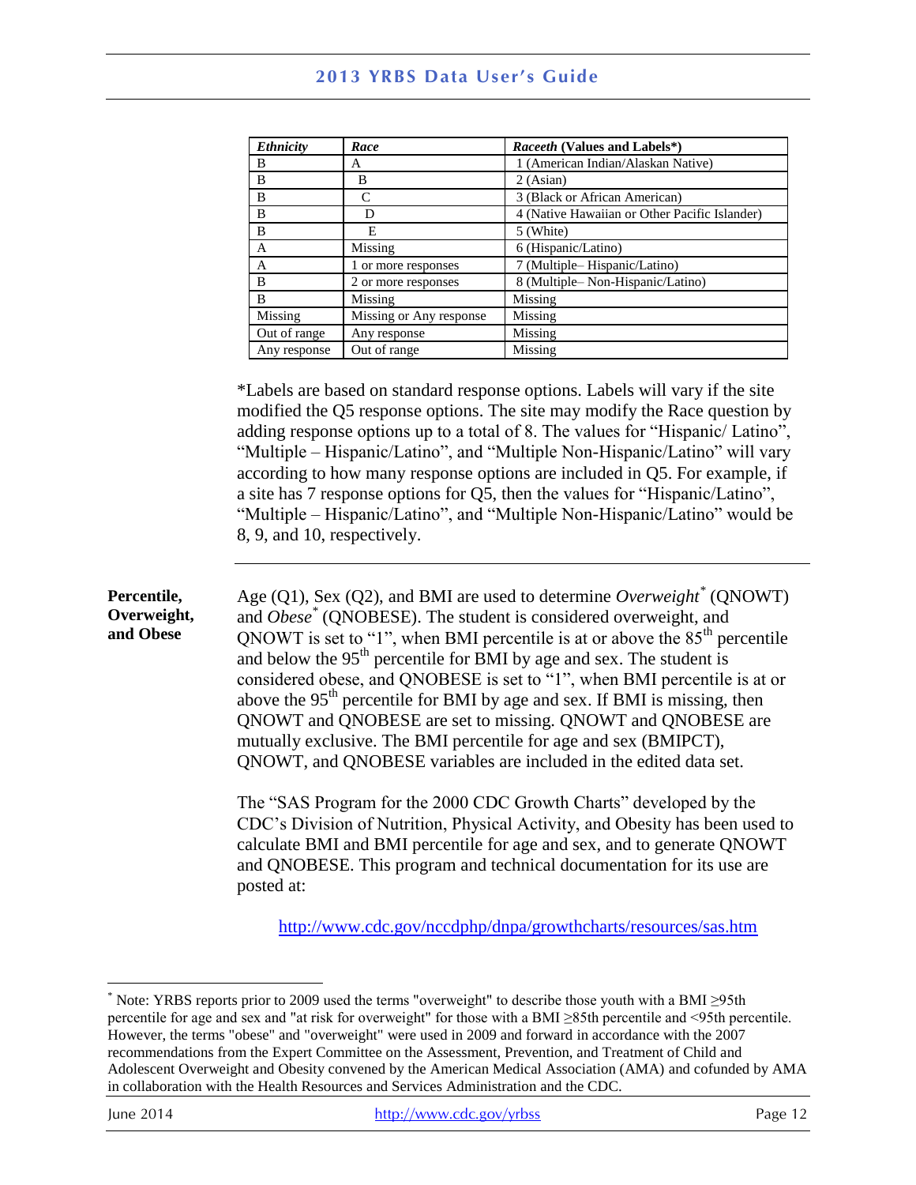| *Ethnicity* | *Race* | *Raceeth* (Values and Labels*) |
|---|---|---|
| B | A | 1 (American Indian/Alaskan Native) |
| B | B | 2 (Asian) |
| B | C | 3 (Black or African American) |
| B | D | 4 (Native Hawaiian or Other Pacific Islander) |
| B | E | 5 (White) |
| A | Missing | 6 (Hispanic/Latino) |
| A | 1 or more responses | 7 (Multiple– Hispanic/Latino) |
| B | 2 or more responses | 8 (Multiple– Non-Hispanic/Latino) |
| B | Missing | Missing |
| Missing | Missing or Any response | Missing |
| Out of range | Any response | Missing |
| Any response | Out of range | Missing |

*Labels are based on standard response options. Labels will vary if the site modified the Q5 response options. The site may modify the Race question by adding response options up to a total of 8. The values for "Hispanic/ Latino", "Multiple – Hispanic/Latino", and "Multiple Non-Hispanic/Latino" will vary according to how many response options are included in Q5. For example, if a site has 7 response options for Q5, then the values for "Hispanic/Latino", "Multiple – Hispanic/Latino", and "Multiple Non-Hispanic/Latino" would be 8, 9, and 10, respectively.

---

**Percentile, Overweight, and Obese**

Age (Q1), Sex (Q2), and BMI are used to determine *Overweight** (QNOWT) and *Obese** (QNOBESE). The student is considered overweight, and QNOWT is set to "1", when BMI percentile is at or above the 85th percentile and below the 95th percentile for BMI by age and sex. The student is considered obese, and QNOBESE is set to "1", when BMI percentile is at or above the 95th percentile for BMI by age and sex. If BMI is missing, then QNOWT and QNOBESE are set to missing. QNOWT and QNOBESE are mutually exclusive. The BMI percentile for age and sex (BMIPCT), QNOWT, and QNOBESE variables are included in the edited data set.

The "SAS Program for the 2000 CDC Growth Charts" developed by the CDC's Division of Nutrition, Physical Activity, and Obesity has been used to calculate BMI and BMI percentile for age and sex, and to generate QNOWT and QNOBESE. This program and technical documentation for its use are posted at:

http://www.cdc.gov/nccdphp/dnpa/growthcharts/resources/sas.htm

---

* Note: YRBS reports prior to 2009 used the terms "overweight" to describe those youth with a BMI ≥95th percentile for age and sex and "at risk for overweight" for those with a BMI ≥85th percentile and <95th percentile. However, the terms "obese" and "overweight" were used in 2009 and forward in accordance with the 2007 recommendations from the Expert Committee on the Assessment, Prevention, and Treatment of Child and Adolescent Overweight and Obesity convened by the American Medical Association (AMA) and cofunded by AMA in collaboration with the Health Resources and Services Administration and the CDC.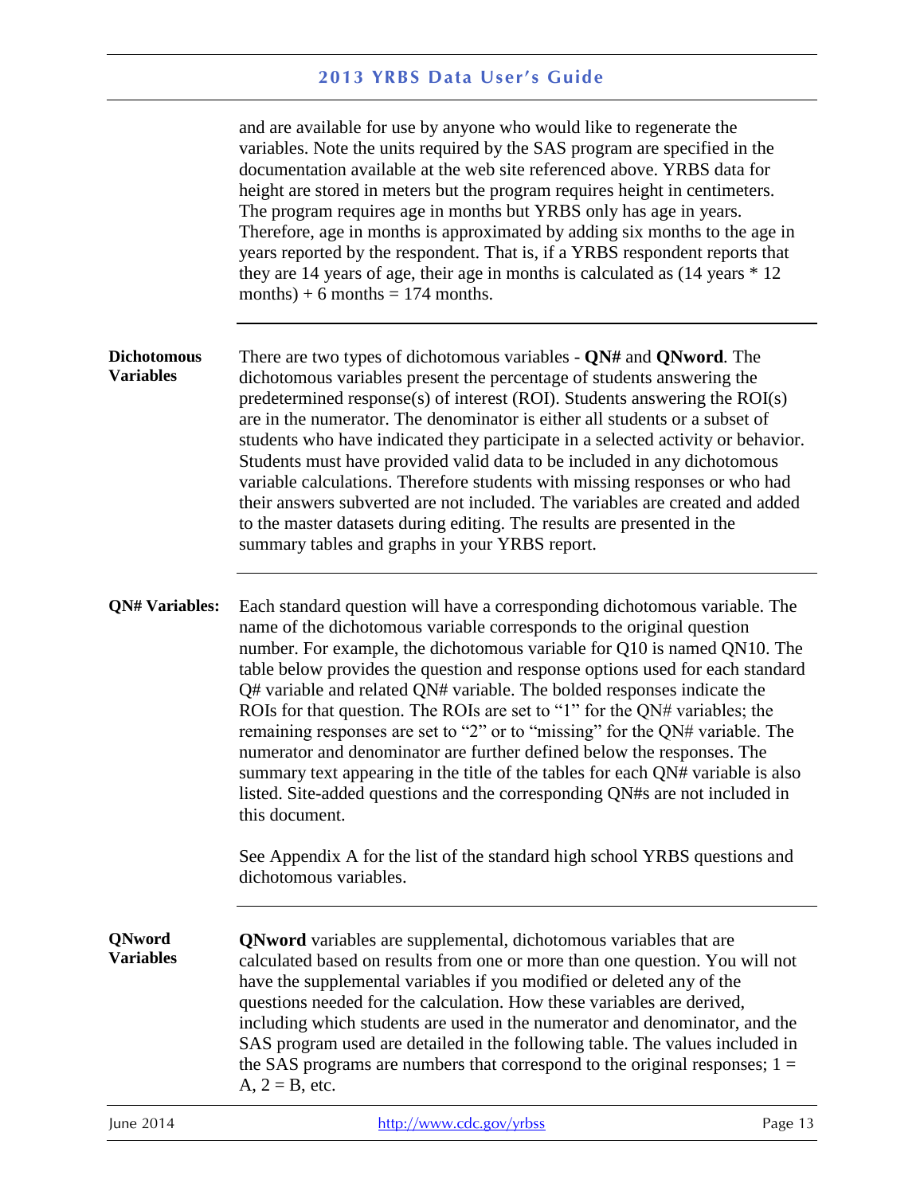and are available for use by anyone who would like to regenerate the variables. Note the units required by the SAS program are specified in the documentation available at the web site referenced above. YRBS data for height are stored in meters but the program requires height in centimeters. The program requires age in months but YRBS only has age in years. Therefore, age in months is approximated by adding six months to the age in years reported by the respondent. That is, if a YRBS respondent reports that they are 14 years of age, their age in months is calculated as (14 years * 12 months) + 6 months = 174 months.

---

**Dichotomous Variables**

There are two types of dichotomous variables - **QN#** and **QNword**. The dichotomous variables present the percentage of students answering the predetermined response(s) of interest (ROI). Students answering the ROI(s) are in the numerator. The denominator is either all students or a subset of students who have indicated they participate in a selected activity or behavior. Students must have provided valid data to be included in any dichotomous variable calculations. Therefore students with missing responses or who had their answers subverted are not included. The variables are created and added to the master datasets during editing. The results are presented in the summary tables and graphs in your YRBS report.

---

**QN# Variables:**

Each standard question will have a corresponding dichotomous variable. The name of the dichotomous variable corresponds to the original question number. For example, the dichotomous variable for Q10 is named QN10. The table below provides the question and response options used for each standard Q# variable and related QN# variable. The bolded responses indicate the ROIs for that question. The ROIs are set to "1" for the QN# variables; the remaining responses are set to "2" or to "missing" for the QN# variable. The numerator and denominator are further defined below the responses. The summary text appearing in the title of the tables for each QN# variable is also listed. Site-added questions and the corresponding QN#s are not included in this document.

See Appendix A for the list of the standard high school YRBS questions and dichotomous variables.

---

**QNword Variables**

**QNword** variables are supplemental, dichotomous variables that are calculated based on results from one or more than one question. You will not have the supplemental variables if you modified or deleted any of the questions needed for the calculation. How these variables are derived, including which students are used in the numerator and denominator, and the SAS program used are detailed in the following table. The values included in the SAS programs are numbers that correspond to the original responses; 1 = A, 2 = B, etc.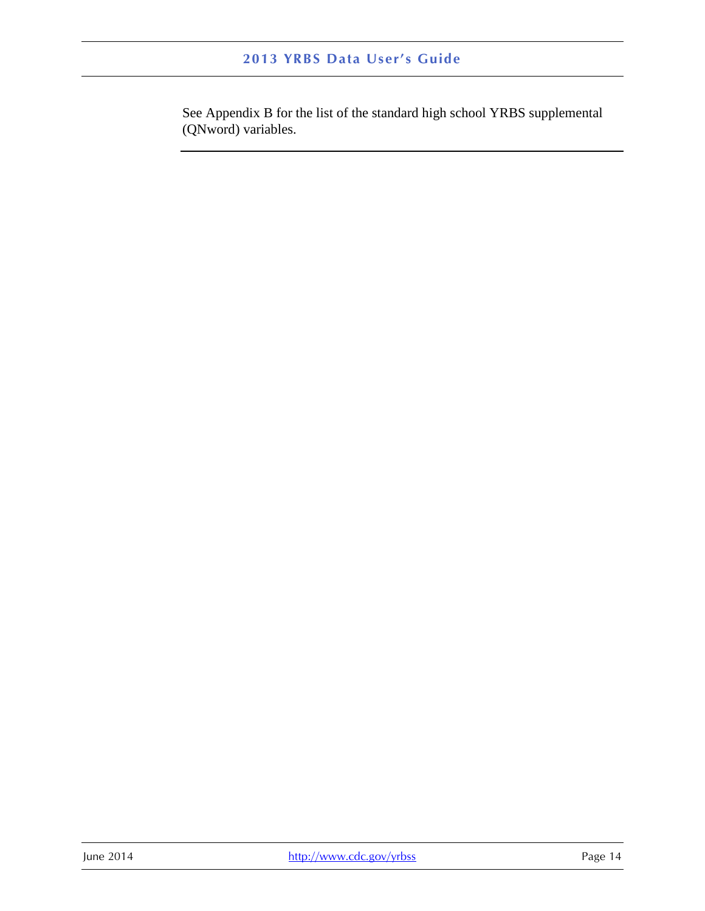See Appendix B for the list of the standard high school YRBS supplemental (QNword) variables.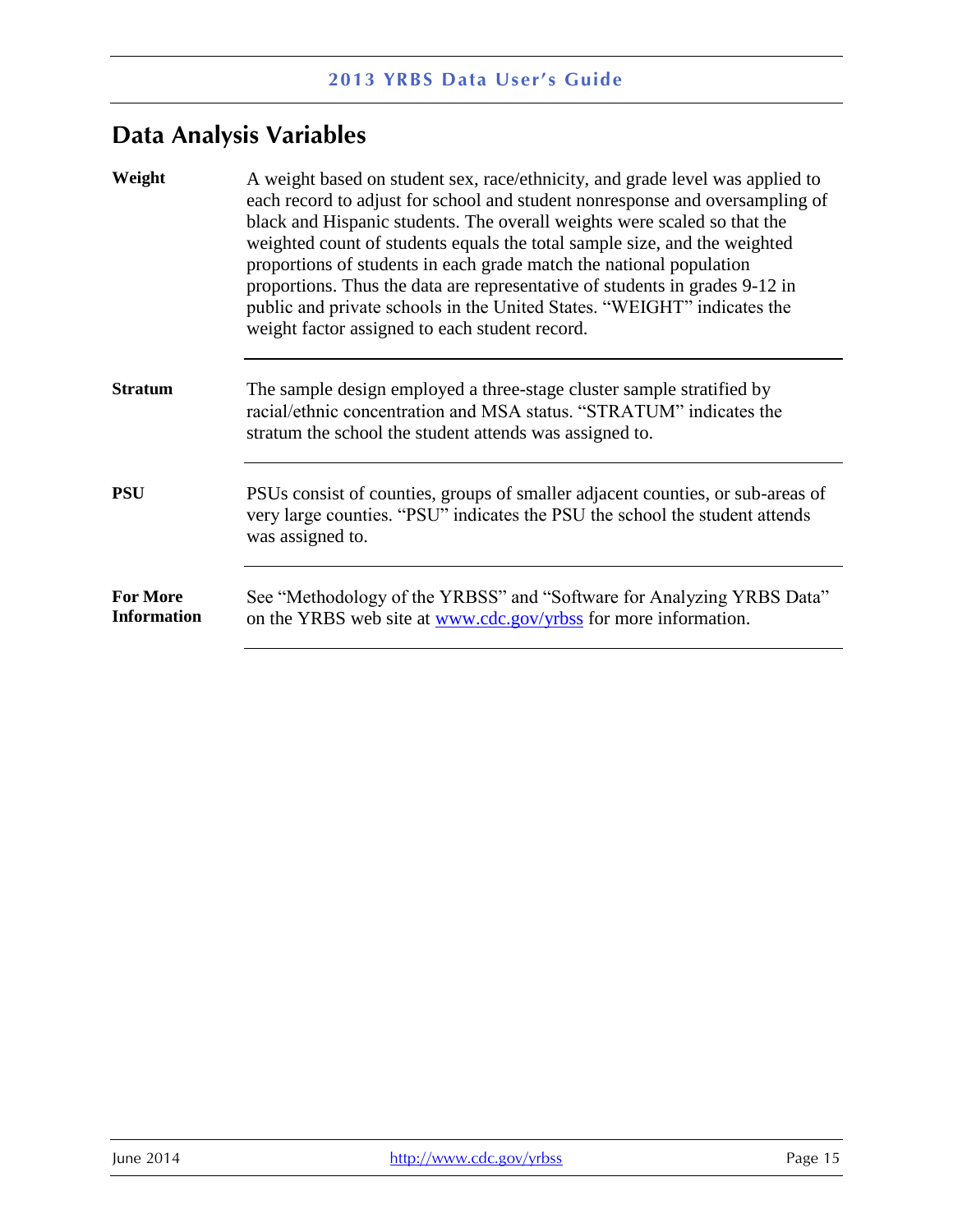## Data Analysis Variables

| | |
|---|---|
| **Weight** | A weight based on student sex, race/ethnicity, and grade level was applied to each record to adjust for school and student nonresponse and oversampling of black and Hispanic students. The overall weights were scaled so that the weighted count of students equals the total sample size, and the weighted proportions of students in each grade match the national population proportions. Thus the data are representative of students in grades 9-12 in public and private schools in the United States. "WEIGHT" indicates the weight factor assigned to each student record. |
| **Stratum** | The sample design employed a three-stage cluster sample stratified by racial/ethnic concentration and MSA status. "STRATUM" indicates the stratum the school the student attends was assigned to. |
| **PSU** | PSUs consist of counties, groups of smaller adjacent counties, or sub-areas of very large counties. "PSU" indicates the PSU the school the student attends was assigned to. |
| **For More Information** | See "Methodology of the YRBSS" and "Software for Analyzing YRBS Data" on the YRBS web site at [www.cdc.gov/yrbss](http://www.cdc.gov/yrbss) for more information. |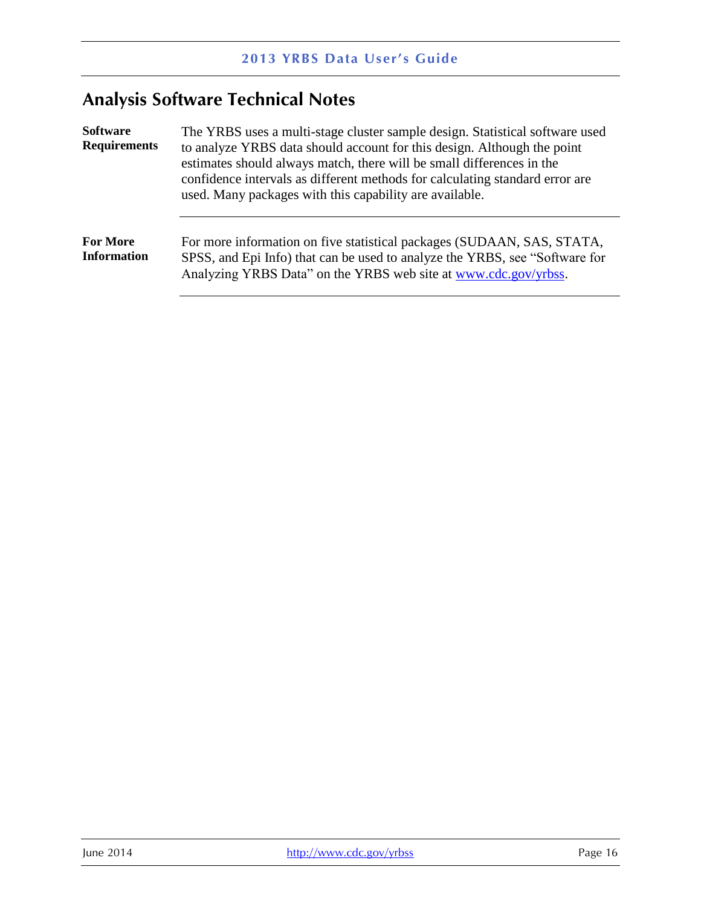## Analysis Software Technical Notes

**Software Requirements**

The YRBS uses a multi-stage cluster sample design. Statistical software used to analyze YRBS data should account for this design. Although the point estimates should always match, there will be small differences in the confidence intervals as different methods for calculating standard error are used. Many packages with this capability are available.

**For More Information**

For more information on five statistical packages (SUDAAN, SAS, STATA, SPSS, and Epi Info) that can be used to analyze the YRBS, see "Software for Analyzing YRBS Data" on the YRBS web site at www.cdc.gov/yrbss.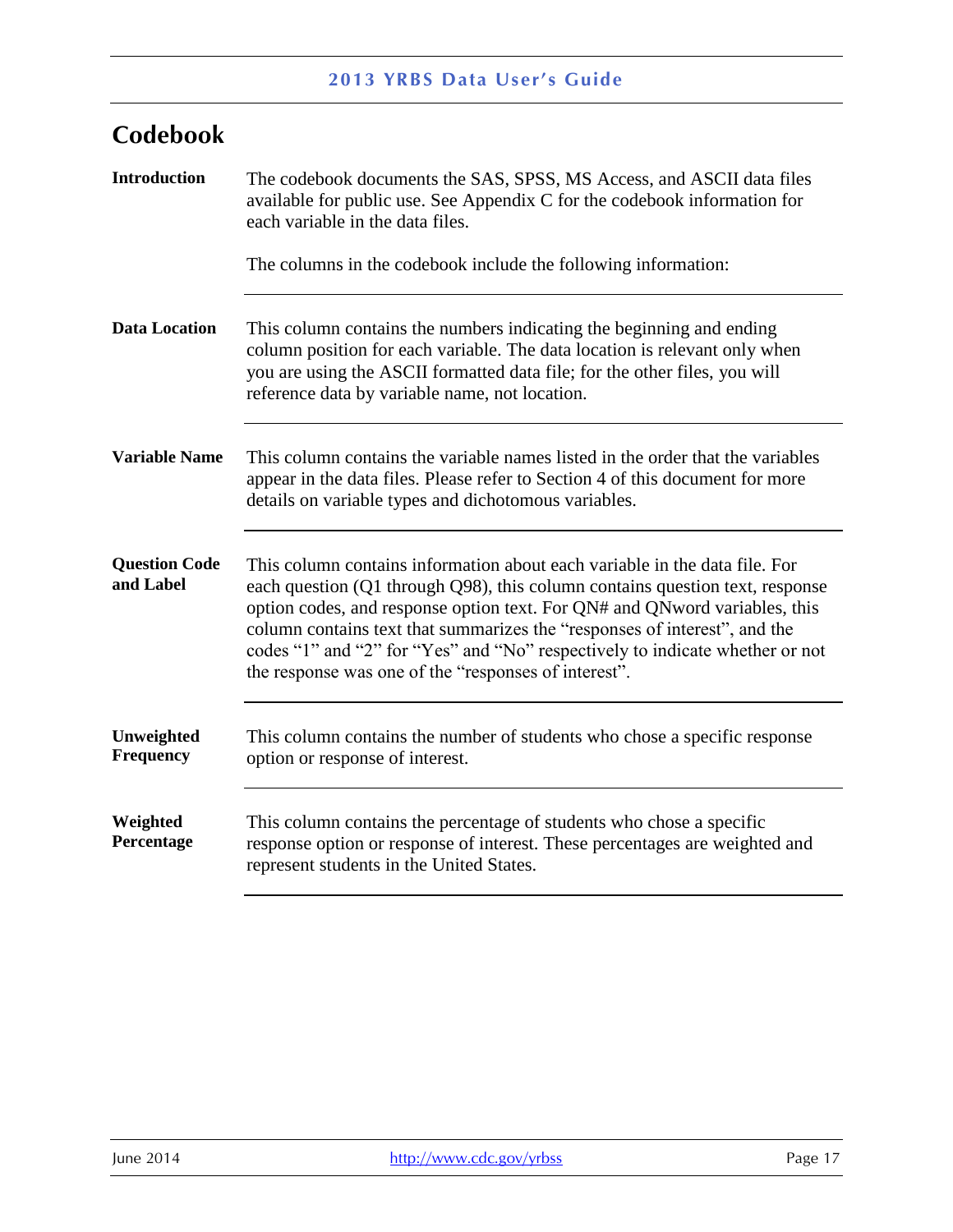# Codebook

**Introduction**

The codebook documents the SAS, SPSS, MS Access, and ASCII data files available for public use. See Appendix C for the codebook information for each variable in the data files.

The columns in the codebook include the following information:

**Data Location**

This column contains the numbers indicating the beginning and ending column position for each variable. The data location is relevant only when you are using the ASCII formatted data file; for the other files, you will reference data by variable name, not location.

**Variable Name**

This column contains the variable names listed in the order that the variables appear in the data files. Please refer to Section 4 of this document for more details on variable types and dichotomous variables.

**Question Code and Label**

This column contains information about each variable in the data file. For each question (Q1 through Q98), this column contains question text, response option codes, and response option text. For QN# and QNword variables, this column contains text that summarizes the "responses of interest", and the codes "1" and "2" for "Yes" and "No" respectively to indicate whether or not the response was one of the "responses of interest".

**Unweighted Frequency**

This column contains the number of students who chose a specific response option or response of interest.

**Weighted Percentage**

This column contains the percentage of students who chose a specific response option or response of interest. These percentages are weighted and represent students in the United States.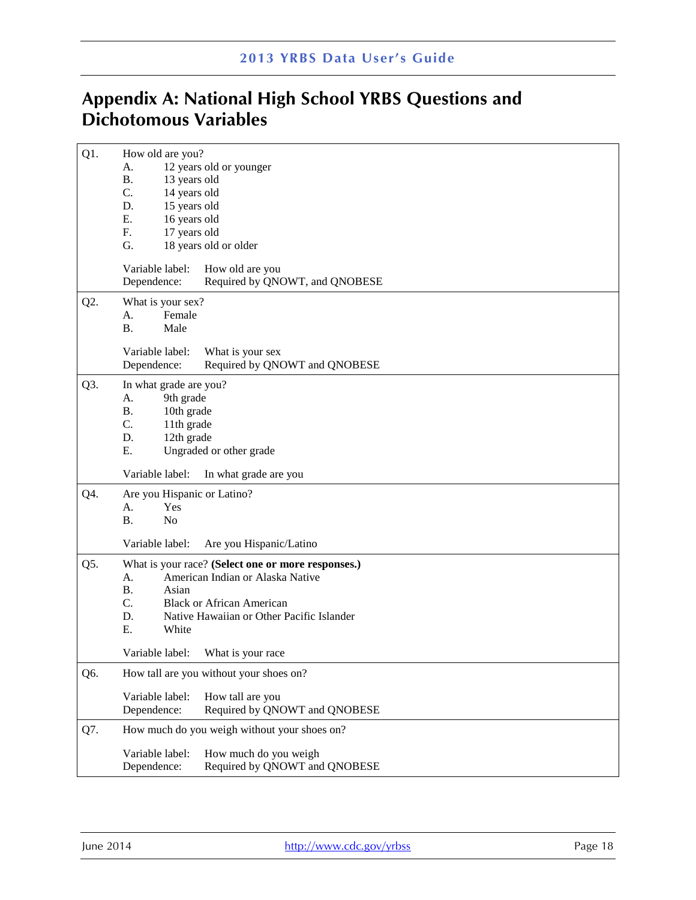# Appendix A: National High School YRBS Questions and Dichotomous Variables

**Q1.** How old are you?

- A. 12 years old or younger
- B. 13 years old
- C. 14 years old
- D. 15 years old
- E. 16 years old
- F. 17 years old
- G. 18 years old or older

Variable label: How old are you
Dependence: Required by QNOWT, and QNOBESE

---

**Q2.** What is your sex?

- A. Female
- B. Male

Variable label: What is your sex
Dependence: Required by QNOWT and QNOBESE

---

**Q3.** In what grade are you?

- A. 9th grade
- B. 10th grade
- C. 11th grade
- D. 12th grade
- E. Ungraded or other grade

Variable label: In what grade are you

---

**Q4.** Are you Hispanic or Latino?

- A. Yes
- B. No

Variable label: Are you Hispanic/Latino

---

**Q5.** What is your race? **(Select one or more responses.)**

- A. American Indian or Alaska Native
- B. Asian
- C. Black or African American
- D. Native Hawaiian or Other Pacific Islander
- E. White

Variable label: What is your race

---

**Q6.** How tall are you without your shoes on?

Variable label: How tall are you
Dependence: Required by QNOWT and QNOBESE

---

**Q7.** How much do you weigh without your shoes on?

Variable label: How much do you weigh
Dependence: Required by QNOWT and QNOBESE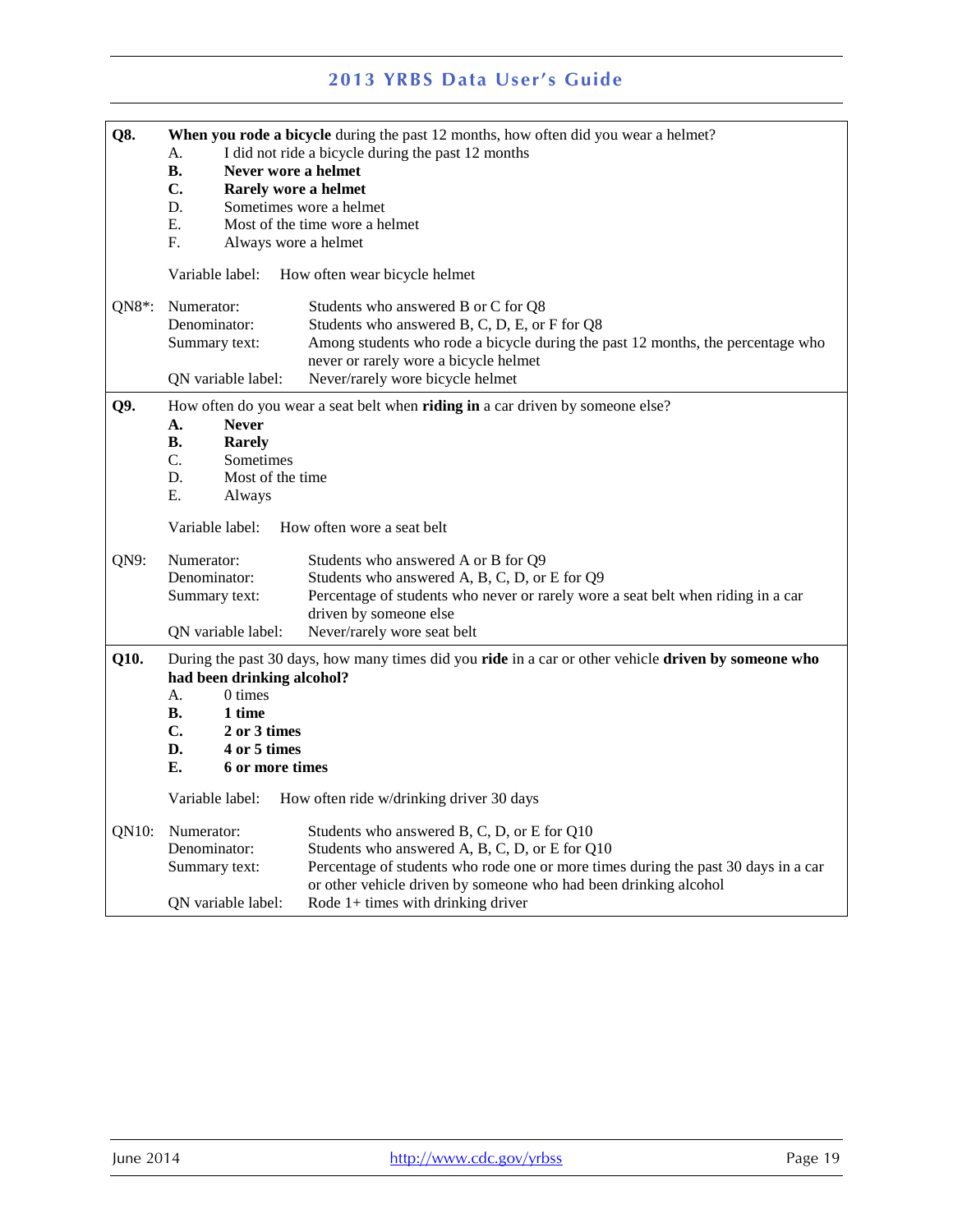**Q8.** **When you rode a bicycle** during the past 12 months, how often did you wear a helmet?

A. I did not ride a bicycle during the past 12 months
**B. Never wore a helmet**
**C. Rarely wore a helmet**
D. Sometimes wore a helmet
E. Most of the time wore a helmet
F. Always wore a helmet

Variable label: How often wear bicycle helmet

QN8*:
Numerator: Students who answered B or C for Q8
Denominator: Students who answered B, C, D, E, or F for Q8
Summary text: Among students who rode a bicycle during the past 12 months, the percentage who never or rarely wore a bicycle helmet
QN variable label: Never/rarely wore bicycle helmet

---

**Q9.** How often do you wear a seat belt when **riding in** a car driven by someone else?

**A. Never**
**B. Rarely**
C. Sometimes
D. Most of the time
E. Always

Variable label: How often wore a seat belt

QN9:
Numerator: Students who answered A or B for Q9
Denominator: Students who answered A, B, C, D, or E for Q9
Summary text: Percentage of students who never or rarely wore a seat belt when riding in a car driven by someone else
QN variable label: Never/rarely wore seat belt

---

**Q10.** During the past 30 days, how many times did you **ride** in a car or other vehicle **driven by someone who had been drinking alcohol?**

A. 0 times
**B. 1 time**
**C. 2 or 3 times**
**D. 4 or 5 times**
**E. 6 or more times**

Variable label: How often ride w/drinking driver 30 days

QN10:
Numerator: Students who answered B, C, D, or E for Q10
Denominator: Students who answered A, B, C, D, or E for Q10
Summary text: Percentage of students who rode one or more times during the past 30 days in a car or other vehicle driven by someone who had been drinking alcohol
QN variable label: Rode 1+ times with drinking driver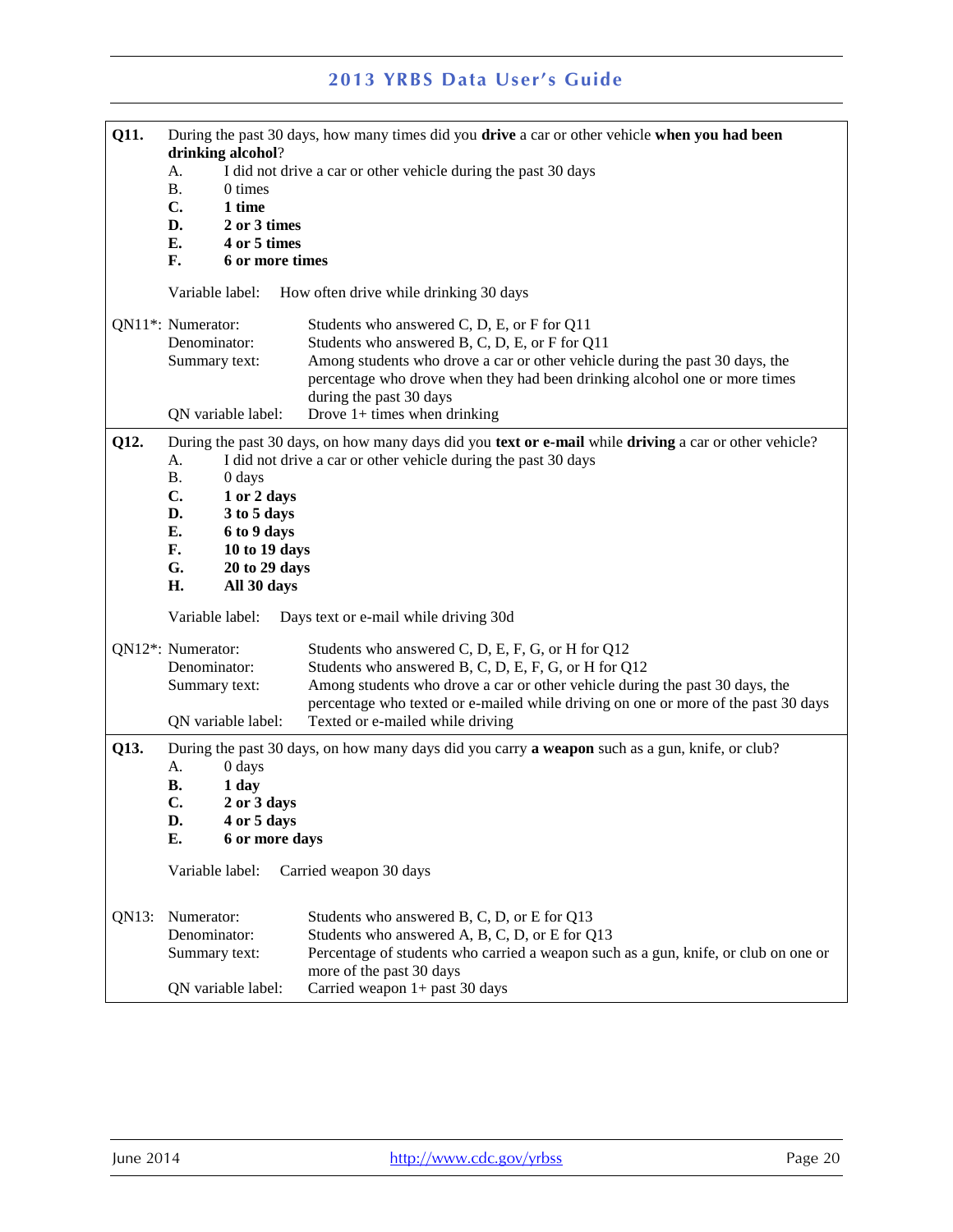**Q11.** During the past 30 days, how many times did you **drive** a car or other vehicle **when you had been drinking alcohol**?

A. I did not drive a car or other vehicle during the past 30 days
B. 0 times
**C. 1 time**
**D. 2 or 3 times**
**E. 4 or 5 times**
**F. 6 or more times**

Variable label: How often drive while drinking 30 days

QN11*:
- Numerator: Students who answered C, D, E, or F for Q11
- Denominator: Students who answered B, C, D, E, or F for Q11
- Summary text: Among students who drove a car or other vehicle during the past 30 days, the percentage who drove when they had been drinking alcohol one or more times during the past 30 days
- QN variable label: Drove 1+ times when drinking

---

**Q12.** During the past 30 days, on how many days did you **text or e-mail** while **driving** a car or other vehicle?

A. I did not drive a car or other vehicle during the past 30 days
B. 0 days
**C. 1 or 2 days**
**D. 3 to 5 days**
**E. 6 to 9 days**
**F. 10 to 19 days**
**G. 20 to 29 days**
**H. All 30 days**

Variable label: Days text or e-mail while driving 30d

QN12*:
- Numerator: Students who answered C, D, E, F, G, or H for Q12
- Denominator: Students who answered B, C, D, E, F, G, or H for Q12
- Summary text: Among students who drove a car or other vehicle during the past 30 days, the percentage who texted or e-mailed while driving on one or more of the past 30 days
- QN variable label: Texted or e-mailed while driving

---

**Q13.** During the past 30 days, on how many days did you carry **a weapon** such as a gun, knife, or club?

A. 0 days
**B. 1 day**
**C. 2 or 3 days**
**D. 4 or 5 days**
**E. 6 or more days**

Variable label: Carried weapon 30 days

QN13:
- Numerator: Students who answered B, C, D, or E for Q13
- Denominator: Students who answered A, B, C, D, or E for Q13
- Summary text: Percentage of students who carried a weapon such as a gun, knife, or club on one or more of the past 30 days
- QN variable label: Carried weapon 1+ past 30 days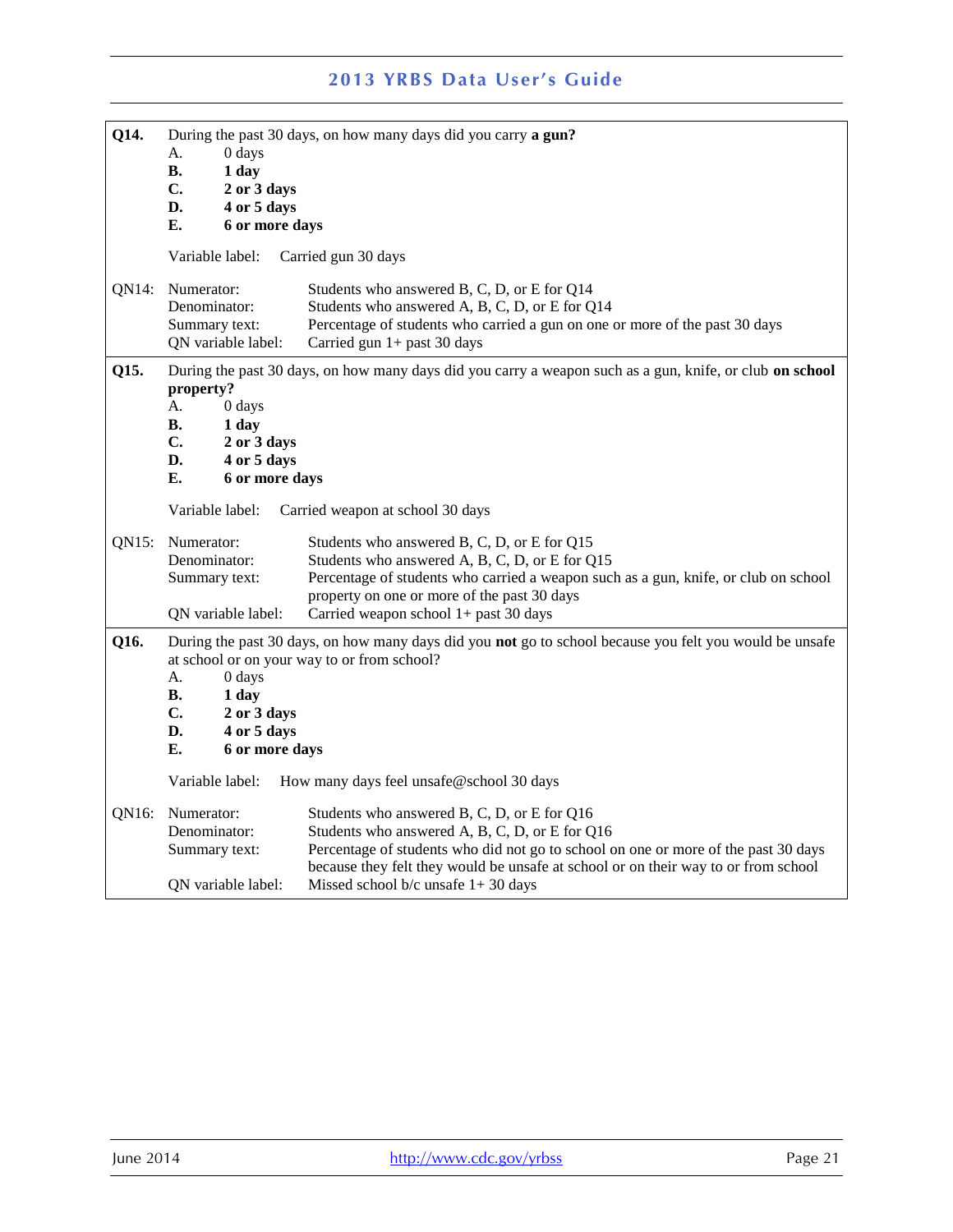**Q14.** During the past 30 days, on how many days did you carry **a gun?**

A. 0 days
**B. 1 day**
**C. 2 or 3 days**
**D. 4 or 5 days**
**E. 6 or more days**

Variable label: Carried gun 30 days

QN14:
- Numerator: Students who answered B, C, D, or E for Q14
- Denominator: Students who answered A, B, C, D, or E for Q14
- Summary text: Percentage of students who carried a gun on one or more of the past 30 days
- QN variable label: Carried gun 1+ past 30 days

**Q15.** During the past 30 days, on how many days did you carry a weapon such as a gun, knife, or club **on school property?**

A. 0 days
**B. 1 day**
**C. 2 or 3 days**
**D. 4 or 5 days**
**E. 6 or more days**

Variable label: Carried weapon at school 30 days

QN15:
- Numerator: Students who answered B, C, D, or E for Q15
- Denominator: Students who answered A, B, C, D, or E for Q15
- Summary text: Percentage of students who carried a weapon such as a gun, knife, or club on school property on one or more of the past 30 days
- QN variable label: Carried weapon school 1+ past 30 days

**Q16.** During the past 30 days, on how many days did you **not** go to school because you felt you would be unsafe at school or on your way to or from school?

A. 0 days
**B. 1 day**
**C. 2 or 3 days**
**D. 4 or 5 days**
**E. 6 or more days**

Variable label: How many days feel unsafe@school 30 days

QN16:
- Numerator: Students who answered B, C, D, or E for Q16
- Denominator: Students who answered A, B, C, D, or E for Q16
- Summary text: Percentage of students who did not go to school on one or more of the past 30 days because they felt they would be unsafe at school or on their way to or from school
- QN variable label: Missed school b/c unsafe 1+ 30 days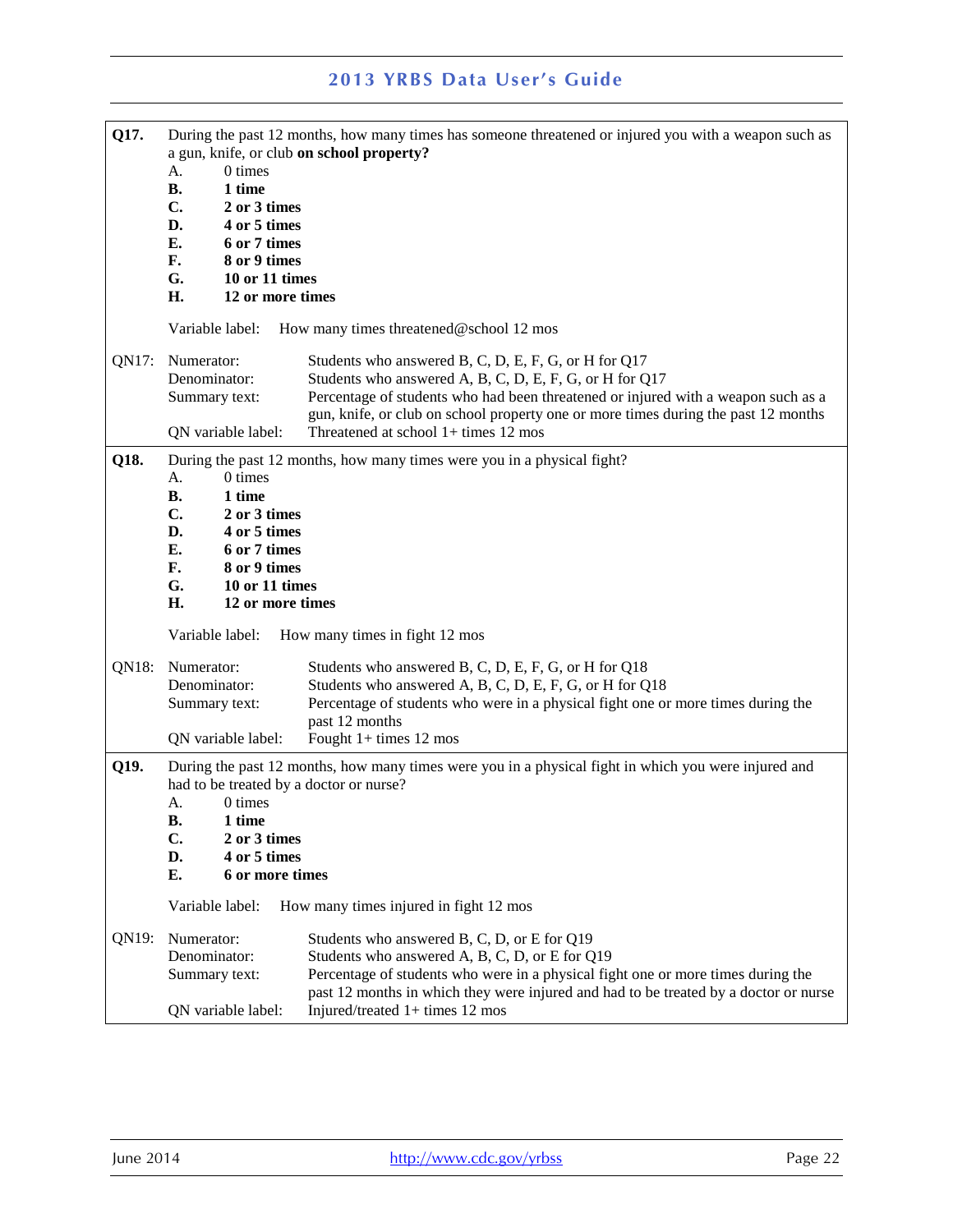**Q17.** During the past 12 months, how many times has someone threatened or injured you with a weapon such as a gun, knife, or club **on school property?**

A. 0 times
**B. 1 time**
**C. 2 or 3 times**
**D. 4 or 5 times**
**E. 6 or 7 times**
**F. 8 or 9 times**
**G. 10 or 11 times**
**H. 12 or more times**

Variable label: How many times threatened@school 12 mos

| QN17: | |
|---|---|
| Numerator: | Students who answered B, C, D, E, F, G, or H for Q17 |
| Denominator: | Students who answered A, B, C, D, E, F, G, or H for Q17 |
| Summary text: | Percentage of students who had been threatened or injured with a weapon such as a gun, knife, or club on school property one or more times during the past 12 months |
| QN variable label: | Threatened at school 1+ times 12 mos |

**Q18.** During the past 12 months, how many times were you in a physical fight?

A. 0 times
**B. 1 time**
**C. 2 or 3 times**
**D. 4 or 5 times**
**E. 6 or 7 times**
**F. 8 or 9 times**
**G. 10 or 11 times**
**H. 12 or more times**

Variable label: How many times in fight 12 mos

| QN18: | |
|---|---|
| Numerator: | Students who answered B, C, D, E, F, G, or H for Q18 |
| Denominator: | Students who answered A, B, C, D, E, F, G, or H for Q18 |
| Summary text: | Percentage of students who were in a physical fight one or more times during the past 12 months |
| QN variable label: | Fought 1+ times 12 mos |

**Q19.** During the past 12 months, how many times were you in a physical fight in which you were injured and had to be treated by a doctor or nurse?

A. 0 times
**B. 1 time**
**C. 2 or 3 times**
**D. 4 or 5 times**
**E. 6 or more times**

Variable label: How many times injured in fight 12 mos

| QN19: | |
|---|---|
| Numerator: | Students who answered B, C, D, or E for Q19 |
| Denominator: | Students who answered A, B, C, D, or E for Q19 |
| Summary text: | Percentage of students who were in a physical fight one or more times during the past 12 months in which they were injured and had to be treated by a doctor or nurse |
| QN variable label: | Injured/treated 1+ times 12 mos |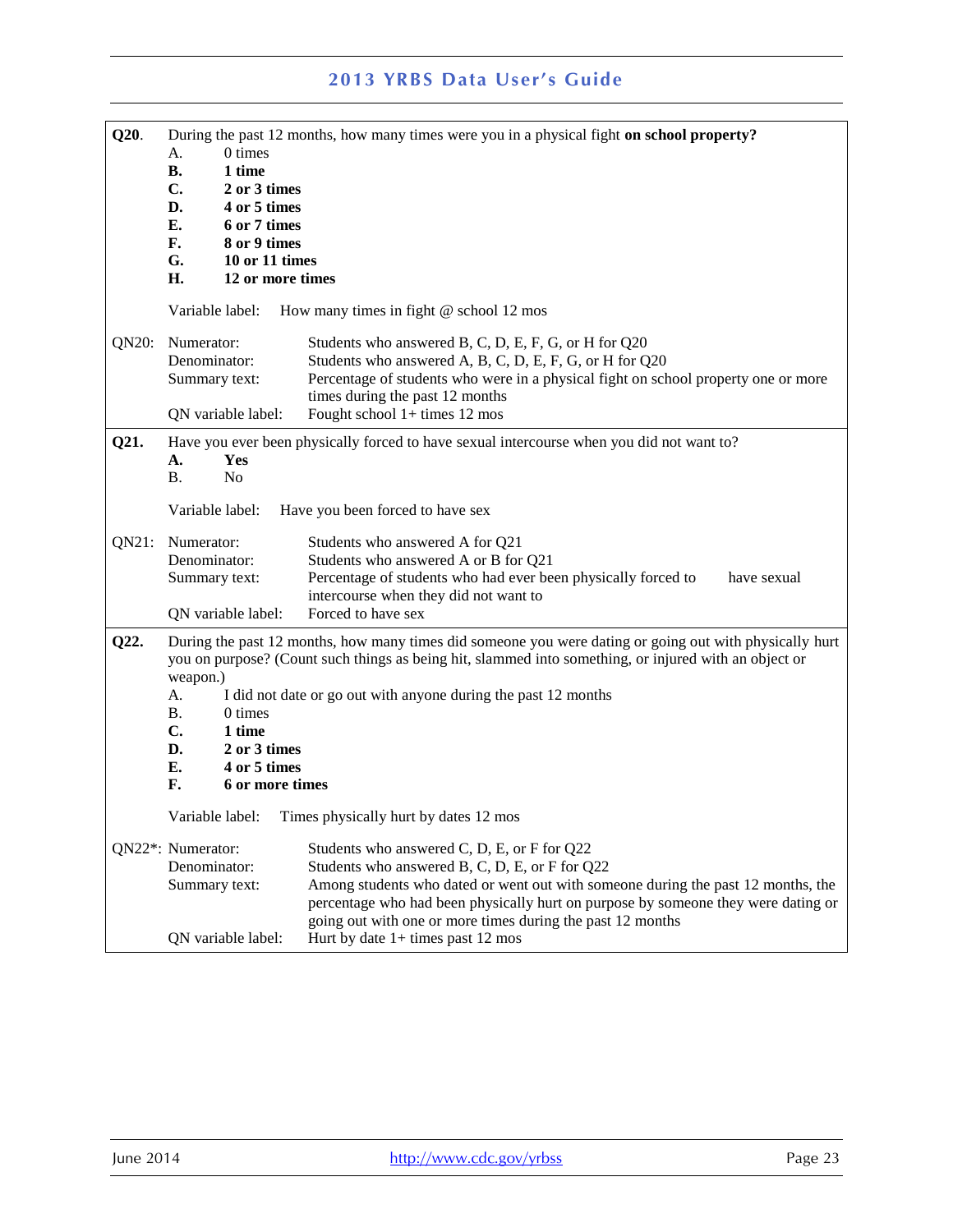**Q20**. During the past 12 months, how many times were you in a physical fight **on school property?**

A. 0 times
**B. 1 time**
**C. 2 or 3 times**
**D. 4 or 5 times**
**E. 6 or 7 times**
**F. 8 or 9 times**
**G. 10 or 11 times**
**H. 12 or more times**

Variable label: How many times in fight @ school 12 mos

QN20: Numerator: Students who answered B, C, D, E, F, G, or H for Q20
Denominator: Students who answered A, B, C, D, E, F, G, or H for Q20
Summary text: Percentage of students who were in a physical fight on school property one or more times during the past 12 months
QN variable label: Fought school 1+ times 12 mos

**Q21.** Have you ever been physically forced to have sexual intercourse when you did not want to?

**A. Yes**
B. No

Variable label: Have you been forced to have sex

QN21: Numerator: Students who answered A for Q21
Denominator: Students who answered A or B for Q21
Summary text: Percentage of students who had ever been physically forced to have sexual intercourse when they did not want to
QN variable label: Forced to have sex

**Q22.** During the past 12 months, how many times did someone you were dating or going out with physically hurt you on purpose? (Count such things as being hit, slammed into something, or injured with an object or weapon.)

A. I did not date or go out with anyone during the past 12 months
B. 0 times
**C. 1 time**
**D. 2 or 3 times**
**E. 4 or 5 times**
**F. 6 or more times**

Variable label: Times physically hurt by dates 12 mos

QN22*: Numerator: Students who answered C, D, E, or F for Q22
Denominator: Students who answered B, C, D, E, or F for Q22
Summary text: Among students who dated or went out with someone during the past 12 months, the percentage who had been physically hurt on purpose by someone they were dating or going out with one or more times during the past 12 months
QN variable label: Hurt by date 1+ times past 12 mos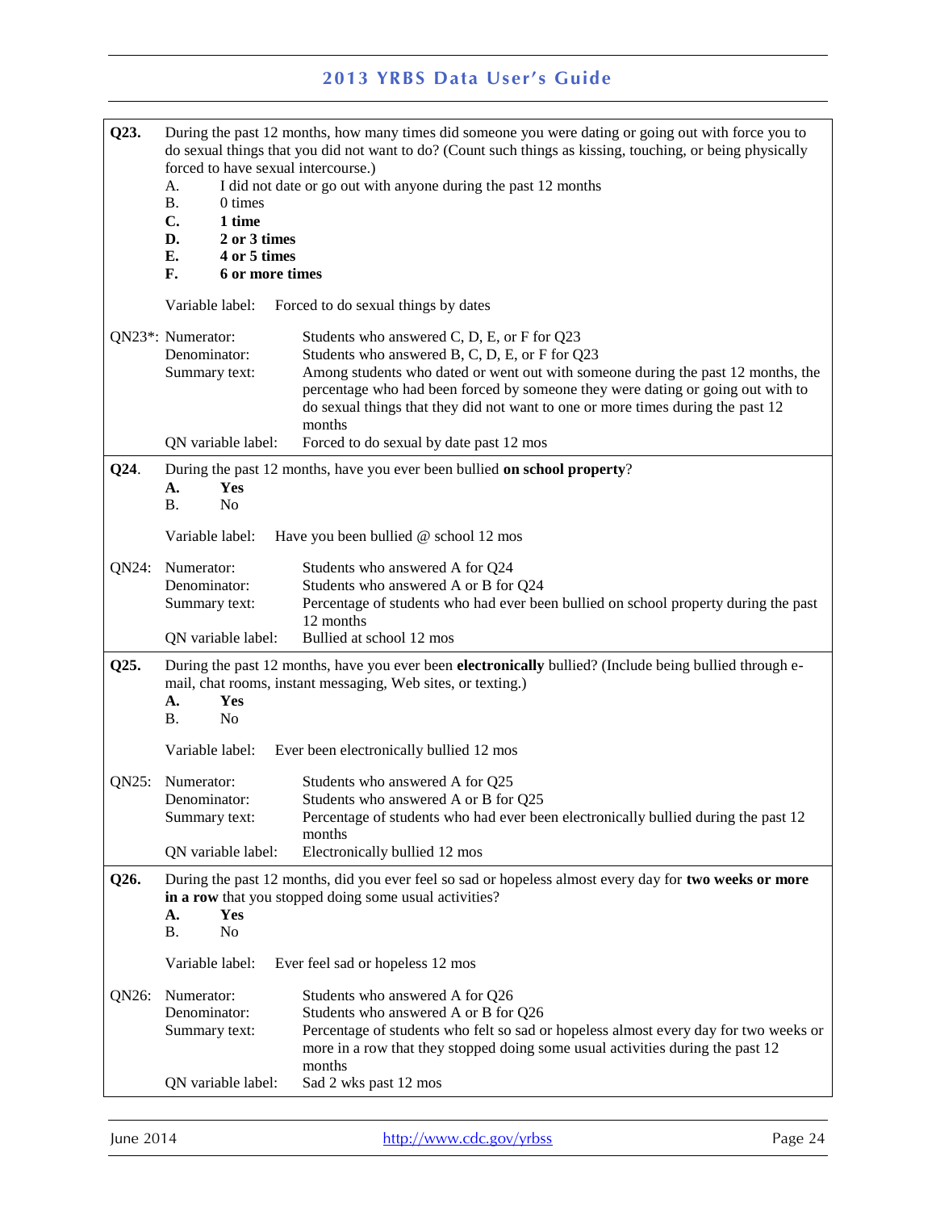**Q23.** During the past 12 months, how many times did someone you were dating or going out with force you to do sexual things that you did not want to do? (Count such things as kissing, touching, or being physically forced to have sexual intercourse.)

A. I did not date or go out with anyone during the past 12 months
B. 0 times
**C. 1 time**
**D. 2 or 3 times**
**E. 4 or 5 times**
**F. 6 or more times**

Variable label: Forced to do sexual things by dates

QN23*:
- Numerator: Students who answered C, D, E, or F for Q23
- Denominator: Students who answered B, C, D, E, or F for Q23
- Summary text: Among students who dated or went out with someone during the past 12 months, the percentage who had been forced by someone they were dating or going out with to do sexual things that they did not want to one or more times during the past 12 months
- QN variable label: Forced to do sexual by date past 12 mos

---

**Q24.** During the past 12 months, have you ever been bullied **on school property**?

**A. Yes**
B. No

Variable label: Have you been bullied @ school 12 mos

QN24:
- Numerator: Students who answered A for Q24
- Denominator: Students who answered A or B for Q24
- Summary text: Percentage of students who had ever been bullied on school property during the past 12 months
- QN variable label: Bullied at school 12 mos

---

**Q25.** During the past 12 months, have you ever been **electronically** bullied? (Include being bullied through e-mail, chat rooms, instant messaging, Web sites, or texting.)

**A. Yes**
B. No

Variable label: Ever been electronically bullied 12 mos

QN25:
- Numerator: Students who answered A for Q25
- Denominator: Students who answered A or B for Q25
- Summary text: Percentage of students who had ever been electronically bullied during the past 12 months
- QN variable label: Electronically bullied 12 mos

---

**Q26.** During the past 12 months, did you ever feel so sad or hopeless almost every day for **two weeks or more in a row** that you stopped doing some usual activities?

**A. Yes**
B. No

Variable label: Ever feel sad or hopeless 12 mos

QN26:
- Numerator: Students who answered A for Q26
- Denominator: Students who answered A or B for Q26
- Summary text: Percentage of students who felt so sad or hopeless almost every day for two weeks or more in a row that they stopped doing some usual activities during the past 12 months
- QN variable label: Sad 2 wks past 12 mos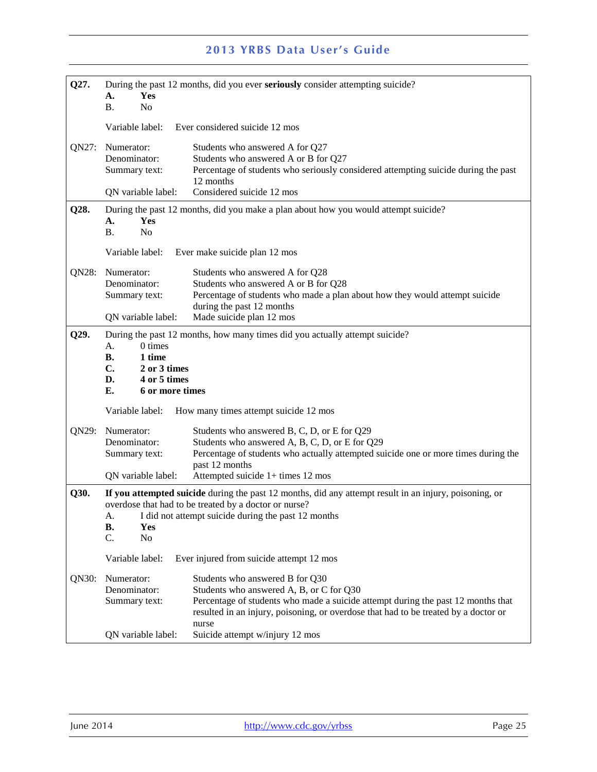**Q27.** During the past 12 months, did you ever **seriously** consider attempting suicide?

**A. Yes**
B. No

Variable label: Ever considered suicide 12 mos

QN27:
- Numerator: Students who answered A for Q27
- Denominator: Students who answered A or B for Q27
- Summary text: Percentage of students who seriously considered attempting suicide during the past 12 months
- QN variable label: Considered suicide 12 mos

---

**Q28.** During the past 12 months, did you make a plan about how you would attempt suicide?

**A. Yes**
B. No

Variable label: Ever make suicide plan 12 mos

QN28:
- Numerator: Students who answered A for Q28
- Denominator: Students who answered A or B for Q28
- Summary text: Percentage of students who made a plan about how they would attempt suicide during the past 12 months
- QN variable label: Made suicide plan 12 mos

---

**Q29.** During the past 12 months, how many times did you actually attempt suicide?

A. 0 times
**B. 1 time**
**C. 2 or 3 times**
**D. 4 or 5 times**
**E. 6 or more times**

Variable label: How many times attempt suicide 12 mos

QN29:
- Numerator: Students who answered B, C, D, or E for Q29
- Denominator: Students who answered A, B, C, D, or E for Q29
- Summary text: Percentage of students who actually attempted suicide one or more times during the past 12 months
- QN variable label: Attempted suicide 1+ times 12 mos

---

**Q30.** **If you attempted suicide** during the past 12 months, did any attempt result in an injury, poisoning, or overdose that had to be treated by a doctor or nurse?

A. I did not attempt suicide during the past 12 months
**B. Yes**
C. No

Variable label: Ever injured from suicide attempt 12 mos

QN30:
- Numerator: Students who answered B for Q30
- Denominator: Students who answered A, B, or C for Q30
- Summary text: Percentage of students who made a suicide attempt during the past 12 months that resulted in an injury, poisoning, or overdose that had to be treated by a doctor or nurse
- QN variable label: Suicide attempt w/injury 12 mos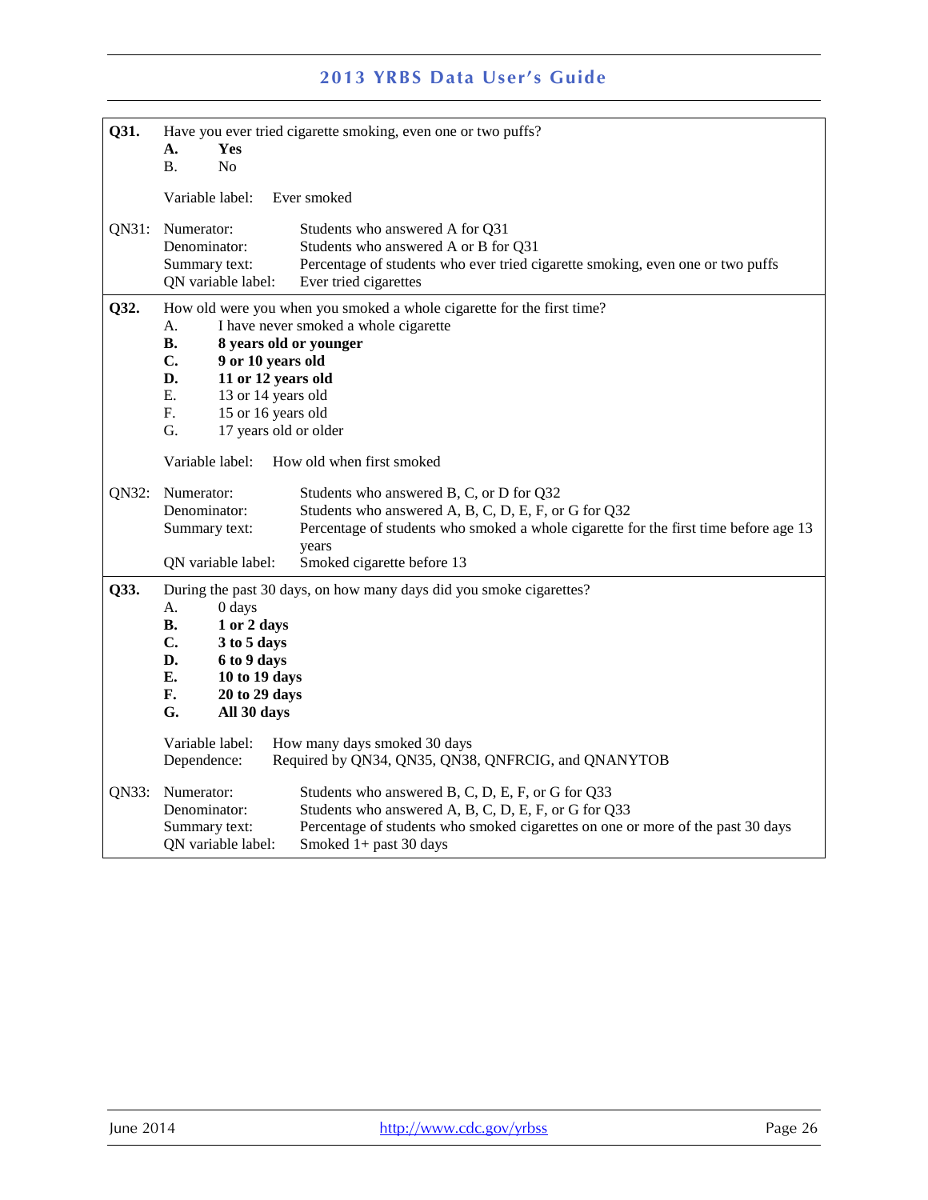**Q31.** Have you ever tried cigarette smoking, even one or two puffs?

**A.** **Yes**
B. No

Variable label: Ever smoked

QN31:
Numerator: Students who answered A for Q31
Denominator: Students who answered A or B for Q31
Summary text: Percentage of students who ever tried cigarette smoking, even one or two puffs
QN variable label: Ever tried cigarettes

---

**Q32.** How old were you when you smoked a whole cigarette for the first time?

A. I have never smoked a whole cigarette
**B.** **8 years old or younger**
**C.** **9 or 10 years old**
**D.** **11 or 12 years old**
E. 13 or 14 years old
F. 15 or 16 years old
G. 17 years old or older

Variable label: How old when first smoked

QN32:
Numerator: Students who answered B, C, or D for Q32
Denominator: Students who answered A, B, C, D, E, F, or G for Q32
Summary text: Percentage of students who smoked a whole cigarette for the first time before age 13 years
QN variable label: Smoked cigarette before 13

---

**Q33.** During the past 30 days, on how many days did you smoke cigarettes?

A. 0 days
**B.** **1 or 2 days**
**C.** **3 to 5 days**
**D.** **6 to 9 days**
**E.** **10 to 19 days**
**F.** **20 to 29 days**
**G.** **All 30 days**

Variable label: How many days smoked 30 days
Dependence: Required by QN34, QN35, QN38, QNFRCIG, and QNANYTOB

QN33:
Numerator: Students who answered B, C, D, E, F, or G for Q33
Denominator: Students who answered A, B, C, D, E, F, or G for Q33
Summary text: Percentage of students who smoked cigarettes on one or more of the past 30 days
QN variable label: Smoked 1+ past 30 days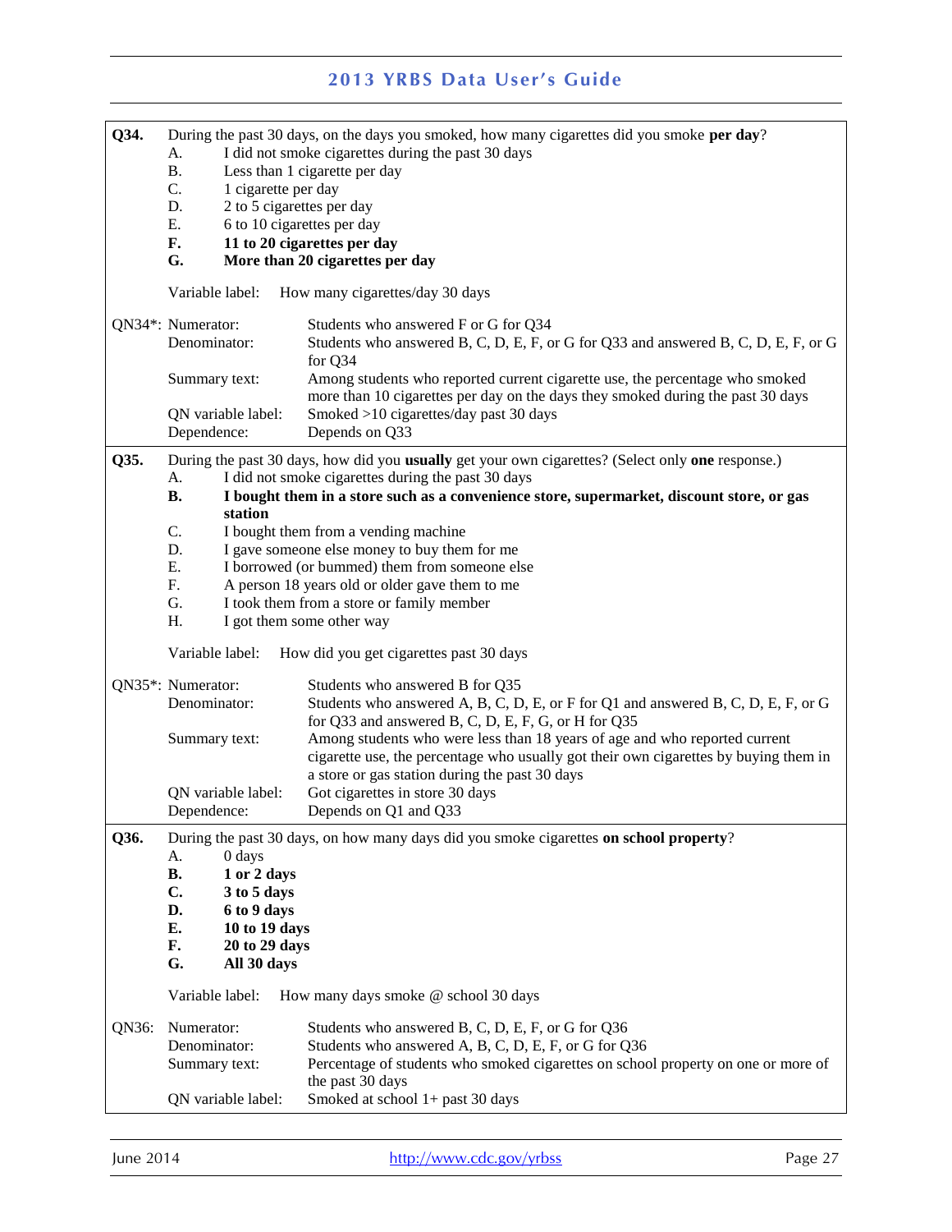**Q34.** During the past 30 days, on the days you smoked, how many cigarettes did you smoke **per day**?

A. I did not smoke cigarettes during the past 30 days
B. Less than 1 cigarette per day
C. 1 cigarette per day
D. 2 to 5 cigarettes per day
E. 6 to 10 cigarettes per day
**F. 11 to 20 cigarettes per day**
**G. More than 20 cigarettes per day**

Variable label: How many cigarettes/day 30 days

QN34*:
- Numerator: Students who answered F or G for Q34
- Denominator: Students who answered B, C, D, E, F, or G for Q33 and answered B, C, D, E, F, or G for Q34
- Summary text: Among students who reported current cigarette use, the percentage who smoked more than 10 cigarettes per day on the days they smoked during the past 30 days
- QN variable label: Smoked >10 cigarettes/day past 30 days
- Dependence: Depends on Q33

---

**Q35.** During the past 30 days, how did you **usually** get your own cigarettes? (Select only **one** response.)

A. I did not smoke cigarettes during the past 30 days
**B. I bought them in a store such as a convenience store, supermarket, discount store, or gas station**
C. I bought them from a vending machine
D. I gave someone else money to buy them for me
E. I borrowed (or bummed) them from someone else
F. A person 18 years old or older gave them to me
G. I took them from a store or family member
H. I got them some other way

Variable label: How did you get cigarettes past 30 days

QN35*:
- Numerator: Students who answered B for Q35
- Denominator: Students who answered A, B, C, D, E, or F for Q1 and answered B, C, D, E, F, or G for Q33 and answered B, C, D, E, F, G, or H for Q35
- Summary text: Among students who were less than 18 years of age and who reported current cigarette use, the percentage who usually got their own cigarettes by buying them in a store or gas station during the past 30 days
- QN variable label: Got cigarettes in store 30 days
- Dependence: Depends on Q1 and Q33

---

**Q36.** During the past 30 days, on how many days did you smoke cigarettes **on school property**?

A. 0 days
**B. 1 or 2 days**
**C. 3 to 5 days**
**D. 6 to 9 days**
**E. 10 to 19 days**
**F. 20 to 29 days**
**G. All 30 days**

Variable label: How many days smoke @ school 30 days

QN36:
- Numerator: Students who answered B, C, D, E, F, or G for Q36
- Denominator: Students who answered A, B, C, D, E, F, or G for Q36
- Summary text: Percentage of students who smoked cigarettes on school property on one or more of the past 30 days
- QN variable label: Smoked at school 1+ past 30 days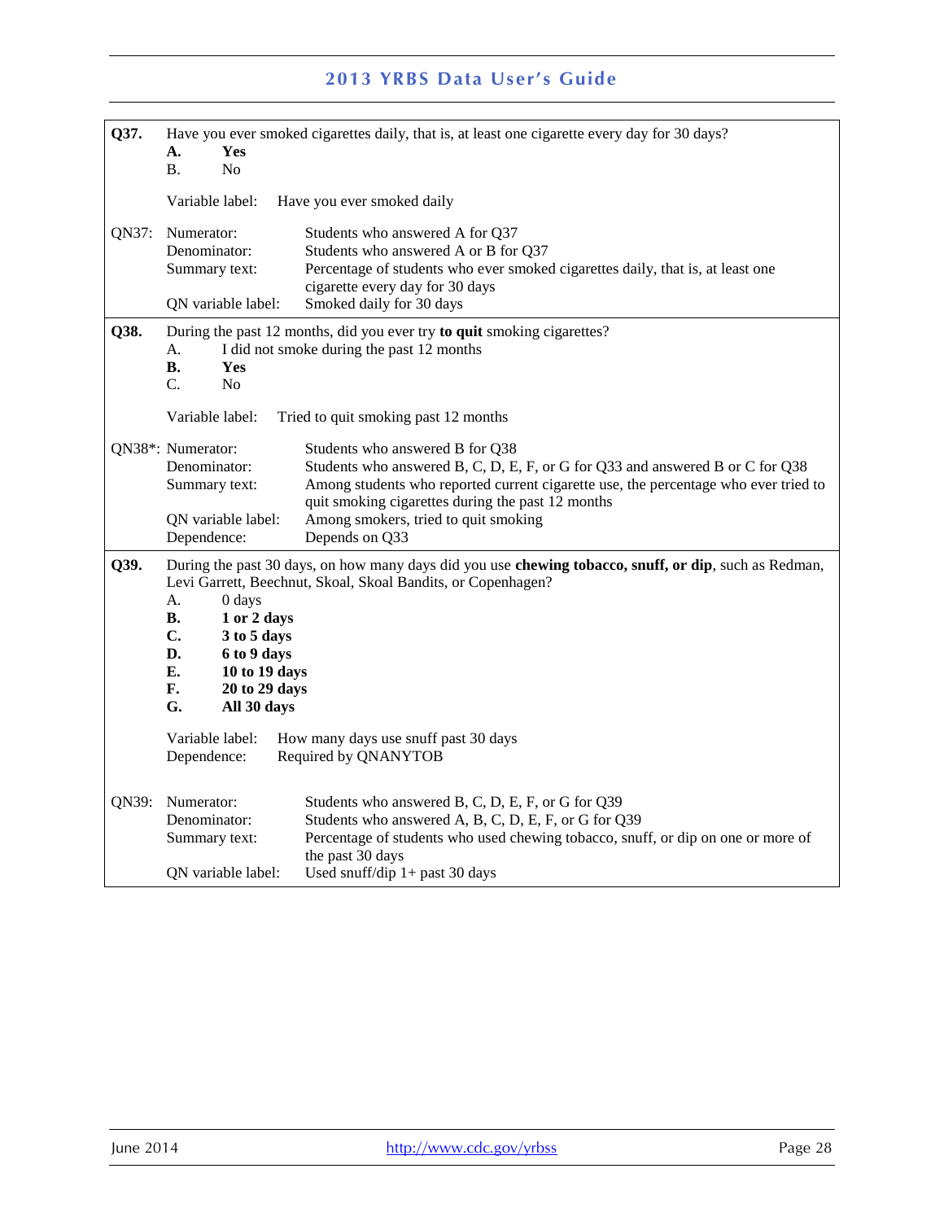**Q37.** Have you ever smoked cigarettes daily, that is, at least one cigarette every day for 30 days?

- **A. Yes**
- B. No

Variable label: Have you ever smoked daily

QN37:

| | |
|---|---|
| Numerator: | Students who answered A for Q37 |
| Denominator: | Students who answered A or B for Q37 |
| Summary text: | Percentage of students who ever smoked cigarettes daily, that is, at least one cigarette every day for 30 days |
| QN variable label: | Smoked daily for 30 days |

**Q38.** During the past 12 months, did you ever try **to quit** smoking cigarettes?

- A. I did not smoke during the past 12 months
- **B. Yes**
- C. No

Variable label: Tried to quit smoking past 12 months

QN38*:

| | |
|---|---|
| Numerator: | Students who answered B for Q38 |
| Denominator: | Students who answered B, C, D, E, F, or G for Q33 and answered B or C for Q38 |
| Summary text: | Among students who reported current cigarette use, the percentage who ever tried to quit smoking cigarettes during the past 12 months |
| QN variable label: | Among smokers, tried to quit smoking |
| Dependence: | Depends on Q33 |

**Q39.** During the past 30 days, on how many days did you use **chewing tobacco, snuff, or dip**, such as Redman, Levi Garrett, Beechnut, Skoal, Skoal Bandits, or Copenhagen?

- A. 0 days
- **B. 1 or 2 days**
- **C. 3 to 5 days**
- **D. 6 to 9 days**
- **E. 10 to 19 days**
- **F. 20 to 29 days**
- **G. All 30 days**

Variable label: How many days use snuff past 30 days

Dependence: Required by QNANYTOB

QN39:

| | |
|---|---|
| Numerator: | Students who answered B, C, D, E, F, or G for Q39 |
| Denominator: | Students who answered A, B, C, D, E, F, or G for Q39 |
| Summary text: | Percentage of students who used chewing tobacco, snuff, or dip on one or more of the past 30 days |
| QN variable label: | Used snuff/dip 1+ past 30 days |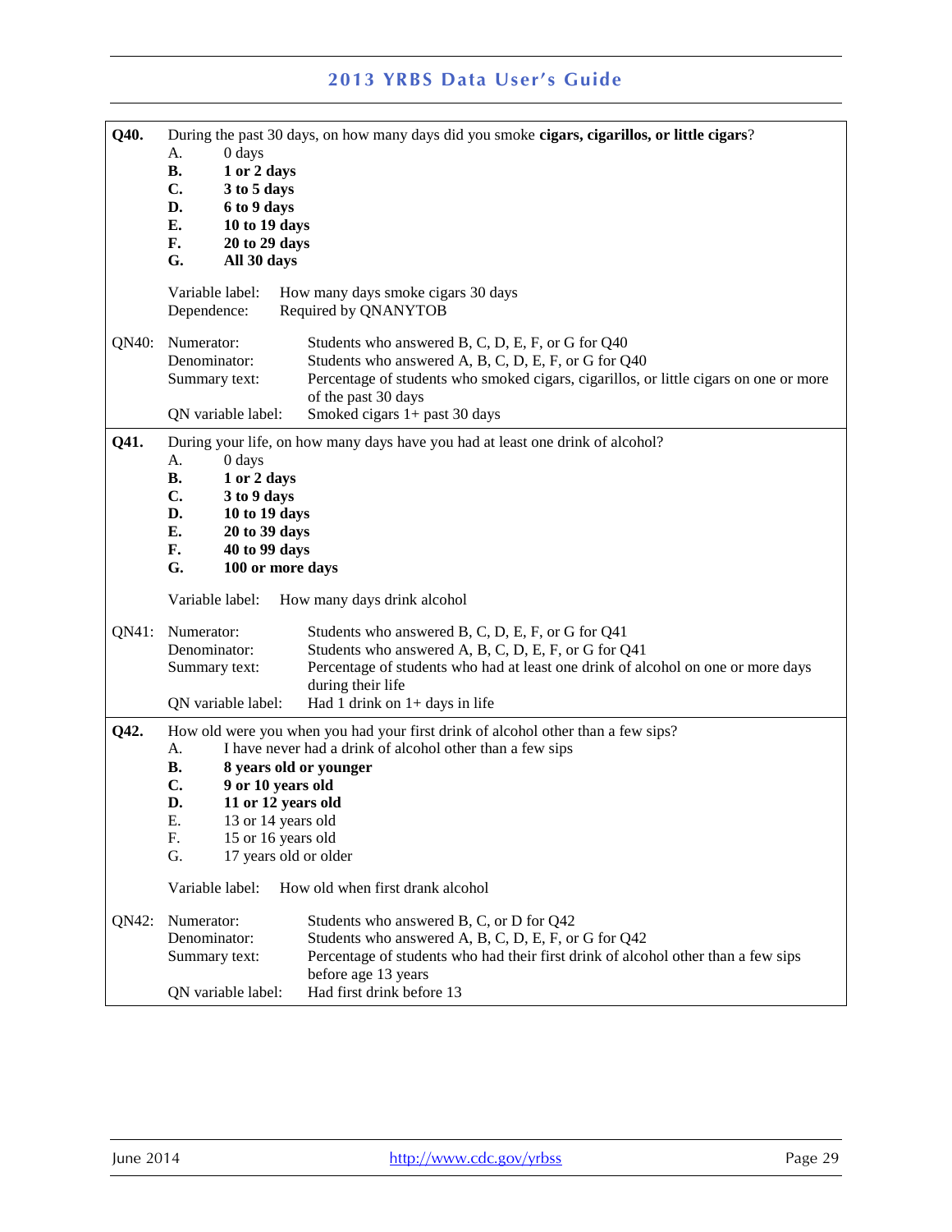**Q40.** During the past 30 days, on how many days did you smoke **cigars, cigarillos, or little cigars**?

A. 0 days
**B. 1 or 2 days**
**C. 3 to 5 days**
**D. 6 to 9 days**
**E. 10 to 19 days**
**F. 20 to 29 days**
**G. All 30 days**

Variable label: How many days smoke cigars 30 days
Dependence: Required by QNANYTOB

QN40:
Numerator: Students who answered B, C, D, E, F, or G for Q40
Denominator: Students who answered A, B, C, D, E, F, or G for Q40
Summary text: Percentage of students who smoked cigars, cigarillos, or little cigars on one or more of the past 30 days
QN variable label: Smoked cigars 1+ past 30 days

**Q41.** During your life, on how many days have you had at least one drink of alcohol?

A. 0 days
**B. 1 or 2 days**
**C. 3 to 9 days**
**D. 10 to 19 days**
**E. 20 to 39 days**
**F. 40 to 99 days**
**G. 100 or more days**

Variable label: How many days drink alcohol

QN41:
Numerator: Students who answered B, C, D, E, F, or G for Q41
Denominator: Students who answered A, B, C, D, E, F, or G for Q41
Summary text: Percentage of students who had at least one drink of alcohol on one or more days during their life
QN variable label: Had 1 drink on 1+ days in life

**Q42.** How old were you when you had your first drink of alcohol other than a few sips?

A. I have never had a drink of alcohol other than a few sips
**B. 8 years old or younger**
**C. 9 or 10 years old**
**D. 11 or 12 years old**
E. 13 or 14 years old
F. 15 or 16 years old
G. 17 years old or older

Variable label: How old when first drank alcohol

QN42:
Numerator: Students who answered B, C, or D for Q42
Denominator: Students who answered A, B, C, D, E, F, or G for Q42
Summary text: Percentage of students who had their first drink of alcohol other than a few sips before age 13 years
QN variable label: Had first drink before 13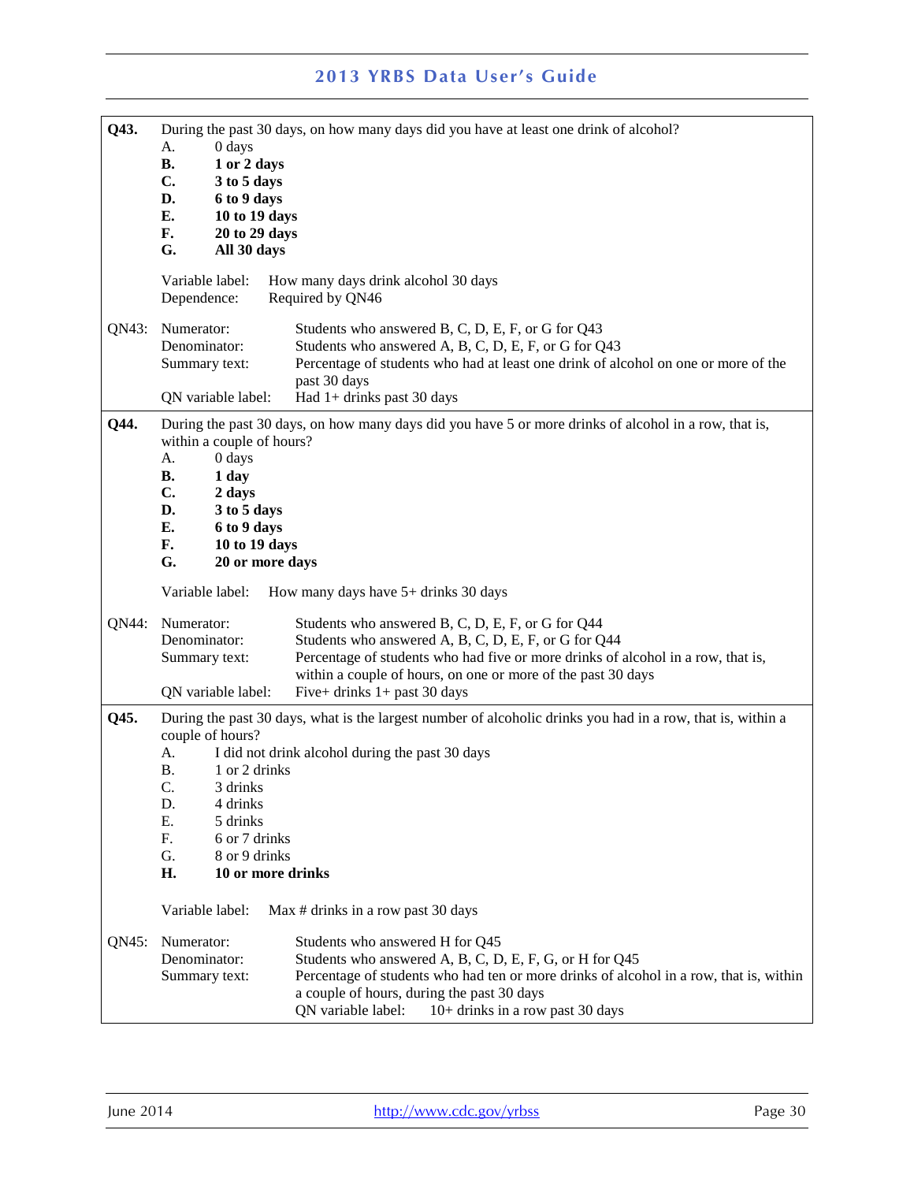**Q43.** During the past 30 days, on how many days did you have at least one drink of alcohol?

A. 0 days
**B. 1 or 2 days**
**C. 3 to 5 days**
**D. 6 to 9 days**
**E. 10 to 19 days**
**F. 20 to 29 days**
**G. All 30 days**

Variable label: How many days drink alcohol 30 days
Dependence: Required by QN46

**QN43:**

| | |
|---|---|
| Numerator: | Students who answered B, C, D, E, F, or G for Q43 |
| Denominator: | Students who answered A, B, C, D, E, F, or G for Q43 |
| Summary text: | Percentage of students who had at least one drink of alcohol on one or more of the past 30 days |
| QN variable label: | Had 1+ drinks past 30 days |

---

**Q44.** During the past 30 days, on how many days did you have 5 or more drinks of alcohol in a row, that is, within a couple of hours?

A. 0 days
**B. 1 day**
**C. 2 days**
**D. 3 to 5 days**
**E. 6 to 9 days**
**F. 10 to 19 days**
**G. 20 or more days**

Variable label: How many days have 5+ drinks 30 days

**QN44:**

| | |
|---|---|
| Numerator: | Students who answered B, C, D, E, F, or G for Q44 |
| Denominator: | Students who answered A, B, C, D, E, F, or G for Q44 |
| Summary text: | Percentage of students who had five or more drinks of alcohol in a row, that is, within a couple of hours, on one or more of the past 30 days |
| QN variable label: | Five+ drinks 1+ past 30 days |

---

**Q45.** During the past 30 days, what is the largest number of alcoholic drinks you had in a row, that is, within a couple of hours?

A. I did not drink alcohol during the past 30 days
B. 1 or 2 drinks
C. 3 drinks
D. 4 drinks
E. 5 drinks
F. 6 or 7 drinks
G. 8 or 9 drinks
**H. 10 or more drinks**

Variable label: Max # drinks in a row past 30 days

**QN45:**

| | |
|---|---|
| Numerator: | Students who answered H for Q45 |
| Denominator: | Students who answered A, B, C, D, E, F, G, or H for Q45 |
| Summary text: | Percentage of students who had ten or more drinks of alcohol in a row, that is, within a couple of hours, during the past 30 days |
| QN variable label: | 10+ drinks in a row past 30 days |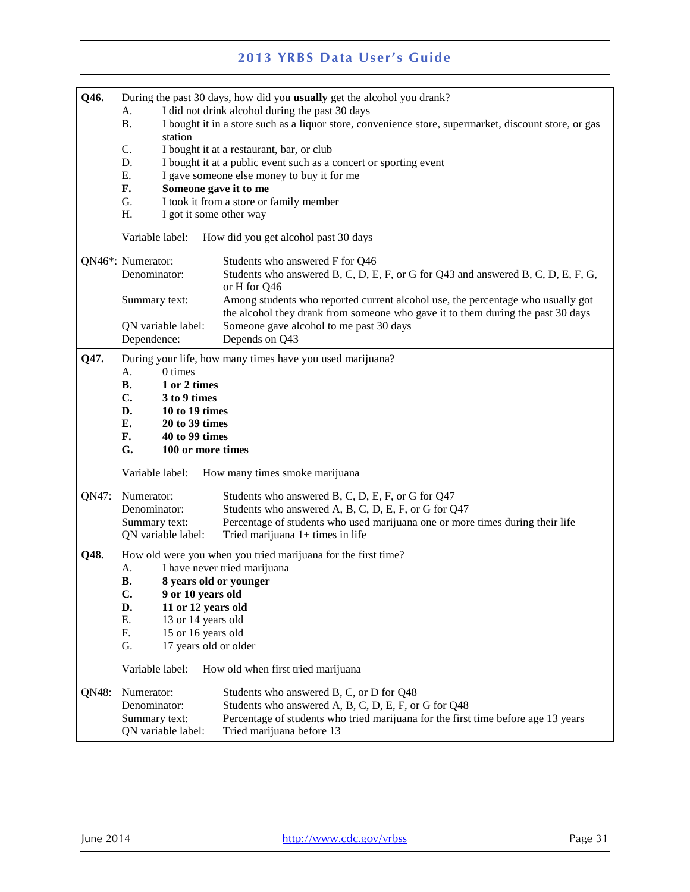**Q46.** During the past 30 days, how did you **usually** get the alcohol you drank?

- A. I did not drink alcohol during the past 30 days
- B. I bought it in a store such as a liquor store, convenience store, supermarket, discount store, or gas station
- C. I bought it at a restaurant, bar, or club
- D. I bought it at a public event such as a concert or sporting event
- E. I gave someone else money to buy it for me
- **F. Someone gave it to me**
- G. I took it from a store or family member
- H. I got it some other way

Variable label: How did you get alcohol past 30 days

QN46*:
- Numerator: Students who answered F for Q46
- Denominator: Students who answered B, C, D, E, F, or G for Q43 and answered B, C, D, E, F, G, or H for Q46
- Summary text: Among students who reported current alcohol use, the percentage who usually got the alcohol they drank from someone who gave it to them during the past 30 days
- QN variable label: Someone gave alcohol to me past 30 days
- Dependence: Depends on Q43

**Q47.** During your life, how many times have you used marijuana?

- A. 0 times
- **B. 1 or 2 times**
- **C. 3 to 9 times**
- **D. 10 to 19 times**
- **E. 20 to 39 times**
- **F. 40 to 99 times**
- **G. 100 or more times**

Variable label: How many times smoke marijuana

QN47:
- Numerator: Students who answered B, C, D, E, F, or G for Q47
- Denominator: Students who answered A, B, C, D, E, F, or G for Q47
- Summary text: Percentage of students who used marijuana one or more times during their life
- QN variable label: Tried marijuana 1+ times in life

**Q48.** How old were you when you tried marijuana for the first time?

- A. I have never tried marijuana
- **B. 8 years old or younger**
- **C. 9 or 10 years old**
- **D. 11 or 12 years old**
- E. 13 or 14 years old
- F. 15 or 16 years old
- G. 17 years old or older

Variable label: How old when first tried marijuana

QN48:
- Numerator: Students who answered B, C, or D for Q48
- Denominator: Students who answered A, B, C, D, E, F, or G for Q48
- Summary text: Percentage of students who tried marijuana for the first time before age 13 years
- QN variable label: Tried marijuana before 13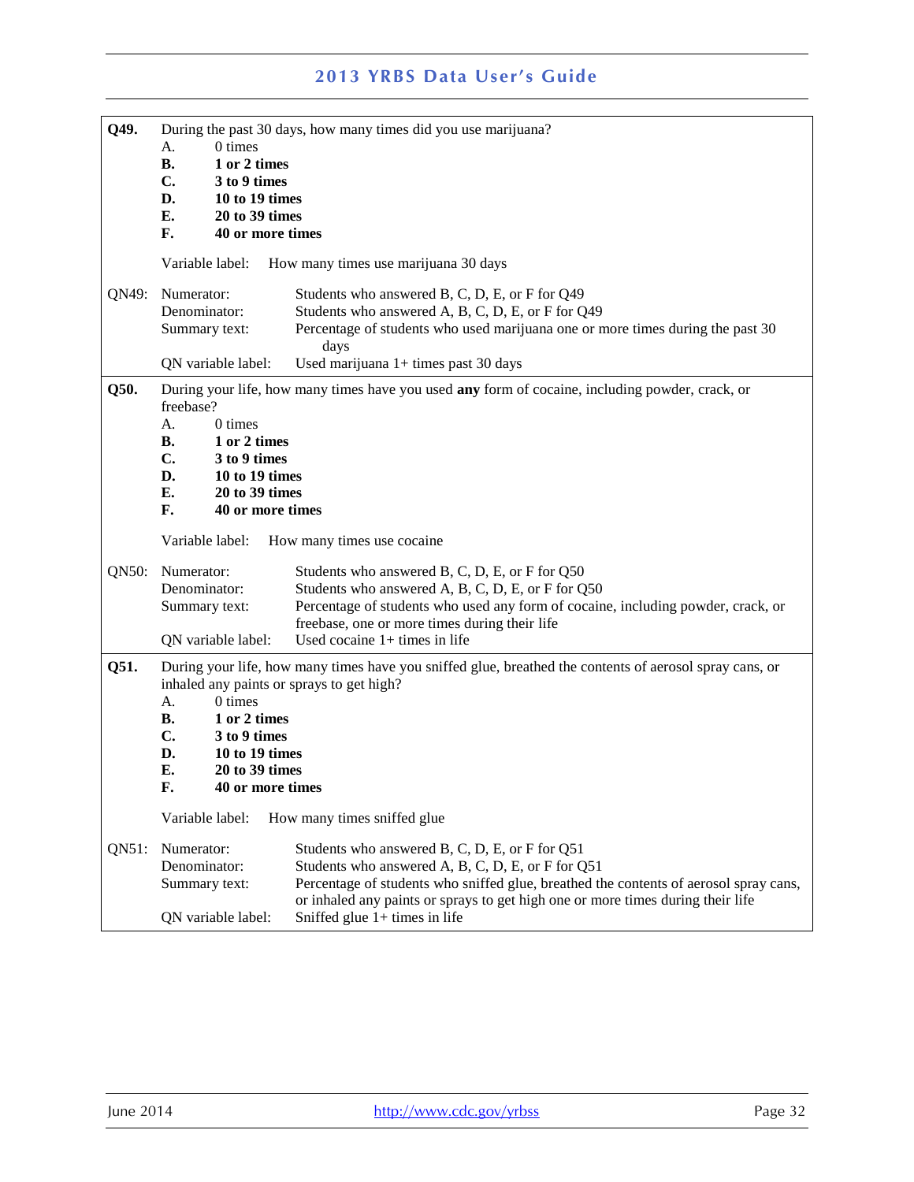**Q49.** During the past 30 days, how many times did you use marijuana?

A. 0 times
**B. 1 or 2 times**
**C. 3 to 9 times**
**D. 10 to 19 times**
**E. 20 to 39 times**
**F. 40 or more times**

Variable label: How many times use marijuana 30 days

QN49:
- Numerator: Students who answered B, C, D, E, or F for Q49
- Denominator: Students who answered A, B, C, D, E, or F for Q49
- Summary text: Percentage of students who used marijuana one or more times during the past 30 days
- QN variable label: Used marijuana 1+ times past 30 days

**Q50.** During your life, how many times have you used **any** form of cocaine, including powder, crack, or freebase?

A. 0 times
**B. 1 or 2 times**
**C. 3 to 9 times**
**D. 10 to 19 times**
**E. 20 to 39 times**
**F. 40 or more times**

Variable label: How many times use cocaine

QN50:
- Numerator: Students who answered B, C, D, E, or F for Q50
- Denominator: Students who answered A, B, C, D, E, or F for Q50
- Summary text: Percentage of students who used any form of cocaine, including powder, crack, or freebase, one or more times during their life
- QN variable label: Used cocaine 1+ times in life

**Q51.** During your life, how many times have you sniffed glue, breathed the contents of aerosol spray cans, or inhaled any paints or sprays to get high?

A. 0 times
**B. 1 or 2 times**
**C. 3 to 9 times**
**D. 10 to 19 times**
**E. 20 to 39 times**
**F. 40 or more times**

Variable label: How many times sniffed glue

QN51:
- Numerator: Students who answered B, C, D, E, or F for Q51
- Denominator: Students who answered A, B, C, D, E, or F for Q51
- Summary text: Percentage of students who sniffed glue, breathed the contents of aerosol spray cans, or inhaled any paints or sprays to get high one or more times during their life
- QN variable label: Sniffed glue 1+ times in life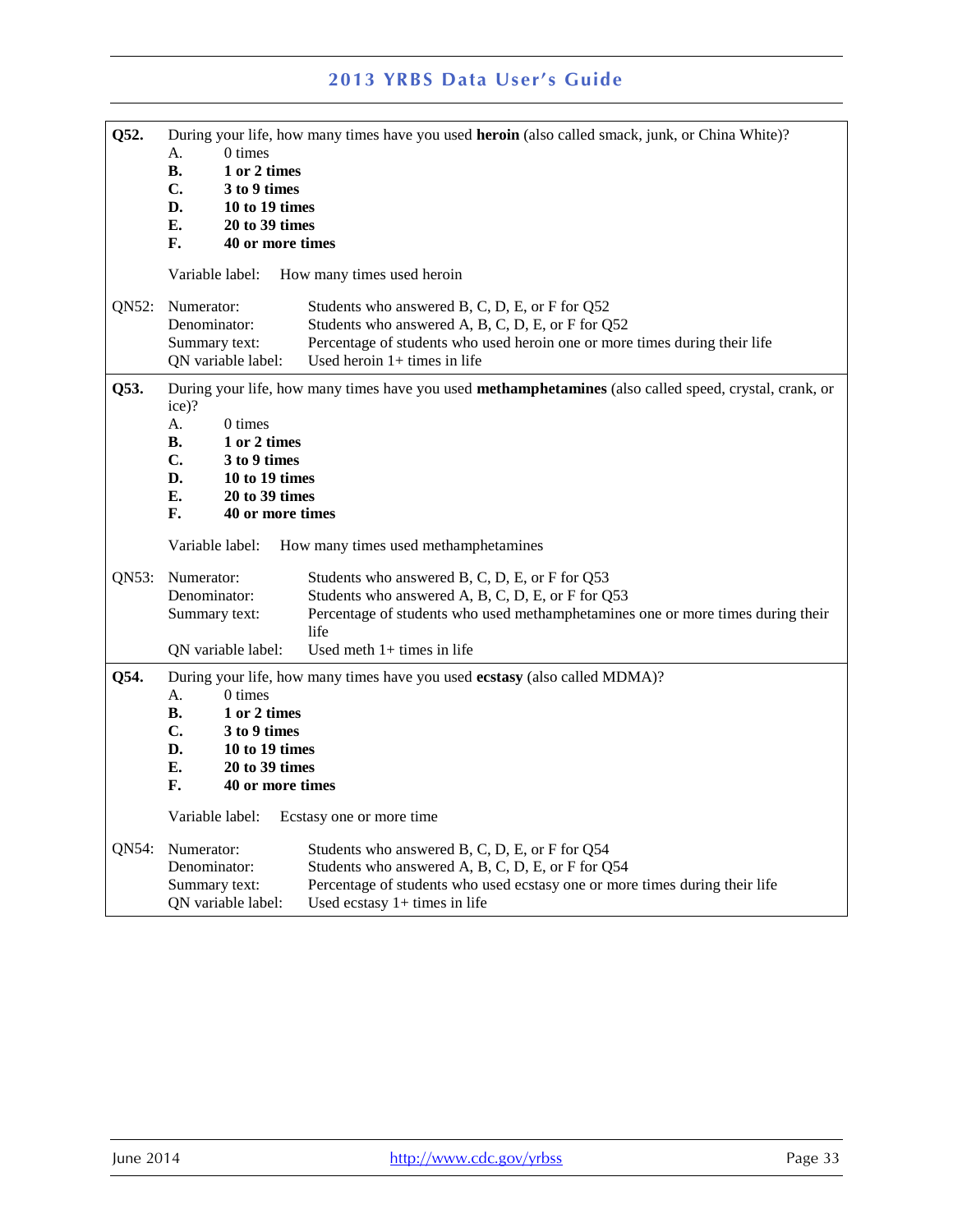**Q52.** During your life, how many times have you used **heroin** (also called smack, junk, or China White)?

A. 0 times
**B. 1 or 2 times**
**C. 3 to 9 times**
**D. 10 to 19 times**
**E. 20 to 39 times**
**F. 40 or more times**

Variable label: How many times used heroin

QN52:

| | |
|---|---|
| Numerator: | Students who answered B, C, D, E, or F for Q52 |
| Denominator: | Students who answered A, B, C, D, E, or F for Q52 |
| Summary text: | Percentage of students who used heroin one or more times during their life |
| QN variable label: | Used heroin 1+ times in life |

**Q53.** During your life, how many times have you used **methamphetamines** (also called speed, crystal, crank, or ice)?

A. 0 times
**B. 1 or 2 times**
**C. 3 to 9 times**
**D. 10 to 19 times**
**E. 20 to 39 times**
**F. 40 or more times**

Variable label: How many times used methamphetamines

QN53:

| | |
|---|---|
| Numerator: | Students who answered B, C, D, E, or F for Q53 |
| Denominator: | Students who answered A, B, C, D, E, or F for Q53 |
| Summary text: | Percentage of students who used methamphetamines one or more times during their life |
| QN variable label: | Used meth 1+ times in life |

**Q54.** During your life, how many times have you used **ecstasy** (also called MDMA)?

A. 0 times
**B. 1 or 2 times**
**C. 3 to 9 times**
**D. 10 to 19 times**
**E. 20 to 39 times**
**F. 40 or more times**

Variable label: Ecstasy one or more time

QN54:

| | |
|---|---|
| Numerator: | Students who answered B, C, D, E, or F for Q54 |
| Denominator: | Students who answered A, B, C, D, E, or F for Q54 |
| Summary text: | Percentage of students who used ecstasy one or more times during their life |
| QN variable label: | Used ecstasy 1+ times in life |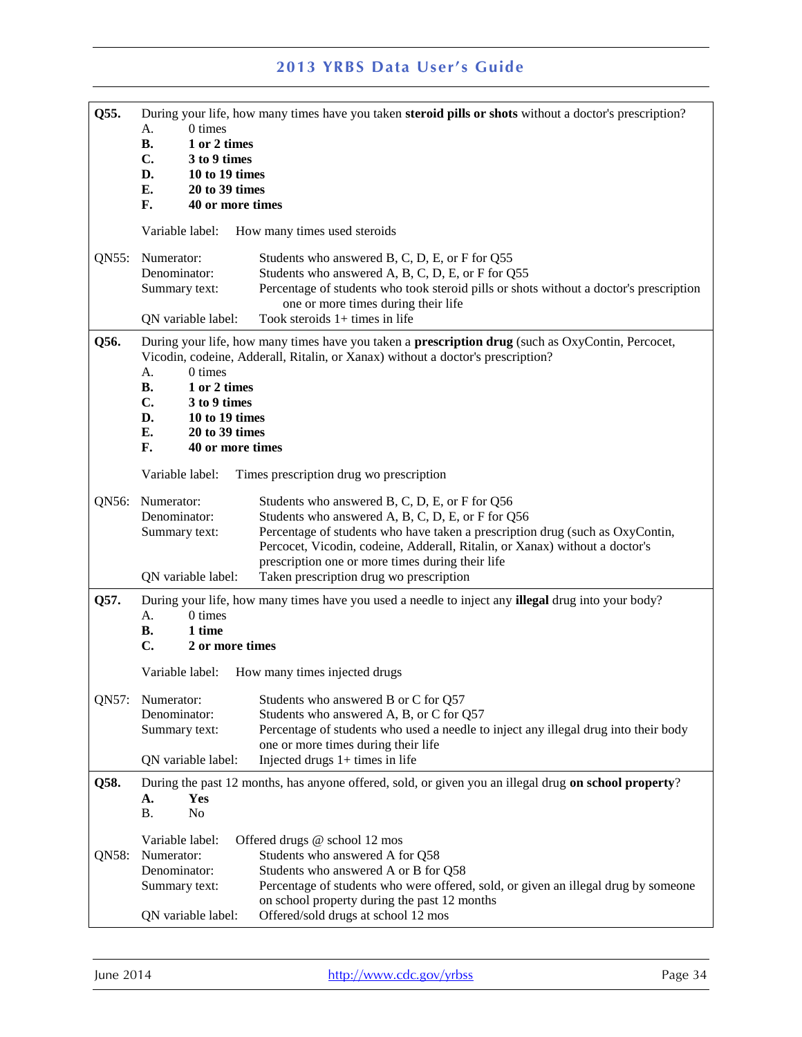**Q55.** During your life, how many times have you taken **steroid pills or shots** without a doctor's prescription?

A. 0 times
**B. 1 or 2 times**
**C. 3 to 9 times**
**D. 10 to 19 times**
**E. 20 to 39 times**
**F. 40 or more times**

Variable label: How many times used steroids

**QN55:**
Numerator: Students who answered B, C, D, E, or F for Q55
Denominator: Students who answered A, B, C, D, E, or F for Q55
Summary text: Percentage of students who took steroid pills or shots without a doctor's prescription one or more times during their life
QN variable label: Took steroids 1+ times in life

---

**Q56.** During your life, how many times have you taken a **prescription drug** (such as OxyContin, Percocet, Vicodin, codeine, Adderall, Ritalin, or Xanax) without a doctor's prescription?

A. 0 times
**B. 1 or 2 times**
**C. 3 to 9 times**
**D. 10 to 19 times**
**E. 20 to 39 times**
**F. 40 or more times**

Variable label: Times prescription drug wo prescription

**QN56:**
Numerator: Students who answered B, C, D, E, or F for Q56
Denominator: Students who answered A, B, C, D, E, or F for Q56
Summary text: Percentage of students who have taken a prescription drug (such as OxyContin, Percocet, Vicodin, codeine, Adderall, Ritalin, or Xanax) without a doctor's prescription one or more times during their life
QN variable label: Taken prescription drug wo prescription

---

**Q57.** During your life, how many times have you used a needle to inject any **illegal** drug into your body?

A. 0 times
**B. 1 time**
**C. 2 or more times**

Variable label: How many times injected drugs

**QN57:**
Numerator: Students who answered B or C for Q57
Denominator: Students who answered A, B, or C for Q57
Summary text: Percentage of students who used a needle to inject any illegal drug into their body one or more times during their life
QN variable label: Injected drugs 1+ times in life

---

**Q58.** During the past 12 months, has anyone offered, sold, or given you an illegal drug **on school property**?

**A. Yes**
B. No

Variable label: Offered drugs @ school 12 mos

**QN58:**
Numerator: Students who answered A for Q58
Denominator: Students who answered A or B for Q58
Summary text: Percentage of students who were offered, sold, or given an illegal drug by someone on school property during the past 12 months
QN variable label: Offered/sold drugs at school 12 mos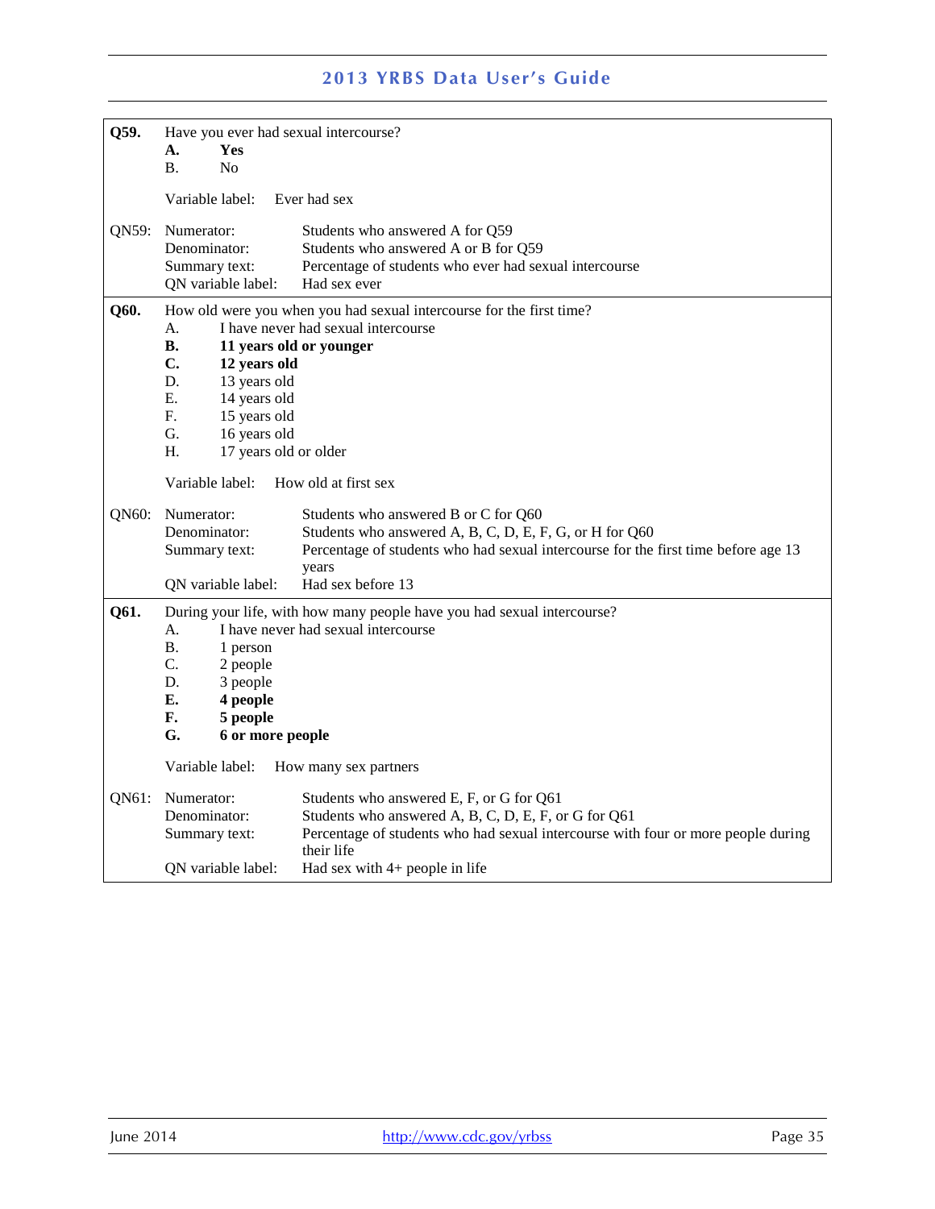**Q59.** Have you ever had sexual intercourse?

**A. Yes**
B. No

Variable label: Ever had sex

QN59:
- Numerator: Students who answered A for Q59
- Denominator: Students who answered A or B for Q59
- Summary text: Percentage of students who ever had sexual intercourse
- QN variable label: Had sex ever

**Q60.** How old were you when you had sexual intercourse for the first time?

A. I have never had sexual intercourse
**B. 11 years old or younger**
**C. 12 years old**
D. 13 years old
E. 14 years old
F. 15 years old
G. 16 years old
H. 17 years old or older

Variable label: How old at first sex

QN60:
- Numerator: Students who answered B or C for Q60
- Denominator: Students who answered A, B, C, D, E, F, G, or H for Q60
- Summary text: Percentage of students who had sexual intercourse for the first time before age 13 years
- QN variable label: Had sex before 13

**Q61.** During your life, with how many people have you had sexual intercourse?

A. I have never had sexual intercourse
B. 1 person
C. 2 people
D. 3 people
**E. 4 people**
**F. 5 people**
**G. 6 or more people**

Variable label: How many sex partners

QN61:
- Numerator: Students who answered E, F, or G for Q61
- Denominator: Students who answered A, B, C, D, E, F, or G for Q61
- Summary text: Percentage of students who had sexual intercourse with four or more people during their life
- QN variable label: Had sex with 4+ people in life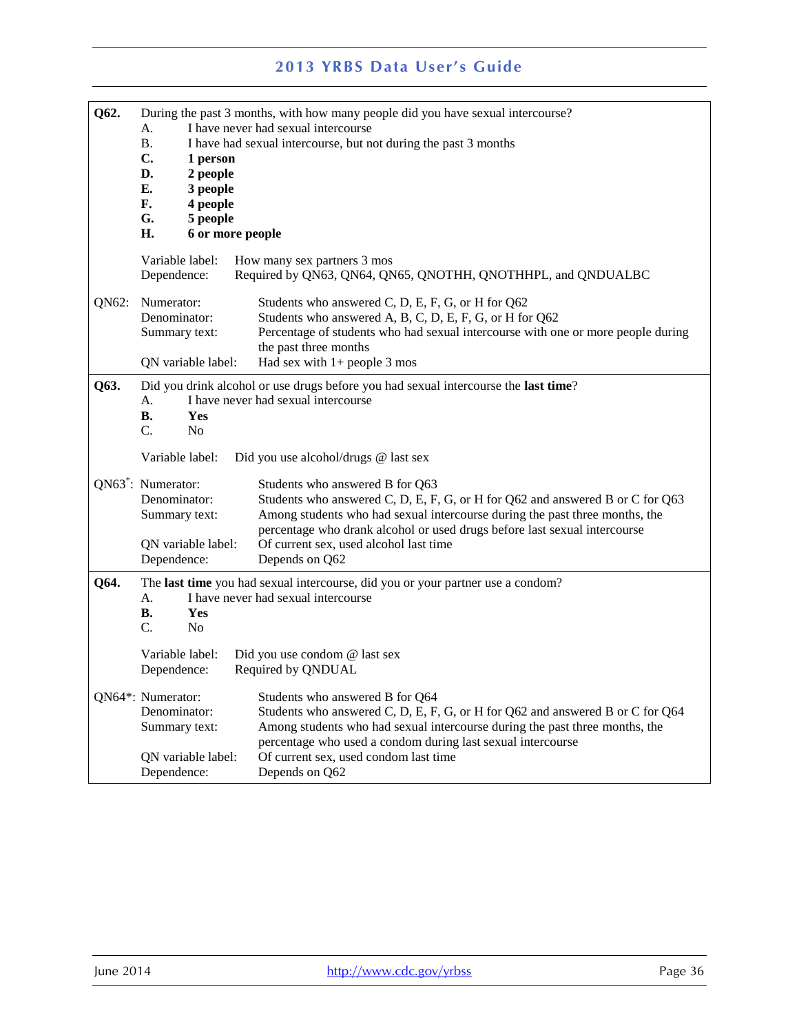**Q62.** During the past 3 months, with how many people did you have sexual intercourse?

A. I have never had sexual intercourse
B. I have had sexual intercourse, but not during the past 3 months
**C. 1 person**
**D. 2 people**
**E. 3 people**
**F. 4 people**
**G. 5 people**
**H. 6 or more people**

Variable label: How many sex partners 3 mos
Dependence: Required by QN63, QN64, QN65, QNOTHH, QNOTHHPL, and QNDUALBC

QN62:
Numerator: Students who answered C, D, E, F, G, or H for Q62
Denominator: Students who answered A, B, C, D, E, F, G, or H for Q62
Summary text: Percentage of students who had sexual intercourse with one or more people during the past three months
QN variable label: Had sex with 1+ people 3 mos

---

**Q63.** Did you drink alcohol or use drugs before you had sexual intercourse the **last time**?

A. I have never had sexual intercourse
**B. Yes**
C. No

Variable label: Did you use alcohol/drugs @ last sex

QN63*:
Numerator: Students who answered B for Q63
Denominator: Students who answered C, D, E, F, G, or H for Q62 and answered B or C for Q63
Summary text: Among students who had sexual intercourse during the past three months, the percentage who drank alcohol or used drugs before last sexual intercourse
QN variable label: Of current sex, used alcohol last time
Dependence: Depends on Q62

---

**Q64.** The **last time** you had sexual intercourse, did you or your partner use a condom?

A. I have never had sexual intercourse
**B. Yes**
C. No

Variable label: Did you use condom @ last sex
Dependence: Required by QNDUAL

QN64*:
Numerator: Students who answered B for Q64
Denominator: Students who answered C, D, E, F, G, or H for Q62 and answered B or C for Q64
Summary text: Among students who had sexual intercourse during the past three months, the percentage who used a condom during last sexual intercourse
QN variable label: Of current sex, used condom last time
Dependence: Depends on Q62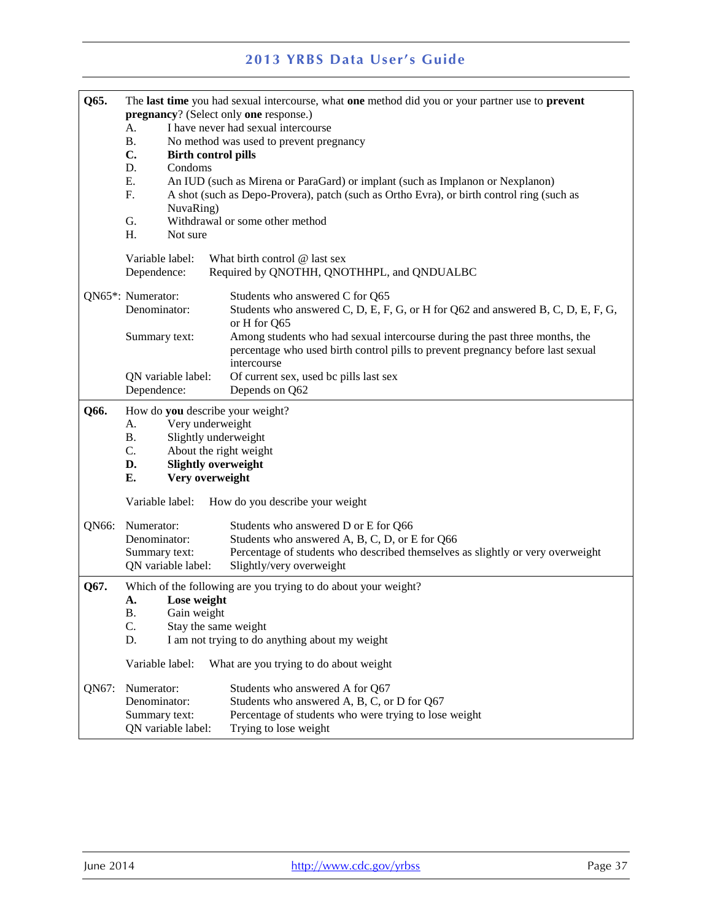**Q65.** The **last time** you had sexual intercourse, what **one** method did you or your partner use to **prevent pregnancy**? (Select only **one** response.)

A. I have never had sexual intercourse
B. No method was used to prevent pregnancy
**C. Birth control pills**
D. Condoms
E. An IUD (such as Mirena or ParaGard) or implant (such as Implanon or Nexplanon)
F. A shot (such as Depo-Provera), patch (such as Ortho Evra), or birth control ring (such as NuvaRing)
G. Withdrawal or some other method
H. Not sure

Variable label: What birth control @ last sex
Dependence: Required by QNOTHH, QNOTHHPL, and QNDUALBC

QN65*:
- Numerator: Students who answered C for Q65
- Denominator: Students who answered C, D, E, F, G, or H for Q62 and answered B, C, D, E, F, G, or H for Q65
- Summary text: Among students who had sexual intercourse during the past three months, the percentage who used birth control pills to prevent pregnancy before last sexual intercourse
- QN variable label: Of current sex, used bc pills last sex
- Dependence: Depends on Q62

---

**Q66.** How do **you** describe your weight?

A. Very underweight
B. Slightly underweight
C. About the right weight
**D. Slightly overweight**
**E. Very overweight**

Variable label: How do you describe your weight

QN66:
- Numerator: Students who answered D or E for Q66
- Denominator: Students who answered A, B, C, D, or E for Q66
- Summary text: Percentage of students who described themselves as slightly or very overweight
- QN variable label: Slightly/very overweight

---

**Q67.** Which of the following are you trying to do about your weight?

**A. Lose weight**
B. Gain weight
C. Stay the same weight
D. I am not trying to do anything about my weight

Variable label: What are you trying to do about weight

QN67:
- Numerator: Students who answered A for Q67
- Denominator: Students who answered A, B, C, or D for Q67
- Summary text: Percentage of students who were trying to lose weight
- QN variable label: Trying to lose weight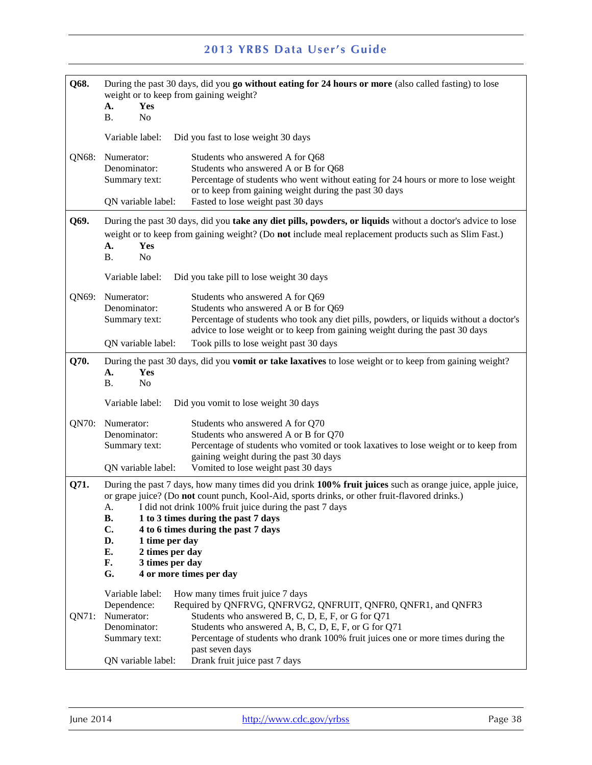**Q68.** During the past 30 days, did you **go without eating for 24 hours or more** (also called fasting) to lose weight or to keep from gaining weight?

**A. Yes**
B. No

Variable label: Did you fast to lose weight 30 days

QN68:
- Numerator: Students who answered A for Q68
- Denominator: Students who answered A or B for Q68
- Summary text: Percentage of students who went without eating for 24 hours or more to lose weight or to keep from gaining weight during the past 30 days
- QN variable label: Fasted to lose weight past 30 days

---

**Q69.** During the past 30 days, did you **take any diet pills, powders, or liquids** without a doctor's advice to lose weight or to keep from gaining weight? (Do **not** include meal replacement products such as Slim Fast.)

**A. Yes**
B. No

Variable label: Did you take pill to lose weight 30 days

QN69:
- Numerator: Students who answered A for Q69
- Denominator: Students who answered A or B for Q69
- Summary text: Percentage of students who took any diet pills, powders, or liquids without a doctor's advice to lose weight or to keep from gaining weight during the past 30 days
- QN variable label: Took pills to lose weight past 30 days

---

**Q70.** During the past 30 days, did you **vomit or take laxatives** to lose weight or to keep from gaining weight?

**A. Yes**
B. No

Variable label: Did you vomit to lose weight 30 days

QN70:
- Numerator: Students who answered A for Q70
- Denominator: Students who answered A or B for Q70
- Summary text: Percentage of students who vomited or took laxatives to lose weight or to keep from gaining weight during the past 30 days
- QN variable label: Vomited to lose weight past 30 days

---

**Q71.** During the past 7 days, how many times did you drink **100% fruit juices** such as orange juice, apple juice, or grape juice? (Do **not** count punch, Kool-Aid, sports drinks, or other fruit-flavored drinks.)

A. I did not drink 100% fruit juice during the past 7 days
**B. 1 to 3 times during the past 7 days**
**C. 4 to 6 times during the past 7 days**
**D. 1 time per day**
**E. 2 times per day**
**F. 3 times per day**
**G. 4 or more times per day**

Variable label: How many times fruit juice 7 days
Dependence: Required by QNFRVG, QNFRVG2, QNFRUIT, QNFR0, QNFR1, and QNFR3

QN71:
- Numerator: Students who answered B, C, D, E, F, or G for Q71
- Denominator: Students who answered A, B, C, D, E, F, or G for Q71
- Summary text: Percentage of students who drank 100% fruit juices one or more times during the past seven days
- QN variable label: Drank fruit juice past 7 days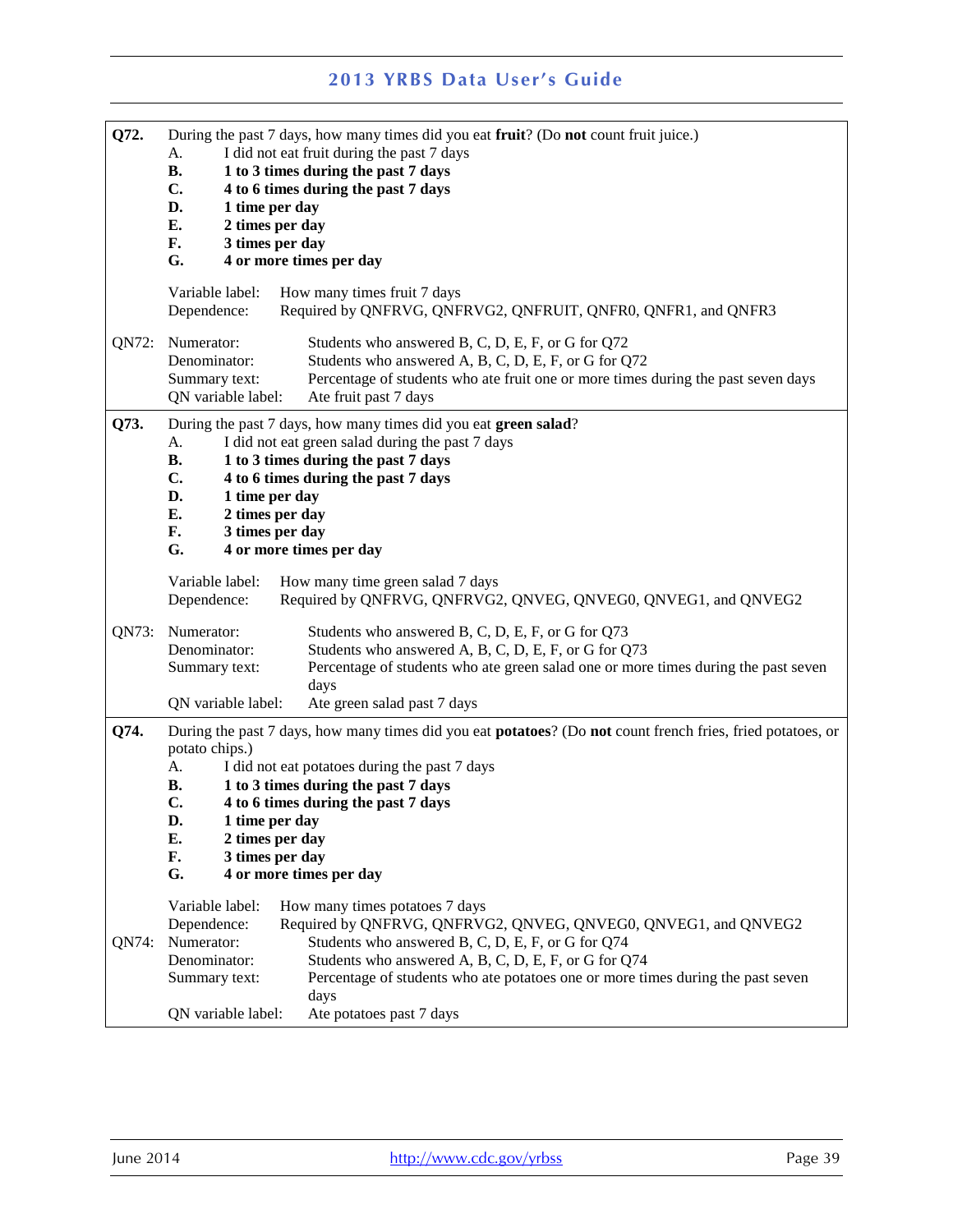**Q72.** During the past 7 days, how many times did you eat **fruit**? (Do **not** count fruit juice.)

A. I did not eat fruit during the past 7 days
**B. 1 to 3 times during the past 7 days**
**C. 4 to 6 times during the past 7 days**
**D. 1 time per day**
**E. 2 times per day**
**F. 3 times per day**
**G. 4 or more times per day**

Variable label: How many times fruit 7 days
Dependence: Required by QNFRVG, QNFRVG2, QNFRUIT, QNFR0, QNFR1, and QNFR3

**QN72:**
Numerator: Students who answered B, C, D, E, F, or G for Q72
Denominator: Students who answered A, B, C, D, E, F, or G for Q72
Summary text: Percentage of students who ate fruit one or more times during the past seven days
QN variable label: Ate fruit past 7 days

---

**Q73.** During the past 7 days, how many times did you eat **green salad**?

A. I did not eat green salad during the past 7 days
**B. 1 to 3 times during the past 7 days**
**C. 4 to 6 times during the past 7 days**
**D. 1 time per day**
**E. 2 times per day**
**F. 3 times per day**
**G. 4 or more times per day**

Variable label: How many time green salad 7 days
Dependence: Required by QNFRVG, QNFRVG2, QNVEG, QNVEG0, QNVEG1, and QNVEG2

**QN73:**
Numerator: Students who answered B, C, D, E, F, or G for Q73
Denominator: Students who answered A, B, C, D, E, F, or G for Q73
Summary text: Percentage of students who ate green salad one or more times during the past seven days
QN variable label: Ate green salad past 7 days

---

**Q74.** During the past 7 days, how many times did you eat **potatoes**? (Do **not** count french fries, fried potatoes, or potato chips.)

A. I did not eat potatoes during the past 7 days
**B. 1 to 3 times during the past 7 days**
**C. 4 to 6 times during the past 7 days**
**D. 1 time per day**
**E. 2 times per day**
**F. 3 times per day**
**G. 4 or more times per day**

Variable label: How many times potatoes 7 days
Dependence: Required by QNFRVG, QNFRVG2, QNVEG, QNVEG0, QNVEG1, and QNVEG2

**QN74:**
Numerator: Students who answered B, C, D, E, F, or G for Q74
Denominator: Students who answered A, B, C, D, E, F, or G for Q74
Summary text: Percentage of students who ate potatoes one or more times during the past seven days
QN variable label: Ate potatoes past 7 days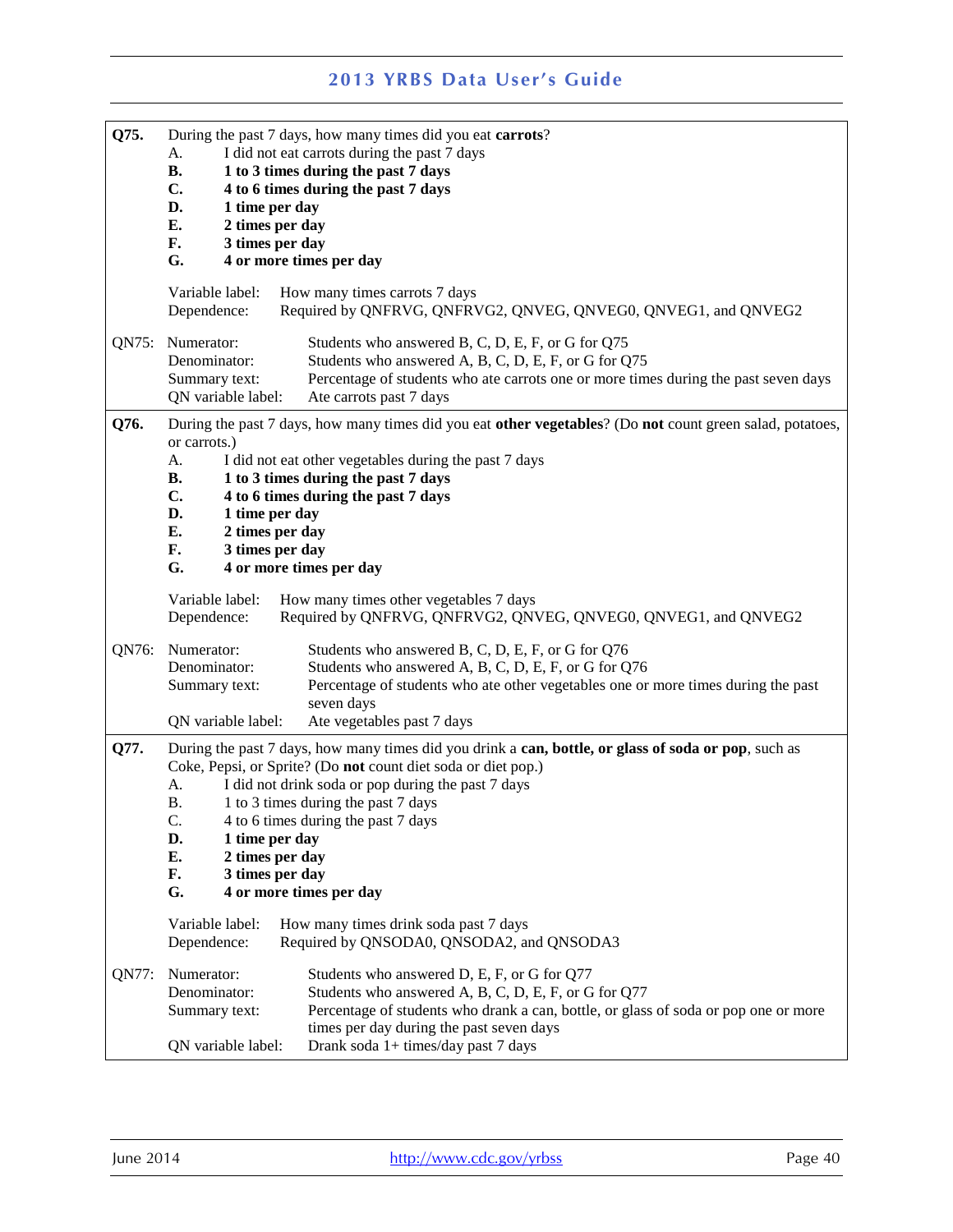**Q75.** During the past 7 days, how many times did you eat **carrots**?

A. I did not eat carrots during the past 7 days
**B. 1 to 3 times during the past 7 days**
**C. 4 to 6 times during the past 7 days**
**D. 1 time per day**
**E. 2 times per day**
**F. 3 times per day**
**G. 4 or more times per day**

Variable label: How many times carrots 7 days
Dependence: Required by QNFRVG, QNFRVG2, QNVEG, QNVEG0, QNVEG1, and QNVEG2

**QN75:**
Numerator: Students who answered B, C, D, E, F, or G for Q75
Denominator: Students who answered A, B, C, D, E, F, or G for Q75
Summary text: Percentage of students who ate carrots one or more times during the past seven days
QN variable label: Ate carrots past 7 days

---

**Q76.** During the past 7 days, how many times did you eat **other vegetables**? (Do **not** count green salad, potatoes, or carrots.)

A. I did not eat other vegetables during the past 7 days
**B. 1 to 3 times during the past 7 days**
**C. 4 to 6 times during the past 7 days**
**D. 1 time per day**
**E. 2 times per day**
**F. 3 times per day**
**G. 4 or more times per day**

Variable label: How many times other vegetables 7 days
Dependence: Required by QNFRVG, QNFRVG2, QNVEG, QNVEG0, QNVEG1, and QNVEG2

**QN76:**
Numerator: Students who answered B, C, D, E, F, or G for Q76
Denominator: Students who answered A, B, C, D, E, F, or G for Q76
Summary text: Percentage of students who ate other vegetables one or more times during the past seven days
QN variable label: Ate vegetables past 7 days

---

**Q77.** During the past 7 days, how many times did you drink a **can, bottle, or glass of soda or pop**, such as Coke, Pepsi, or Sprite? (Do **not** count diet soda or diet pop.)

A. I did not drink soda or pop during the past 7 days
B. 1 to 3 times during the past 7 days
C. 4 to 6 times during the past 7 days
**D. 1 time per day**
**E. 2 times per day**
**F. 3 times per day**
**G. 4 or more times per day**

Variable label: How many times drink soda past 7 days
Dependence: Required by QNSODA0, QNSODA2, and QNSODA3

**QN77:**
Numerator: Students who answered D, E, F, or G for Q77
Denominator: Students who answered A, B, C, D, E, F, or G for Q77
Summary text: Percentage of students who drank a can, bottle, or glass of soda or pop one or more times per day during the past seven days
QN variable label: Drank soda 1+ times/day past 7 days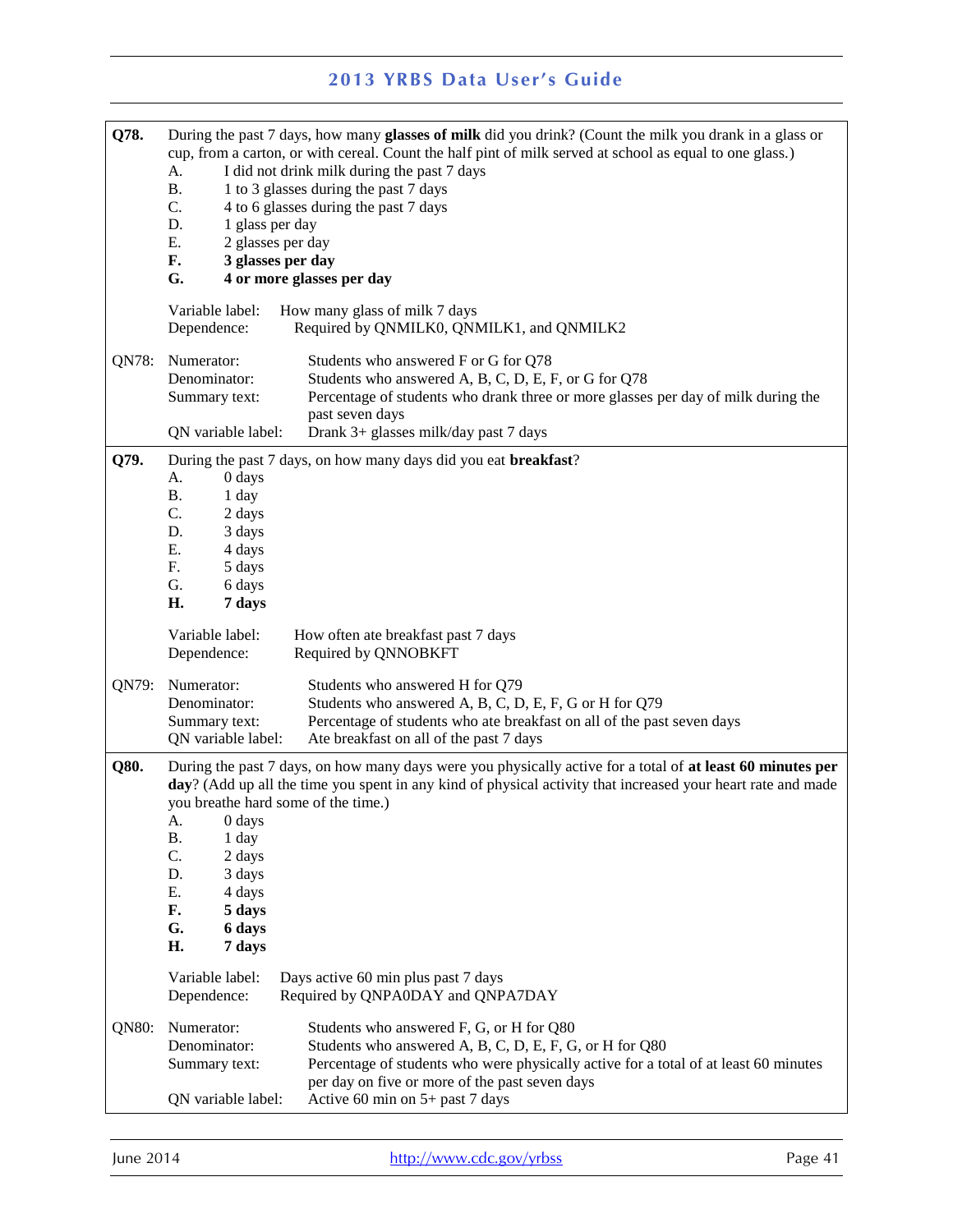**Q78.** During the past 7 days, how many **glasses of milk** did you drink? (Count the milk you drank in a glass or cup, from a carton, or with cereal. Count the half pint of milk served at school as equal to one glass.)

A. I did not drink milk during the past 7 days
B. 1 to 3 glasses during the past 7 days
C. 4 to 6 glasses during the past 7 days
D. 1 glass per day
E. 2 glasses per day
**F. 3 glasses per day**
**G. 4 or more glasses per day**

Variable label: How many glass of milk 7 days
Dependence: Required by QNMILK0, QNMILK1, and QNMILK2

QN78:
Numerator: Students who answered F or G for Q78
Denominator: Students who answered A, B, C, D, E, F, or G for Q78
Summary text: Percentage of students who drank three or more glasses per day of milk during the past seven days
QN variable label: Drank 3+ glasses milk/day past 7 days

---

**Q79.** During the past 7 days, on how many days did you eat **breakfast**?

A. 0 days
B. 1 day
C. 2 days
D. 3 days
E. 4 days
F. 5 days
G. 6 days
**H. 7 days**

Variable label: How often ate breakfast past 7 days
Dependence: Required by QNNOBKFT

QN79:
Numerator: Students who answered H for Q79
Denominator: Students who answered A, B, C, D, E, F, G or H for Q79
Summary text: Percentage of students who ate breakfast on all of the past seven days
QN variable label: Ate breakfast on all of the past 7 days

---

**Q80.** During the past 7 days, on how many days were you physically active for a total of **at least 60 minutes per day**? (Add up all the time you spent in any kind of physical activity that increased your heart rate and made you breathe hard some of the time.)

A. 0 days
B. 1 day
C. 2 days
D. 3 days
E. 4 days
**F. 5 days**
**G. 6 days**
**H. 7 days**

Variable label: Days active 60 min plus past 7 days
Dependence: Required by QNPA0DAY and QNPA7DAY

QN80:
Numerator: Students who answered F, G, or H for Q80
Denominator: Students who answered A, B, C, D, E, F, G, or H for Q80
Summary text: Percentage of students who were physically active for a total of at least 60 minutes per day on five or more of the past seven days
QN variable label: Active 60 min on 5+ past 7 days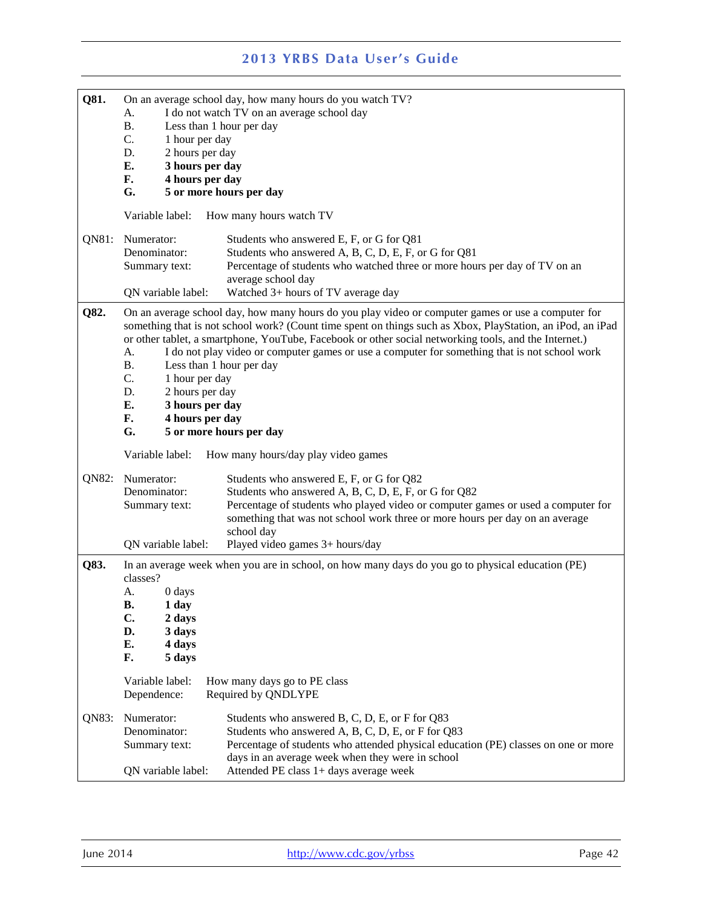**Q81.** On an average school day, how many hours do you watch TV?

A. I do not watch TV on an average school day
B. Less than 1 hour per day
C. 1 hour per day
D. 2 hours per day
**E. 3 hours per day**
**F. 4 hours per day**
**G. 5 or more hours per day**

Variable label: How many hours watch TV

QN81:
Numerator: Students who answered E, F, or G for Q81
Denominator: Students who answered A, B, C, D, E, F, or G for Q81
Summary text: Percentage of students who watched three or more hours per day of TV on an average school day
QN variable label: Watched 3+ hours of TV average day

**Q82.** On an average school day, how many hours do you play video or computer games or use a computer for something that is not school work? (Count time spent on things such as Xbox, PlayStation, an iPod, an iPad or other tablet, a smartphone, YouTube, Facebook or other social networking tools, and the Internet.)

A. I do not play video or computer games or use a computer for something that is not school work
B. Less than 1 hour per day
C. 1 hour per day
D. 2 hours per day
**E. 3 hours per day**
**F. 4 hours per day**
**G. 5 or more hours per day**

Variable label: How many hours/day play video games

QN82:
Numerator: Students who answered E, F, or G for Q82
Denominator: Students who answered A, B, C, D, E, F, or G for Q82
Summary text: Percentage of students who played video or computer games or used a computer for something that was not school work three or more hours per day on an average school day
QN variable label: Played video games 3+ hours/day

**Q83.** In an average week when you are in school, on how many days do you go to physical education (PE) classes?

A. 0 days
**B. 1 day**
**C. 2 days**
**D. 3 days**
**E. 4 days**
**F. 5 days**

Variable label: How many days go to PE class
Dependence: Required by QNDLYPE

QN83:
Numerator: Students who answered B, C, D, E, or F for Q83
Denominator: Students who answered A, B, C, D, E, or F for Q83
Summary text: Percentage of students who attended physical education (PE) classes on one or more days in an average week when they were in school
QN variable label: Attended PE class 1+ days average week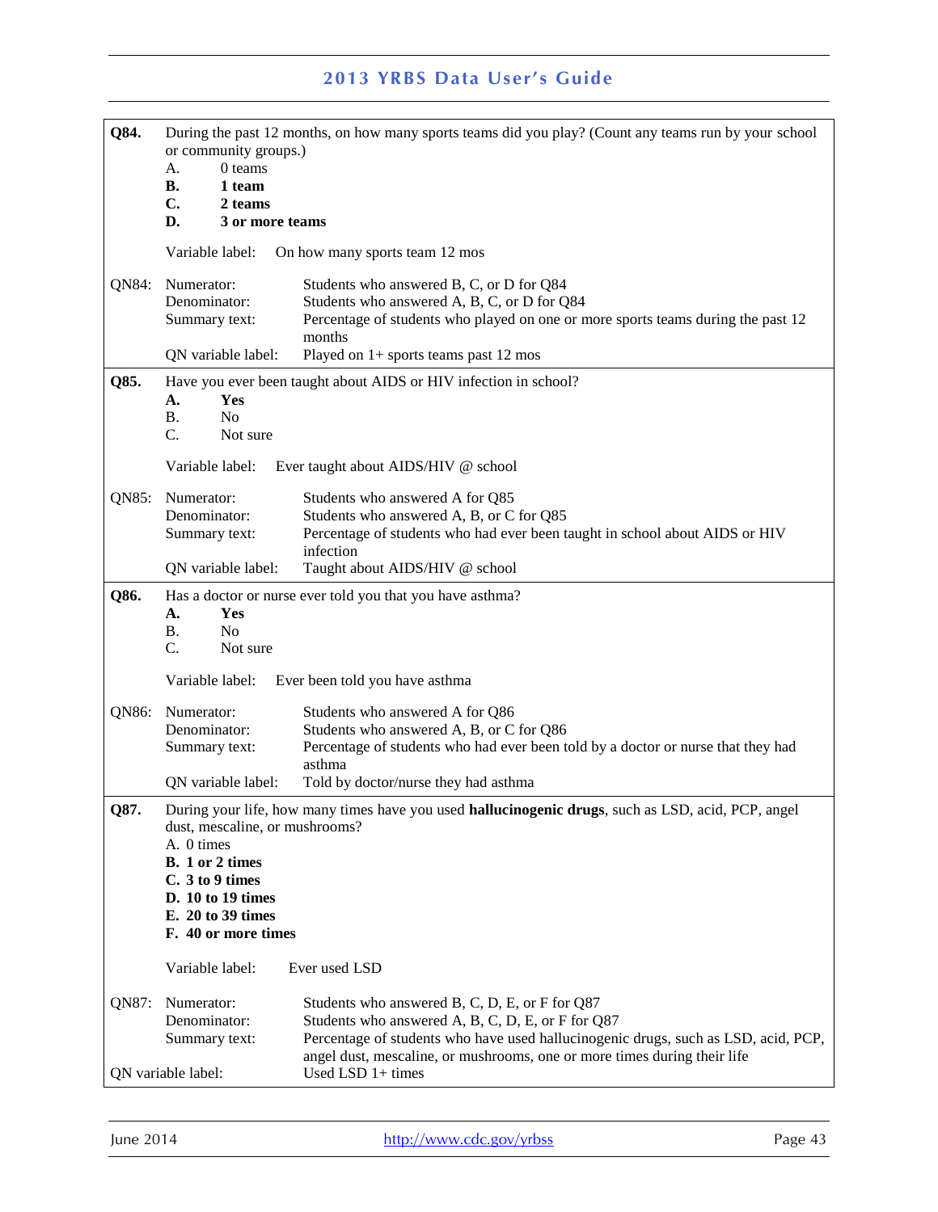**Q84.** During the past 12 months, on how many sports teams did you play? (Count any teams run by your school or community groups.)

A. 0 teams
**B. 1 team**
**C. 2 teams**
**D. 3 or more teams**

Variable label: On how many sports team 12 mos

QN84:
- Numerator: Students who answered B, C, or D for Q84
- Denominator: Students who answered A, B, C, or D for Q84
- Summary text: Percentage of students who played on one or more sports teams during the past 12 months
- QN variable label: Played on 1+ sports teams past 12 mos

---

**Q85.** Have you ever been taught about AIDS or HIV infection in school?

**A. Yes**
B. No
C. Not sure

Variable label: Ever taught about AIDS/HIV @ school

QN85:
- Numerator: Students who answered A for Q85
- Denominator: Students who answered A, B, or C for Q85
- Summary text: Percentage of students who had ever been taught in school about AIDS or HIV infection
- QN variable label: Taught about AIDS/HIV @ school

---

**Q86.** Has a doctor or nurse ever told you that you have asthma?

**A. Yes**
B. No
C. Not sure

Variable label: Ever been told you have asthma

QN86:
- Numerator: Students who answered A for Q86
- Denominator: Students who answered A, B, or C for Q86
- Summary text: Percentage of students who had ever been told by a doctor or nurse that they had asthma
- QN variable label: Told by doctor/nurse they had asthma

---

**Q87.** During your life, how many times have you used **hallucinogenic drugs**, such as LSD, acid, PCP, angel dust, mescaline, or mushrooms?

A. 0 times
**B. 1 or 2 times**
**C. 3 to 9 times**
**D. 10 to 19 times**
**E. 20 to 39 times**
**F. 40 or more times**

Variable label: Ever used LSD

QN87:
- Numerator: Students who answered B, C, D, E, or F for Q87
- Denominator: Students who answered A, B, C, D, E, or F for Q87
- Summary text: Percentage of students who have used hallucinogenic drugs, such as LSD, acid, PCP, angel dust, mescaline, or mushrooms, one or more times during their life
- QN variable label: Used LSD 1+ times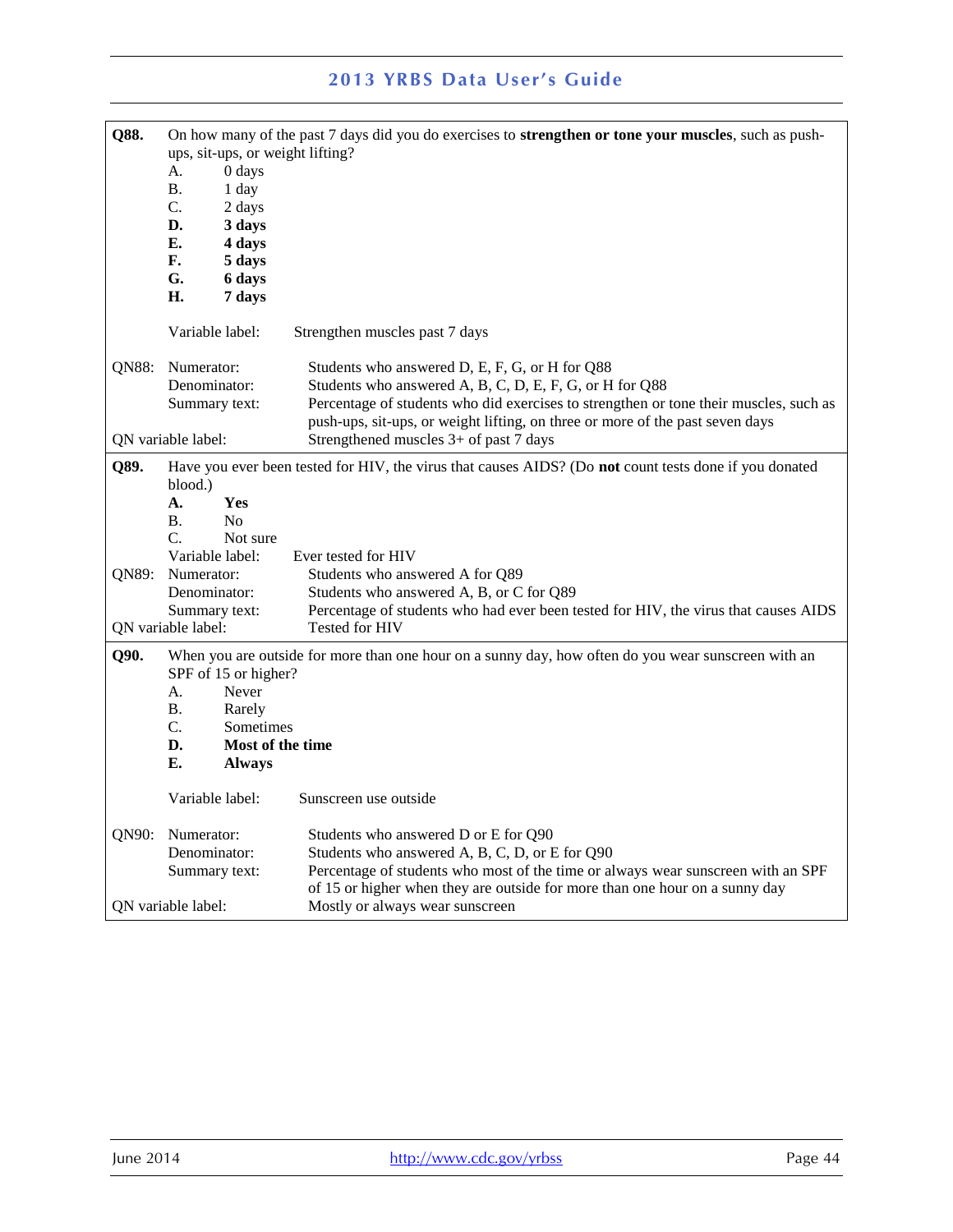**Q88.** On how many of the past 7 days did you do exercises to **strengthen or tone your muscles**, such as push-ups, sit-ups, or weight lifting?

A. 0 days
B. 1 day
C. 2 days
**D. 3 days**
**E. 4 days**
**F. 5 days**
**G. 6 days**
**H. 7 days**

Variable label: Strengthen muscles past 7 days

QN88: Numerator: Students who answered D, E, F, G, or H for Q88
Denominator: Students who answered A, B, C, D, E, F, G, or H for Q88
Summary text: Percentage of students who did exercises to strengthen or tone their muscles, such as push-ups, sit-ups, or weight lifting, on three or more of the past seven days
QN variable label: Strengthened muscles 3+ of past 7 days

**Q89.** Have you ever been tested for HIV, the virus that causes AIDS? (Do **not** count tests done if you donated blood.)

**A. Yes**
B. No
C. Not sure

Variable label: Ever tested for HIV

QN89: Numerator: Students who answered A for Q89
Denominator: Students who answered A, B, or C for Q89
Summary text: Percentage of students who had ever been tested for HIV, the virus that causes AIDS
QN variable label: Tested for HIV

**Q90.** When you are outside for more than one hour on a sunny day, how often do you wear sunscreen with an SPF of 15 or higher?

A. Never
B. Rarely
C. Sometimes
**D. Most of the time**
**E. Always**

Variable label: Sunscreen use outside

QN90: Numerator: Students who answered D or E for Q90
Denominator: Students who answered A, B, C, D, or E for Q90
Summary text: Percentage of students who most of the time or always wear sunscreen with an SPF of 15 or higher when they are outside for more than one hour on a sunny day
QN variable label: Mostly or always wear sunscreen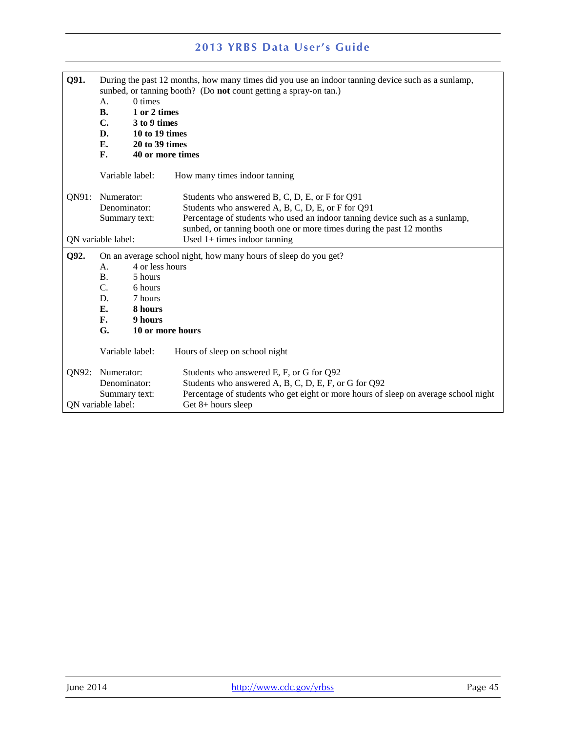**Q91.** During the past 12 months, how many times did you use an indoor tanning device such as a sunlamp, sunbed, or tanning booth? (Do **not** count getting a spray-on tan.)

A. 0 times
**B. 1 or 2 times**
**C. 3 to 9 times**
**D. 10 to 19 times**
**E. 20 to 39 times**
**F. 40 or more times**

Variable label: How many times indoor tanning

QN91: Numerator: Students who answered B, C, D, E, or F for Q91
Denominator: Students who answered A, B, C, D, E, or F for Q91
Summary text: Percentage of students who used an indoor tanning device such as a sunlamp, sunbed, or tanning booth one or more times during the past 12 months
QN variable label: Used 1+ times indoor tanning

---

**Q92.** On an average school night, how many hours of sleep do you get?

A. 4 or less hours
B. 5 hours
C. 6 hours
D. 7 hours
**E. 8 hours**
**F. 9 hours**
**G. 10 or more hours**

Variable label: Hours of sleep on school night

QN92: Numerator: Students who answered E, F, or G for Q92
Denominator: Students who answered A, B, C, D, E, F, or G for Q92
Summary text: Percentage of students who get eight or more hours of sleep on average school night
QN variable label: Get 8+ hours sleep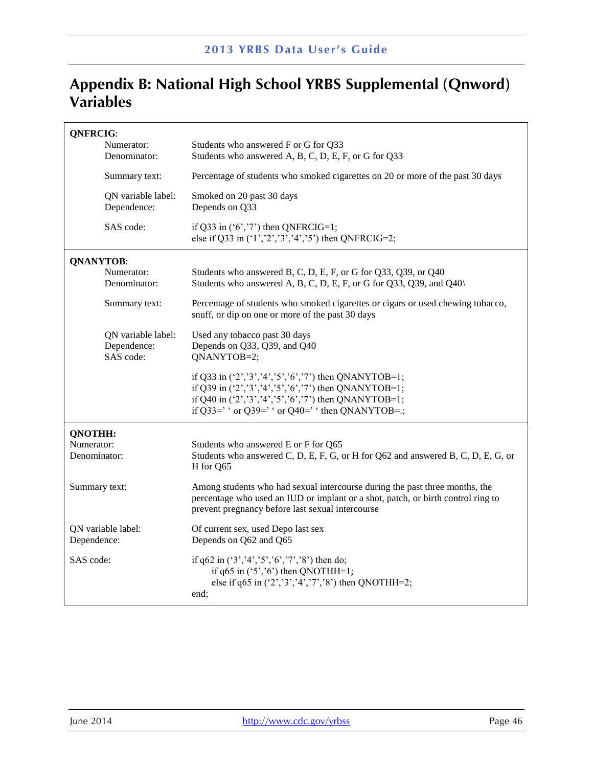# Appendix B: National High School YRBS Supplemental (Qnword) Variables

**QNFRCIG**:

| | |
|---|---|
| Numerator: | Students who answered F or G for Q33 |
| Denominator: | Students who answered A, B, C, D, E, F, or G for Q33 |
| Summary text: | Percentage of students who smoked cigarettes on 20 or more of the past 30 days |
| QN variable label: | Smoked on 20 past 30 days |
| Dependence: | Depends on Q33 |
| SAS code: | |

```
if Q33 in ('6','7') then QNFRCIG=1;
else if Q33 in ('1','2','3','4','5') then QNFRCIG=2;
```

**QNANYTOB**:

| | |
|---|---|
| Numerator: | Students who answered B, C, D, E, F, or G for Q33, Q39, or Q40 |
| Denominator: | Students who answered A, B, C, D, E, F, or G for Q33, Q39, and Q40\ |
| Summary text: | Percentage of students who smoked cigarettes or cigars or used chewing tobacco, snuff, or dip on one or more of the past 30 days |
| QN variable label: | Used any tobacco past 30 days |
| Dependence: | Depends on Q33, Q39, and Q40 |
| SAS code: | |

```
QNANYTOB=2;

if Q33 in ('2','3','4','5','6','7') then QNANYTOB=1;
if Q39 in ('2','3','4','5','6','7') then QNANYTOB=1;
if Q40 in ('2','3','4','5','6','7') then QNANYTOB=1;
if Q33=' ' or Q39=' ' or Q40=' ' then QNANYTOB=.;
```

**QNOTHH:**

| | |
|---|---|
| Numerator: | Students who answered E or F for Q65 |
| Denominator: | Students who answered C, D, E, F, G, or H for Q62 and answered B, C, D, E, G, or H for Q65 |
| Summary text: | Among students who had sexual intercourse during the past three months, the percentage who used an IUD or implant or a shot, patch, or birth control ring to prevent pregnancy before last sexual intercourse |
| QN variable label: | Of current sex, used Depo last sex |
| Dependence: | Depends on Q62 and Q65 |
| SAS code: | |

```
if q62 in ('3','4','5','6','7','8') then do;
    if q65 in ('5','6') then QNOTHH=1;
    else if q65 in ('2','3','4','7','8') then QNOTHH=2;
end;
```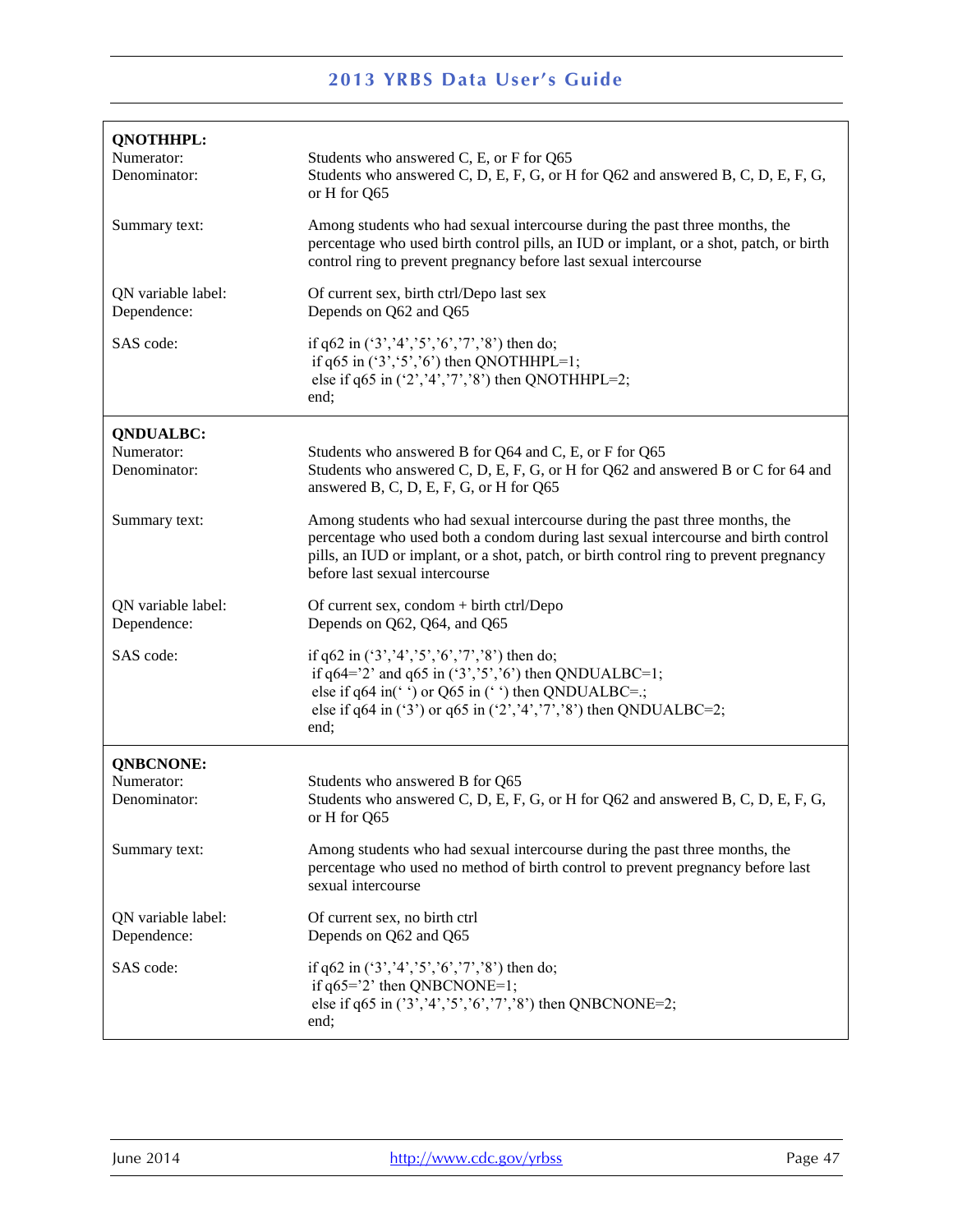**QNOTHHPL:**

Numerator: Students who answered C, E, or F for Q65

Denominator: Students who answered C, D, E, F, G, or H for Q62 and answered B, C, D, E, F, G, or H for Q65

Summary text: Among students who had sexual intercourse during the past three months, the percentage who used birth control pills, an IUD or implant, or a shot, patch, or birth control ring to prevent pregnancy before last sexual intercourse

QN variable label: Of current sex, birth ctrl/Depo last sex

Dependence: Depends on Q62 and Q65

SAS code:

```
if q62 in ('3','4','5','6','7','8') then do;
 if q65 in ('3','5','6') then QNOTHHPL=1;
 else if q65 in ('2','4','7','8') then QNOTHHPL=2;
end;
```

**QNDUALBC:**

Numerator: Students who answered B for Q64 and C, E, or F for Q65

Denominator: Students who answered C, D, E, F, G, or H for Q62 and answered B or C for 64 and answered B, C, D, E, F, G, or H for Q65

Summary text: Among students who had sexual intercourse during the past three months, the percentage who used both a condom during last sexual intercourse and birth control pills, an IUD or implant, or a shot, patch, or birth control ring to prevent pregnancy before last sexual intercourse

QN variable label: Of current sex, condom + birth ctrl/Depo

Dependence: Depends on Q62, Q64, and Q65

SAS code:

```
if q62 in ('3','4','5','6','7','8') then do;
 if q64='2' and q65 in ('3','5','6') then QNDUALBC=1;
 else if q64 in(' ') or Q65 in (' ') then QNDUALBC=.;
 else if q64 in ('3') or q65 in ('2','4','7','8') then QNDUALBC=2;
end;
```

**QNBCNONE:**

Numerator: Students who answered B for Q65

Denominator: Students who answered C, D, E, F, G, or H for Q62 and answered B, C, D, E, F, G, or H for Q65

Summary text: Among students who had sexual intercourse during the past three months, the percentage who used no method of birth control to prevent pregnancy before last sexual intercourse

QN variable label: Of current sex, no birth ctrl

Dependence: Depends on Q62 and Q65

SAS code:

```
if q62 in ('3','4','5','6','7','8') then do;
 if q65='2' then QNBCNONE=1;
 else if q65 in ('3','4','5','6','7','8') then QNBCNONE=2;
end;
```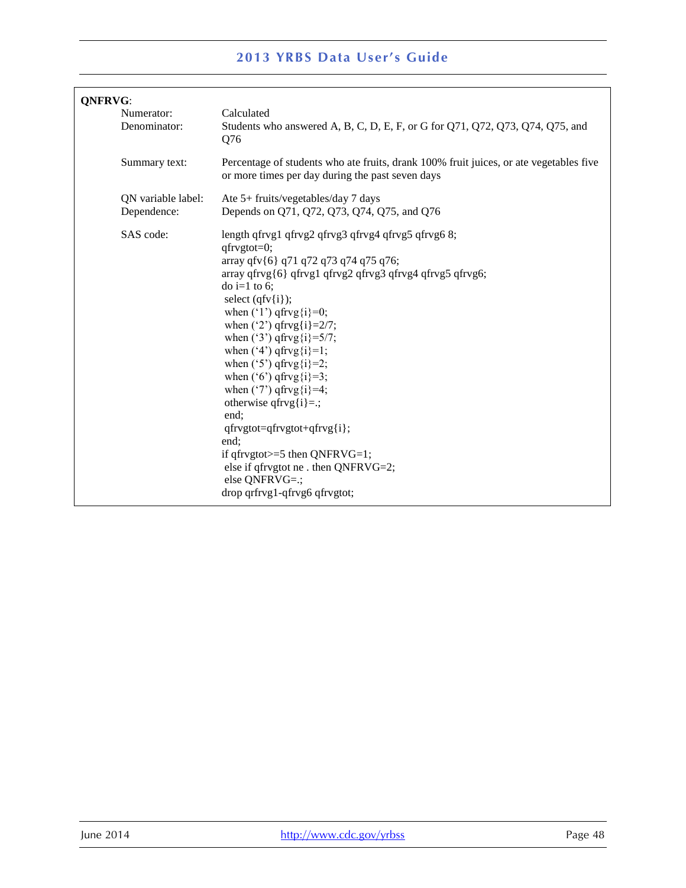**QNFRVG**:

| | |
|---|---|
| Numerator: | Calculated |
| Denominator: | Students who answered A, B, C, D, E, F, or G for Q71, Q72, Q73, Q74, Q75, and Q76 |
| Summary text: | Percentage of students who ate fruits, drank 100% fruit juices, or ate vegetables five or more times per day during the past seven days |
| QN variable label: | Ate 5+ fruits/vegetables/day 7 days |
| Dependence: | Depends on Q71, Q72, Q73, Q74, Q75, and Q76 |

SAS code:

```
length qfrvg1 qfrvg2 qfrvg3 qfrvg4 qfrvg5 qfrvg6 8;
qfrvgtot=0;
array qfv{6} q71 q72 q73 q74 q75 q76;
array qfrvg{6} qfrvg1 qfrvg2 qfrvg3 qfrvg4 qfrvg5 qfrvg6;
do i=1 to 6;
 select (qfv{i});
 when ('1') qfrvg{i}=0;
 when ('2') qfrvg{i}=2/7;
 when ('3') qfrvg{i}=5/7;
 when ('4') qfrvg{i}=1;
 when ('5') qfrvg{i}=2;
 when ('6') qfrvg{i}=3;
 when ('7') qfrvg{i}=4;
 otherwise qfrvg{i}=.;
 end;
 qfrvgtot=qfrvgtot+qfrvg{i};
end;
if qfrvgtot>=5 then QNFRVG=1;
 else if qfrvgtot ne . then QNFRVG=2;
 else QNFRVG=.;
drop qrfrvg1-qfrvg6 qfrvgtot;
```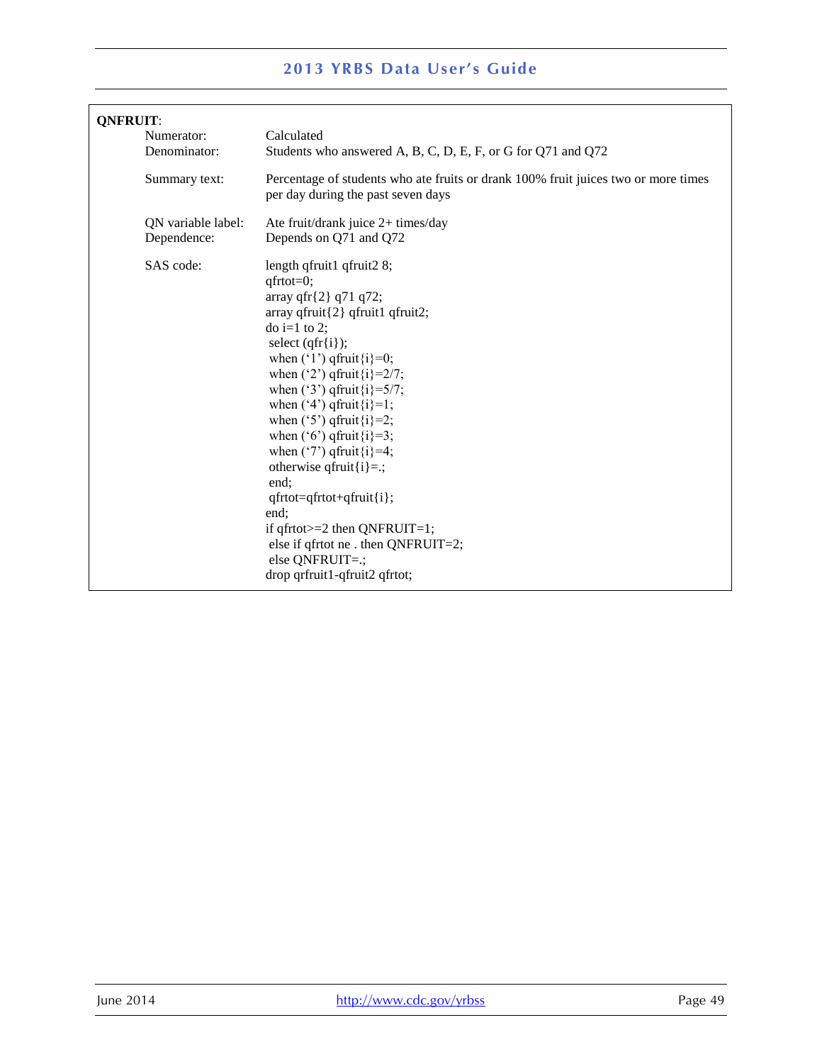**QNFRUIT**:

| | |
|---|---|
| Numerator: | Calculated |
| Denominator: | Students who answered A, B, C, D, E, F, or G for Q71 and Q72 |
| Summary text: | Percentage of students who ate fruits or drank 100% fruit juices two or more times per day during the past seven days |
| QN variable label: | Ate fruit/drank juice 2+ times/day |
| Dependence: | Depends on Q71 and Q72 |

SAS code:

```
length qfruit1 qfruit2 8;
qfrtot=0;
array qfr{2} q71 q72;
array qfruit{2} qfruit1 qfruit2;
do i=1 to 2;
 select (qfr{i});
 when ('1') qfruit{i}=0;
 when ('2') qfruit{i}=2/7;
 when ('3') qfruit{i}=5/7;
 when ('4') qfruit{i}=1;
 when ('5') qfruit{i}=2;
 when ('6') qfruit{i}=3;
 when ('7') qfruit{i}=4;
 otherwise qfruit{i}=.;
 end;
 qfrtot=qfrtot+qfruit{i};
end;
if qfrtot>=2 then QNFRUIT=1;
 else if qfrtot ne . then QNFRUIT=2;
 else QNFRUIT=.;
drop qrfruit1-qfruit2 qfrtot;
```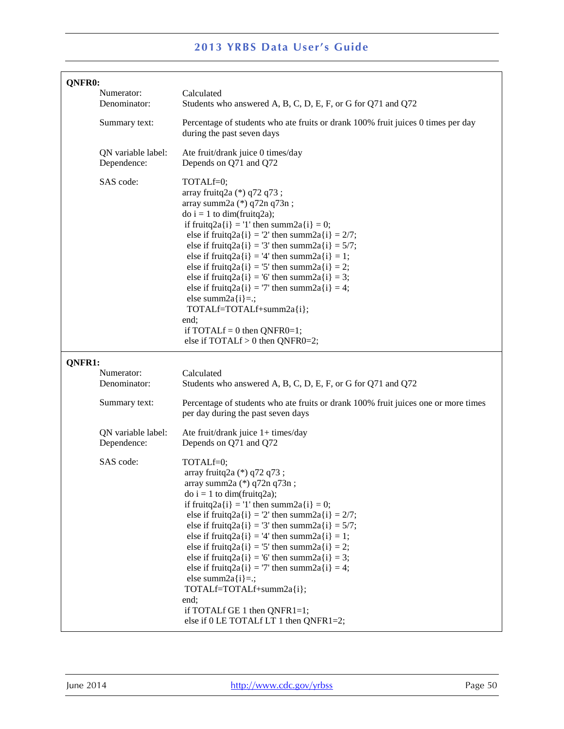**QNFR0:**

Numerator: Calculated
Denominator: Students who answered A, B, C, D, E, F, or G for Q71 and Q72

Summary text: Percentage of students who ate fruits or drank 100% fruit juices 0 times per day during the past seven days

QN variable label: Ate fruit/drank juice 0 times/day
Dependence: Depends on Q71 and Q72

SAS code:

```
TOTALf=0;
array fruitq2a (*) q72 q73 ;
array summ2a (*) q72n q73n ;
do i = 1 to dim(fruitq2a);
 if fruitq2a{i} = '1' then summ2a{i} = 0;
  else if fruitq2a{i} = '2' then summ2a{i} = 2/7;
  else if fruitq2a{i} = '3' then summ2a{i} = 5/7;
  else if fruitq2a{i} = '4' then summ2a{i} = 1;
  else if fruitq2a{i} = '5' then summ2a{i} = 2;
  else if fruitq2a{i} = '6' then summ2a{i} = 3;
  else if fruitq2a{i} = '7' then summ2a{i} = 4;
  else summ2a{i}=.;
  TOTALf=TOTALf+summ2a{i};
end;
 if TOTALf = 0 then QNFR0=1;
 else if TOTALf > 0 then QNFR0=2;
```

**QNFR1:**

Numerator: Calculated
Denominator: Students who answered A, B, C, D, E, F, or G for Q71 and Q72

Summary text: Percentage of students who ate fruits or drank 100% fruit juices one or more times per day during the past seven days

QN variable label: Ate fruit/drank juice 1+ times/day
Dependence: Depends on Q71 and Q72

SAS code:

```
TOTALf=0;
 array fruitq2a (*) q72 q73 ;
 array summ2a (*) q72n q73n ;
 do i = 1 to dim(fruitq2a);
 if fruitq2a{i} = '1' then summ2a{i} = 0;
  else if fruitq2a{i} = '2' then summ2a{i} = 2/7;
  else if fruitq2a{i} = '3' then summ2a{i} = 5/7;
  else if fruitq2a{i} = '4' then summ2a{i} = 1;
  else if fruitq2a{i} = '5' then summ2a{i} = 2;
  else if fruitq2a{i} = '6' then summ2a{i} = 3;
  else if fruitq2a{i} = '7' then summ2a{i} = 4;
  else summ2a{i}=.;
 TOTALf=TOTALf+summ2a{i};
end;
 if TOTALf GE 1 then QNFR1=1;
 else if 0 LE TOTALf LT 1 then QNFR1=2;
```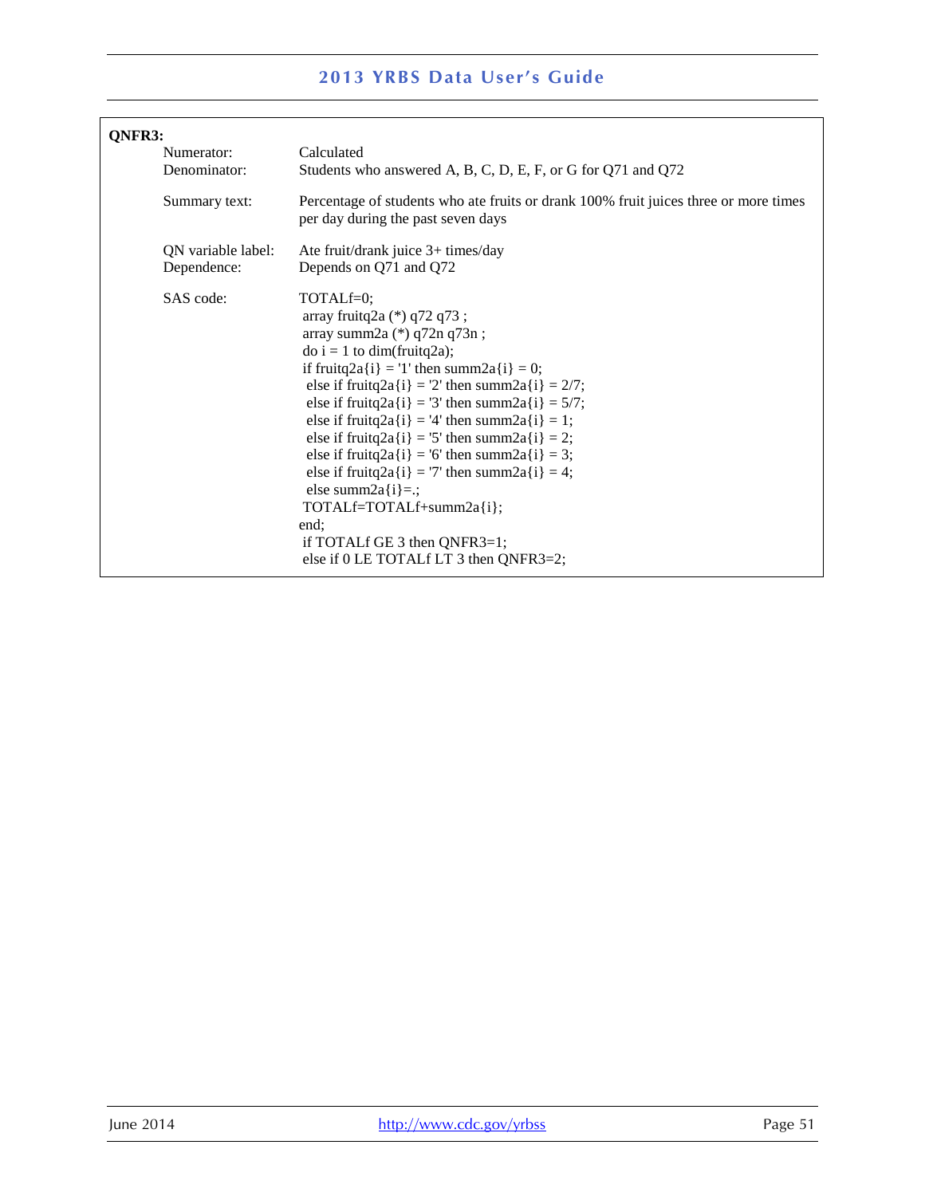**QNFR3:**

Numerator: Calculated

Denominator: Students who answered A, B, C, D, E, F, or G for Q71 and Q72

Summary text: Percentage of students who ate fruits or drank 100% fruit juices three or more times per day during the past seven days

QN variable label: Ate fruit/drank juice 3+ times/day

Dependence: Depends on Q71 and Q72

SAS code:

```
TOTALf=0;
 array fruitq2a (*) q72 q73 ;
 array summ2a (*) q72n q73n ;
 do i = 1 to dim(fruitq2a);
 if fruitq2a{i} = '1' then summ2a{i} = 0;
  else if fruitq2a{i} = '2' then summ2a{i} = 2/7;
  else if fruitq2a{i} = '3' then summ2a{i} = 5/7;
  else if fruitq2a{i} = '4' then summ2a{i} = 1;
  else if fruitq2a{i} = '5' then summ2a{i} = 2;
  else if fruitq2a{i} = '6' then summ2a{i} = 3;
  else if fruitq2a{i} = '7' then summ2a{i} = 4;
  else summ2a{i}=.;
 TOTALf=TOTALf+summ2a{i};
end;
 if TOTALf GE 3 then QNFR3=1;
 else if 0 LE TOTALf LT 3 then QNFR3=2;
```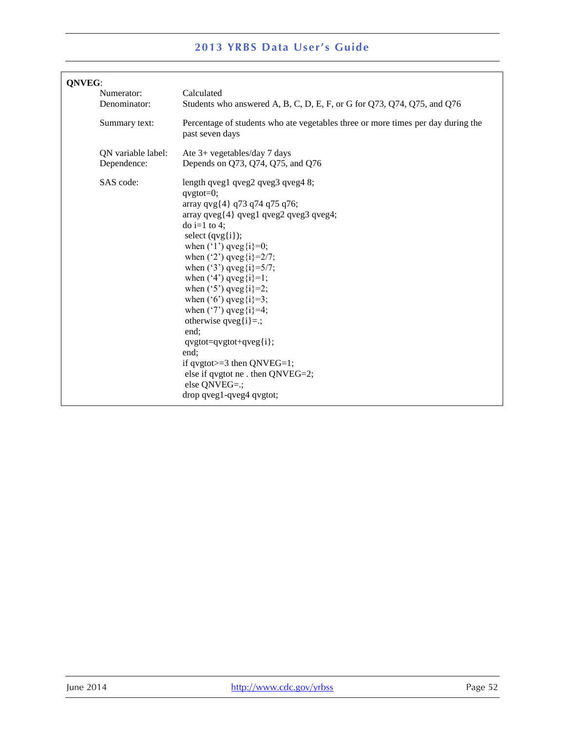**QNVEG**:

| | |
|---|---|
| Numerator: | Calculated |
| Denominator: | Students who answered A, B, C, D, E, F, or G for Q73, Q74, Q75, and Q76 |
| Summary text: | Percentage of students who ate vegetables three or more times per day during the past seven days |
| QN variable label: | Ate 3+ vegetables/day 7 days |
| Dependence: | Depends on Q73, Q74, Q75, and Q76 |

SAS code:

```
length qveg1 qveg2 qveg3 qveg4 8;
qvgtot=0;
array qvg{4} q73 q74 q75 q76;
array qveg{4} qveg1 qveg2 qveg3 qveg4;
do i=1 to 4;
 select (qvg{i});
 when ('1') qveg{i}=0;
 when ('2') qveg{i}=2/7;
 when ('3') qveg{i}=5/7;
 when ('4') qveg{i}=1;
 when ('5') qveg{i}=2;
 when ('6') qveg{i}=3;
 when ('7') qveg{i}=4;
 otherwise qveg{i}=.;
 end;
 qvgtot=qvgtot+qveg{i};
end;
if qvgtot>=3 then QNVEG=1;
 else if qvgtot ne . then QNVEG=2;
 else QNVEG=.;
drop qveg1-qveg4 qvgtot;
```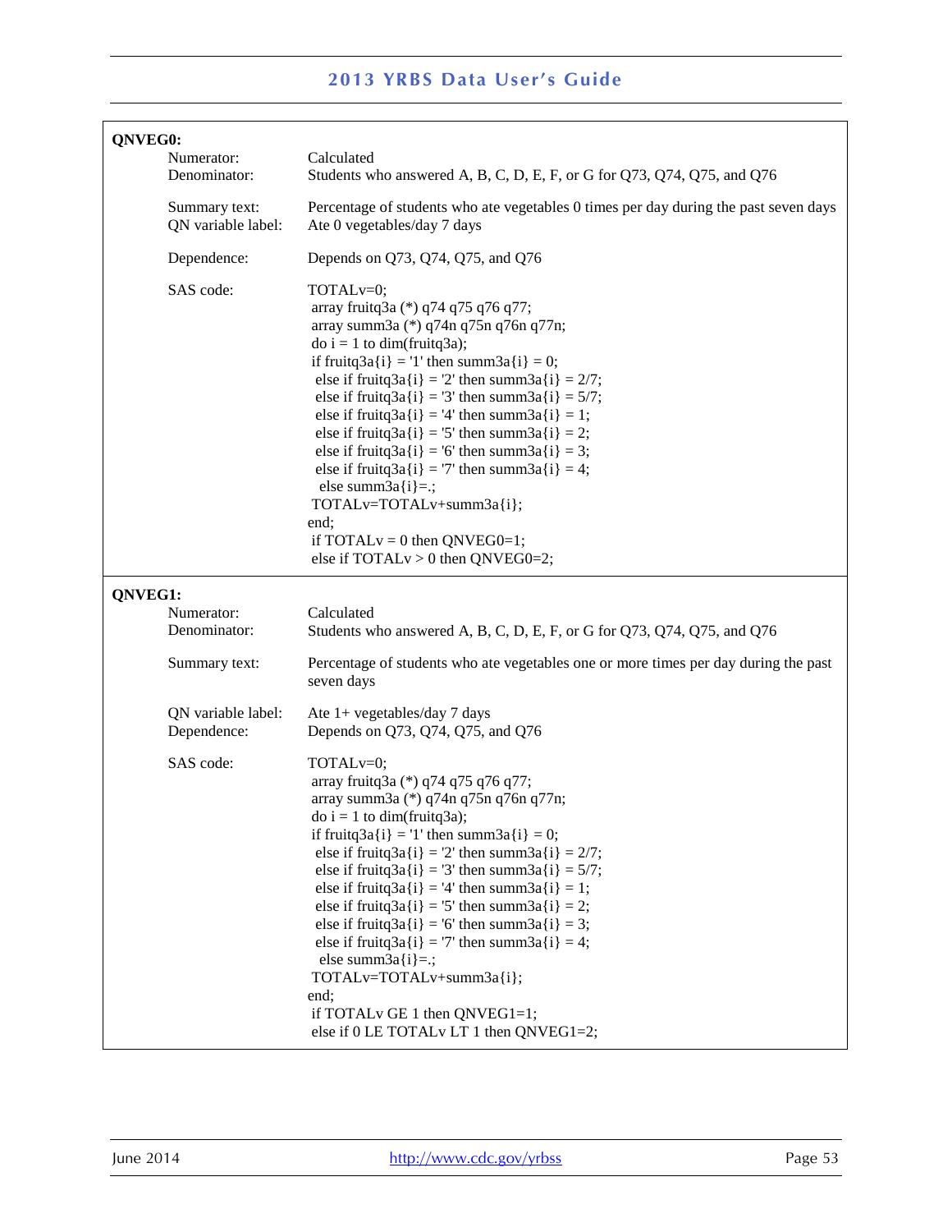**QNVEG0:**

Numerator: Calculated

Denominator: Students who answered A, B, C, D, E, F, or G for Q73, Q74, Q75, and Q76

Summary text: Percentage of students who ate vegetables 0 times per day during the past seven days

QN variable label: Ate 0 vegetables/day 7 days

Dependence: Depends on Q73, Q74, Q75, and Q76

SAS code:

```
TOTALv=0;
 array fruitq3a (*) q74 q75 q76 q77;
 array summ3a (*) q74n q75n q76n q77n;
 do i = 1 to dim(fruitq3a);
 if fruitq3a{i} = '1' then summ3a{i} = 0;
  else if fruitq3a{i} = '2' then summ3a{i} = 2/7;
  else if fruitq3a{i} = '3' then summ3a{i} = 5/7;
  else if fruitq3a{i} = '4' then summ3a{i} = 1;
  else if fruitq3a{i} = '5' then summ3a{i} = 2;
  else if fruitq3a{i} = '6' then summ3a{i} = 3;
  else if fruitq3a{i} = '7' then summ3a{i} = 4;
   else summ3a{i}=.;
 TOTALv=TOTALv+summ3a{i};
end;
 if TOTALv = 0 then QNVEG0=1;
 else if TOTALv > 0 then QNVEG0=2;
```

**QNVEG1:**

Numerator: Calculated

Denominator: Students who answered A, B, C, D, E, F, or G for Q73, Q74, Q75, and Q76

Summary text: Percentage of students who ate vegetables one or more times per day during the past seven days

QN variable label: Ate 1+ vegetables/day 7 days

Dependence: Depends on Q73, Q74, Q75, and Q76

SAS code:

```
TOTALv=0;
 array fruitq3a (*) q74 q75 q76 q77;
 array summ3a (*) q74n q75n q76n q77n;
 do i = 1 to dim(fruitq3a);
 if fruitq3a{i} = '1' then summ3a{i} = 0;
  else if fruitq3a{i} = '2' then summ3a{i} = 2/7;
  else if fruitq3a{i} = '3' then summ3a{i} = 5/7;
  else if fruitq3a{i} = '4' then summ3a{i} = 1;
  else if fruitq3a{i} = '5' then summ3a{i} = 2;
  else if fruitq3a{i} = '6' then summ3a{i} = 3;
  else if fruitq3a{i} = '7' then summ3a{i} = 4;
   else summ3a{i}=.;
 TOTALv=TOTALv+summ3a{i};
end;
 if TOTALv GE 1 then QNVEG1=1;
 else if 0 LE TOTALv LT 1 then QNVEG1=2;
```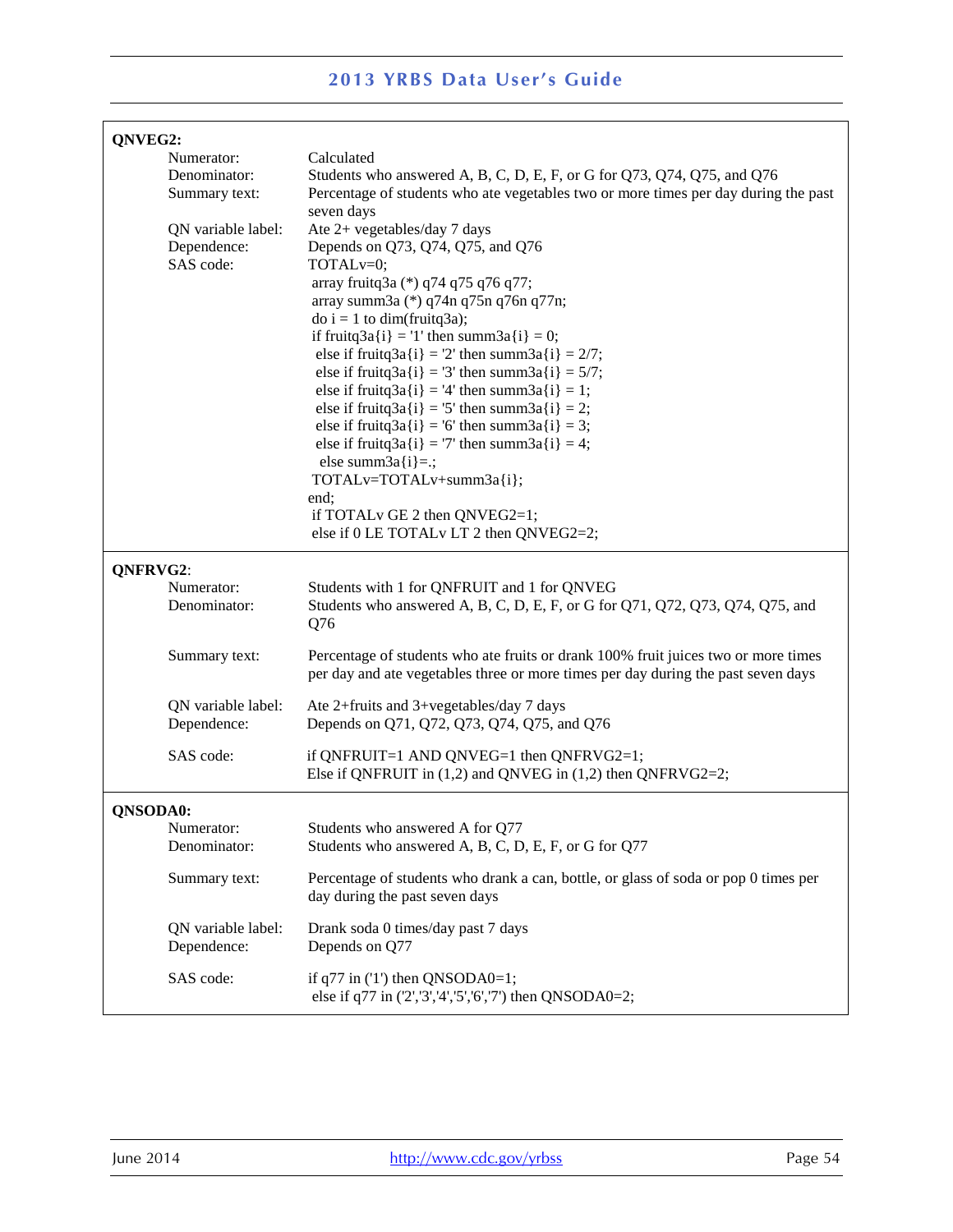**QNVEG2:**

Numerator: Calculated

Denominator: Students who answered A, B, C, D, E, F, or G for Q73, Q74, Q75, and Q76

Summary text: Percentage of students who ate vegetables two or more times per day during the past seven days

QN variable label: Ate 2+ vegetables/day 7 days

Dependence: Depends on Q73, Q74, Q75, and Q76

SAS code:

```
TOTALv=0;
 array fruitq3a (*) q74 q75 q76 q77;
 array summ3a (*) q74n q75n q76n q77n;
 do i = 1 to dim(fruitq3a);
 if fruitq3a{i} = '1' then summ3a{i} = 0;
  else if fruitq3a{i} = '2' then summ3a{i} = 2/7;
  else if fruitq3a{i} = '3' then summ3a{i} = 5/7;
  else if fruitq3a{i} = '4' then summ3a{i} = 1;
  else if fruitq3a{i} = '5' then summ3a{i} = 2;
  else if fruitq3a{i} = '6' then summ3a{i} = 3;
  else if fruitq3a{i} = '7' then summ3a{i} = 4;
   else summ3a{i}=.;
 TOTALv=TOTALv+summ3a{i};
end;
 if TOTALv GE 2 then QNVEG2=1;
 else if 0 LE TOTALv LT 2 then QNVEG2=2;
```

**QNFRVG2**:

Numerator: Students with 1 for QNFRUIT and 1 for QNVEG

Denominator: Students who answered A, B, C, D, E, F, or G for Q71, Q72, Q73, Q74, Q75, and Q76

Summary text: Percentage of students who ate fruits or drank 100% fruit juices two or more times per day and ate vegetables three or more times per day during the past seven days

QN variable label: Ate 2+fruits and 3+vegetables/day 7 days

Dependence: Depends on Q71, Q72, Q73, Q74, Q75, and Q76

SAS code:

```
if QNFRUIT=1 AND QNVEG=1 then QNFRVG2=1;
Else if QNFRUIT in (1,2) and QNVEG in (1,2) then QNFRVG2=2;
```

**QNSODA0:**

Numerator: Students who answered A for Q77

Denominator: Students who answered A, B, C, D, E, F, or G for Q77

Summary text: Percentage of students who drank a can, bottle, or glass of soda or pop 0 times per day during the past seven days

QN variable label: Drank soda 0 times/day past 7 days

Dependence: Depends on Q77

SAS code:

```
if q77 in ('1') then QNSODA0=1;
 else if q77 in ('2','3','4','5','6','7') then QNSODA0=2;
```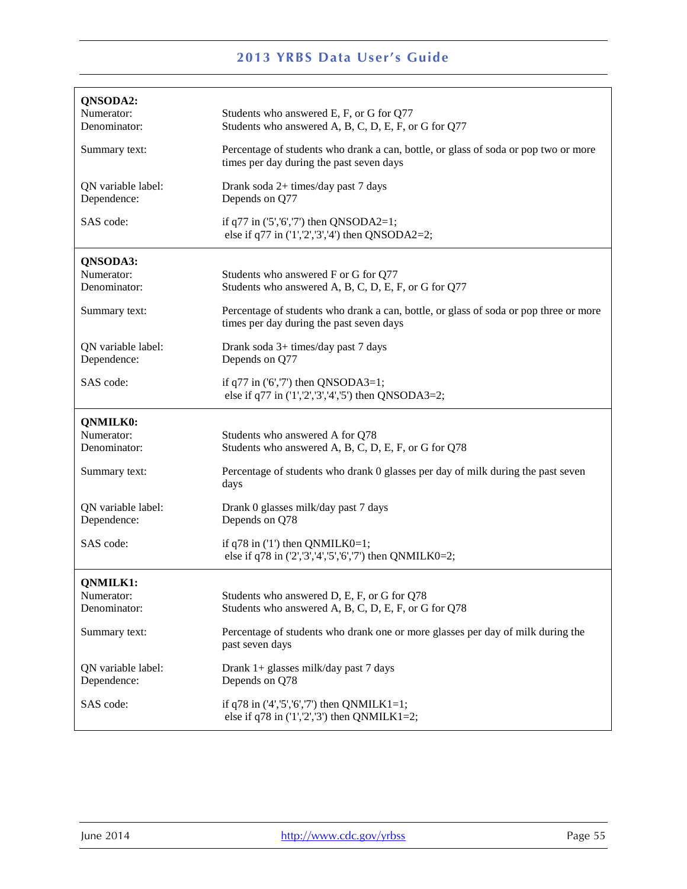**QNSODA2:**

Numerator: Students who answered E, F, or G for Q77
Denominator: Students who answered A, B, C, D, E, F, or G for Q77

Summary text: Percentage of students who drank a can, bottle, or glass of soda or pop two or more times per day during the past seven days

QN variable label: Drank soda 2+ times/day past 7 days
Dependence: Depends on Q77

SAS code:

```
if q77 in ('5','6','7') then QNSODA2=1;
 else if q77 in ('1','2','3','4') then QNSODA2=2;
```

---

**QNSODA3:**

Numerator: Students who answered F or G for Q77
Denominator: Students who answered A, B, C, D, E, F, or G for Q77

Summary text: Percentage of students who drank a can, bottle, or glass of soda or pop three or more times per day during the past seven days

QN variable label: Drank soda 3+ times/day past 7 days
Dependence: Depends on Q77

SAS code:

```
if q77 in ('6','7') then QNSODA3=1;
 else if q77 in ('1','2','3','4','5') then QNSODA3=2;
```

---

**QNMILK0:**

Numerator: Students who answered A for Q78
Denominator: Students who answered A, B, C, D, E, F, or G for Q78

Summary text: Percentage of students who drank 0 glasses per day of milk during the past seven days

QN variable label: Drank 0 glasses milk/day past 7 days
Dependence: Depends on Q78

SAS code:

```
if q78 in ('1') then QNMILK0=1;
 else if q78 in ('2','3','4','5','6','7') then QNMILK0=2;
```

---

**QNMILK1:**

Numerator: Students who answered D, E, F, or G for Q78
Denominator: Students who answered A, B, C, D, E, F, or G for Q78

Summary text: Percentage of students who drank one or more glasses per day of milk during the past seven days

QN variable label: Drank 1+ glasses milk/day past 7 days
Dependence: Depends on Q78

SAS code:

```
if q78 in ('4','5','6','7') then QNMILK1=1;
 else if q78 in ('1','2','3') then QNMILK1=2;
```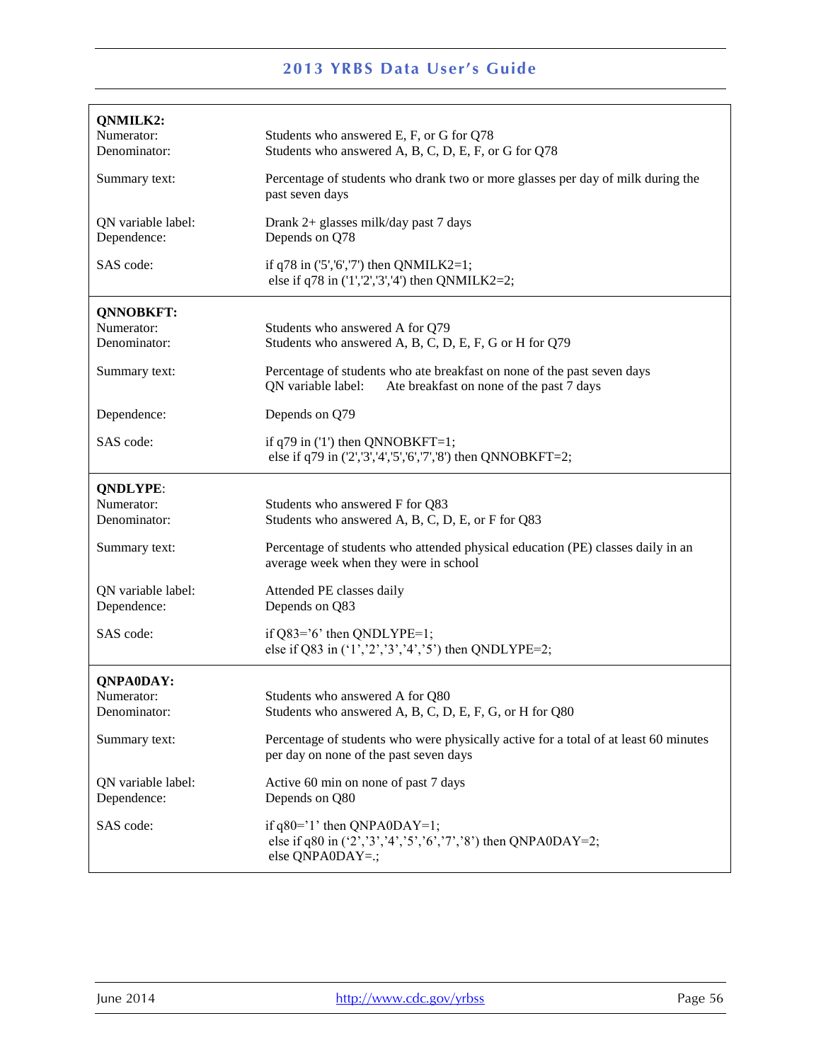| | |
|---|---|
| **QNMILK2:** | |
| Numerator: | Students who answered E, F, or G for Q78 |
| Denominator: | Students who answered A, B, C, D, E, F, or G for Q78 |
| Summary text: | Percentage of students who drank two or more glasses per day of milk during the past seven days |
| QN variable label: | Drank 2+ glasses milk/day past 7 days |
| Dependence: | Depends on Q78 |
| SAS code: | if q78 in ('5','6','7') then QNMILK2=1;<br>else if q78 in ('1','2','3','4') then QNMILK2=2; |
| **QNNOBKFT:** | |
| Numerator: | Students who answered A for Q79 |
| Denominator: | Students who answered A, B, C, D, E, F, G or H for Q79 |
| Summary text: | Percentage of students who ate breakfast on none of the past seven days<br>QN variable label: Ate breakfast on none of the past 7 days |
| Dependence: | Depends on Q79 |
| SAS code: | if q79 in ('1') then QNNOBKFT=1;<br>else if q79 in ('2','3','4','5','6','7','8') then QNNOBKFT=2; |
| **QNDLYPE**: | |
| Numerator: | Students who answered F for Q83 |
| Denominator: | Students who answered A, B, C, D, E, or F for Q83 |
| Summary text: | Percentage of students who attended physical education (PE) classes daily in an average week when they were in school |
| QN variable label: | Attended PE classes daily |
| Dependence: | Depends on Q83 |
| SAS code: | if Q83='6' then QNDLYPE=1;<br>else if Q83 in ('1','2','3','4','5') then QNDLYPE=2; |
| **QNPA0DAY:** | |
| Numerator: | Students who answered A for Q80 |
| Denominator: | Students who answered A, B, C, D, E, F, G, or H for Q80 |
| Summary text: | Percentage of students who were physically active for a total of at least 60 minutes per day on none of the past seven days |
| QN variable label: | Active 60 min on none of past 7 days |
| Dependence: | Depends on Q80 |
| SAS code: | if q80='1' then QNPA0DAY=1;<br>else if q80 in ('2','3','4','5','6','7','8') then QNPA0DAY=2;<br>else QNPA0DAY=.; |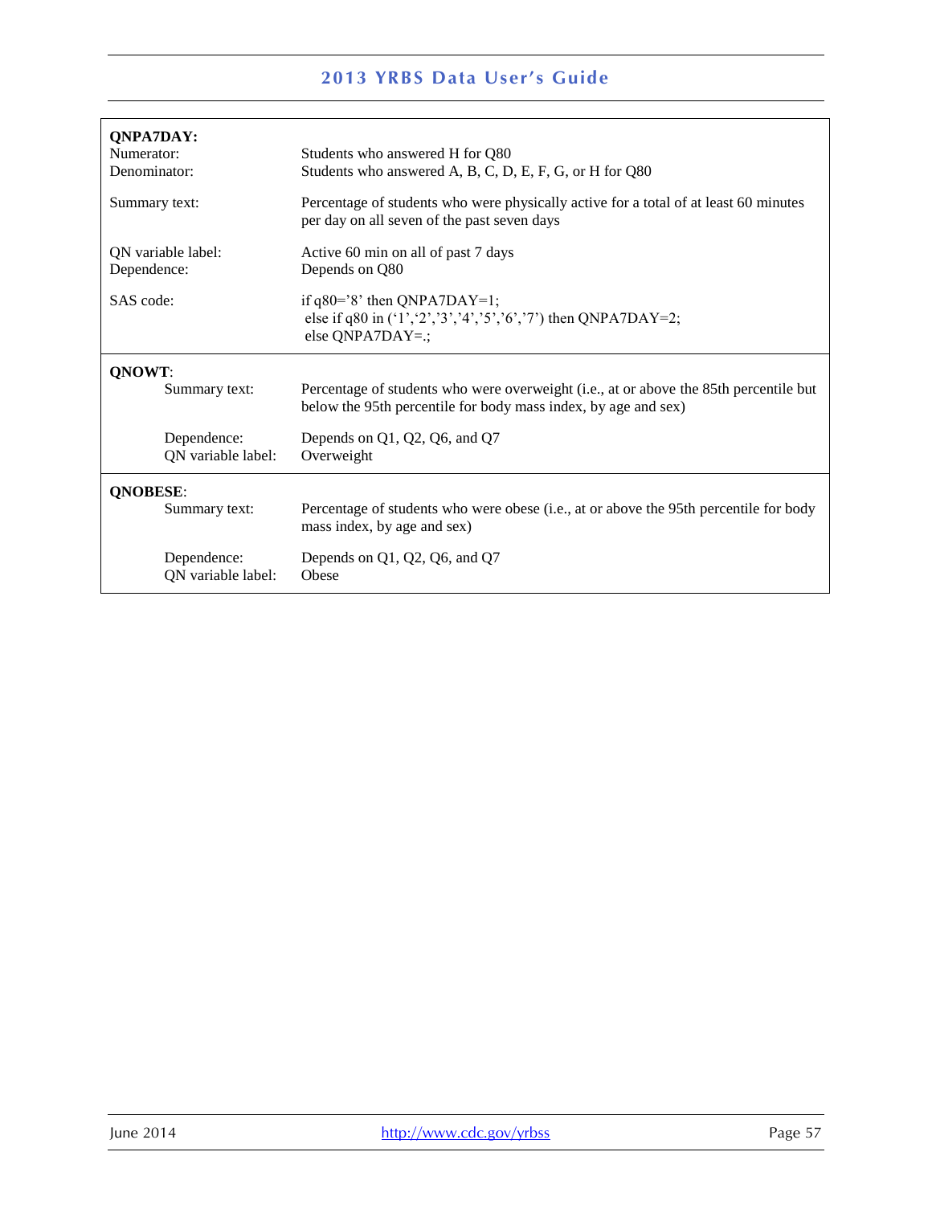**QNPA7DAY:**

| | |
|---|---|
| Numerator: | Students who answered H for Q80 |
| Denominator: | Students who answered A, B, C, D, E, F, G, or H for Q80 |
| Summary text: | Percentage of students who were physically active for a total of at least 60 minutes per day on all seven of the past seven days |
| QN variable label: | Active 60 min on all of past 7 days |
| Dependence: | Depends on Q80 |
| SAS code: | if q80='8' then QNPA7DAY=1; else if q80 in ('1','2','3','4','5','6','7') then QNPA7DAY=2; else QNPA7DAY=.; |

```
if q80='8' then QNPA7DAY=1;
 else if q80 in ('1','2','3','4','5','6','7') then QNPA7DAY=2;
 else QNPA7DAY=.;
```

**QNOWT**:

| | |
|---|---|
| Summary text: | Percentage of students who were overweight (i.e., at or above the 85th percentile but below the 95th percentile for body mass index, by age and sex) |
| Dependence: | Depends on Q1, Q2, Q6, and Q7 |
| QN variable label: | Overweight |

**QNOBESE**:

| | |
|---|---|
| Summary text: | Percentage of students who were obese (i.e., at or above the 95th percentile for body mass index, by age and sex) |
| Dependence: | Depends on Q1, Q2, Q6, and Q7 |
| QN variable label: | Obese |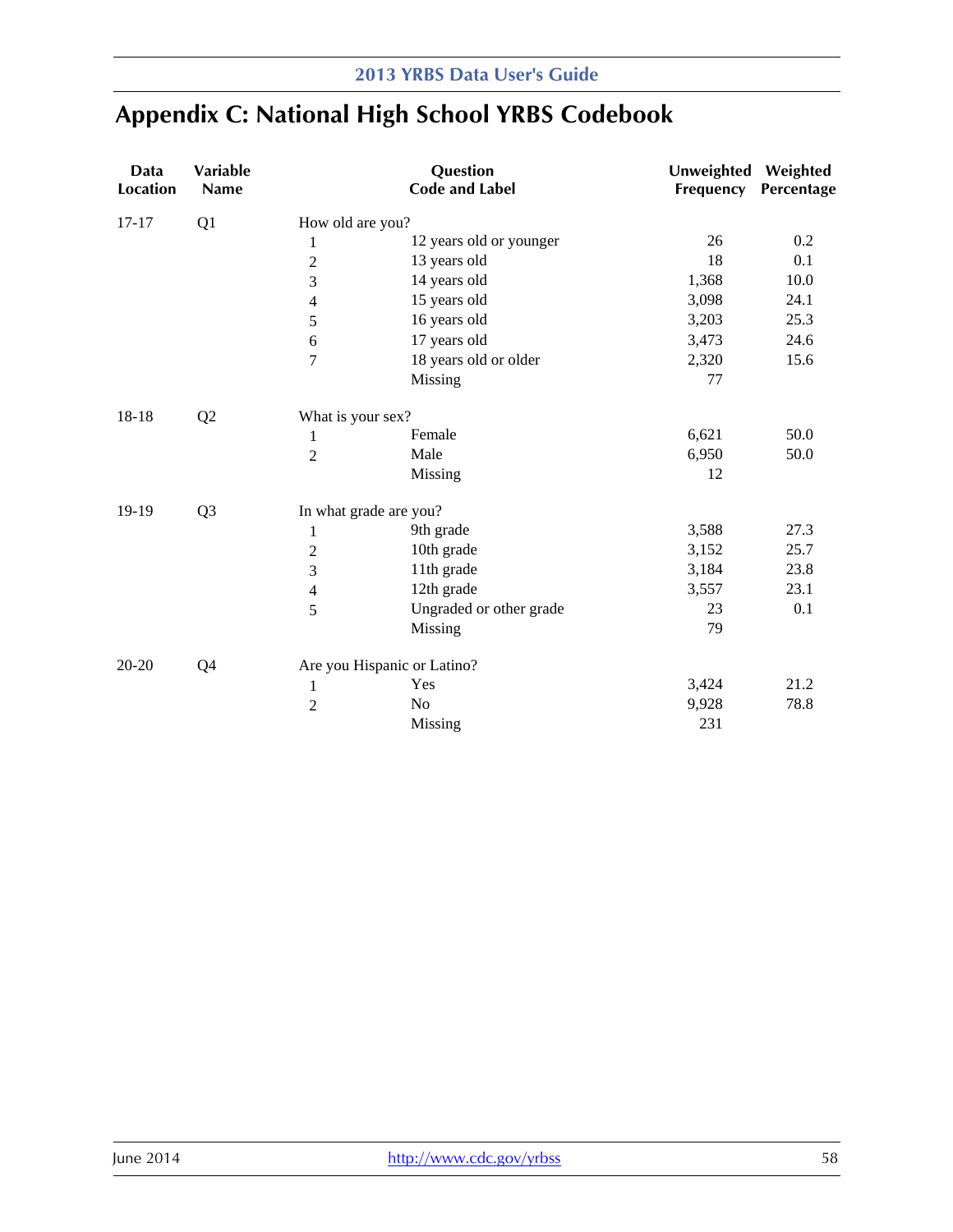# Appendix C: National High School YRBS Codebook

| Data Location | Variable Name | Question Code | Label | Unweighted Frequency | Weighted Percentage |
|---|---|---|---|---|---|
| 17-17 | Q1 | How old are you? | | | |
| | | 1 | 12 years old or younger | 26 | 0.2 |
| | | 2 | 13 years old | 18 | 0.1 |
| | | 3 | 14 years old | 1,368 | 10.0 |
| | | 4 | 15 years old | 3,098 | 24.1 |
| | | 5 | 16 years old | 3,203 | 25.3 |
| | | 6 | 17 years old | 3,473 | 24.6 |
| | | 7 | 18 years old or older | 2,320 | 15.6 |
| | | | Missing | 77 | |
| 18-18 | Q2 | What is your sex? | | | |
| | | 1 | Female | 6,621 | 50.0 |
| | | 2 | Male | 6,950 | 50.0 |
| | | | Missing | 12 | |
| 19-19 | Q3 | In what grade are you? | | | |
| | | 1 | 9th grade | 3,588 | 27.3 |
| | | 2 | 10th grade | 3,152 | 25.7 |
| | | 3 | 11th grade | 3,184 | 23.8 |
| | | 4 | 12th grade | 3,557 | 23.1 |
| | | 5 | Ungraded or other grade | 23 | 0.1 |
| | | | Missing | 79 | |
| 20-20 | Q4 | Are you Hispanic or Latino? | | | |
| | | 1 | Yes | 3,424 | 21.2 |
| | | 2 | No | 9,928 | 78.8 |
| | | | Missing | 231 | |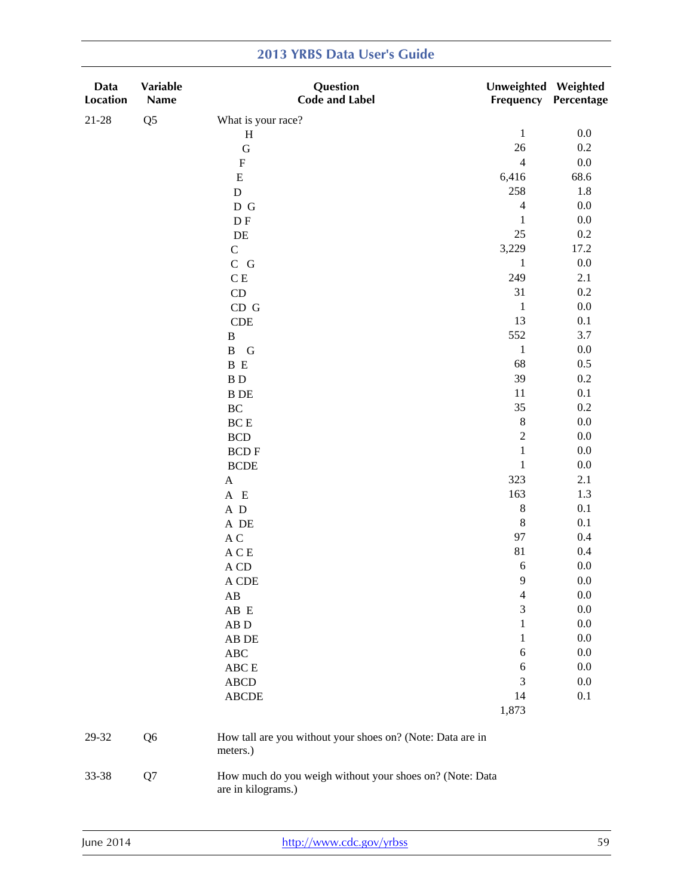| Data Location | Variable Name | Question Code and Label | Unweighted Frequency | Weighted Percentage |
|---|---|---|---|---|
| 21-28 | Q5 | What is your race? | | |
| | | H | 1 | 0.0 |
| | | G | 26 | 0.2 |
| | | F | 4 | 0.0 |
| | | E | 6,416 | 68.6 |
| | | D | 258 | 1.8 |
| | | D G | 4 | 0.0 |
| | | D F | 1 | 0.0 |
| | | DE | 25 | 0.2 |
| | | C | 3,229 | 17.2 |
| | | C G | 1 | 0.0 |
| | | C E | 249 | 2.1 |
| | | CD | 31 | 0.2 |
| | | CD G | 1 | 0.0 |
| | | CDE | 13 | 0.1 |
| | | B | 552 | 3.7 |
| | | B G | 1 | 0.0 |
| | | B E | 68 | 0.5 |
| | | B D | 39 | 0.2 |
| | | B DE | 11 | 0.1 |
| | | BC | 35 | 0.2 |
| | | BC E | 8 | 0.0 |
| | | BCD | 2 | 0.0 |
| | | BCD F | 1 | 0.0 |
| | | BCDE | 1 | 0.0 |
| | | A | 323 | 2.1 |
| | | A E | 163 | 1.3 |
| | | A D | 8 | 0.1 |
| | | A DE | 8 | 0.1 |
| | | A C | 97 | 0.4 |
| | | A C E | 81 | 0.4 |
| | | A CD | 6 | 0.0 |
| | | A CDE | 9 | 0.0 |
| | | AB | 4 | 0.0 |
| | | AB E | 3 | 0.0 |
| | | AB D | 1 | 0.0 |
| | | AB DE | 1 | 0.0 |
| | | ABC | 6 | 0.0 |
| | | ABC E | 6 | 0.0 |
| | | ABCD | 3 | 0.0 |
| | | ABCDE | 14 | 0.1 |
| | | | 1,873 | |
| 29-32 | Q6 | How tall are you without your shoes on? (Note: Data are in meters.) | | |
| 33-38 | Q7 | How much do you weigh without your shoes on? (Note: Data are in kilograms.) | | |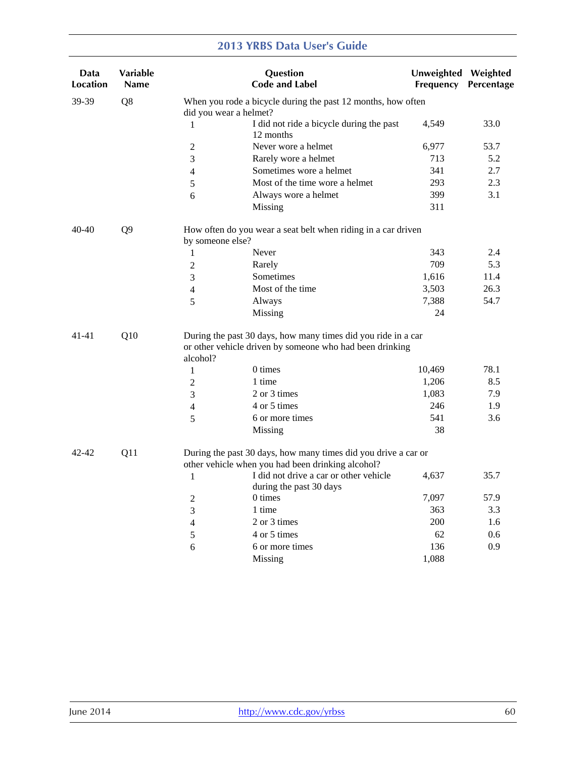| Data Location | Variable Name | Question Code and Label | | Unweighted Frequency | Weighted Percentage |
|---|---|---|---|---|---|
| 39-39 | Q8 | When you rode a bicycle during the past 12 months, how often did you wear a helmet? | | | |
| | | 1 | I did not ride a bicycle during the past 12 months | 4,549 | 33.0 |
| | | 2 | Never wore a helmet | 6,977 | 53.7 |
| | | 3 | Rarely wore a helmet | 713 | 5.2 |
| | | 4 | Sometimes wore a helmet | 341 | 2.7 |
| | | 5 | Most of the time wore a helmet | 293 | 2.3 |
| | | 6 | Always wore a helmet | 399 | 3.1 |
| | | | Missing | 311 | |
| 40-40 | Q9 | How often do you wear a seat belt when riding in a car driven by someone else? | | | |
| | | 1 | Never | 343 | 2.4 |
| | | 2 | Rarely | 709 | 5.3 |
| | | 3 | Sometimes | 1,616 | 11.4 |
| | | 4 | Most of the time | 3,503 | 26.3 |
| | | 5 | Always | 7,388 | 54.7 |
| | | | Missing | 24 | |
| 41-41 | Q10 | During the past 30 days, how many times did you ride in a car or other vehicle driven by someone who had been drinking alcohol? | | | |
| | | 1 | 0 times | 10,469 | 78.1 |
| | | 2 | 1 time | 1,206 | 8.5 |
| | | 3 | 2 or 3 times | 1,083 | 7.9 |
| | | 4 | 4 or 5 times | 246 | 1.9 |
| | | 5 | 6 or more times | 541 | 3.6 |
| | | | Missing | 38 | |
| 42-42 | Q11 | During the past 30 days, how many times did you drive a car or other vehicle when you had been drinking alcohol? | | | |
| | | 1 | I did not drive a car or other vehicle during the past 30 days | 4,637 | 35.7 |
| | | 2 | 0 times | 7,097 | 57.9 |
| | | 3 | 1 time | 363 | 3.3 |
| | | 4 | 2 or 3 times | 200 | 1.6 |
| | | 5 | 4 or 5 times | 62 | 0.6 |
| | | 6 | 6 or more times | 136 | 0.9 |
| | | | Missing | 1,088 | |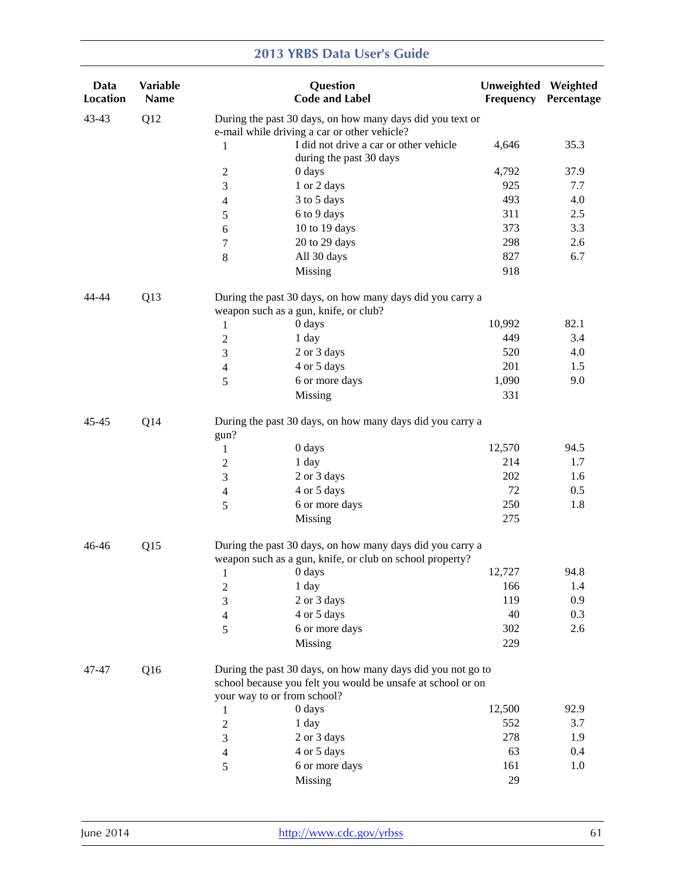| Data Location | Variable Name | Question Code and Label | | Unweighted Frequency | Weighted Percentage |
|---|---|---|---|---|---|
| 43-43 | Q12 | During the past 30 days, on how many days did you text or e-mail while driving a car or other vehicle? | | | |
| | | 1 | I did not drive a car or other vehicle during the past 30 days | 4,646 | 35.3 |
| | | 2 | 0 days | 4,792 | 37.9 |
| | | 3 | 1 or 2 days | 925 | 7.7 |
| | | 4 | 3 to 5 days | 493 | 4.0 |
| | | 5 | 6 to 9 days | 311 | 2.5 |
| | | 6 | 10 to 19 days | 373 | 3.3 |
| | | 7 | 20 to 29 days | 298 | 2.6 |
| | | 8 | All 30 days | 827 | 6.7 |
| | | | Missing | 918 | |
| 44-44 | Q13 | During the past 30 days, on how many days did you carry a weapon such as a gun, knife, or club? | | | |
| | | 1 | 0 days | 10,992 | 82.1 |
| | | 2 | 1 day | 449 | 3.4 |
| | | 3 | 2 or 3 days | 520 | 4.0 |
| | | 4 | 4 or 5 days | 201 | 1.5 |
| | | 5 | 6 or more days | 1,090 | 9.0 |
| | | | Missing | 331 | |
| 45-45 | Q14 | During the past 30 days, on how many days did you carry a gun? | | | |
| | | 1 | 0 days | 12,570 | 94.5 |
| | | 2 | 1 day | 214 | 1.7 |
| | | 3 | 2 or 3 days | 202 | 1.6 |
| | | 4 | 4 or 5 days | 72 | 0.5 |
| | | 5 | 6 or more days | 250 | 1.8 |
| | | | Missing | 275 | |
| 46-46 | Q15 | During the past 30 days, on how many days did you carry a weapon such as a gun, knife, or club on school property? | | | |
| | | 1 | 0 days | 12,727 | 94.8 |
| | | 2 | 1 day | 166 | 1.4 |
| | | 3 | 2 or 3 days | 119 | 0.9 |
| | | 4 | 4 or 5 days | 40 | 0.3 |
| | | 5 | 6 or more days | 302 | 2.6 |
| | | | Missing | 229 | |
| 47-47 | Q16 | During the past 30 days, on how many days did you not go to school because you felt you would be unsafe at school or on your way to or from school? | | | |
| | | 1 | 0 days | 12,500 | 92.9 |
| | | 2 | 1 day | 552 | 3.7 |
| | | 3 | 2 or 3 days | 278 | 1.9 |
| | | 4 | 4 or 5 days | 63 | 0.4 |
| | | 5 | 6 or more days | 161 | 1.0 |
| | | | Missing | 29 | |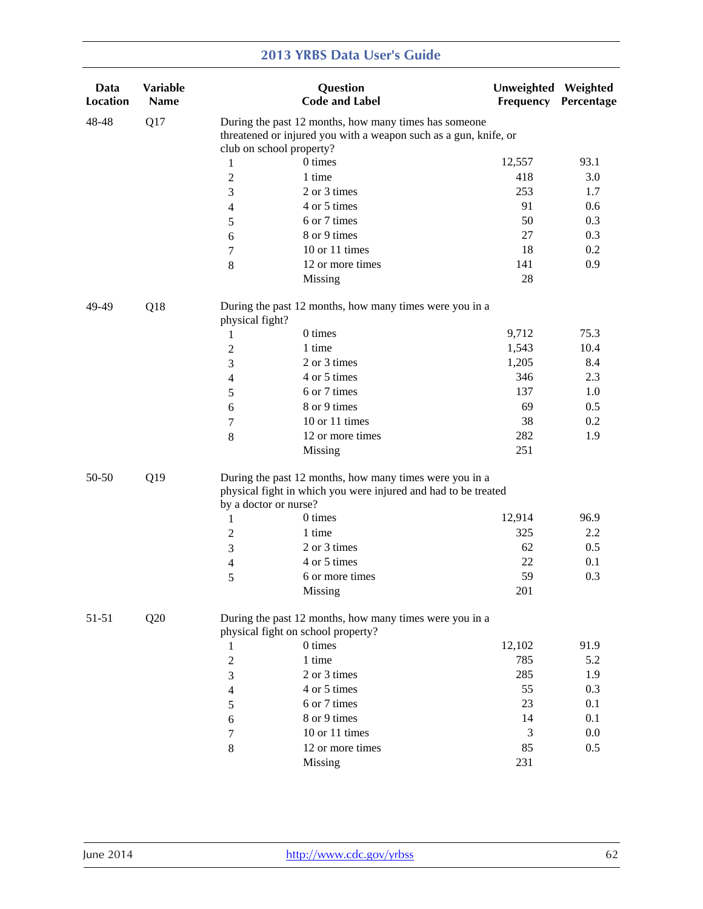| Data Location | Variable Name | Question Code and Label | | Unweighted Frequency | Weighted Percentage |
|---|---|---|---|---|---|
| 48-48 | Q17 | During the past 12 months, how many times has someone threatened or injured you with a weapon such as a gun, knife, or club on school property? | | | |
| | | 1 | 0 times | 12,557 | 93.1 |
| | | 2 | 1 time | 418 | 3.0 |
| | | 3 | 2 or 3 times | 253 | 1.7 |
| | | 4 | 4 or 5 times | 91 | 0.6 |
| | | 5 | 6 or 7 times | 50 | 0.3 |
| | | 6 | 8 or 9 times | 27 | 0.3 |
| | | 7 | 10 or 11 times | 18 | 0.2 |
| | | 8 | 12 or more times | 141 | 0.9 |
| | | | Missing | 28 | |
| 49-49 | Q18 | During the past 12 months, how many times were you in a physical fight? | | | |
| | | 1 | 0 times | 9,712 | 75.3 |
| | | 2 | 1 time | 1,543 | 10.4 |
| | | 3 | 2 or 3 times | 1,205 | 8.4 |
| | | 4 | 4 or 5 times | 346 | 2.3 |
| | | 5 | 6 or 7 times | 137 | 1.0 |
| | | 6 | 8 or 9 times | 69 | 0.5 |
| | | 7 | 10 or 11 times | 38 | 0.2 |
| | | 8 | 12 or more times | 282 | 1.9 |
| | | | Missing | 251 | |
| 50-50 | Q19 | During the past 12 months, how many times were you in a physical fight in which you were injured and had to be treated by a doctor or nurse? | | | |
| | | 1 | 0 times | 12,914 | 96.9 |
| | | 2 | 1 time | 325 | 2.2 |
| | | 3 | 2 or 3 times | 62 | 0.5 |
| | | 4 | 4 or 5 times | 22 | 0.1 |
| | | 5 | 6 or more times | 59 | 0.3 |
| | | | Missing | 201 | |
| 51-51 | Q20 | During the past 12 months, how many times were you in a physical fight on school property? | | | |
| | | 1 | 0 times | 12,102 | 91.9 |
| | | 2 | 1 time | 785 | 5.2 |
| | | 3 | 2 or 3 times | 285 | 1.9 |
| | | 4 | 4 or 5 times | 55 | 0.3 |
| | | 5 | 6 or 7 times | 23 | 0.1 |
| | | 6 | 8 or 9 times | 14 | 0.1 |
| | | 7 | 10 or 11 times | 3 | 0.0 |
| | | 8 | 12 or more times | 85 | 0.5 |
| | | | Missing | 231 | |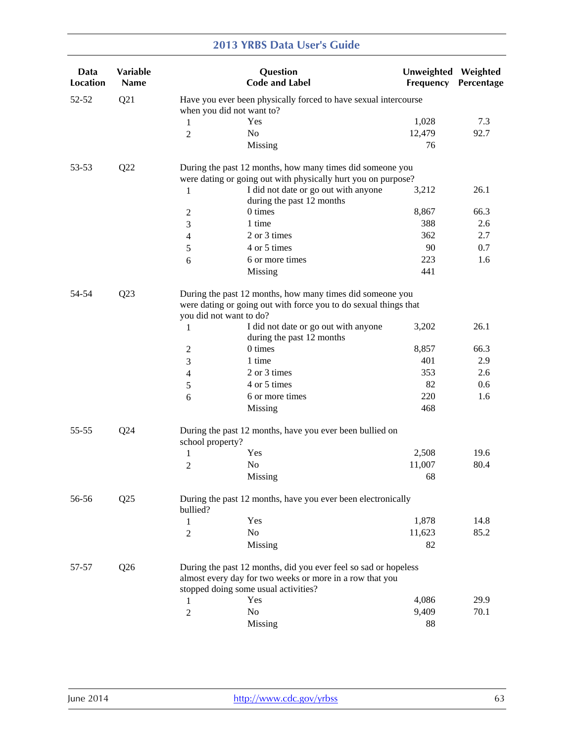| Data Location | Variable Name | Question Code and Label | | Unweighted Frequency | Weighted Percentage |
|---|---|---|---|---|---|
| 52-52 | Q21 | Have you ever been physically forced to have sexual intercourse when you did not want to? | | | |
| | | 1 | Yes | 1,028 | 7.3 |
| | | 2 | No | 12,479 | 92.7 |
| | | | Missing | 76 | |
| 53-53 | Q22 | During the past 12 months, how many times did someone you were dating or going out with physically hurt you on purpose? | | | |
| | | 1 | I did not date or go out with anyone during the past 12 months | 3,212 | 26.1 |
| | | 2 | 0 times | 8,867 | 66.3 |
| | | 3 | 1 time | 388 | 2.6 |
| | | 4 | 2 or 3 times | 362 | 2.7 |
| | | 5 | 4 or 5 times | 90 | 0.7 |
| | | 6 | 6 or more times | 223 | 1.6 |
| | | | Missing | 441 | |
| 54-54 | Q23 | During the past 12 months, how many times did someone you were dating or going out with force you to do sexual things that you did not want to do? | | | |
| | | 1 | I did not date or go out with anyone during the past 12 months | 3,202 | 26.1 |
| | | 2 | 0 times | 8,857 | 66.3 |
| | | 3 | 1 time | 401 | 2.9 |
| | | 4 | 2 or 3 times | 353 | 2.6 |
| | | 5 | 4 or 5 times | 82 | 0.6 |
| | | 6 | 6 or more times | 220 | 1.6 |
| | | | Missing | 468 | |
| 55-55 | Q24 | During the past 12 months, have you ever been bullied on school property? | | | |
| | | 1 | Yes | 2,508 | 19.6 |
| | | 2 | No | 11,007 | 80.4 |
| | | | Missing | 68 | |
| 56-56 | Q25 | During the past 12 months, have you ever been electronically bullied? | | | |
| | | 1 | Yes | 1,878 | 14.8 |
| | | 2 | No | 11,623 | 85.2 |
| | | | Missing | 82 | |
| 57-57 | Q26 | During the past 12 months, did you ever feel so sad or hopeless almost every day for two weeks or more in a row that you stopped doing some usual activities? | | | |
| | | 1 | Yes | 4,086 | 29.9 |
| | | 2 | No | 9,409 | 70.1 |
| | | | Missing | 88 | |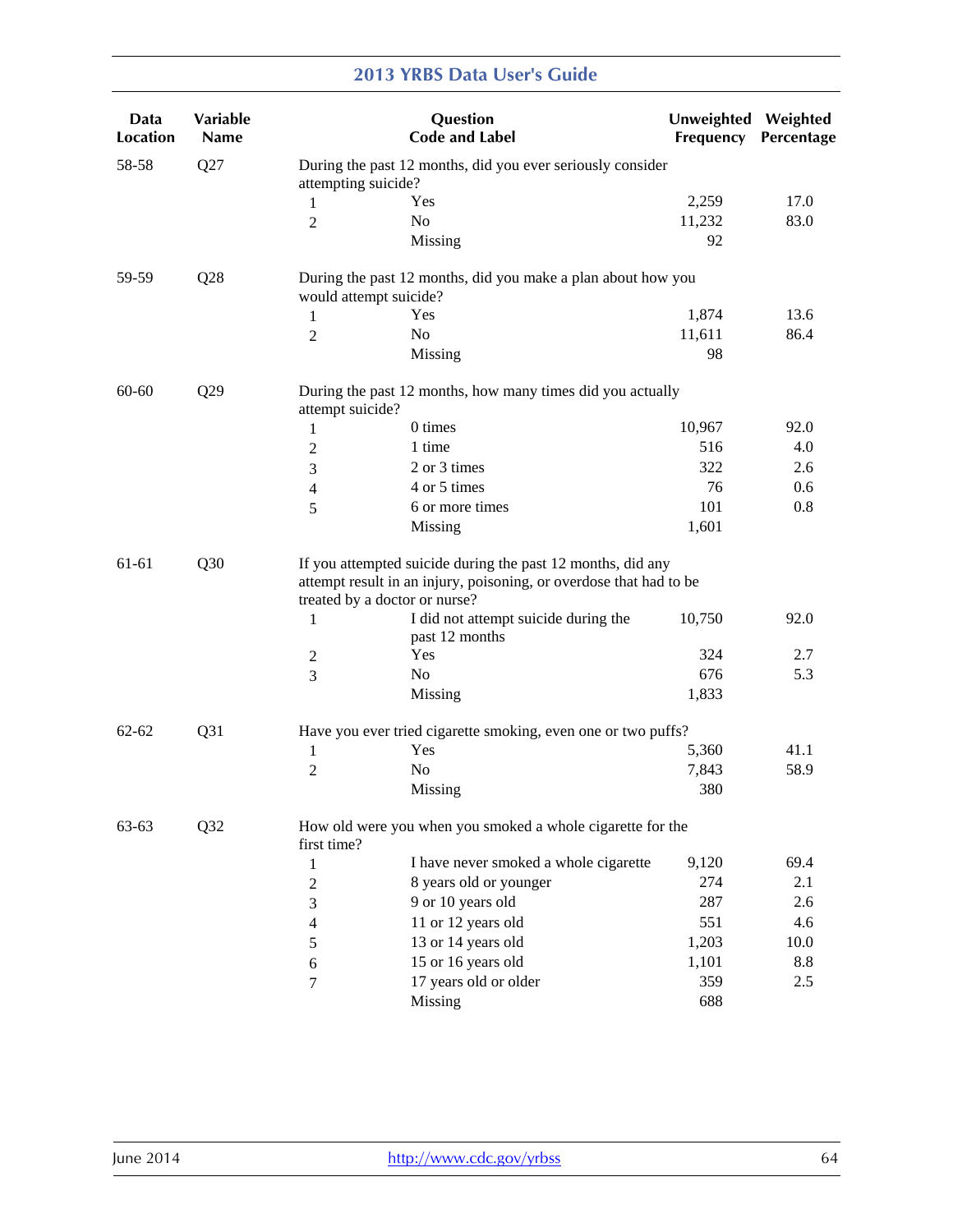| Data Location | Variable Name | Question Code and Label | | Unweighted Frequency | Weighted Percentage |
|---|---|---|---|---|---|
| 58-58 | Q27 | During the past 12 months, did you ever seriously consider attempting suicide? | | | |
| | | 1 | Yes | 2,259 | 17.0 |
| | | 2 | No | 11,232 | 83.0 |
| | | | Missing | 92 | |
| 59-59 | Q28 | During the past 12 months, did you make a plan about how you would attempt suicide? | | | |
| | | 1 | Yes | 1,874 | 13.6 |
| | | 2 | No | 11,611 | 86.4 |
| | | | Missing | 98 | |
| 60-60 | Q29 | During the past 12 months, how many times did you actually attempt suicide? | | | |
| | | 1 | 0 times | 10,967 | 92.0 |
| | | 2 | 1 time | 516 | 4.0 |
| | | 3 | 2 or 3 times | 322 | 2.6 |
| | | 4 | 4 or 5 times | 76 | 0.6 |
| | | 5 | 6 or more times | 101 | 0.8 |
| | | | Missing | 1,601 | |
| 61-61 | Q30 | If you attempted suicide during the past 12 months, did any attempt result in an injury, poisoning, or overdose that had to be treated by a doctor or nurse? | | | |
| | | 1 | I did not attempt suicide during the past 12 months | 10,750 | 92.0 |
| | | 2 | Yes | 324 | 2.7 |
| | | 3 | No | 676 | 5.3 |
| | | | Missing | 1,833 | |
| 62-62 | Q31 | Have you ever tried cigarette smoking, even one or two puffs? | | | |
| | | 1 | Yes | 5,360 | 41.1 |
| | | 2 | No | 7,843 | 58.9 |
| | | | Missing | 380 | |
| 63-63 | Q32 | How old were you when you smoked a whole cigarette for the first time? | | | |
| | | 1 | I have never smoked a whole cigarette | 9,120 | 69.4 |
| | | 2 | 8 years old or younger | 274 | 2.1 |
| | | 3 | 9 or 10 years old | 287 | 2.6 |
| | | 4 | 11 or 12 years old | 551 | 4.6 |
| | | 5 | 13 or 14 years old | 1,203 | 10.0 |
| | | 6 | 15 or 16 years old | 1,101 | 8.8 |
| | | 7 | 17 years old or older | 359 | 2.5 |
| | | | Missing | 688 | |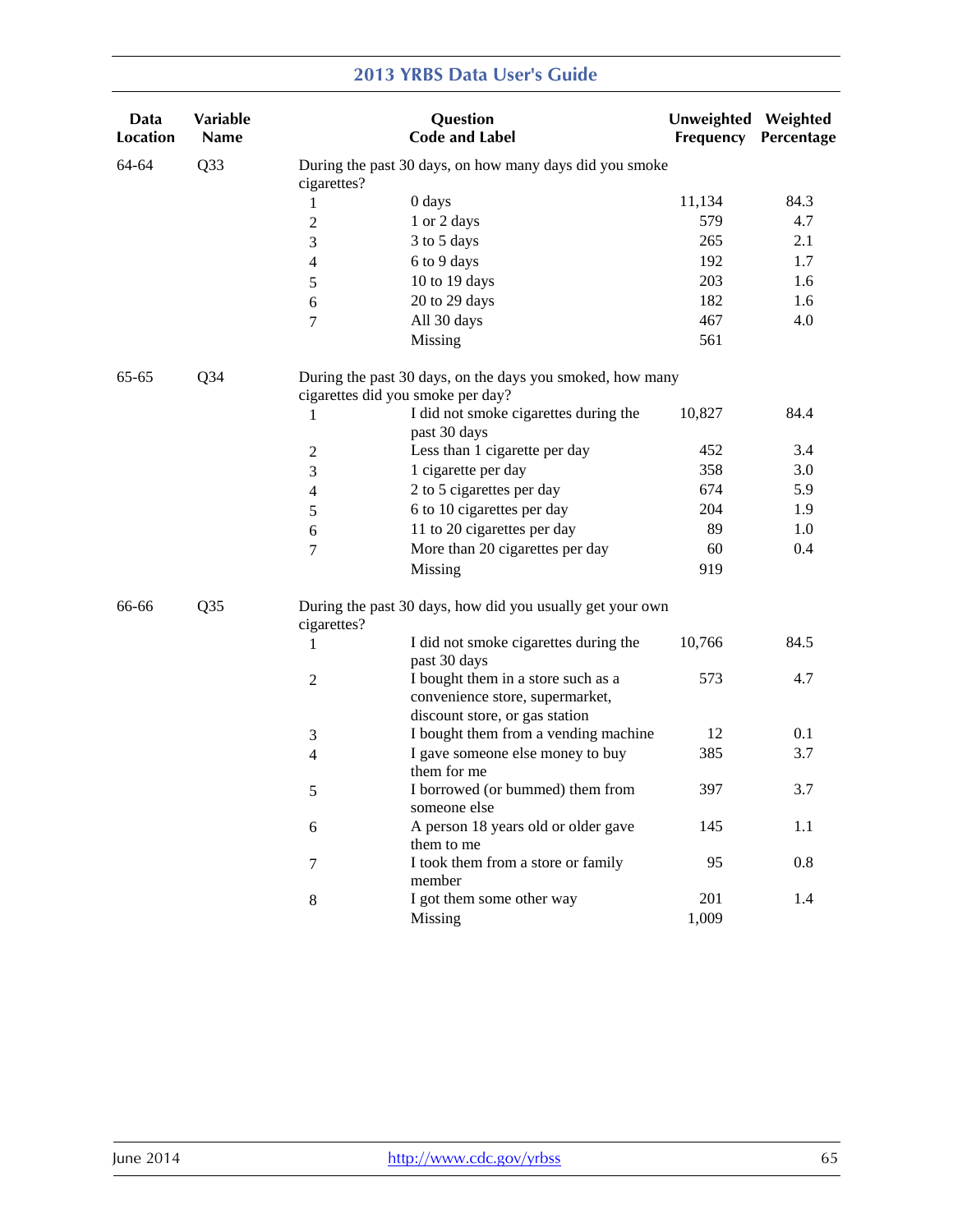| Data Location | Variable Name | Question Code and Label | | Unweighted Frequency | Weighted Percentage |
|---|---|---|---|---|---|
| 64-64 | Q33 | During the past 30 days, on how many days did you smoke cigarettes? | | | |
| | | 1 | 0 days | 11,134 | 84.3 |
| | | 2 | 1 or 2 days | 579 | 4.7 |
| | | 3 | 3 to 5 days | 265 | 2.1 |
| | | 4 | 6 to 9 days | 192 | 1.7 |
| | | 5 | 10 to 19 days | 203 | 1.6 |
| | | 6 | 20 to 29 days | 182 | 1.6 |
| | | 7 | All 30 days | 467 | 4.0 |
| | | | Missing | 561 | |
| 65-65 | Q34 | During the past 30 days, on the days you smoked, how many cigarettes did you smoke per day? | | | |
| | | 1 | I did not smoke cigarettes during the past 30 days | 10,827 | 84.4 |
| | | 2 | Less than 1 cigarette per day | 452 | 3.4 |
| | | 3 | 1 cigarette per day | 358 | 3.0 |
| | | 4 | 2 to 5 cigarettes per day | 674 | 5.9 |
| | | 5 | 6 to 10 cigarettes per day | 204 | 1.9 |
| | | 6 | 11 to 20 cigarettes per day | 89 | 1.0 |
| | | 7 | More than 20 cigarettes per day | 60 | 0.4 |
| | | | Missing | 919 | |
| 66-66 | Q35 | During the past 30 days, how did you usually get your own cigarettes? | | | |
| | | 1 | I did not smoke cigarettes during the past 30 days | 10,766 | 84.5 |
| | | 2 | I bought them in a store such as a convenience store, supermarket, discount store, or gas station | 573 | 4.7 |
| | | 3 | I bought them from a vending machine | 12 | 0.1 |
| | | 4 | I gave someone else money to buy them for me | 385 | 3.7 |
| | | 5 | I borrowed (or bummed) them from someone else | 397 | 3.7 |
| | | 6 | A person 18 years old or older gave them to me | 145 | 1.1 |
| | | 7 | I took them from a store or family member | 95 | 0.8 |
| | | 8 | I got them some other way | 201 | 1.4 |
| | | | Missing | 1,009 | |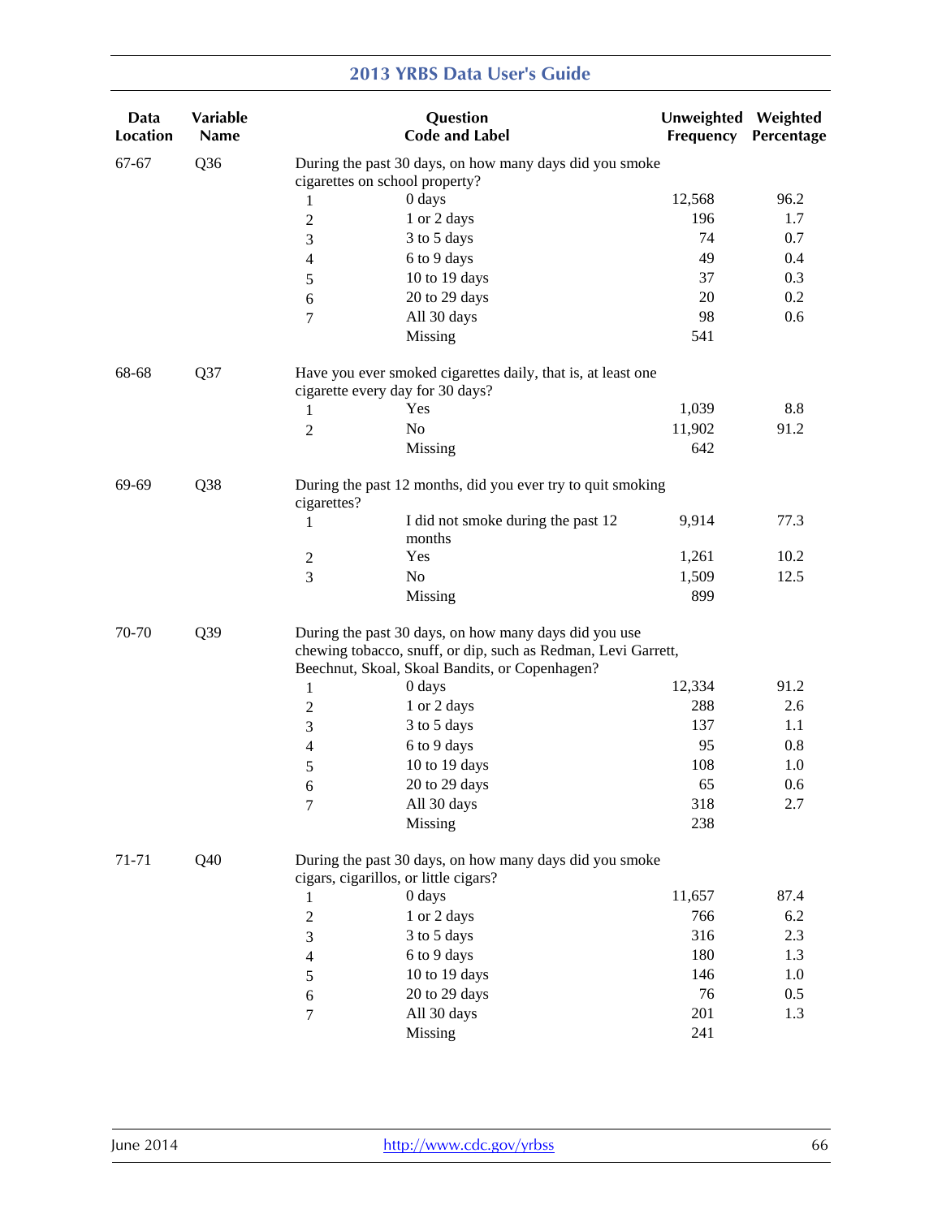| Data Location | Variable Name | Question Code and Label | | Unweighted Frequency | Weighted Percentage |
|---|---|---|---|---|---|
| 67-67 | Q36 | During the past 30 days, on how many days did you smoke cigarettes on school property? | | | |
| | | 1 | 0 days | 12,568 | 96.2 |
| | | 2 | 1 or 2 days | 196 | 1.7 |
| | | 3 | 3 to 5 days | 74 | 0.7 |
| | | 4 | 6 to 9 days | 49 | 0.4 |
| | | 5 | 10 to 19 days | 37 | 0.3 |
| | | 6 | 20 to 29 days | 20 | 0.2 |
| | | 7 | All 30 days | 98 | 0.6 |
| | | | Missing | 541 | |
| 68-68 | Q37 | Have you ever smoked cigarettes daily, that is, at least one cigarette every day for 30 days? | | | |
| | | 1 | Yes | 1,039 | 8.8 |
| | | 2 | No | 11,902 | 91.2 |
| | | | Missing | 642 | |
| 69-69 | Q38 | During the past 12 months, did you ever try to quit smoking cigarettes? | | | |
| | | 1 | I did not smoke during the past 12 months | 9,914 | 77.3 |
| | | 2 | Yes | 1,261 | 10.2 |
| | | 3 | No | 1,509 | 12.5 |
| | | | Missing | 899 | |
| 70-70 | Q39 | During the past 30 days, on how many days did you use chewing tobacco, snuff, or dip, such as Redman, Levi Garrett, Beechnut, Skoal, Skoal Bandits, or Copenhagen? | | | |
| | | 1 | 0 days | 12,334 | 91.2 |
| | | 2 | 1 or 2 days | 288 | 2.6 |
| | | 3 | 3 to 5 days | 137 | 1.1 |
| | | 4 | 6 to 9 days | 95 | 0.8 |
| | | 5 | 10 to 19 days | 108 | 1.0 |
| | | 6 | 20 to 29 days | 65 | 0.6 |
| | | 7 | All 30 days | 318 | 2.7 |
| | | | Missing | 238 | |
| 71-71 | Q40 | During the past 30 days, on how many days did you smoke cigars, cigarillos, or little cigars? | | | |
| | | 1 | 0 days | 11,657 | 87.4 |
| | | 2 | 1 or 2 days | 766 | 6.2 |
| | | 3 | 3 to 5 days | 316 | 2.3 |
| | | 4 | 6 to 9 days | 180 | 1.3 |
| | | 5 | 10 to 19 days | 146 | 1.0 |
| | | 6 | 20 to 29 days | 76 | 0.5 |
| | | 7 | All 30 days | 201 | 1.3 |
| | | | Missing | 241 | |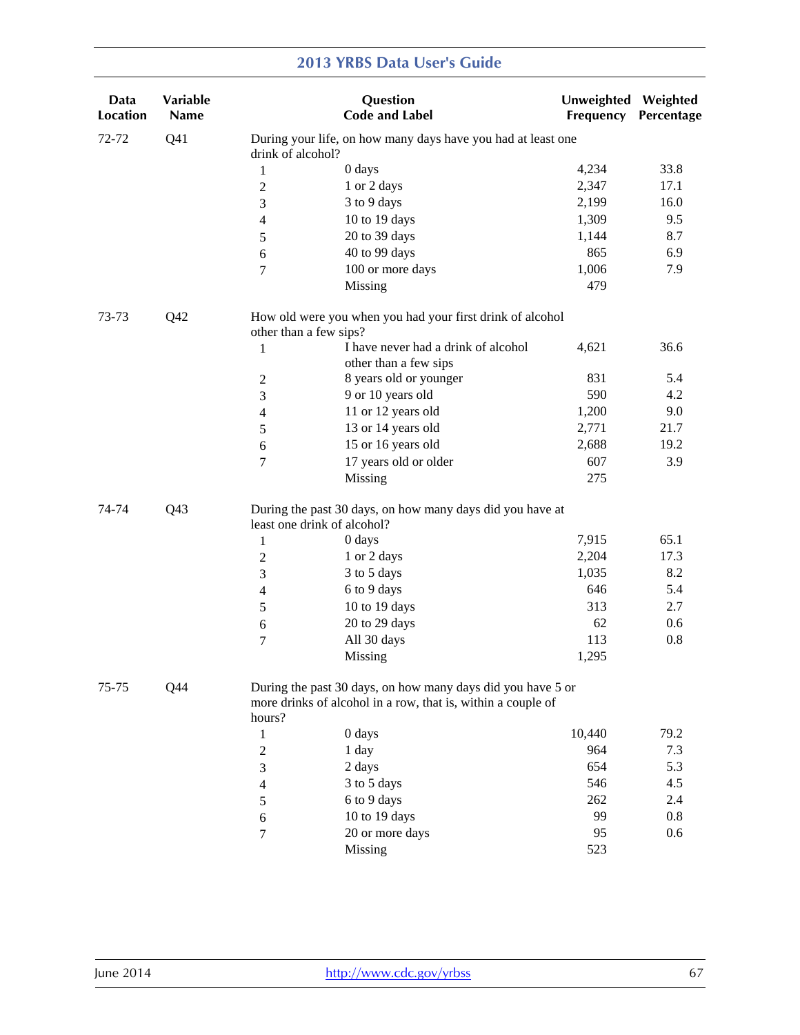| Data Location | Variable Name | Question Code and Label | | Unweighted Frequency | Weighted Percentage |
|---|---|---|---|---|---|
| 72-72 | Q41 | During your life, on how many days have you had at least one drink of alcohol? | | | |
| | | 1 | 0 days | 4,234 | 33.8 |
| | | 2 | 1 or 2 days | 2,347 | 17.1 |
| | | 3 | 3 to 9 days | 2,199 | 16.0 |
| | | 4 | 10 to 19 days | 1,309 | 9.5 |
| | | 5 | 20 to 39 days | 1,144 | 8.7 |
| | | 6 | 40 to 99 days | 865 | 6.9 |
| | | 7 | 100 or more days | 1,006 | 7.9 |
| | | | Missing | 479 | |
| 73-73 | Q42 | How old were you when you had your first drink of alcohol other than a few sips? | | | |
| | | 1 | I have never had a drink of alcohol other than a few sips | 4,621 | 36.6 |
| | | 2 | 8 years old or younger | 831 | 5.4 |
| | | 3 | 9 or 10 years old | 590 | 4.2 |
| | | 4 | 11 or 12 years old | 1,200 | 9.0 |
| | | 5 | 13 or 14 years old | 2,771 | 21.7 |
| | | 6 | 15 or 16 years old | 2,688 | 19.2 |
| | | 7 | 17 years old or older | 607 | 3.9 |
| | | | Missing | 275 | |
| 74-74 | Q43 | During the past 30 days, on how many days did you have at least one drink of alcohol? | | | |
| | | 1 | 0 days | 7,915 | 65.1 |
| | | 2 | 1 or 2 days | 2,204 | 17.3 |
| | | 3 | 3 to 5 days | 1,035 | 8.2 |
| | | 4 | 6 to 9 days | 646 | 5.4 |
| | | 5 | 10 to 19 days | 313 | 2.7 |
| | | 6 | 20 to 29 days | 62 | 0.6 |
| | | 7 | All 30 days | 113 | 0.8 |
| | | | Missing | 1,295 | |
| 75-75 | Q44 | During the past 30 days, on how many days did you have 5 or more drinks of alcohol in a row, that is, within a couple of hours? | | | |
| | | 1 | 0 days | 10,440 | 79.2 |
| | | 2 | 1 day | 964 | 7.3 |
| | | 3 | 2 days | 654 | 5.3 |
| | | 4 | 3 to 5 days | 546 | 4.5 |
| | | 5 | 6 to 9 days | 262 | 2.4 |
| | | 6 | 10 to 19 days | 99 | 0.8 |
| | | 7 | 20 or more days | 95 | 0.6 |
| | | | Missing | 523 | |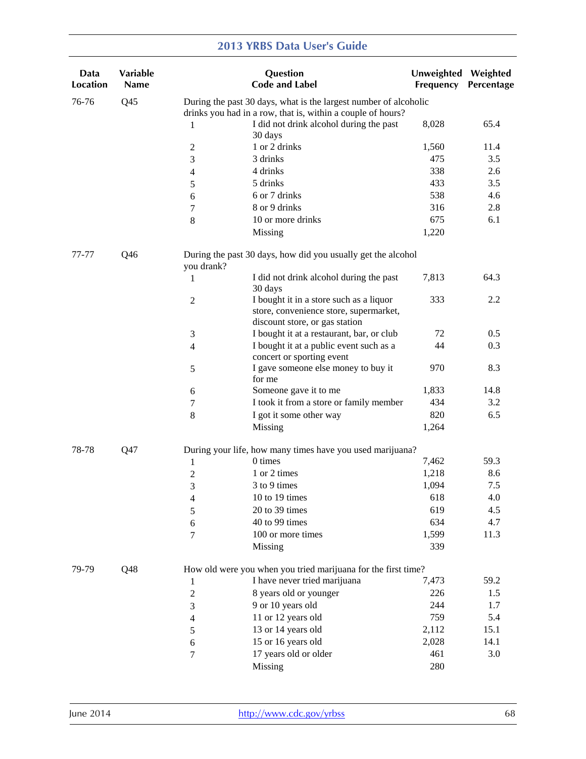| Data Location | Variable Name | Question Code and Label | | Unweighted Frequency | Weighted Percentage |
|---|---|---|---|---|---|
| 76-76 | Q45 | During the past 30 days, what is the largest number of alcoholic drinks you had in a row, that is, within a couple of hours? | | | |
| | | 1 | I did not drink alcohol during the past 30 days | 8,028 | 65.4 |
| | | 2 | 1 or 2 drinks | 1,560 | 11.4 |
| | | 3 | 3 drinks | 475 | 3.5 |
| | | 4 | 4 drinks | 338 | 2.6 |
| | | 5 | 5 drinks | 433 | 3.5 |
| | | 6 | 6 or 7 drinks | 538 | 4.6 |
| | | 7 | 8 or 9 drinks | 316 | 2.8 |
| | | 8 | 10 or more drinks | 675 | 6.1 |
| | | | Missing | 1,220 | |
| 77-77 | Q46 | During the past 30 days, how did you usually get the alcohol you drank? | | | |
| | | 1 | I did not drink alcohol during the past 30 days | 7,813 | 64.3 |
| | | 2 | I bought it in a store such as a liquor store, convenience store, supermarket, discount store, or gas station | 333 | 2.2 |
| | | 3 | I bought it at a restaurant, bar, or club | 72 | 0.5 |
| | | 4 | I bought it at a public event such as a concert or sporting event | 44 | 0.3 |
| | | 5 | I gave someone else money to buy it for me | 970 | 8.3 |
| | | 6 | Someone gave it to me | 1,833 | 14.8 |
| | | 7 | I took it from a store or family member | 434 | 3.2 |
| | | 8 | I got it some other way | 820 | 6.5 |
| | | | Missing | 1,264 | |
| 78-78 | Q47 | During your life, how many times have you used marijuana? | | | |
| | | 1 | 0 times | 7,462 | 59.3 |
| | | 2 | 1 or 2 times | 1,218 | 8.6 |
| | | 3 | 3 to 9 times | 1,094 | 7.5 |
| | | 4 | 10 to 19 times | 618 | 4.0 |
| | | 5 | 20 to 39 times | 619 | 4.5 |
| | | 6 | 40 to 99 times | 634 | 4.7 |
| | | 7 | 100 or more times | 1,599 | 11.3 |
| | | | Missing | 339 | |
| 79-79 | Q48 | How old were you when you tried marijuana for the first time? | | | |
| | | 1 | I have never tried marijuana | 7,473 | 59.2 |
| | | 2 | 8 years old or younger | 226 | 1.5 |
| | | 3 | 9 or 10 years old | 244 | 1.7 |
| | | 4 | 11 or 12 years old | 759 | 5.4 |
| | | 5 | 13 or 14 years old | 2,112 | 15.1 |
| | | 6 | 15 or 16 years old | 2,028 | 14.1 |
| | | 7 | 17 years old or older | 461 | 3.0 |
| | | | Missing | 280 | |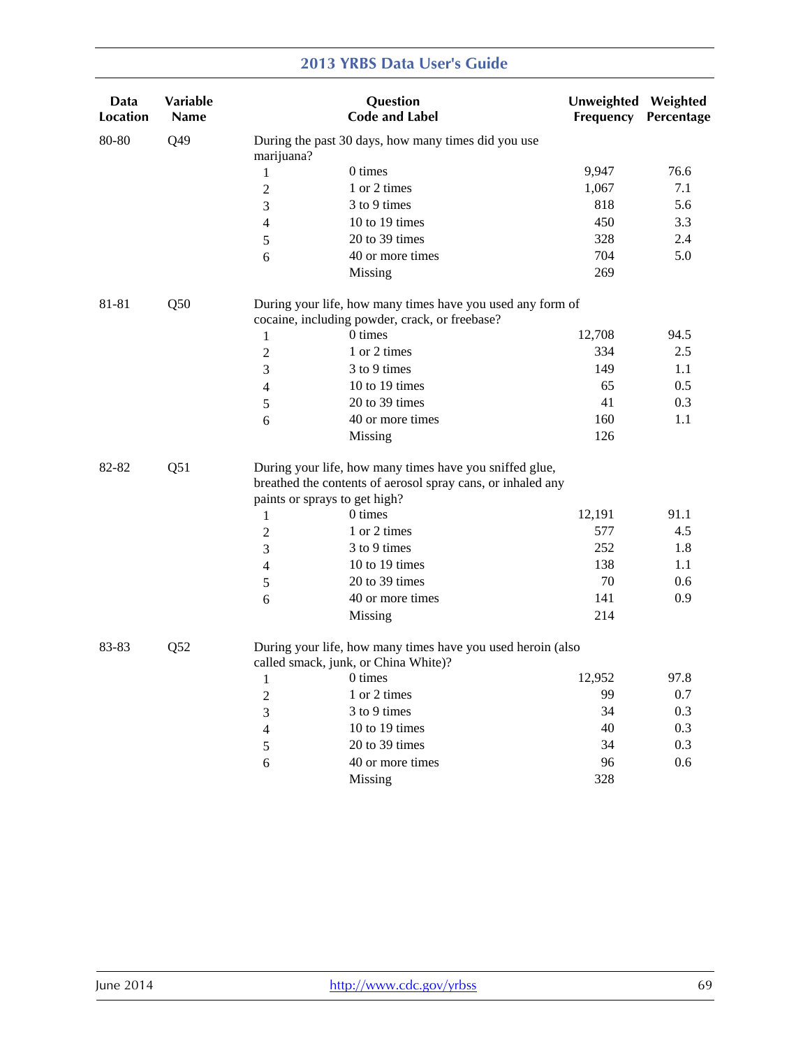| Data Location | Variable Name | Question Code and Label | | Unweighted Frequency | Weighted Percentage |
|---|---|---|---|---|---|
| 80-80 | Q49 | During the past 30 days, how many times did you use marijuana? | | | |
| | | 1 | 0 times | 9,947 | 76.6 |
| | | 2 | 1 or 2 times | 1,067 | 7.1 |
| | | 3 | 3 to 9 times | 818 | 5.6 |
| | | 4 | 10 to 19 times | 450 | 3.3 |
| | | 5 | 20 to 39 times | 328 | 2.4 |
| | | 6 | 40 or more times | 704 | 5.0 |
| | | | Missing | 269 | |
| 81-81 | Q50 | During your life, how many times have you used any form of cocaine, including powder, crack, or freebase? | | | |
| | | 1 | 0 times | 12,708 | 94.5 |
| | | 2 | 1 or 2 times | 334 | 2.5 |
| | | 3 | 3 to 9 times | 149 | 1.1 |
| | | 4 | 10 to 19 times | 65 | 0.5 |
| | | 5 | 20 to 39 times | 41 | 0.3 |
| | | 6 | 40 or more times | 160 | 1.1 |
| | | | Missing | 126 | |
| 82-82 | Q51 | During your life, how many times have you sniffed glue, breathed the contents of aerosol spray cans, or inhaled any paints or sprays to get high? | | | |
| | | 1 | 0 times | 12,191 | 91.1 |
| | | 2 | 1 or 2 times | 577 | 4.5 |
| | | 3 | 3 to 9 times | 252 | 1.8 |
| | | 4 | 10 to 19 times | 138 | 1.1 |
| | | 5 | 20 to 39 times | 70 | 0.6 |
| | | 6 | 40 or more times | 141 | 0.9 |
| | | | Missing | 214 | |
| 83-83 | Q52 | During your life, how many times have you used heroin (also called smack, junk, or China White)? | | | |
| | | 1 | 0 times | 12,952 | 97.8 |
| | | 2 | 1 or 2 times | 99 | 0.7 |
| | | 3 | 3 to 9 times | 34 | 0.3 |
| | | 4 | 10 to 19 times | 40 | 0.3 |
| | | 5 | 20 to 39 times | 34 | 0.3 |
| | | 6 | 40 or more times | 96 | 0.6 |
| | | | Missing | 328 | |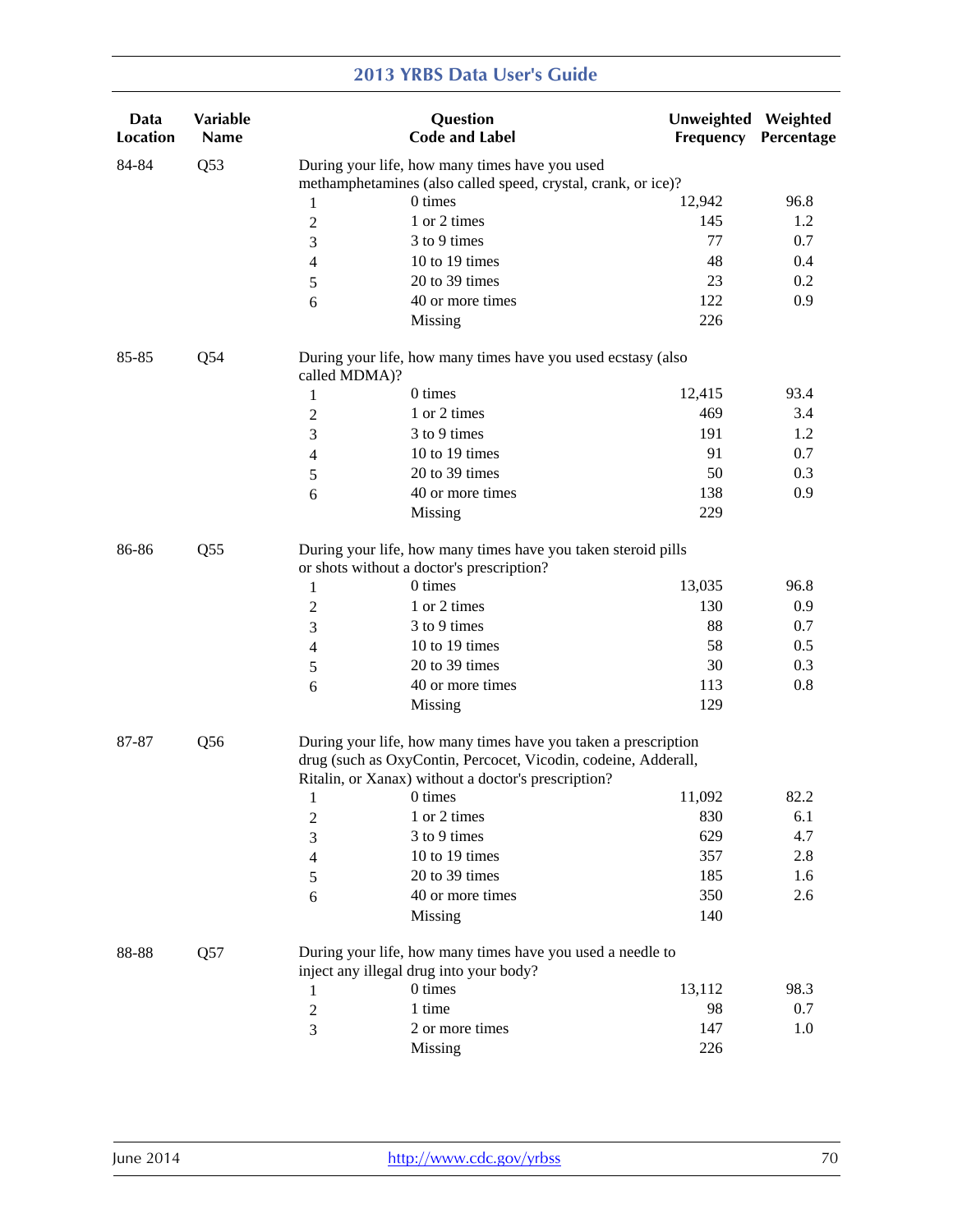| Data Location | Variable Name | Question Code and Label | | Unweighted Frequency | Weighted Percentage |
|---|---|---|---|---|---|
| 84-84 | Q53 | During your life, how many times have you used methamphetamines (also called speed, crystal, crank, or ice)? | | | |
| | | 1 | 0 times | 12,942 | 96.8 |
| | | 2 | 1 or 2 times | 145 | 1.2 |
| | | 3 | 3 to 9 times | 77 | 0.7 |
| | | 4 | 10 to 19 times | 48 | 0.4 |
| | | 5 | 20 to 39 times | 23 | 0.2 |
| | | 6 | 40 or more times | 122 | 0.9 |
| | | | Missing | 226 | |
| 85-85 | Q54 | During your life, how many times have you used ecstasy (also called MDMA)? | | | |
| | | 1 | 0 times | 12,415 | 93.4 |
| | | 2 | 1 or 2 times | 469 | 3.4 |
| | | 3 | 3 to 9 times | 191 | 1.2 |
| | | 4 | 10 to 19 times | 91 | 0.7 |
| | | 5 | 20 to 39 times | 50 | 0.3 |
| | | 6 | 40 or more times | 138 | 0.9 |
| | | | Missing | 229 | |
| 86-86 | Q55 | During your life, how many times have you taken steroid pills or shots without a doctor's prescription? | | | |
| | | 1 | 0 times | 13,035 | 96.8 |
| | | 2 | 1 or 2 times | 130 | 0.9 |
| | | 3 | 3 to 9 times | 88 | 0.7 |
| | | 4 | 10 to 19 times | 58 | 0.5 |
| | | 5 | 20 to 39 times | 30 | 0.3 |
| | | 6 | 40 or more times | 113 | 0.8 |
| | | | Missing | 129 | |
| 87-87 | Q56 | During your life, how many times have you taken a prescription drug (such as OxyContin, Percocet, Vicodin, codeine, Adderall, Ritalin, or Xanax) without a doctor's prescription? | | | |
| | | 1 | 0 times | 11,092 | 82.2 |
| | | 2 | 1 or 2 times | 830 | 6.1 |
| | | 3 | 3 to 9 times | 629 | 4.7 |
| | | 4 | 10 to 19 times | 357 | 2.8 |
| | | 5 | 20 to 39 times | 185 | 1.6 |
| | | 6 | 40 or more times | 350 | 2.6 |
| | | | Missing | 140 | |
| 88-88 | Q57 | During your life, how many times have you used a needle to inject any illegal drug into your body? | | | |
| | | 1 | 0 times | 13,112 | 98.3 |
| | | 2 | 1 time | 98 | 0.7 |
| | | 3 | 2 or more times | 147 | 1.0 |
| | | | Missing | 226 | |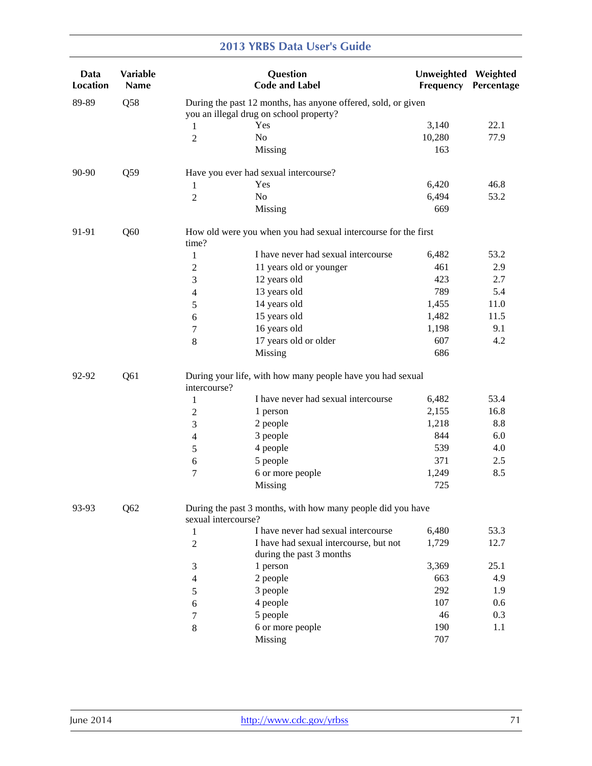| Data Location | Variable Name | Question Code and Label | | Unweighted Frequency | Weighted Percentage |
|---|---|---|---|---|---|
| 89-89 | Q58 | During the past 12 months, has anyone offered, sold, or given you an illegal drug on school property? | | | |
| | | 1 | Yes | 3,140 | 22.1 |
| | | 2 | No | 10,280 | 77.9 |
| | | | Missing | 163 | |
| 90-90 | Q59 | Have you ever had sexual intercourse? | | | |
| | | 1 | Yes | 6,420 | 46.8 |
| | | 2 | No | 6,494 | 53.2 |
| | | | Missing | 669 | |
| 91-91 | Q60 | How old were you when you had sexual intercourse for the first time? | | | |
| | | 1 | I have never had sexual intercourse | 6,482 | 53.2 |
| | | 2 | 11 years old or younger | 461 | 2.9 |
| | | 3 | 12 years old | 423 | 2.7 |
| | | 4 | 13 years old | 789 | 5.4 |
| | | 5 | 14 years old | 1,455 | 11.0 |
| | | 6 | 15 years old | 1,482 | 11.5 |
| | | 7 | 16 years old | 1,198 | 9.1 |
| | | 8 | 17 years old or older | 607 | 4.2 |
| | | | Missing | 686 | |
| 92-92 | Q61 | During your life, with how many people have you had sexual intercourse? | | | |
| | | 1 | I have never had sexual intercourse | 6,482 | 53.4 |
| | | 2 | 1 person | 2,155 | 16.8 |
| | | 3 | 2 people | 1,218 | 8.8 |
| | | 4 | 3 people | 844 | 6.0 |
| | | 5 | 4 people | 539 | 4.0 |
| | | 6 | 5 people | 371 | 2.5 |
| | | 7 | 6 or more people | 1,249 | 8.5 |
| | | | Missing | 725 | |
| 93-93 | Q62 | During the past 3 months, with how many people did you have sexual intercourse? | | | |
| | | 1 | I have never had sexual intercourse | 6,480 | 53.3 |
| | | 2 | I have had sexual intercourse, but not during the past 3 months | 1,729 | 12.7 |
| | | 3 | 1 person | 3,369 | 25.1 |
| | | 4 | 2 people | 663 | 4.9 |
| | | 5 | 3 people | 292 | 1.9 |
| | | 6 | 4 people | 107 | 0.6 |
| | | 7 | 5 people | 46 | 0.3 |
| | | 8 | 6 or more people | 190 | 1.1 |
| | | | Missing | 707 | |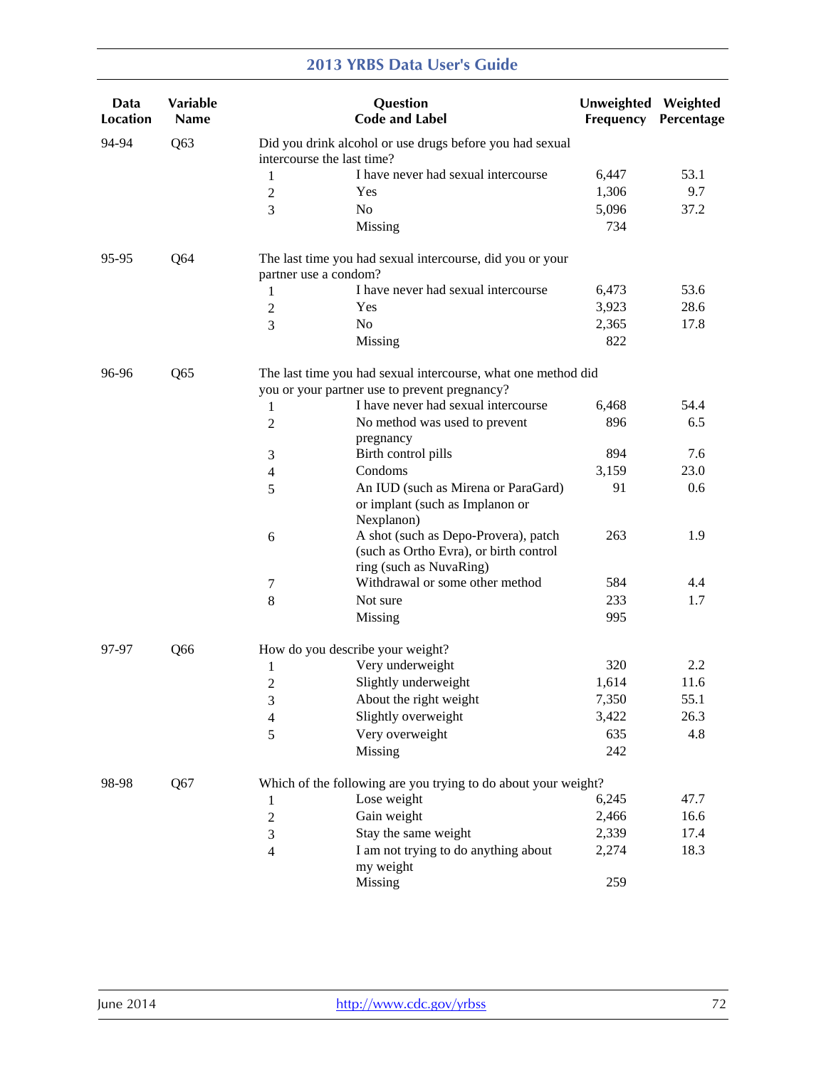| Data Location | Variable Name | Question Code and Label | | Unweighted Frequency | Weighted Percentage |
|---|---|---|---|---|---|
| 94-94 | Q63 | Did you drink alcohol or use drugs before you had sexual intercourse the last time? | | | |
| | | 1 | I have never had sexual intercourse | 6,447 | 53.1 |
| | | 2 | Yes | 1,306 | 9.7 |
| | | 3 | No | 5,096 | 37.2 |
| | | | Missing | 734 | |
| 95-95 | Q64 | The last time you had sexual intercourse, did you or your partner use a condom? | | | |
| | | 1 | I have never had sexual intercourse | 6,473 | 53.6 |
| | | 2 | Yes | 3,923 | 28.6 |
| | | 3 | No | 2,365 | 17.8 |
| | | | Missing | 822 | |
| 96-96 | Q65 | The last time you had sexual intercourse, what one method did you or your partner use to prevent pregnancy? | | | |
| | | 1 | I have never had sexual intercourse | 6,468 | 54.4 |
| | | 2 | No method was used to prevent pregnancy | 896 | 6.5 |
| | | 3 | Birth control pills | 894 | 7.6 |
| | | 4 | Condoms | 3,159 | 23.0 |
| | | 5 | An IUD (such as Mirena or ParaGard) or implant (such as Implanon or Nexplanon) | 91 | 0.6 |
| | | 6 | A shot (such as Depo-Provera), patch (such as Ortho Evra), or birth control ring (such as NuvaRing) | 263 | 1.9 |
| | | 7 | Withdrawal or some other method | 584 | 4.4 |
| | | 8 | Not sure | 233 | 1.7 |
| | | | Missing | 995 | |
| 97-97 | Q66 | How do you describe your weight? | | | |
| | | 1 | Very underweight | 320 | 2.2 |
| | | 2 | Slightly underweight | 1,614 | 11.6 |
| | | 3 | About the right weight | 7,350 | 55.1 |
| | | 4 | Slightly overweight | 3,422 | 26.3 |
| | | 5 | Very overweight | 635 | 4.8 |
| | | | Missing | 242 | |
| 98-98 | Q67 | Which of the following are you trying to do about your weight? | | | |
| | | 1 | Lose weight | 6,245 | 47.7 |
| | | 2 | Gain weight | 2,466 | 16.6 |
| | | 3 | Stay the same weight | 2,339 | 17.4 |
| | | 4 | I am not trying to do anything about my weight | 2,274 | 18.3 |
| | | | Missing | 259 | |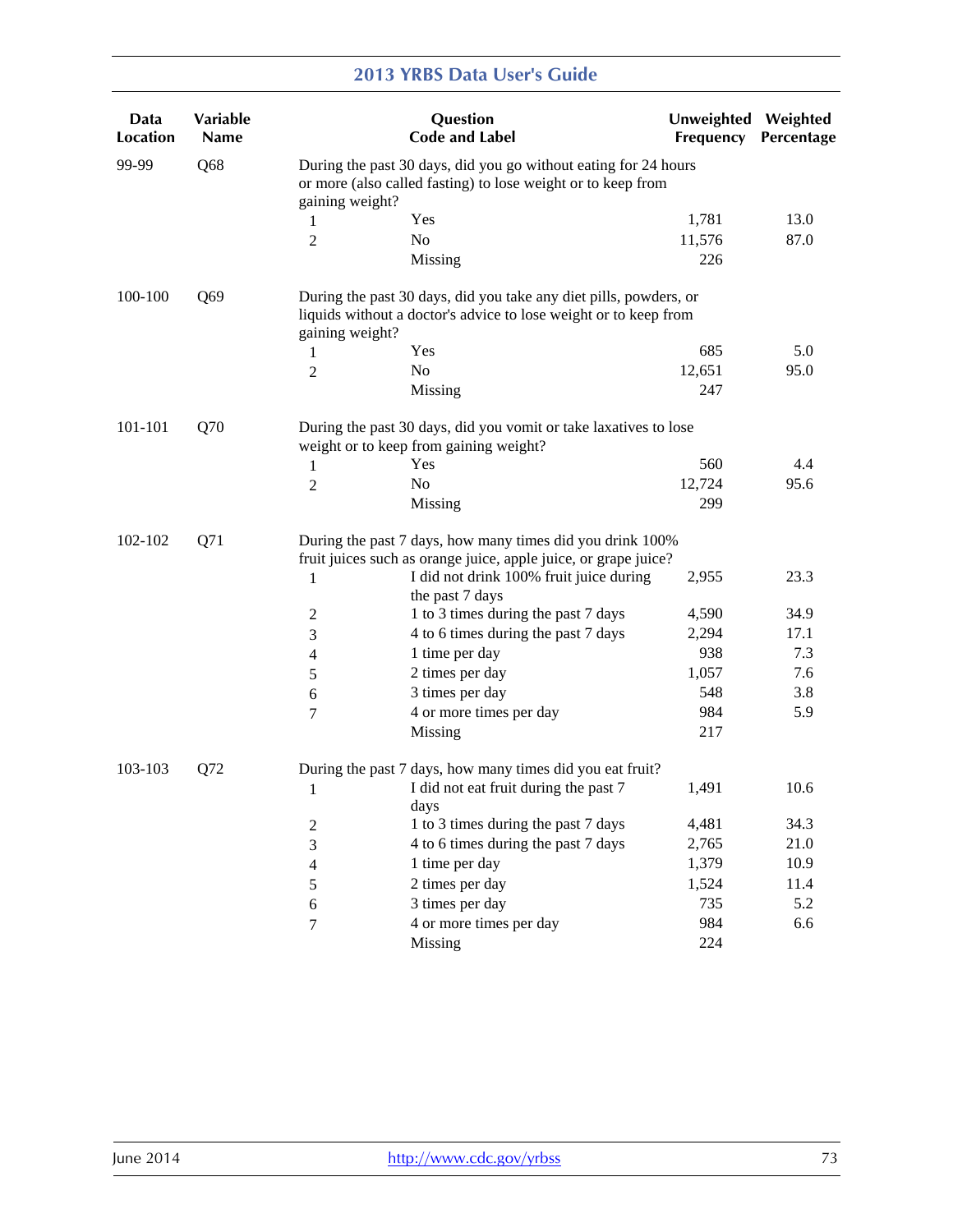| Data Location | Variable Name | Question Code and Label | | Unweighted Frequency | Weighted Percentage |
|---|---|---|---|---|---|
| 99-99 | Q68 | During the past 30 days, did you go without eating for 24 hours or more (also called fasting) to lose weight or to keep from gaining weight? | | | |
| | | 1 | Yes | 1,781 | 13.0 |
| | | 2 | No | 11,576 | 87.0 |
| | | | Missing | 226 | |
| 100-100 | Q69 | During the past 30 days, did you take any diet pills, powders, or liquids without a doctor's advice to lose weight or to keep from gaining weight? | | | |
| | | 1 | Yes | 685 | 5.0 |
| | | 2 | No | 12,651 | 95.0 |
| | | | Missing | 247 | |
| 101-101 | Q70 | During the past 30 days, did you vomit or take laxatives to lose weight or to keep from gaining weight? | | | |
| | | 1 | Yes | 560 | 4.4 |
| | | 2 | No | 12,724 | 95.6 |
| | | | Missing | 299 | |
| 102-102 | Q71 | During the past 7 days, how many times did you drink 100% fruit juices such as orange juice, apple juice, or grape juice? | | | |
| | | 1 | I did not drink 100% fruit juice during the past 7 days | 2,955 | 23.3 |
| | | 2 | 1 to 3 times during the past 7 days | 4,590 | 34.9 |
| | | 3 | 4 to 6 times during the past 7 days | 2,294 | 17.1 |
| | | 4 | 1 time per day | 938 | 7.3 |
| | | 5 | 2 times per day | 1,057 | 7.6 |
| | | 6 | 3 times per day | 548 | 3.8 |
| | | 7 | 4 or more times per day | 984 | 5.9 |
| | | | Missing | 217 | |
| 103-103 | Q72 | During the past 7 days, how many times did you eat fruit? | | | |
| | | 1 | I did not eat fruit during the past 7 days | 1,491 | 10.6 |
| | | 2 | 1 to 3 times during the past 7 days | 4,481 | 34.3 |
| | | 3 | 4 to 6 times during the past 7 days | 2,765 | 21.0 |
| | | 4 | 1 time per day | 1,379 | 10.9 |
| | | 5 | 2 times per day | 1,524 | 11.4 |
| | | 6 | 3 times per day | 735 | 5.2 |
| | | 7 | 4 or more times per day | 984 | 6.6 |
| | | | Missing | 224 | |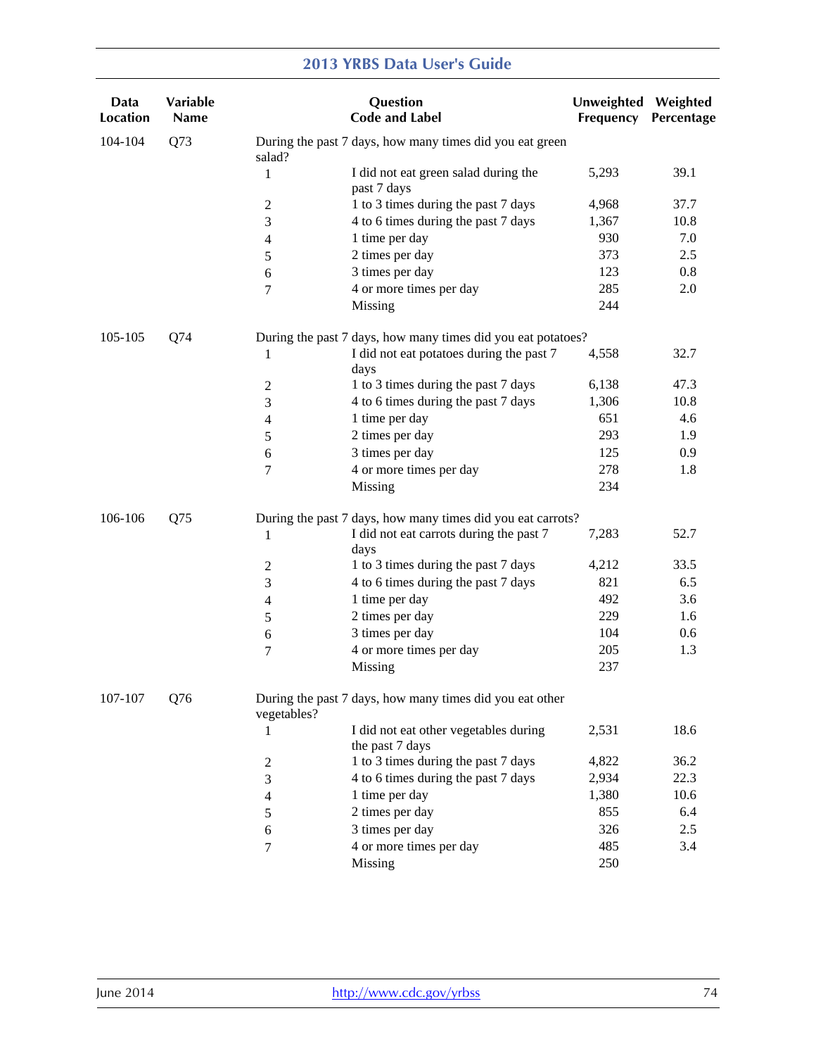| Data Location | Variable Name | Question Code and Label | | Unweighted Frequency | Weighted Percentage |
|---|---|---|---|---|---|
| 104-104 | Q73 | During the past 7 days, how many times did you eat green salad? | | | |
| | | 1 | I did not eat green salad during the past 7 days | 5,293 | 39.1 |
| | | 2 | 1 to 3 times during the past 7 days | 4,968 | 37.7 |
| | | 3 | 4 to 6 times during the past 7 days | 1,367 | 10.8 |
| | | 4 | 1 time per day | 930 | 7.0 |
| | | 5 | 2 times per day | 373 | 2.5 |
| | | 6 | 3 times per day | 123 | 0.8 |
| | | 7 | 4 or more times per day | 285 | 2.0 |
| | | | Missing | 244 | |
| 105-105 | Q74 | During the past 7 days, how many times did you eat potatoes? | | | |
| | | 1 | I did not eat potatoes during the past 7 days | 4,558 | 32.7 |
| | | 2 | 1 to 3 times during the past 7 days | 6,138 | 47.3 |
| | | 3 | 4 to 6 times during the past 7 days | 1,306 | 10.8 |
| | | 4 | 1 time per day | 651 | 4.6 |
| | | 5 | 2 times per day | 293 | 1.9 |
| | | 6 | 3 times per day | 125 | 0.9 |
| | | 7 | 4 or more times per day | 278 | 1.8 |
| | | | Missing | 234 | |
| 106-106 | Q75 | During the past 7 days, how many times did you eat carrots? | | | |
| | | 1 | I did not eat carrots during the past 7 days | 7,283 | 52.7 |
| | | 2 | 1 to 3 times during the past 7 days | 4,212 | 33.5 |
| | | 3 | 4 to 6 times during the past 7 days | 821 | 6.5 |
| | | 4 | 1 time per day | 492 | 3.6 |
| | | 5 | 2 times per day | 229 | 1.6 |
| | | 6 | 3 times per day | 104 | 0.6 |
| | | 7 | 4 or more times per day | 205 | 1.3 |
| | | | Missing | 237 | |
| 107-107 | Q76 | During the past 7 days, how many times did you eat other vegetables? | | | |
| | | 1 | I did not eat other vegetables during the past 7 days | 2,531 | 18.6 |
| | | 2 | 1 to 3 times during the past 7 days | 4,822 | 36.2 |
| | | 3 | 4 to 6 times during the past 7 days | 2,934 | 22.3 |
| | | 4 | 1 time per day | 1,380 | 10.6 |
| | | 5 | 2 times per day | 855 | 6.4 |
| | | 6 | 3 times per day | 326 | 2.5 |
| | | 7 | 4 or more times per day | 485 | 3.4 |
| | | | Missing | 250 | |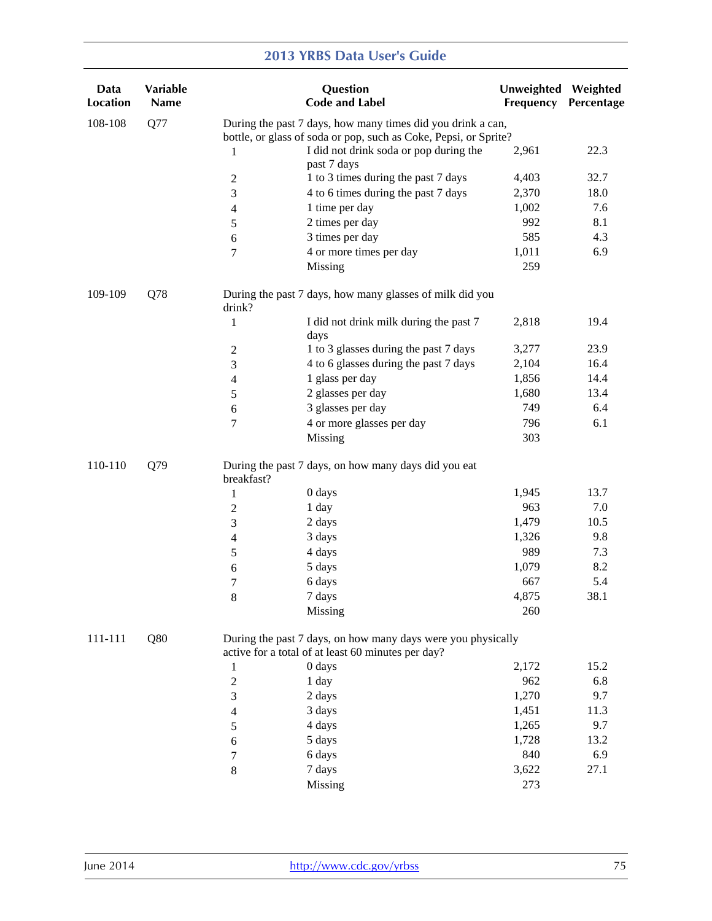| Data Location | Variable Name | Question Code and Label | | Unweighted Frequency | Weighted Percentage |
|---|---|---|---|---|---|
| 108-108 | Q77 | During the past 7 days, how many times did you drink a can, bottle, or glass of soda or pop, such as Coke, Pepsi, or Sprite? | | | |
| | | 1 | I did not drink soda or pop during the past 7 days | 2,961 | 22.3 |
| | | 2 | 1 to 3 times during the past 7 days | 4,403 | 32.7 |
| | | 3 | 4 to 6 times during the past 7 days | 2,370 | 18.0 |
| | | 4 | 1 time per day | 1,002 | 7.6 |
| | | 5 | 2 times per day | 992 | 8.1 |
| | | 6 | 3 times per day | 585 | 4.3 |
| | | 7 | 4 or more times per day | 1,011 | 6.9 |
| | | | Missing | 259 | |
| 109-109 | Q78 | During the past 7 days, how many glasses of milk did you drink? | | | |
| | | 1 | I did not drink milk during the past 7 days | 2,818 | 19.4 |
| | | 2 | 1 to 3 glasses during the past 7 days | 3,277 | 23.9 |
| | | 3 | 4 to 6 glasses during the past 7 days | 2,104 | 16.4 |
| | | 4 | 1 glass per day | 1,856 | 14.4 |
| | | 5 | 2 glasses per day | 1,680 | 13.4 |
| | | 6 | 3 glasses per day | 749 | 6.4 |
| | | 7 | 4 or more glasses per day | 796 | 6.1 |
| | | | Missing | 303 | |
| 110-110 | Q79 | During the past 7 days, on how many days did you eat breakfast? | | | |
| | | 1 | 0 days | 1,945 | 13.7 |
| | | 2 | 1 day | 963 | 7.0 |
| | | 3 | 2 days | 1,479 | 10.5 |
| | | 4 | 3 days | 1,326 | 9.8 |
| | | 5 | 4 days | 989 | 7.3 |
| | | 6 | 5 days | 1,079 | 8.2 |
| | | 7 | 6 days | 667 | 5.4 |
| | | 8 | 7 days | 4,875 | 38.1 |
| | | | Missing | 260 | |
| 111-111 | Q80 | During the past 7 days, on how many days were you physically active for a total of at least 60 minutes per day? | | | |
| | | 1 | 0 days | 2,172 | 15.2 |
| | | 2 | 1 day | 962 | 6.8 |
| | | 3 | 2 days | 1,270 | 9.7 |
| | | 4 | 3 days | 1,451 | 11.3 |
| | | 5 | 4 days | 1,265 | 9.7 |
| | | 6 | 5 days | 1,728 | 13.2 |
| | | 7 | 6 days | 840 | 6.9 |
| | | 8 | 7 days | 3,622 | 27.1 |
| | | | Missing | 273 | |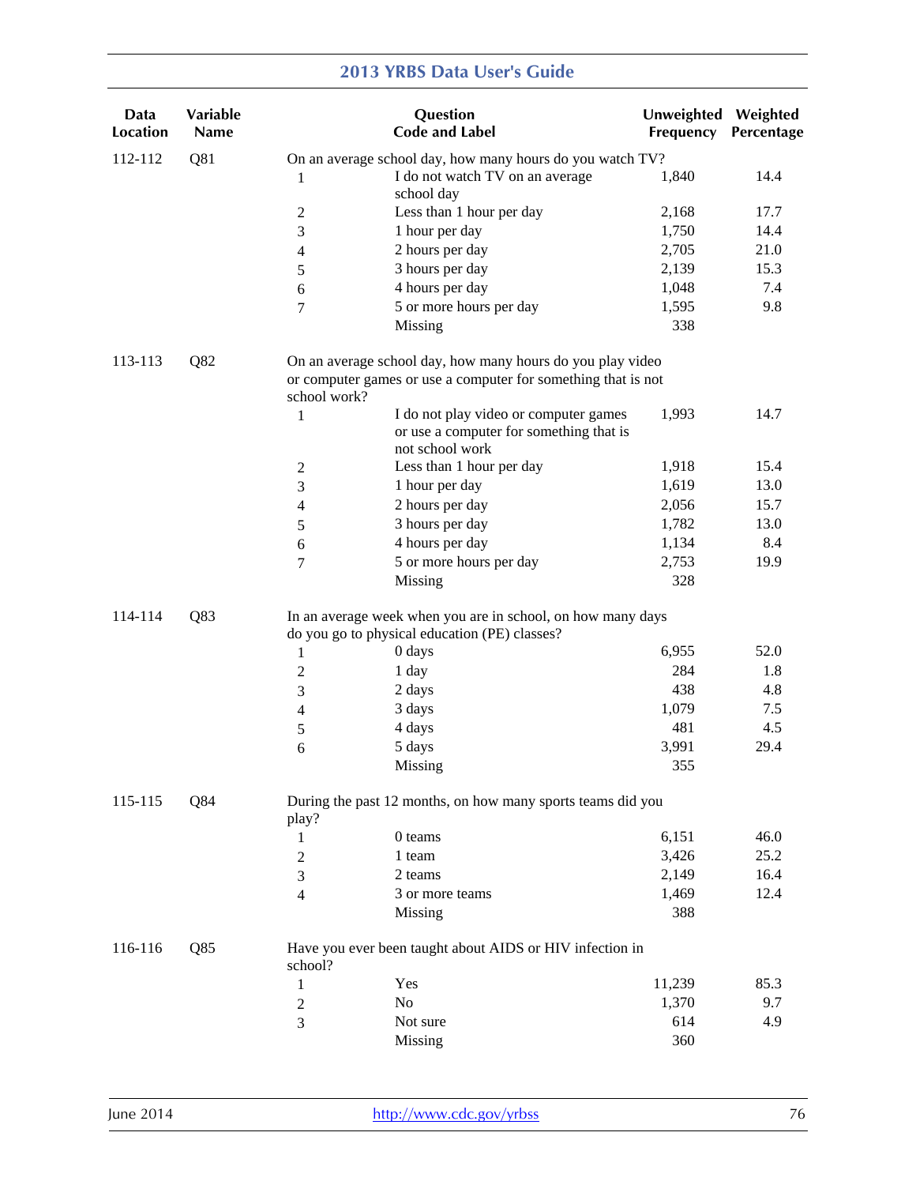| Data Location | Variable Name | Question Code and Label | | Unweighted Frequency | Weighted Percentage |
|---|---|---|---|---|---|
| 112-112 | Q81 | On an average school day, how many hours do you watch TV? | | | |
| | | 1 | I do not watch TV on an average school day | 1,840 | 14.4 |
| | | 2 | Less than 1 hour per day | 2,168 | 17.7 |
| | | 3 | 1 hour per day | 1,750 | 14.4 |
| | | 4 | 2 hours per day | 2,705 | 21.0 |
| | | 5 | 3 hours per day | 2,139 | 15.3 |
| | | 6 | 4 hours per day | 1,048 | 7.4 |
| | | 7 | 5 or more hours per day | 1,595 | 9.8 |
| | | | Missing | 338 | |
| 113-113 | Q82 | On an average school day, how many hours do you play video or computer games or use a computer for something that is not school work? | | | |
| | | 1 | I do not play video or computer games or use a computer for something that is not school work | 1,993 | 14.7 |
| | | 2 | Less than 1 hour per day | 1,918 | 15.4 |
| | | 3 | 1 hour per day | 1,619 | 13.0 |
| | | 4 | 2 hours per day | 2,056 | 15.7 |
| | | 5 | 3 hours per day | 1,782 | 13.0 |
| | | 6 | 4 hours per day | 1,134 | 8.4 |
| | | 7 | 5 or more hours per day | 2,753 | 19.9 |
| | | | Missing | 328 | |
| 114-114 | Q83 | In an average week when you are in school, on how many days do you go to physical education (PE) classes? | | | |
| | | 1 | 0 days | 6,955 | 52.0 |
| | | 2 | 1 day | 284 | 1.8 |
| | | 3 | 2 days | 438 | 4.8 |
| | | 4 | 3 days | 1,079 | 7.5 |
| | | 5 | 4 days | 481 | 4.5 |
| | | 6 | 5 days | 3,991 | 29.4 |
| | | | Missing | 355 | |
| 115-115 | Q84 | During the past 12 months, on how many sports teams did you play? | | | |
| | | 1 | 0 teams | 6,151 | 46.0 |
| | | 2 | 1 team | 3,426 | 25.2 |
| | | 3 | 2 teams | 2,149 | 16.4 |
| | | 4 | 3 or more teams | 1,469 | 12.4 |
| | | | Missing | 388 | |
| 116-116 | Q85 | Have you ever been taught about AIDS or HIV infection in school? | | | |
| | | 1 | Yes | 11,239 | 85.3 |
| | | 2 | No | 1,370 | 9.7 |
| | | 3 | Not sure | 614 | 4.9 |
| | | | Missing | 360 | |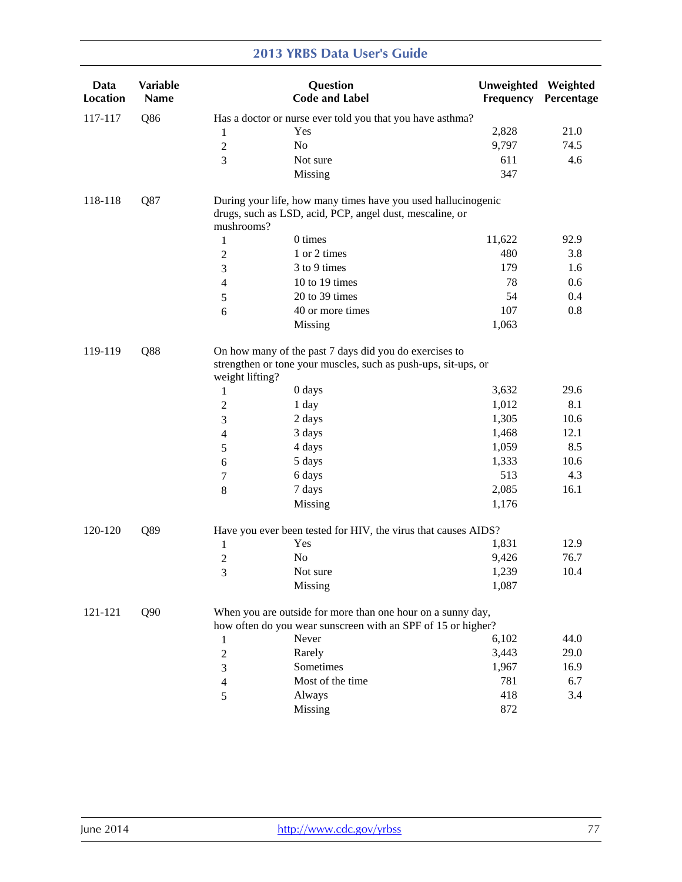| Data Location | Variable Name | Question Code and Label | | Unweighted Frequency | Weighted Percentage |
|---|---|---|---|---|---|
| 117-117 | Q86 | Has a doctor or nurse ever told you that you have asthma? | | | |
| | | 1 | Yes | 2,828 | 21.0 |
| | | 2 | No | 9,797 | 74.5 |
| | | 3 | Not sure | 611 | 4.6 |
| | | | Missing | 347 | |
| 118-118 | Q87 | During your life, how many times have you used hallucinogenic drugs, such as LSD, acid, PCP, angel dust, mescaline, or mushrooms? | | | |
| | | 1 | 0 times | 11,622 | 92.9 |
| | | 2 | 1 or 2 times | 480 | 3.8 |
| | | 3 | 3 to 9 times | 179 | 1.6 |
| | | 4 | 10 to 19 times | 78 | 0.6 |
| | | 5 | 20 to 39 times | 54 | 0.4 |
| | | 6 | 40 or more times | 107 | 0.8 |
| | | | Missing | 1,063 | |
| 119-119 | Q88 | On how many of the past 7 days did you do exercises to strengthen or tone your muscles, such as push-ups, sit-ups, or weight lifting? | | | |
| | | 1 | 0 days | 3,632 | 29.6 |
| | | 2 | 1 day | 1,012 | 8.1 |
| | | 3 | 2 days | 1,305 | 10.6 |
| | | 4 | 3 days | 1,468 | 12.1 |
| | | 5 | 4 days | 1,059 | 8.5 |
| | | 6 | 5 days | 1,333 | 10.6 |
| | | 7 | 6 days | 513 | 4.3 |
| | | 8 | 7 days | 2,085 | 16.1 |
| | | | Missing | 1,176 | |
| 120-120 | Q89 | Have you ever been tested for HIV, the virus that causes AIDS? | | | |
| | | 1 | Yes | 1,831 | 12.9 |
| | | 2 | No | 9,426 | 76.7 |
| | | 3 | Not sure | 1,239 | 10.4 |
| | | | Missing | 1,087 | |
| 121-121 | Q90 | When you are outside for more than one hour on a sunny day, how often do you wear sunscreen with an SPF of 15 or higher? | | | |
| | | 1 | Never | 6,102 | 44.0 |
| | | 2 | Rarely | 3,443 | 29.0 |
| | | 3 | Sometimes | 1,967 | 16.9 |
| | | 4 | Most of the time | 781 | 6.7 |
| | | 5 | Always | 418 | 3.4 |
| | | | Missing | 872 | |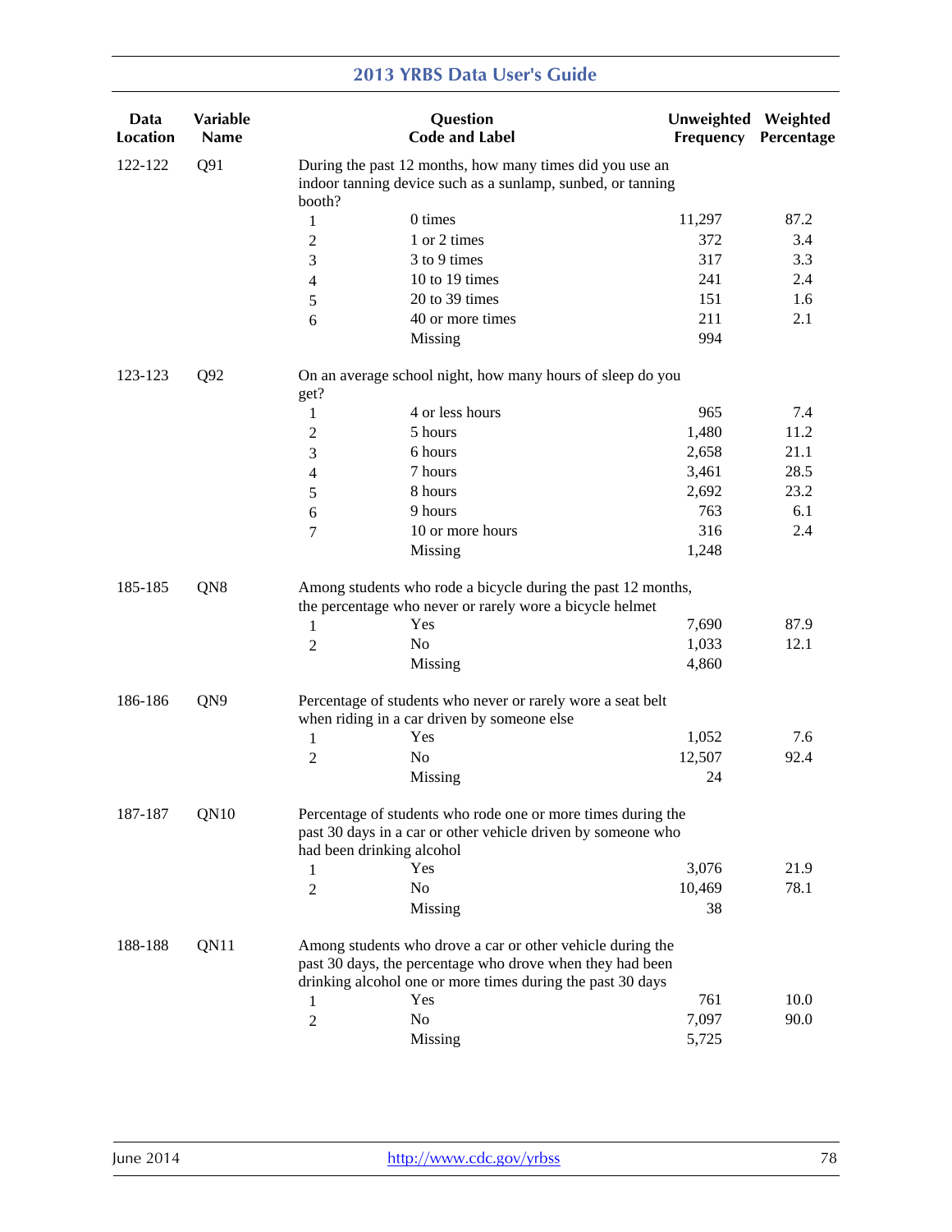| Data Location | Variable Name | Question Code and Label | | Unweighted Frequency | Weighted Percentage |
|---|---|---|---|---|---|
| 122-122 | Q91 | During the past 12 months, how many times did you use an indoor tanning device such as a sunlamp, sunbed, or tanning booth? | | | |
| | | 1 | 0 times | 11,297 | 87.2 |
| | | 2 | 1 or 2 times | 372 | 3.4 |
| | | 3 | 3 to 9 times | 317 | 3.3 |
| | | 4 | 10 to 19 times | 241 | 2.4 |
| | | 5 | 20 to 39 times | 151 | 1.6 |
| | | 6 | 40 or more times | 211 | 2.1 |
| | | | Missing | 994 | |
| 123-123 | Q92 | On an average school night, how many hours of sleep do you get? | | | |
| | | 1 | 4 or less hours | 965 | 7.4 |
| | | 2 | 5 hours | 1,480 | 11.2 |
| | | 3 | 6 hours | 2,658 | 21.1 |
| | | 4 | 7 hours | 3,461 | 28.5 |
| | | 5 | 8 hours | 2,692 | 23.2 |
| | | 6 | 9 hours | 763 | 6.1 |
| | | 7 | 10 or more hours | 316 | 2.4 |
| | | | Missing | 1,248 | |
| 185-185 | QN8 | Among students who rode a bicycle during the past 12 months, the percentage who never or rarely wore a bicycle helmet | | | |
| | | 1 | Yes | 7,690 | 87.9 |
| | | 2 | No | 1,033 | 12.1 |
| | | | Missing | 4,860 | |
| 186-186 | QN9 | Percentage of students who never or rarely wore a seat belt when riding in a car driven by someone else | | | |
| | | 1 | Yes | 1,052 | 7.6 |
| | | 2 | No | 12,507 | 92.4 |
| | | | Missing | 24 | |
| 187-187 | QN10 | Percentage of students who rode one or more times during the past 30 days in a car or other vehicle driven by someone who had been drinking alcohol | | | |
| | | 1 | Yes | 3,076 | 21.9 |
| | | 2 | No | 10,469 | 78.1 |
| | | | Missing | 38 | |
| 188-188 | QN11 | Among students who drove a car or other vehicle during the past 30 days, the percentage who drove when they had been drinking alcohol one or more times during the past 30 days | | | |
| | | 1 | Yes | 761 | 10.0 |
| | | 2 | No | 7,097 | 90.0 |
| | | | Missing | 5,725 | |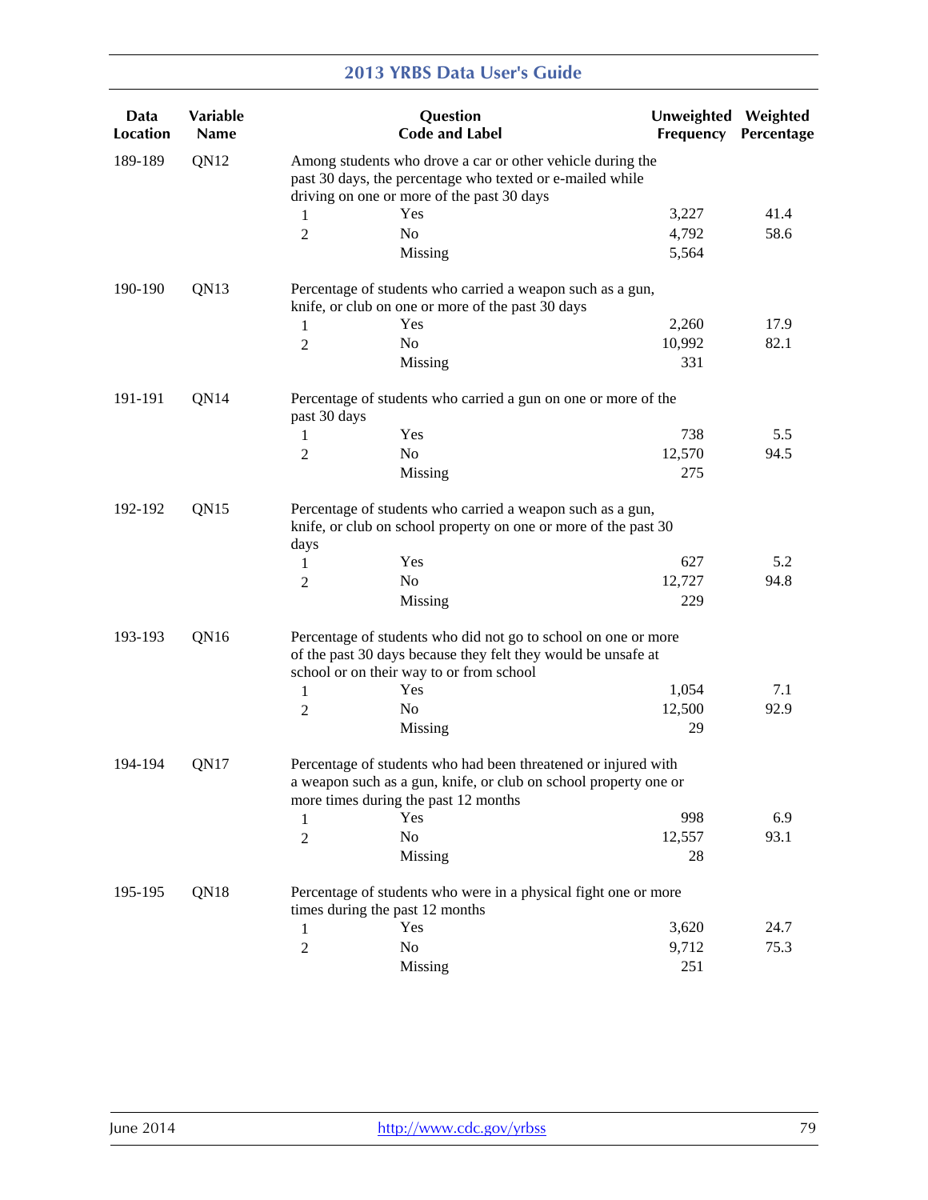| Data Location | Variable Name | Question Code and Label | | Unweighted Frequency | Weighted Percentage |
|---|---|---|---|---|---|
| 189-189 | QN12 | Among students who drove a car or other vehicle during the past 30 days, the percentage who texted or e-mailed while driving on one or more of the past 30 days | | | |
| | | 1 | Yes | 3,227 | 41.4 |
| | | 2 | No | 4,792 | 58.6 |
| | | | Missing | 5,564 | |
| 190-190 | QN13 | Percentage of students who carried a weapon such as a gun, knife, or club on one or more of the past 30 days | | | |
| | | 1 | Yes | 2,260 | 17.9 |
| | | 2 | No | 10,992 | 82.1 |
| | | | Missing | 331 | |
| 191-191 | QN14 | Percentage of students who carried a gun on one or more of the past 30 days | | | |
| | | 1 | Yes | 738 | 5.5 |
| | | 2 | No | 12,570 | 94.5 |
| | | | Missing | 275 | |
| 192-192 | QN15 | Percentage of students who carried a weapon such as a gun, knife, or club on school property on one or more of the past 30 days | | | |
| | | 1 | Yes | 627 | 5.2 |
| | | 2 | No | 12,727 | 94.8 |
| | | | Missing | 229 | |
| 193-193 | QN16 | Percentage of students who did not go to school on one or more of the past 30 days because they felt they would be unsafe at school or on their way to or from school | | | |
| | | 1 | Yes | 1,054 | 7.1 |
| | | 2 | No | 12,500 | 92.9 |
| | | | Missing | 29 | |
| 194-194 | QN17 | Percentage of students who had been threatened or injured with a weapon such as a gun, knife, or club on school property one or more times during the past 12 months | | | |
| | | 1 | Yes | 998 | 6.9 |
| | | 2 | No | 12,557 | 93.1 |
| | | | Missing | 28 | |
| 195-195 | QN18 | Percentage of students who were in a physical fight one or more times during the past 12 months | | | |
| | | 1 | Yes | 3,620 | 24.7 |
| | | 2 | No | 9,712 | 75.3 |
| | | | Missing | 251 | |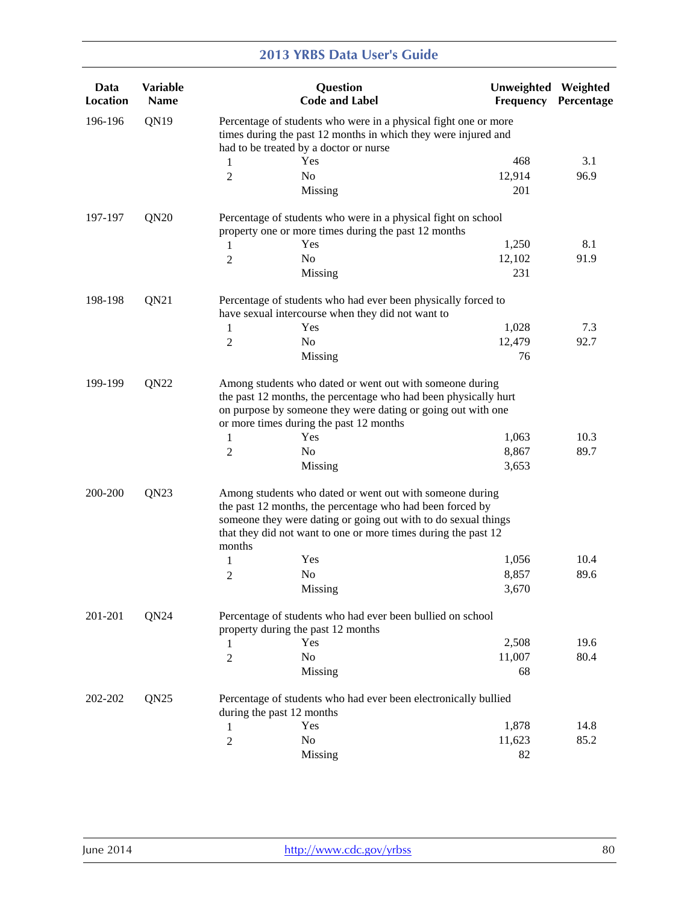| Data Location | Variable Name | Question Code and Label | | Unweighted Frequency | Weighted Percentage |
|---|---|---|---|---|---|
| 196-196 | QN19 | Percentage of students who were in a physical fight one or more times during the past 12 months in which they were injured and had to be treated by a doctor or nurse | | | |
| | | 1 | Yes | 468 | 3.1 |
| | | 2 | No | 12,914 | 96.9 |
| | | | Missing | 201 | |
| 197-197 | QN20 | Percentage of students who were in a physical fight on school property one or more times during the past 12 months | | | |
| | | 1 | Yes | 1,250 | 8.1 |
| | | 2 | No | 12,102 | 91.9 |
| | | | Missing | 231 | |
| 198-198 | QN21 | Percentage of students who had ever been physically forced to have sexual intercourse when they did not want to | | | |
| | | 1 | Yes | 1,028 | 7.3 |
| | | 2 | No | 12,479 | 92.7 |
| | | | Missing | 76 | |
| 199-199 | QN22 | Among students who dated or went out with someone during the past 12 months, the percentage who had been physically hurt on purpose by someone they were dating or going out with one or more times during the past 12 months | | | |
| | | 1 | Yes | 1,063 | 10.3 |
| | | 2 | No | 8,867 | 89.7 |
| | | | Missing | 3,653 | |
| 200-200 | QN23 | Among students who dated or went out with someone during the past 12 months, the percentage who had been forced by someone they were dating or going out with to do sexual things that they did not want to one or more times during the past 12 months | | | |
| | | 1 | Yes | 1,056 | 10.4 |
| | | 2 | No | 8,857 | 89.6 |
| | | | Missing | 3,670 | |
| 201-201 | QN24 | Percentage of students who had ever been bullied on school property during the past 12 months | | | |
| | | 1 | Yes | 2,508 | 19.6 |
| | | 2 | No | 11,007 | 80.4 |
| | | | Missing | 68 | |
| 202-202 | QN25 | Percentage of students who had ever been electronically bullied during the past 12 months | | | |
| | | 1 | Yes | 1,878 | 14.8 |
| | | 2 | No | 11,623 | 85.2 |
| | | | Missing | 82 | |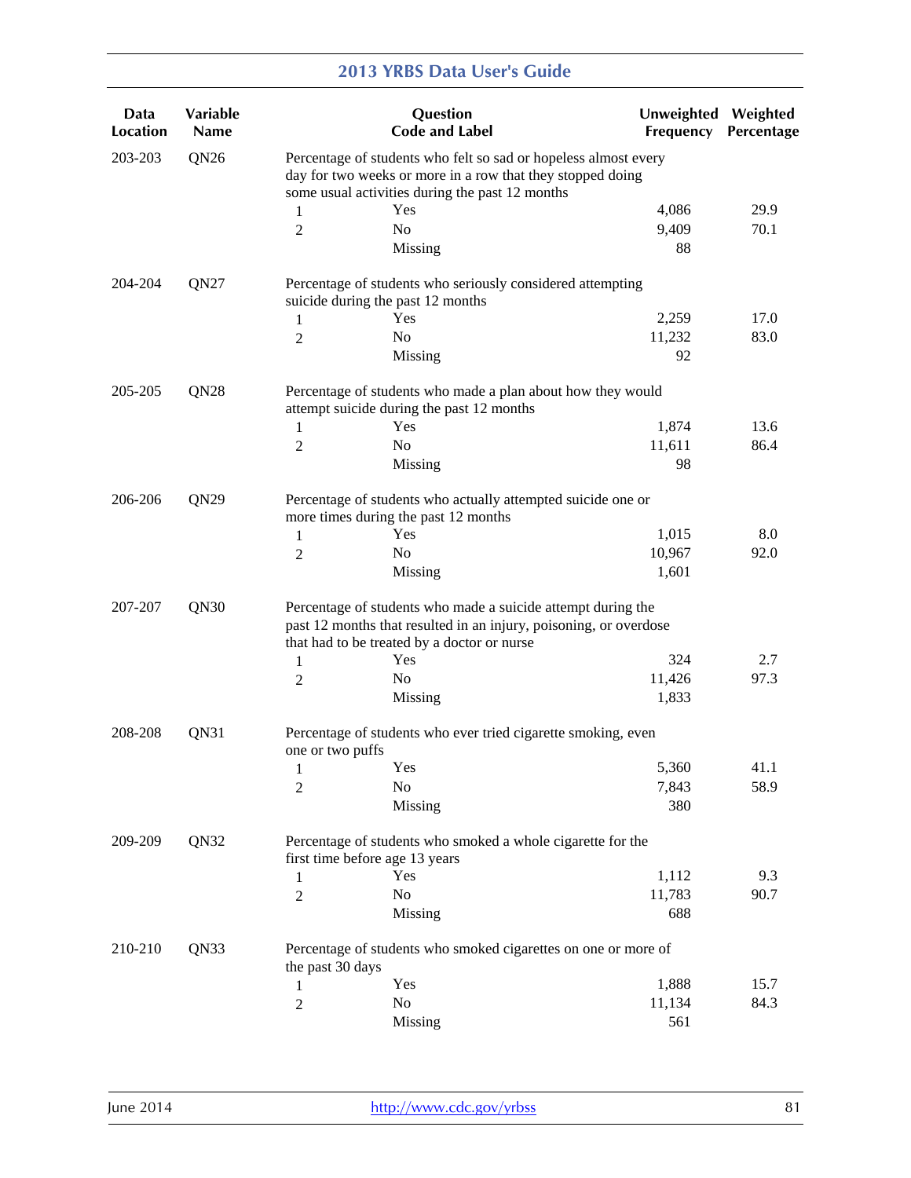| Data Location | Variable Name | Question Code and Label | | Unweighted Frequency | Weighted Percentage |
|---|---|---|---|---|---|
| 203-203 | QN26 | Percentage of students who felt so sad or hopeless almost every day for two weeks or more in a row that they stopped doing some usual activities during the past 12 months | | | |
| | | 1 | Yes | 4,086 | 29.9 |
| | | 2 | No | 9,409 | 70.1 |
| | | | Missing | 88 | |
| 204-204 | QN27 | Percentage of students who seriously considered attempting suicide during the past 12 months | | | |
| | | 1 | Yes | 2,259 | 17.0 |
| | | 2 | No | 11,232 | 83.0 |
| | | | Missing | 92 | |
| 205-205 | QN28 | Percentage of students who made a plan about how they would attempt suicide during the past 12 months | | | |
| | | 1 | Yes | 1,874 | 13.6 |
| | | 2 | No | 11,611 | 86.4 |
| | | | Missing | 98 | |
| 206-206 | QN29 | Percentage of students who actually attempted suicide one or more times during the past 12 months | | | |
| | | 1 | Yes | 1,015 | 8.0 |
| | | 2 | No | 10,967 | 92.0 |
| | | | Missing | 1,601 | |
| 207-207 | QN30 | Percentage of students who made a suicide attempt during the past 12 months that resulted in an injury, poisoning, or overdose that had to be treated by a doctor or nurse | | | |
| | | 1 | Yes | 324 | 2.7 |
| | | 2 | No | 11,426 | 97.3 |
| | | | Missing | 1,833 | |
| 208-208 | QN31 | Percentage of students who ever tried cigarette smoking, even one or two puffs | | | |
| | | 1 | Yes | 5,360 | 41.1 |
| | | 2 | No | 7,843 | 58.9 |
| | | | Missing | 380 | |
| 209-209 | QN32 | Percentage of students who smoked a whole cigarette for the first time before age 13 years | | | |
| | | 1 | Yes | 1,112 | 9.3 |
| | | 2 | No | 11,783 | 90.7 |
| | | | Missing | 688 | |
| 210-210 | QN33 | Percentage of students who smoked cigarettes on one or more of the past 30 days | | | |
| | | 1 | Yes | 1,888 | 15.7 |
| | | 2 | No | 11,134 | 84.3 |
| | | | Missing | 561 | |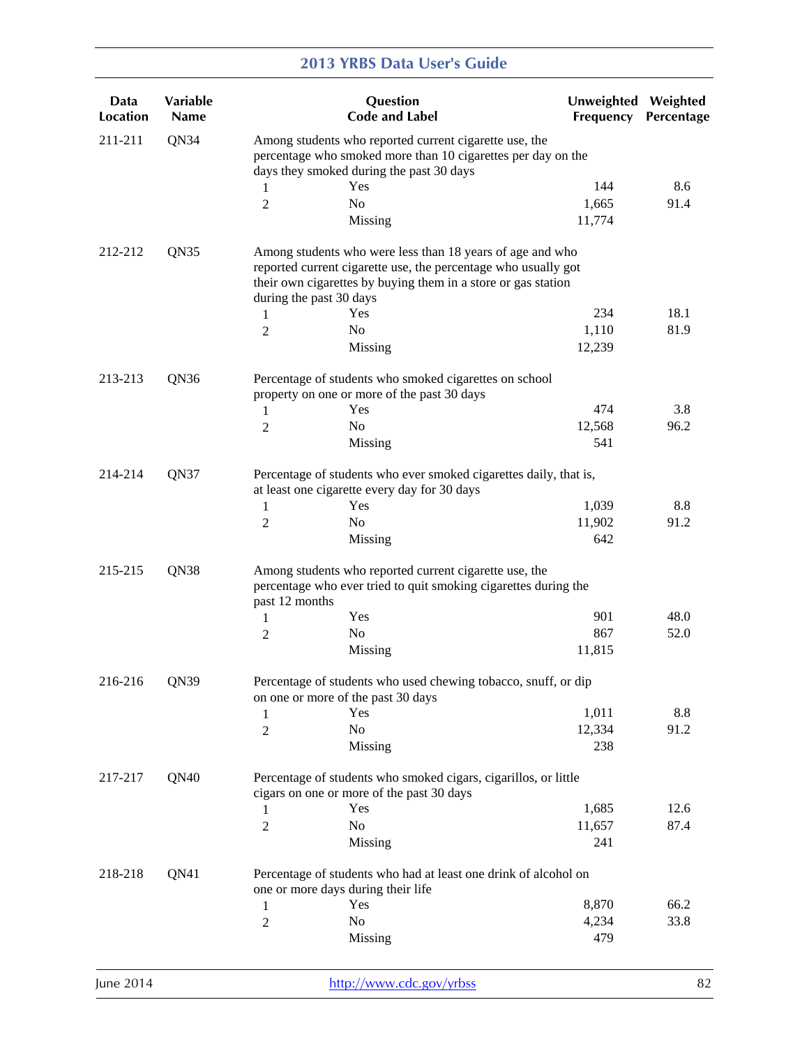| Data Location | Variable Name | Question Code and Label | | Unweighted Frequency | Weighted Percentage |
|---|---|---|---|---|---|
| 211-211 | QN34 | Among students who reported current cigarette use, the percentage who smoked more than 10 cigarettes per day on the days they smoked during the past 30 days | | | |
| | | 1 | Yes | 144 | 8.6 |
| | | 2 | No | 1,665 | 91.4 |
| | | | Missing | 11,774 | |
| 212-212 | QN35 | Among students who were less than 18 years of age and who reported current cigarette use, the percentage who usually got their own cigarettes by buying them in a store or gas station during the past 30 days | | | |
| | | 1 | Yes | 234 | 18.1 |
| | | 2 | No | 1,110 | 81.9 |
| | | | Missing | 12,239 | |
| 213-213 | QN36 | Percentage of students who smoked cigarettes on school property on one or more of the past 30 days | | | |
| | | 1 | Yes | 474 | 3.8 |
| | | 2 | No | 12,568 | 96.2 |
| | | | Missing | 541 | |
| 214-214 | QN37 | Percentage of students who ever smoked cigarettes daily, that is, at least one cigarette every day for 30 days | | | |
| | | 1 | Yes | 1,039 | 8.8 |
| | | 2 | No | 11,902 | 91.2 |
| | | | Missing | 642 | |
| 215-215 | QN38 | Among students who reported current cigarette use, the percentage who ever tried to quit smoking cigarettes during the past 12 months | | | |
| | | 1 | Yes | 901 | 48.0 |
| | | 2 | No | 867 | 52.0 |
| | | | Missing | 11,815 | |
| 216-216 | QN39 | Percentage of students who used chewing tobacco, snuff, or dip on one or more of the past 30 days | | | |
| | | 1 | Yes | 1,011 | 8.8 |
| | | 2 | No | 12,334 | 91.2 |
| | | | Missing | 238 | |
| 217-217 | QN40 | Percentage of students who smoked cigars, cigarillos, or little cigars on one or more of the past 30 days | | | |
| | | 1 | Yes | 1,685 | 12.6 |
| | | 2 | No | 11,657 | 87.4 |
| | | | Missing | 241 | |
| 218-218 | QN41 | Percentage of students who had at least one drink of alcohol on one or more days during their life | | | |
| | | 1 | Yes | 8,870 | 66.2 |
| | | 2 | No | 4,234 | 33.8 |
| | | | Missing | 479 | |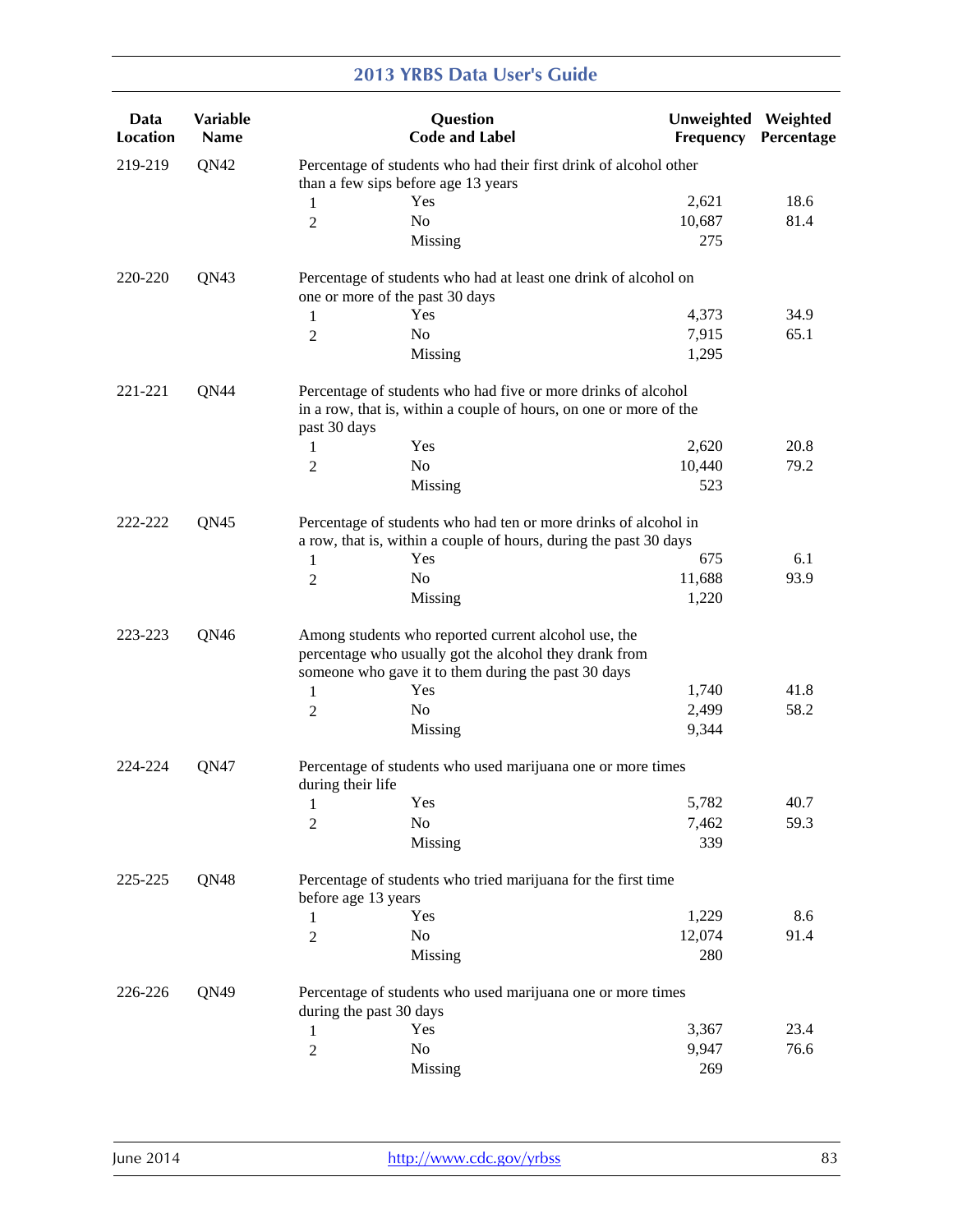| Data Location | Variable Name | Question Code and Label | | Unweighted Frequency | Weighted Percentage |
|---|---|---|---|---|---|
| 219-219 | QN42 | Percentage of students who had their first drink of alcohol other than a few sips before age 13 years | | | |
| | | 1 | Yes | 2,621 | 18.6 |
| | | 2 | No | 10,687 | 81.4 |
| | | | Missing | 275 | |
| 220-220 | QN43 | Percentage of students who had at least one drink of alcohol on one or more of the past 30 days | | | |
| | | 1 | Yes | 4,373 | 34.9 |
| | | 2 | No | 7,915 | 65.1 |
| | | | Missing | 1,295 | |
| 221-221 | QN44 | Percentage of students who had five or more drinks of alcohol in a row, that is, within a couple of hours, on one or more of the past 30 days | | | |
| | | 1 | Yes | 2,620 | 20.8 |
| | | 2 | No | 10,440 | 79.2 |
| | | | Missing | 523 | |
| 222-222 | QN45 | Percentage of students who had ten or more drinks of alcohol in a row, that is, within a couple of hours, during the past 30 days | | | |
| | | 1 | Yes | 675 | 6.1 |
| | | 2 | No | 11,688 | 93.9 |
| | | | Missing | 1,220 | |
| 223-223 | QN46 | Among students who reported current alcohol use, the percentage who usually got the alcohol they drank from someone who gave it to them during the past 30 days | | | |
| | | 1 | Yes | 1,740 | 41.8 |
| | | 2 | No | 2,499 | 58.2 |
| | | | Missing | 9,344 | |
| 224-224 | QN47 | Percentage of students who used marijuana one or more times during their life | | | |
| | | 1 | Yes | 5,782 | 40.7 |
| | | 2 | No | 7,462 | 59.3 |
| | | | Missing | 339 | |
| 225-225 | QN48 | Percentage of students who tried marijuana for the first time before age 13 years | | | |
| | | 1 | Yes | 1,229 | 8.6 |
| | | 2 | No | 12,074 | 91.4 |
| | | | Missing | 280 | |
| 226-226 | QN49 | Percentage of students who used marijuana one or more times during the past 30 days | | | |
| | | 1 | Yes | 3,367 | 23.4 |
| | | 2 | No | 9,947 | 76.6 |
| | | | Missing | 269 | |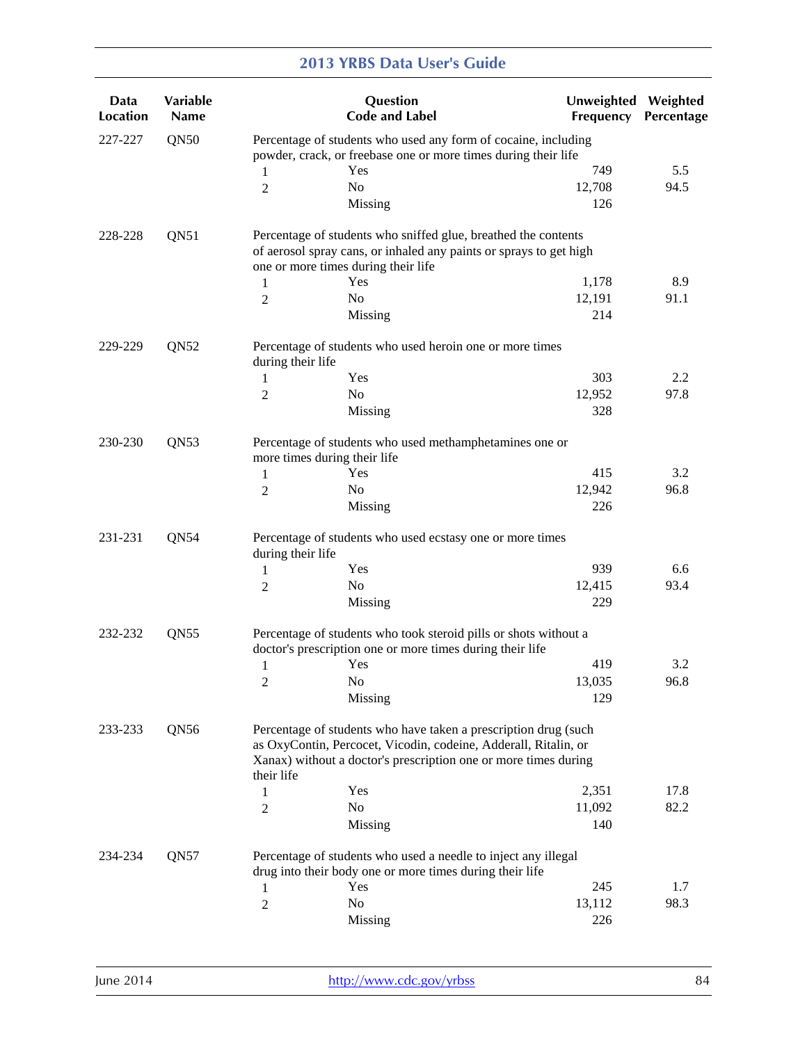| Data Location | Variable Name | Question Code and Label | | Unweighted Frequency | Weighted Percentage |
|---|---|---|---|---|---|
| 227-227 | QN50 | Percentage of students who used any form of cocaine, including powder, crack, or freebase one or more times during their life | | | |
| | | 1 | Yes | 749 | 5.5 |
| | | 2 | No | 12,708 | 94.5 |
| | | | Missing | 126 | |
| 228-228 | QN51 | Percentage of students who sniffed glue, breathed the contents of aerosol spray cans, or inhaled any paints or sprays to get high one or more times during their life | | | |
| | | 1 | Yes | 1,178 | 8.9 |
| | | 2 | No | 12,191 | 91.1 |
| | | | Missing | 214 | |
| 229-229 | QN52 | Percentage of students who used heroin one or more times during their life | | | |
| | | 1 | Yes | 303 | 2.2 |
| | | 2 | No | 12,952 | 97.8 |
| | | | Missing | 328 | |
| 230-230 | QN53 | Percentage of students who used methamphetamines one or more times during their life | | | |
| | | 1 | Yes | 415 | 3.2 |
| | | 2 | No | 12,942 | 96.8 |
| | | | Missing | 226 | |
| 231-231 | QN54 | Percentage of students who used ecstasy one or more times during their life | | | |
| | | 1 | Yes | 939 | 6.6 |
| | | 2 | No | 12,415 | 93.4 |
| | | | Missing | 229 | |
| 232-232 | QN55 | Percentage of students who took steroid pills or shots without a doctor's prescription one or more times during their life | | | |
| | | 1 | Yes | 419 | 3.2 |
| | | 2 | No | 13,035 | 96.8 |
| | | | Missing | 129 | |
| 233-233 | QN56 | Percentage of students who have taken a prescription drug (such as OxyContin, Percocet, Vicodin, codeine, Adderall, Ritalin, or Xanax) without a doctor's prescription one or more times during their life | | | |
| | | 1 | Yes | 2,351 | 17.8 |
| | | 2 | No | 11,092 | 82.2 |
| | | | Missing | 140 | |
| 234-234 | QN57 | Percentage of students who used a needle to inject any illegal drug into their body one or more times during their life | | | |
| | | 1 | Yes | 245 | 1.7 |
| | | 2 | No | 13,112 | 98.3 |
| | | | Missing | 226 | |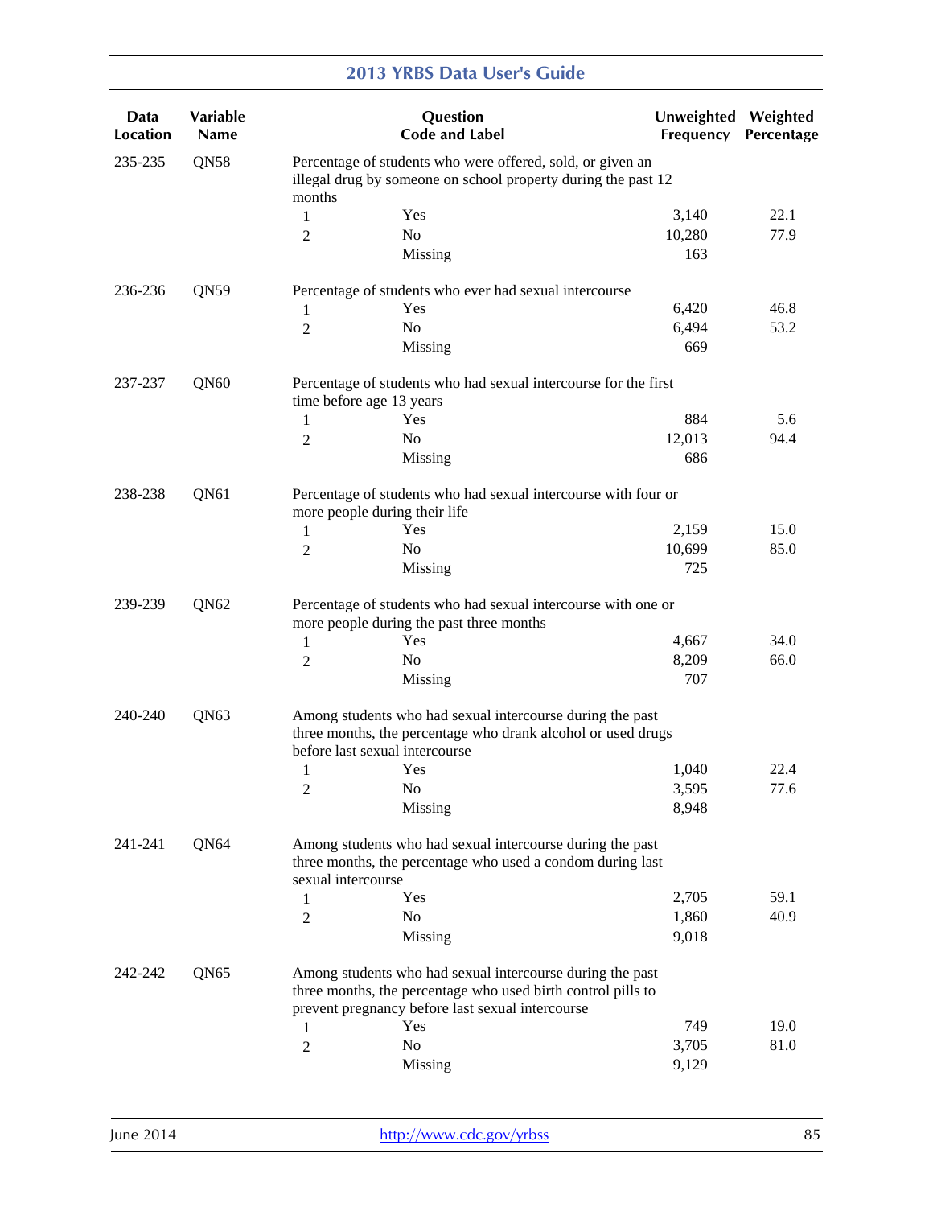| Data Location | Variable Name | Question Code and Label | | Unweighted Frequency | Weighted Percentage |
|---|---|---|---|---|---|
| 235-235 | QN58 | Percentage of students who were offered, sold, or given an illegal drug by someone on school property during the past 12 months | | | |
| | | 1 | Yes | 3,140 | 22.1 |
| | | 2 | No | 10,280 | 77.9 |
| | | | Missing | 163 | |
| 236-236 | QN59 | Percentage of students who ever had sexual intercourse | | | |
| | | 1 | Yes | 6,420 | 46.8 |
| | | 2 | No | 6,494 | 53.2 |
| | | | Missing | 669 | |
| 237-237 | QN60 | Percentage of students who had sexual intercourse for the first time before age 13 years | | | |
| | | 1 | Yes | 884 | 5.6 |
| | | 2 | No | 12,013 | 94.4 |
| | | | Missing | 686 | |
| 238-238 | QN61 | Percentage of students who had sexual intercourse with four or more people during their life | | | |
| | | 1 | Yes | 2,159 | 15.0 |
| | | 2 | No | 10,699 | 85.0 |
| | | | Missing | 725 | |
| 239-239 | QN62 | Percentage of students who had sexual intercourse with one or more people during the past three months | | | |
| | | 1 | Yes | 4,667 | 34.0 |
| | | 2 | No | 8,209 | 66.0 |
| | | | Missing | 707 | |
| 240-240 | QN63 | Among students who had sexual intercourse during the past three months, the percentage who drank alcohol or used drugs before last sexual intercourse | | | |
| | | 1 | Yes | 1,040 | 22.4 |
| | | 2 | No | 3,595 | 77.6 |
| | | | Missing | 8,948 | |
| 241-241 | QN64 | Among students who had sexual intercourse during the past three months, the percentage who used a condom during last sexual intercourse | | | |
| | | 1 | Yes | 2,705 | 59.1 |
| | | 2 | No | 1,860 | 40.9 |
| | | | Missing | 9,018 | |
| 242-242 | QN65 | Among students who had sexual intercourse during the past three months, the percentage who used birth control pills to prevent pregnancy before last sexual intercourse | | | |
| | | 1 | Yes | 749 | 19.0 |
| | | 2 | No | 3,705 | 81.0 |
| | | | Missing | 9,129 | |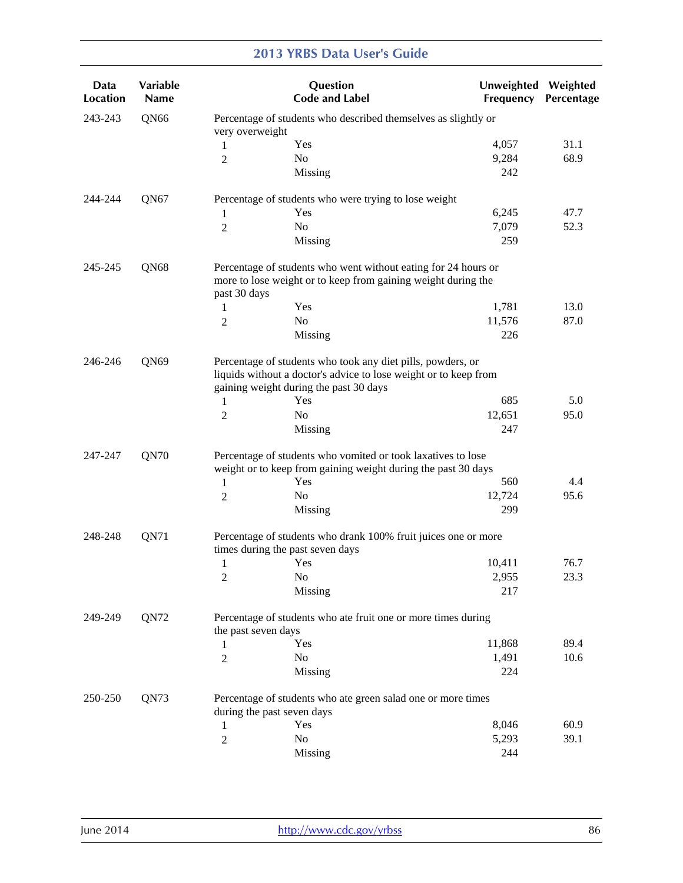| Data Location | Variable Name | Question Code and Label | | Unweighted Frequency | Weighted Percentage |
|---|---|---|---|---|---|
| 243-243 | QN66 | Percentage of students who described themselves as slightly or very overweight | | | |
| | | 1 | Yes | 4,057 | 31.1 |
| | | 2 | No | 9,284 | 68.9 |
| | | | Missing | 242 | |
| 244-244 | QN67 | Percentage of students who were trying to lose weight | | | |
| | | 1 | Yes | 6,245 | 47.7 |
| | | 2 | No | 7,079 | 52.3 |
| | | | Missing | 259 | |
| 245-245 | QN68 | Percentage of students who went without eating for 24 hours or more to lose weight or to keep from gaining weight during the past 30 days | | | |
| | | 1 | Yes | 1,781 | 13.0 |
| | | 2 | No | 11,576 | 87.0 |
| | | | Missing | 226 | |
| 246-246 | QN69 | Percentage of students who took any diet pills, powders, or liquids without a doctor's advice to lose weight or to keep from gaining weight during the past 30 days | | | |
| | | 1 | Yes | 685 | 5.0 |
| | | 2 | No | 12,651 | 95.0 |
| | | | Missing | 247 | |
| 247-247 | QN70 | Percentage of students who vomited or took laxatives to lose weight or to keep from gaining weight during the past 30 days | | | |
| | | 1 | Yes | 560 | 4.4 |
| | | 2 | No | 12,724 | 95.6 |
| | | | Missing | 299 | |
| 248-248 | QN71 | Percentage of students who drank 100% fruit juices one or more times during the past seven days | | | |
| | | 1 | Yes | 10,411 | 76.7 |
| | | 2 | No | 2,955 | 23.3 |
| | | | Missing | 217 | |
| 249-249 | QN72 | Percentage of students who ate fruit one or more times during the past seven days | | | |
| | | 1 | Yes | 11,868 | 89.4 |
| | | 2 | No | 1,491 | 10.6 |
| | | | Missing | 224 | |
| 250-250 | QN73 | Percentage of students who ate green salad one or more times during the past seven days | | | |
| | | 1 | Yes | 8,046 | 60.9 |
| | | 2 | No | 5,293 | 39.1 |
| | | | Missing | 244 | |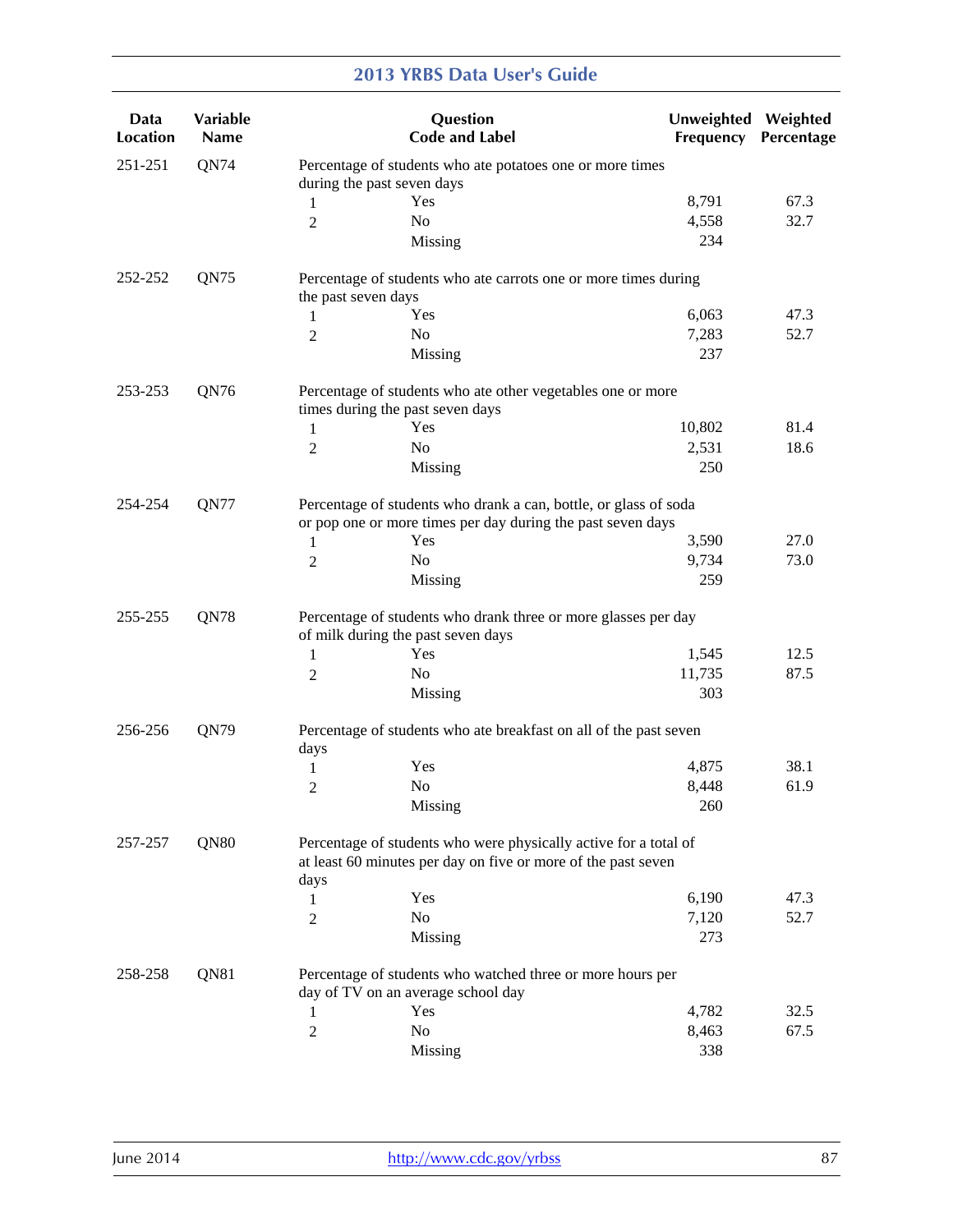| Data Location | Variable Name | Question Code and Label | | Unweighted Frequency | Weighted Percentage |
|---|---|---|---|---|---|
| 251-251 | QN74 | Percentage of students who ate potatoes one or more times during the past seven days | | | |
| | | 1 | Yes | 8,791 | 67.3 |
| | | 2 | No | 4,558 | 32.7 |
| | | | Missing | 234 | |
| 252-252 | QN75 | Percentage of students who ate carrots one or more times during the past seven days | | | |
| | | 1 | Yes | 6,063 | 47.3 |
| | | 2 | No | 7,283 | 52.7 |
| | | | Missing | 237 | |
| 253-253 | QN76 | Percentage of students who ate other vegetables one or more times during the past seven days | | | |
| | | 1 | Yes | 10,802 | 81.4 |
| | | 2 | No | 2,531 | 18.6 |
| | | | Missing | 250 | |
| 254-254 | QN77 | Percentage of students who drank a can, bottle, or glass of soda or pop one or more times per day during the past seven days | | | |
| | | 1 | Yes | 3,590 | 27.0 |
| | | 2 | No | 9,734 | 73.0 |
| | | | Missing | 259 | |
| 255-255 | QN78 | Percentage of students who drank three or more glasses per day of milk during the past seven days | | | |
| | | 1 | Yes | 1,545 | 12.5 |
| | | 2 | No | 11,735 | 87.5 |
| | | | Missing | 303 | |
| 256-256 | QN79 | Percentage of students who ate breakfast on all of the past seven days | | | |
| | | 1 | Yes | 4,875 | 38.1 |
| | | 2 | No | 8,448 | 61.9 |
| | | | Missing | 260 | |
| 257-257 | QN80 | Percentage of students who were physically active for a total of at least 60 minutes per day on five or more of the past seven days | | | |
| | | 1 | Yes | 6,190 | 47.3 |
| | | 2 | No | 7,120 | 52.7 |
| | | | Missing | 273 | |
| 258-258 | QN81 | Percentage of students who watched three or more hours per day of TV on an average school day | | | |
| | | 1 | Yes | 4,782 | 32.5 |
| | | 2 | No | 8,463 | 67.5 |
| | | | Missing | 338 | |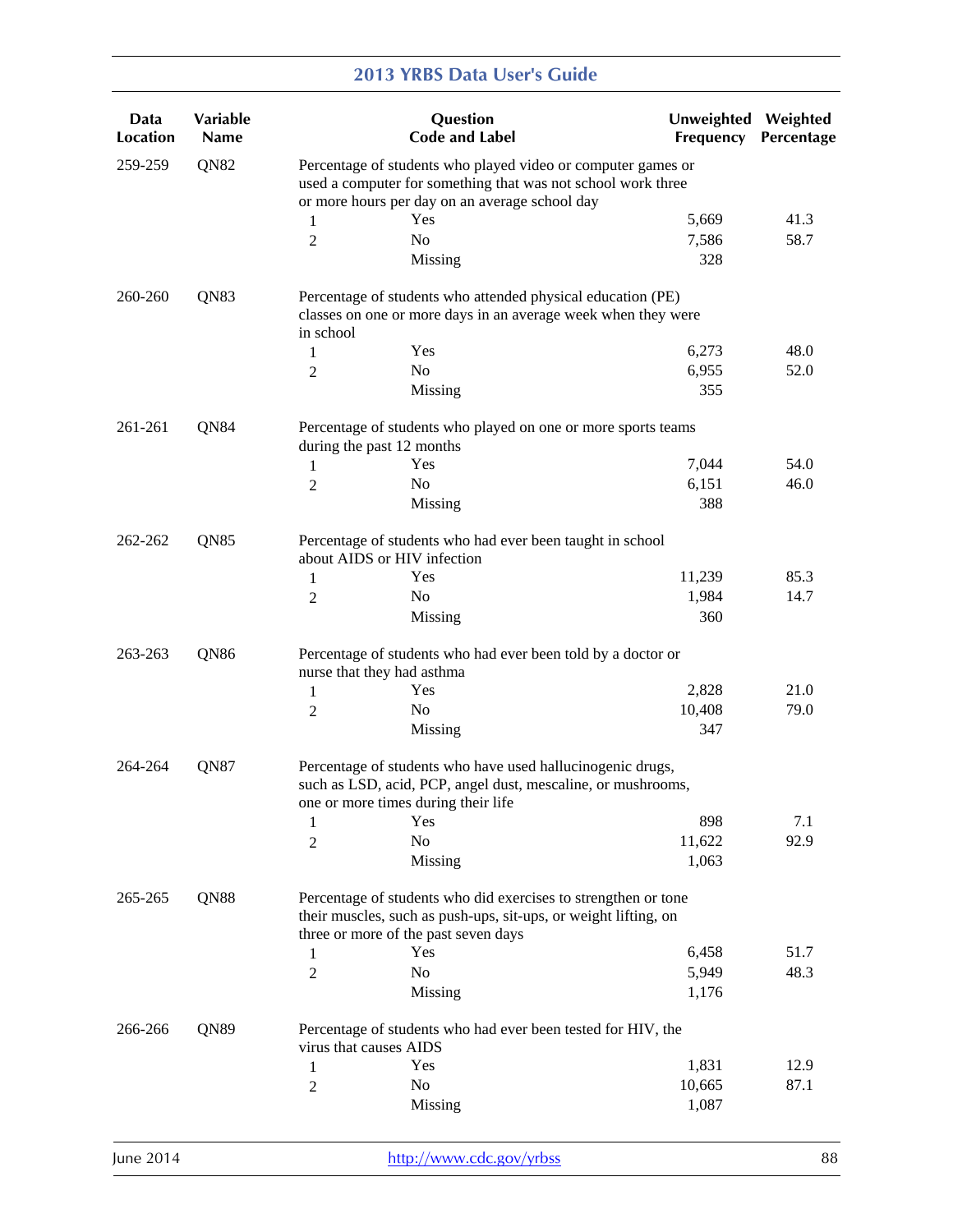| Data Location | Variable Name | Question Code and Label | | Unweighted Frequency | Weighted Percentage |
|---|---|---|---|---|---|
| 259-259 | QN82 | Percentage of students who played video or computer games or used a computer for something that was not school work three or more hours per day on an average school day | | | |
| | | 1 | Yes | 5,669 | 41.3 |
| | | 2 | No | 7,586 | 58.7 |
| | | | Missing | 328 | |
| 260-260 | QN83 | Percentage of students who attended physical education (PE) classes on one or more days in an average week when they were in school | | | |
| | | 1 | Yes | 6,273 | 48.0 |
| | | 2 | No | 6,955 | 52.0 |
| | | | Missing | 355 | |
| 261-261 | QN84 | Percentage of students who played on one or more sports teams during the past 12 months | | | |
| | | 1 | Yes | 7,044 | 54.0 |
| | | 2 | No | 6,151 | 46.0 |
| | | | Missing | 388 | |
| 262-262 | QN85 | Percentage of students who had ever been taught in school about AIDS or HIV infection | | | |
| | | 1 | Yes | 11,239 | 85.3 |
| | | 2 | No | 1,984 | 14.7 |
| | | | Missing | 360 | |
| 263-263 | QN86 | Percentage of students who had ever been told by a doctor or nurse that they had asthma | | | |
| | | 1 | Yes | 2,828 | 21.0 |
| | | 2 | No | 10,408 | 79.0 |
| | | | Missing | 347 | |
| 264-264 | QN87 | Percentage of students who have used hallucinogenic drugs, such as LSD, acid, PCP, angel dust, mescaline, or mushrooms, one or more times during their life | | | |
| | | 1 | Yes | 898 | 7.1 |
| | | 2 | No | 11,622 | 92.9 |
| | | | Missing | 1,063 | |
| 265-265 | QN88 | Percentage of students who did exercises to strengthen or tone their muscles, such as push-ups, sit-ups, or weight lifting, on three or more of the past seven days | | | |
| | | 1 | Yes | 6,458 | 51.7 |
| | | 2 | No | 5,949 | 48.3 |
| | | | Missing | 1,176 | |
| 266-266 | QN89 | Percentage of students who had ever been tested for HIV, the virus that causes AIDS | | | |
| | | 1 | Yes | 1,831 | 12.9 |
| | | 2 | No | 10,665 | 87.1 |
| | | | Missing | 1,087 | |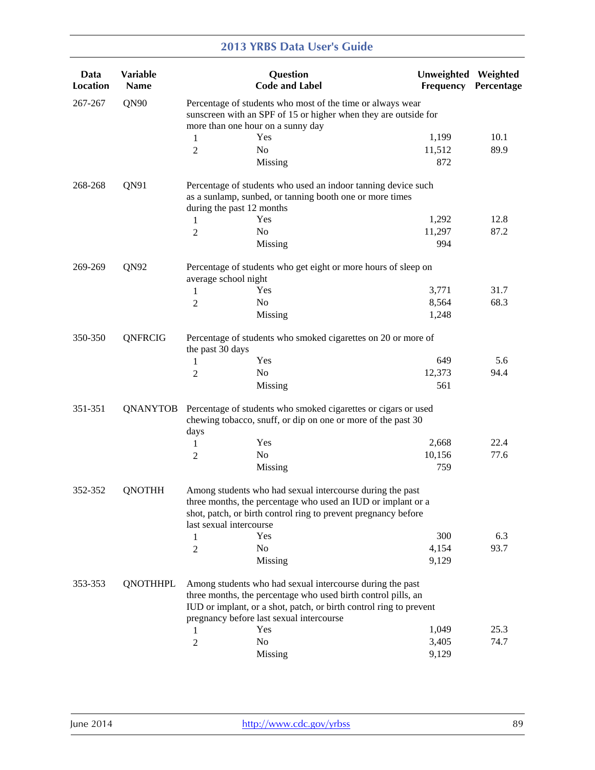| Data Location | Variable Name | Question Code and Label | | Unweighted Frequency | Weighted Percentage |
|---|---|---|---|---|---|
| 267-267 | QN90 | Percentage of students who most of the time or always wear sunscreen with an SPF of 15 or higher when they are outside for more than one hour on a sunny day | | | |
| | | 1 | Yes | 1,199 | 10.1 |
| | | 2 | No | 11,512 | 89.9 |
| | | | Missing | 872 | |
| 268-268 | QN91 | Percentage of students who used an indoor tanning device such as a sunlamp, sunbed, or tanning booth one or more times during the past 12 months | | | |
| | | 1 | Yes | 1,292 | 12.8 |
| | | 2 | No | 11,297 | 87.2 |
| | | | Missing | 994 | |
| 269-269 | QN92 | Percentage of students who get eight or more hours of sleep on average school night | | | |
| | | 1 | Yes | 3,771 | 31.7 |
| | | 2 | No | 8,564 | 68.3 |
| | | | Missing | 1,248 | |
| 350-350 | QNFRCIG | Percentage of students who smoked cigarettes on 20 or more of the past 30 days | | | |
| | | 1 | Yes | 649 | 5.6 |
| | | 2 | No | 12,373 | 94.4 |
| | | | Missing | 561 | |
| 351-351 | QNANYTOB | Percentage of students who smoked cigarettes or cigars or used chewing tobacco, snuff, or dip on one or more of the past 30 days | | | |
| | | 1 | Yes | 2,668 | 22.4 |
| | | 2 | No | 10,156 | 77.6 |
| | | | Missing | 759 | |
| 352-352 | QNOTHH | Among students who had sexual intercourse during the past three months, the percentage who used an IUD or implant or a shot, patch, or birth control ring to prevent pregnancy before last sexual intercourse | | | |
| | | 1 | Yes | 300 | 6.3 |
| | | 2 | No | 4,154 | 93.7 |
| | | | Missing | 9,129 | |
| 353-353 | QNOTHHPL | Among students who had sexual intercourse during the past three months, the percentage who used birth control pills, an IUD or implant, or a shot, patch, or birth control ring to prevent pregnancy before last sexual intercourse | | | |
| | | 1 | Yes | 1,049 | 25.3 |
| | | 2 | No | 3,405 | 74.7 |
| | | | Missing | 9,129 | |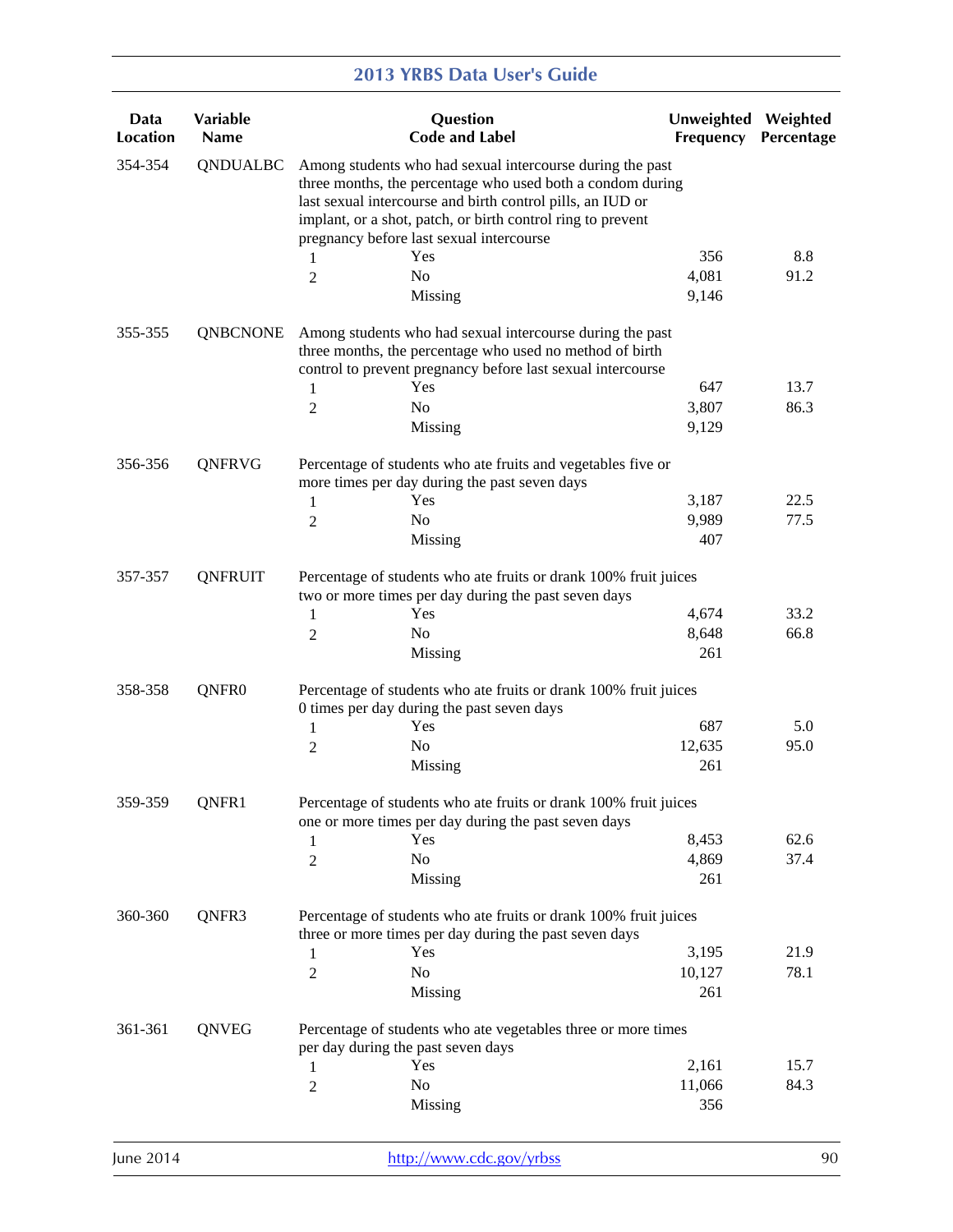| Data Location | Variable Name | Question Code and Label | | Unweighted Frequency | Weighted Percentage |
|---|---|---|---|---|---|
| 354-354 | QNDUALBC | Among students who had sexual intercourse during the past three months, the percentage who used both a condom during last sexual intercourse and birth control pills, an IUD or implant, or a shot, patch, or birth control ring to prevent pregnancy before last sexual intercourse | | | |
| | | 1 | Yes | 356 | 8.8 |
| | | 2 | No | 4,081 | 91.2 |
| | | | Missing | 9,146 | |
| 355-355 | QNBCNONE | Among students who had sexual intercourse during the past three months, the percentage who used no method of birth control to prevent pregnancy before last sexual intercourse | | | |
| | | 1 | Yes | 647 | 13.7 |
| | | 2 | No | 3,807 | 86.3 |
| | | | Missing | 9,129 | |
| 356-356 | QNFRVG | Percentage of students who ate fruits and vegetables five or more times per day during the past seven days | | | |
| | | 1 | Yes | 3,187 | 22.5 |
| | | 2 | No | 9,989 | 77.5 |
| | | | Missing | 407 | |
| 357-357 | QNFRUIT | Percentage of students who ate fruits or drank 100% fruit juices two or more times per day during the past seven days | | | |
| | | 1 | Yes | 4,674 | 33.2 |
| | | 2 | No | 8,648 | 66.8 |
| | | | Missing | 261 | |
| 358-358 | QNFR0 | Percentage of students who ate fruits or drank 100% fruit juices 0 times per day during the past seven days | | | |
| | | 1 | Yes | 687 | 5.0 |
| | | 2 | No | 12,635 | 95.0 |
| | | | Missing | 261 | |
| 359-359 | QNFR1 | Percentage of students who ate fruits or drank 100% fruit juices one or more times per day during the past seven days | | | |
| | | 1 | Yes | 8,453 | 62.6 |
| | | 2 | No | 4,869 | 37.4 |
| | | | Missing | 261 | |
| 360-360 | QNFR3 | Percentage of students who ate fruits or drank 100% fruit juices three or more times per day during the past seven days | | | |
| | | 1 | Yes | 3,195 | 21.9 |
| | | 2 | No | 10,127 | 78.1 |
| | | | Missing | 261 | |
| 361-361 | QNVEG | Percentage of students who ate vegetables three or more times per day during the past seven days | | | |
| | | 1 | Yes | 2,161 | 15.7 |
| | | 2 | No | 11,066 | 84.3 |
| | | | Missing | 356 | |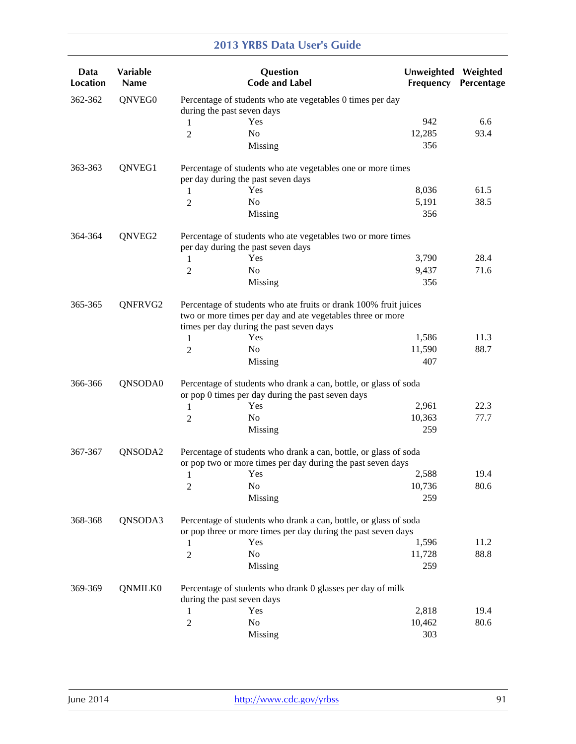| Data Location | Variable Name | Question Code and Label | | Unweighted Frequency | Weighted Percentage |
|---|---|---|---|---|---|
| 362-362 | QNVEG0 | Percentage of students who ate vegetables 0 times per day during the past seven days | | | |
| | | 1 | Yes | 942 | 6.6 |
| | | 2 | No | 12,285 | 93.4 |
| | | | Missing | 356 | |
| 363-363 | QNVEG1 | Percentage of students who ate vegetables one or more times per day during the past seven days | | | |
| | | 1 | Yes | 8,036 | 61.5 |
| | | 2 | No | 5,191 | 38.5 |
| | | | Missing | 356 | |
| 364-364 | QNVEG2 | Percentage of students who ate vegetables two or more times per day during the past seven days | | | |
| | | 1 | Yes | 3,790 | 28.4 |
| | | 2 | No | 9,437 | 71.6 |
| | | | Missing | 356 | |
| 365-365 | QNFRVG2 | Percentage of students who ate fruits or drank 100% fruit juices two or more times per day and ate vegetables three or more times per day during the past seven days | | | |
| | | 1 | Yes | 1,586 | 11.3 |
| | | 2 | No | 11,590 | 88.7 |
| | | | Missing | 407 | |
| 366-366 | QNSODA0 | Percentage of students who drank a can, bottle, or glass of soda or pop 0 times per day during the past seven days | | | |
| | | 1 | Yes | 2,961 | 22.3 |
| | | 2 | No | 10,363 | 77.7 |
| | | | Missing | 259 | |
| 367-367 | QNSODA2 | Percentage of students who drank a can, bottle, or glass of soda or pop two or more times per day during the past seven days | | | |
| | | 1 | Yes | 2,588 | 19.4 |
| | | 2 | No | 10,736 | 80.6 |
| | | | Missing | 259 | |
| 368-368 | QNSODA3 | Percentage of students who drank a can, bottle, or glass of soda or pop three or more times per day during the past seven days | | | |
| | | 1 | Yes | 1,596 | 11.2 |
| | | 2 | No | 11,728 | 88.8 |
| | | | Missing | 259 | |
| 369-369 | QNMILK0 | Percentage of students who drank 0 glasses per day of milk during the past seven days | | | |
| | | 1 | Yes | 2,818 | 19.4 |
| | | 2 | No | 10,462 | 80.6 |
| | | | Missing | 303 | |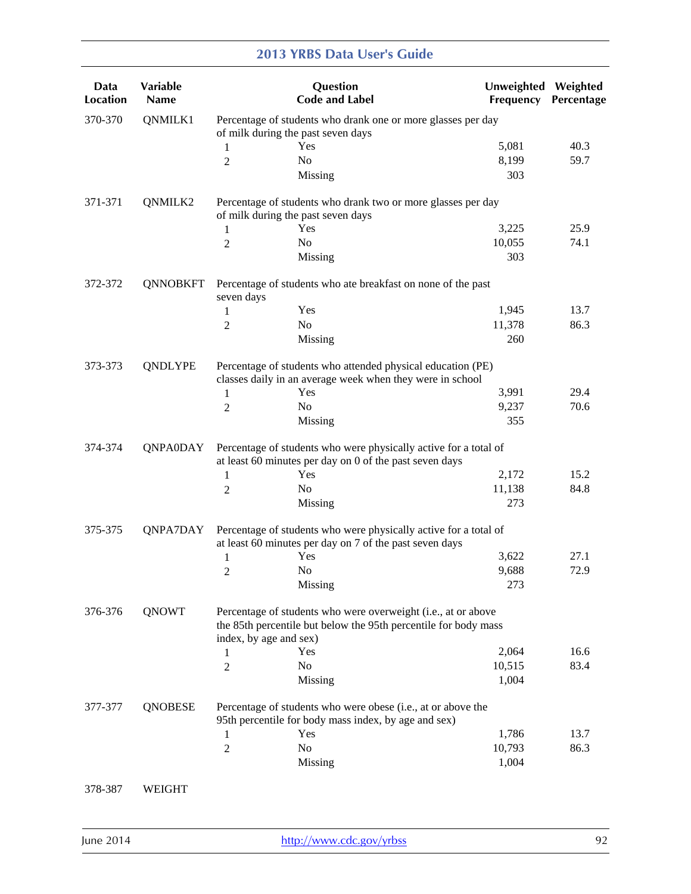| Data Location | Variable Name | Question Code and Label | | Unweighted Frequency | Weighted Percentage |
|---|---|---|---|---|---|
| 370-370 | QNMILK1 | Percentage of students who drank one or more glasses per day of milk during the past seven days | | | |
| | | 1 | Yes | 5,081 | 40.3 |
| | | 2 | No | 8,199 | 59.7 |
| | | | Missing | 303 | |
| 371-371 | QNMILK2 | Percentage of students who drank two or more glasses per day of milk during the past seven days | | | |
| | | 1 | Yes | 3,225 | 25.9 |
| | | 2 | No | 10,055 | 74.1 |
| | | | Missing | 303 | |
| 372-372 | QNNOBKFT | Percentage of students who ate breakfast on none of the past seven days | | | |
| | | 1 | Yes | 1,945 | 13.7 |
| | | 2 | No | 11,378 | 86.3 |
| | | | Missing | 260 | |
| 373-373 | QNDLYPE | Percentage of students who attended physical education (PE) classes daily in an average week when they were in school | | | |
| | | 1 | Yes | 3,991 | 29.4 |
| | | 2 | No | 9,237 | 70.6 |
| | | | Missing | 355 | |
| 374-374 | QNPA0DAY | Percentage of students who were physically active for a total of at least 60 minutes per day on 0 of the past seven days | | | |
| | | 1 | Yes | 2,172 | 15.2 |
| | | 2 | No | 11,138 | 84.8 |
| | | | Missing | 273 | |
| 375-375 | QNPA7DAY | Percentage of students who were physically active for a total of at least 60 minutes per day on 7 of the past seven days | | | |
| | | 1 | Yes | 3,622 | 27.1 |
| | | 2 | No | 9,688 | 72.9 |
| | | | Missing | 273 | |
| 376-376 | QNOWT | Percentage of students who were overweight (i.e., at or above the 85th percentile but below the 95th percentile for body mass index, by age and sex) | | | |
| | | 1 | Yes | 2,064 | 16.6 |
| | | 2 | No | 10,515 | 83.4 |
| | | | Missing | 1,004 | |
| 377-377 | QNOBESE | Percentage of students who were obese (i.e., at or above the 95th percentile for body mass index, by age and sex) | | | |
| | | 1 | Yes | 1,786 | 13.7 |
| | | 2 | No | 10,793 | 86.3 |
| | | | Missing | 1,004 | |
| 378-387 | WEIGHT | | | | |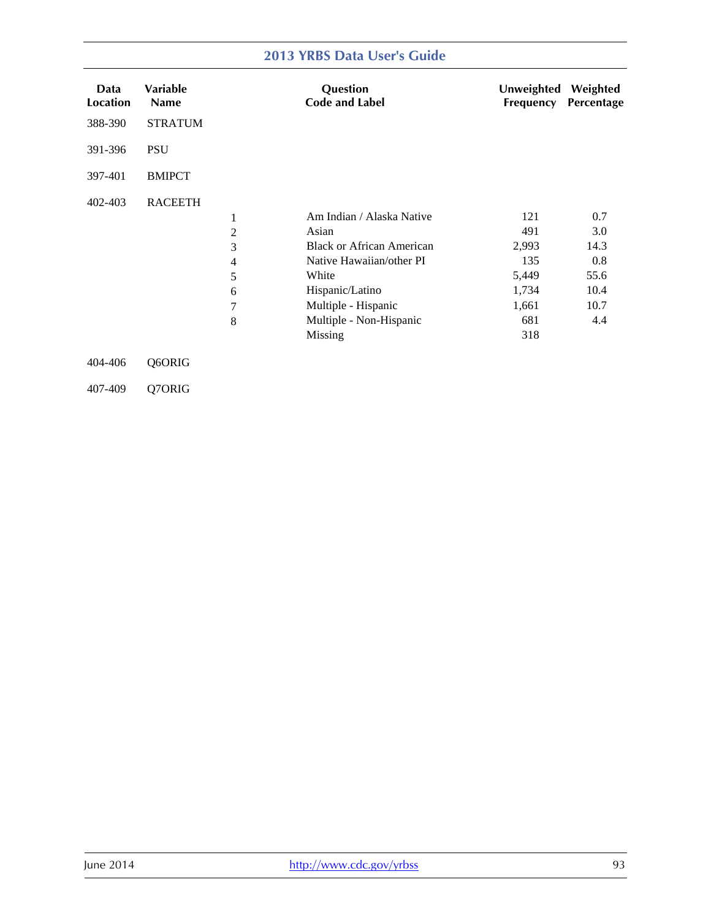| Data Location | Variable Name | | Question Code and Label | Unweighted Frequency | Weighted Percentage |
|---|---|---|---|---|---|
| 388-390 | STRATUM | | | | |
| 391-396 | PSU | | | | |
| 397-401 | BMIPCT | | | | |
| 402-403 | RACEETH | | | | |
| | | 1 | Am Indian / Alaska Native | 121 | 0.7 |
| | | 2 | Asian | 491 | 3.0 |
| | | 3 | Black or African American | 2,993 | 14.3 |
| | | 4 | Native Hawaiian/other PI | 135 | 0.8 |
| | | 5 | White | 5,449 | 55.6 |
| | | 6 | Hispanic/Latino | 1,734 | 10.4 |
| | | 7 | Multiple - Hispanic | 1,661 | 10.7 |
| | | 8 | Multiple - Non-Hispanic | 681 | 4.4 |
| | | | Missing | 318 | |
| 404-406 | Q6ORIG | | | | |
| 407-409 | Q7ORIG | | | | |